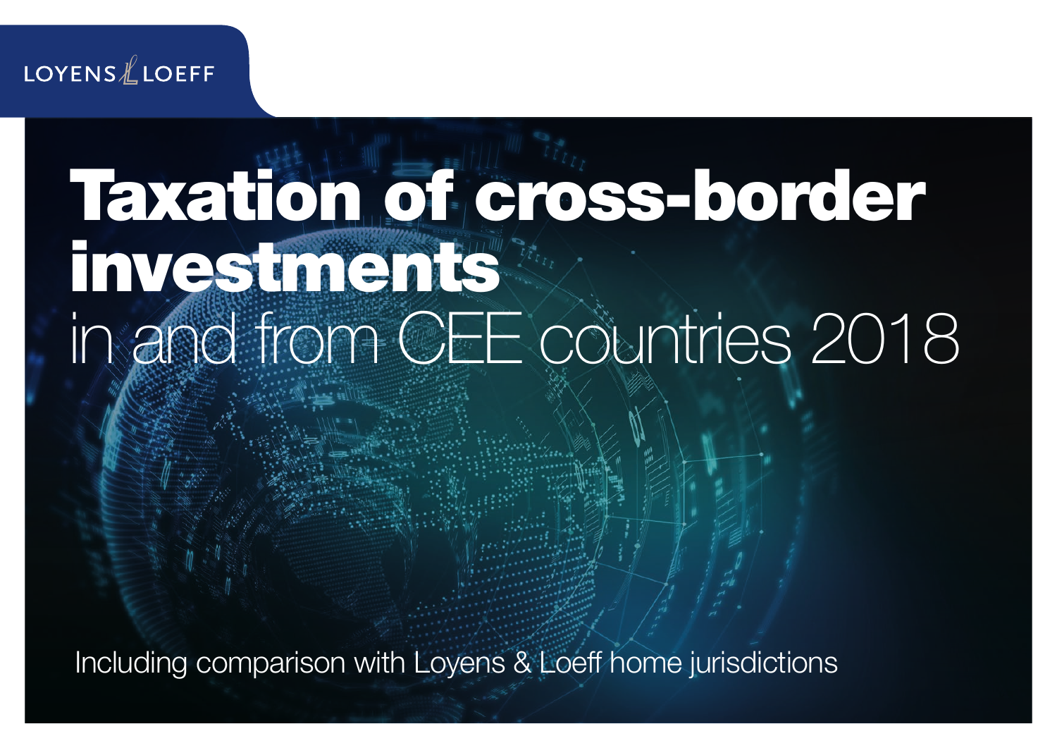LOYENS LOEFF

# Taxation of cross-border investments

in and from CEE countries 2018

Including comparison with Loyens & Loeff home jurisdictions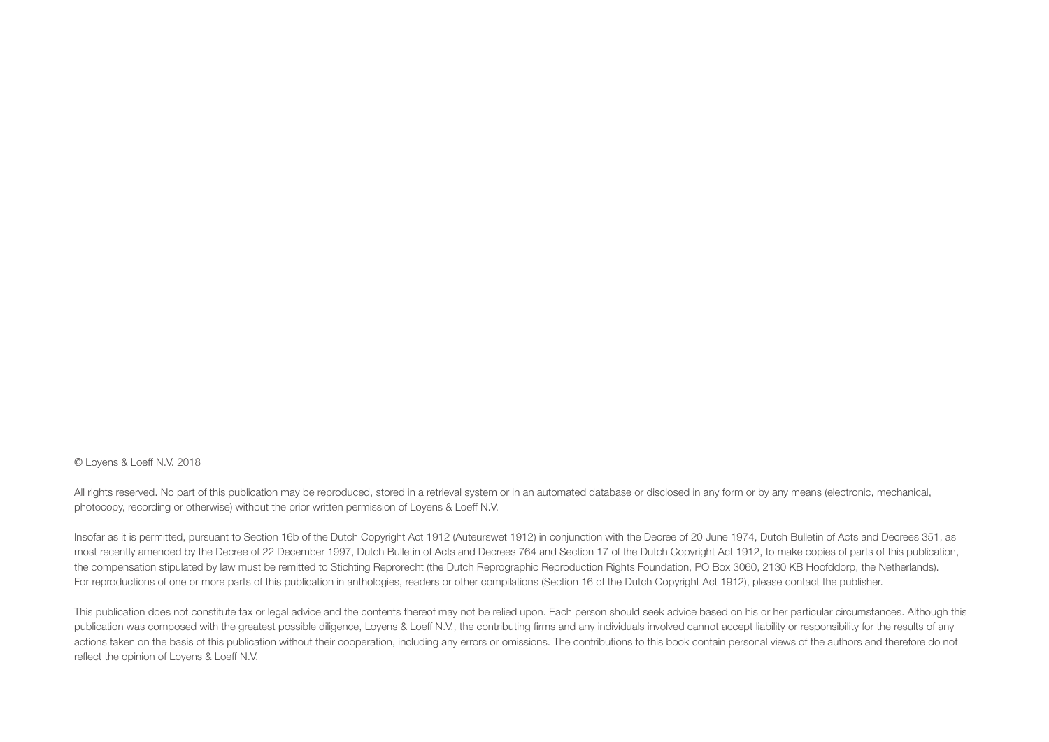© Loyens & Loeff N.V. 2018

All rights reserved. No part of this publication may be reproduced, stored in a retrieval system or in an automated database or disclosed in any form or by any means (electronic, mechanical, photocopy, recording or otherwise) without the prior written permission of Loyens & Loeff N.V.

Insofar as it is permitted, pursuant to Section 16b of the Dutch Copyright Act 1912 (Auteurswet 1912) in conjunction with the Decree of 20 June 1974, Dutch Bulletin of Acts and Decrees 351, as most recently amended by the Decree of 22 December 1997, Dutch Bulletin of Acts and Decrees 764 and Section 17 of the Dutch Copyright Act 1912, to make copies of parts of this publication, the compensation stipulated by law must be remitted to Stichting Reprorecht (the Dutch Reprographic Reproduction Rights Foundation, PO Box 3060, 2130 KB Hoofddorp, the Netherlands). For reproductions of one or more parts of this publication in anthologies, readers or other compilations (Section 16 of the Dutch Copyright Act 1912), please contact the publisher.

This publication does not constitute tax or legal advice and the contents thereof may not be relied upon. Each person should seek advice based on his or her particular circumstances. Although this publication was composed with the greatest possible diligence, Loyens & Loeff N.V., the contributing firms and any individuals involved cannot accept liability or responsibility for the results of any actions taken on the basis of this publication without their cooperation, including any errors or omissions. The contributions to this book contain personal views of the authors and therefore do not reflect the opinion of Loyens & Loeff N.V.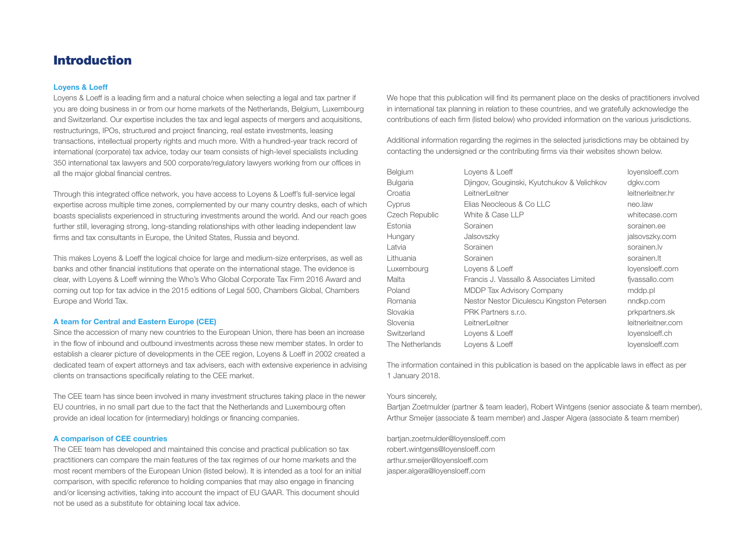# Introduction

### Loyens & Loeff

Loyens & Loeff is a leading firm and a natural choice when selecting a legal and tax partner if you are doing business in or from our home markets of the Netherlands, Belgium, Luxembourg and Switzerland. Our expertise includes the tax and legal aspects of mergers and acquisitions, restructurings, IPOs, structured and project financing, real estate investments, leasing transactions, intellectual property rights and much more. With a hundred-year track record of international (corporate) tax advice, today our team consists of high-level specialists including 350 international tax lawyers and 500 corporate/regulatory lawyers working from our offices in all the major global financial centres.

Through this integrated office network, you have access to Loyens & Loeff's full-service legal expertise across multiple time zones, complemented by our many country desks, each of which boasts specialists experienced in structuring investments around the world. And our reach goes further still, leveraging strong, long-standing relationships with other leading independent law firms and tax consultants in Europe, the United States, Russia and beyond.

This makes Loyens & Loeff the logical choice for large and medium-size enterprises, as well as banks and other financial institutions that operate on the international stage. The evidence is clear, with Loyens & Loeff winning the Who's Who Global Corporate Tax Firm 2016 Award and coming out top for tax advice in the 2015 editions of Legal 500, Chambers Global, Chambers Europe and World Tax.

### A team for Central and Eastern Europe (CEE)

Since the accession of many new countries to the European Union, there has been an increase in the flow of inbound and outbound investments across these new member states. In order to establish a clearer picture of developments in the CEE region, Loyens & Loeff in 2002 created a dedicated team of expert attorneys and tax advisers, each with extensive experience in advising clients on transactions specifically relating to the CEE market.

The CEE team has since been involved in many investment structures taking place in the newer EU countries, in no small part due to the fact that the Netherlands and Luxembourg often provide an ideal location for (intermediary) holdings or financing companies.

### A comparison of CEE countries

The CEE team has developed and maintained this concise and practical publication so tax practitioners can compare the main features of the tax regimes of our home markets and the most recent members of the European Union (listed below). It is intended as a tool for an initial comparison, with specific reference to holding companies that may also engage in financing and/or licensing activities, taking into account the impact of EU GAAR. This document should not be used as a substitute for obtaining local tax advice.

We hope that this publication will find its permanent place on the desks of practitioners involved in international tax planning in relation to these countries, and we gratefully acknowledge the contributions of each firm (listed below) who provided information on the various jurisdictions.

Additional information regarding the regimes in the selected jurisdictions may be obtained by contacting the undersigned or the contributing firms via their websites shown below.

| | | |
|---|---|---|
| Belgium | Loyens & Loeff | loyensloeff.com |
| Bulgaria | Djingov, Gouginski, Kyutchukov & Velichkov | dgkv.com |
| Croatia | LeitnerLeitner | leitnerleitner.hr |
| Cyprus | Elias Neocleous & Co LLC | neo.law |
| Czech Republic | White & Case LLP | whitecase.com |
| Estonia | Sorainen | sorainen.ee |
| Hungary | Jalsovszky | jalsovszky.com |
| Latvia | Sorainen | sorainen.lv |
| Lithuania | Sorainen | sorainen.lt |
| Luxembourg | Loyens & Loeff | loyensloeff.com |
| Malta | Francis J. Vassallo & Associates Limited | fjvassallo.com |
| Poland | MDDP Tax Advisory Company | mddp.pl |
| Romania | Nestor Nestor Diculescu Kingston Petersen | nndkp.com |
| Slovakia | PRK Partners s.r.o. | prkpartners.sk |
| Slovenia | LeitnerLeitner | leitnerleitner.com |
| Switzerland | Loyens & Loeff | loyensloeff.ch |
| The Netherlands | Loyens & Loeff | loyensloeff.com |

The information contained in this publication is based on the applicable laws in effect as per 1 January 2018.

Yours sincerely,
Bartjan Zoetmulder (partner & team leader), Robert Wintgens (senior associate & team member), Arthur Smeijer (associate & team member) and Jasper Algera (associate & team member)

bartjan.zoetmulder@loyensloeff.com
robert.wintgens@loyensloeff.com
arthur.smeijer@loyensloeff.com
jasper.algera@loyensloeff.com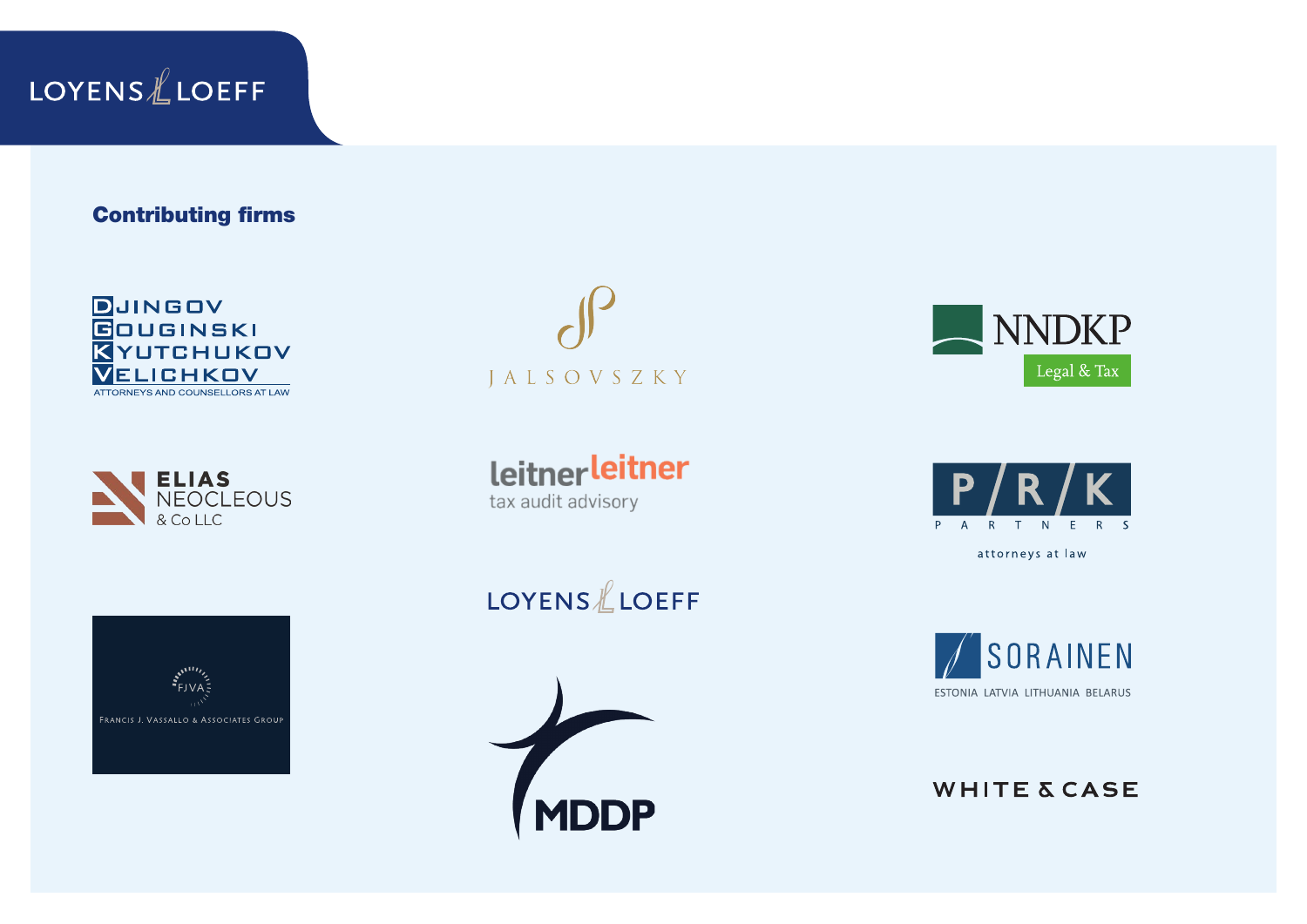## Contributing firms

DJINGOV GOUGINSKI KYUTCHUKOV VELICHKOV
ATTORNEYS AND COUNSELLORS AT LAW

JALSOVSZKY

NNDKP
Legal & Tax

ELIAS NEOCLEOUS & Co LLC

leitner leitner
tax audit advisory

P/R/K PARTNERS
attorneys at law

FJVA
Francis J. Vassallo & Associates Group

LOYENS LOEFF

SORAINEN
ESTONIA LATVIA LITHUANIA BELARUS

MDDP

WHITE & CASE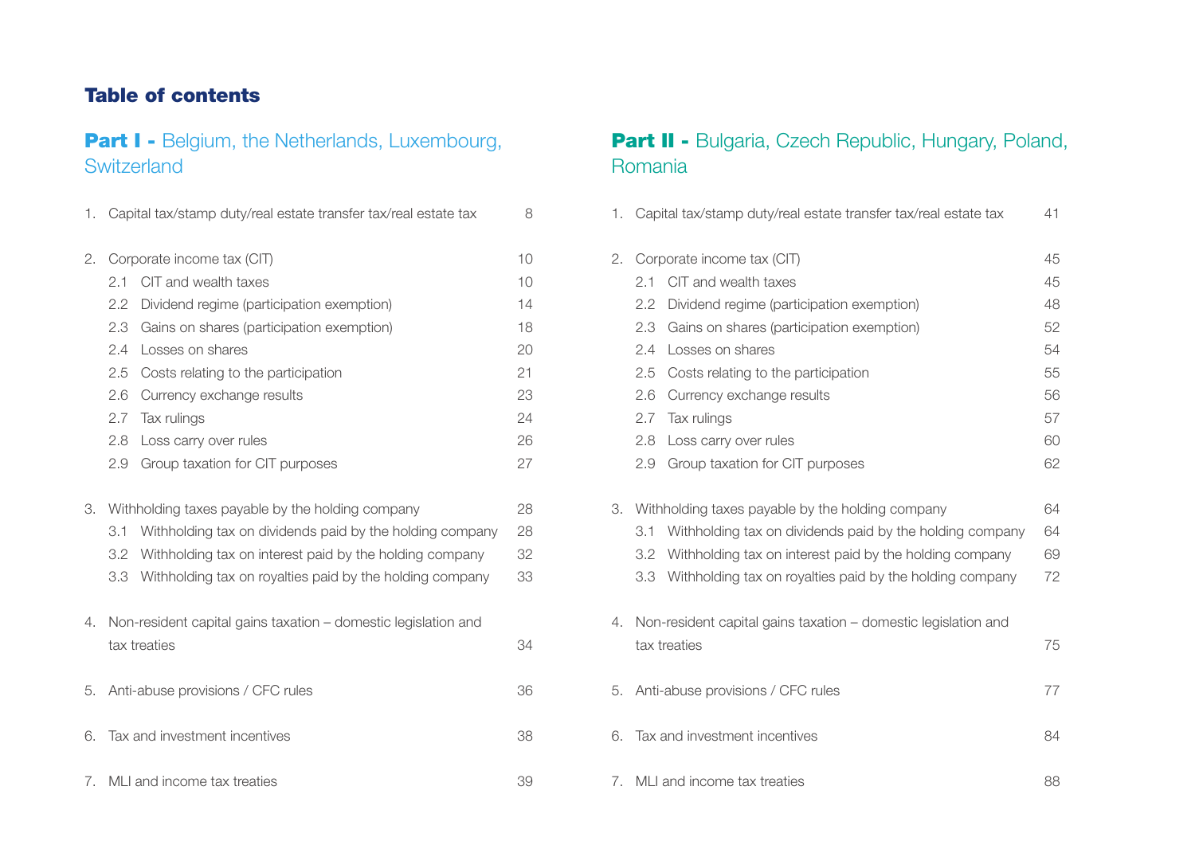# Table of contents

## Part I - Belgium, the Netherlands, Luxembourg, Switzerland

| | |
|---|---|
| 1. Capital tax/stamp duty/real estate transfer tax/real estate tax | 8 |
| 2. Corporate income tax (CIT) | 10 |
| 2.1 CIT and wealth taxes | 10 |
| 2.2 Dividend regime (participation exemption) | 14 |
| 2.3 Gains on shares (participation exemption) | 18 |
| 2.4 Losses on shares | 20 |
| 2.5 Costs relating to the participation | 21 |
| 2.6 Currency exchange results | 23 |
| 2.7 Tax rulings | 24 |
| 2.8 Loss carry over rules | 26 |
| 2.9 Group taxation for CIT purposes | 27 |
| 3. Withholding taxes payable by the holding company | 28 |
| 3.1 Withholding tax on dividends paid by the holding company | 28 |
| 3.2 Withholding tax on interest paid by the holding company | 32 |
| 3.3 Withholding tax on royalties paid by the holding company | 33 |
| 4. Non-resident capital gains taxation – domestic legislation and tax treaties | 34 |
| 5. Anti-abuse provisions / CFC rules | 36 |
| 6. Tax and investment incentives | 38 |
| 7. MLI and income tax treaties | 39 |

## Part II - Bulgaria, Czech Republic, Hungary, Poland, Romania

| | |
|---|---|
| 1. Capital tax/stamp duty/real estate transfer tax/real estate tax | 41 |
| 2. Corporate income tax (CIT) | 45 |
| 2.1 CIT and wealth taxes | 45 |
| 2.2 Dividend regime (participation exemption) | 48 |
| 2.3 Gains on shares (participation exemption) | 52 |
| 2.4 Losses on shares | 54 |
| 2.5 Costs relating to the participation | 55 |
| 2.6 Currency exchange results | 56 |
| 2.7 Tax rulings | 57 |
| 2.8 Loss carry over rules | 60 |
| 2.9 Group taxation for CIT purposes | 62 |
| 3. Withholding taxes payable by the holding company | 64 |
| 3.1 Withholding tax on dividends paid by the holding company | 64 |
| 3.2 Withholding tax on interest paid by the holding company | 69 |
| 3.3 Withholding tax on royalties paid by the holding company | 72 |
| 4. Non-resident capital gains taxation – domestic legislation and tax treaties | 75 |
| 5. Anti-abuse provisions / CFC rules | 77 |
| 6. Tax and investment incentives | 84 |
| 7. MLI and income tax treaties | 88 |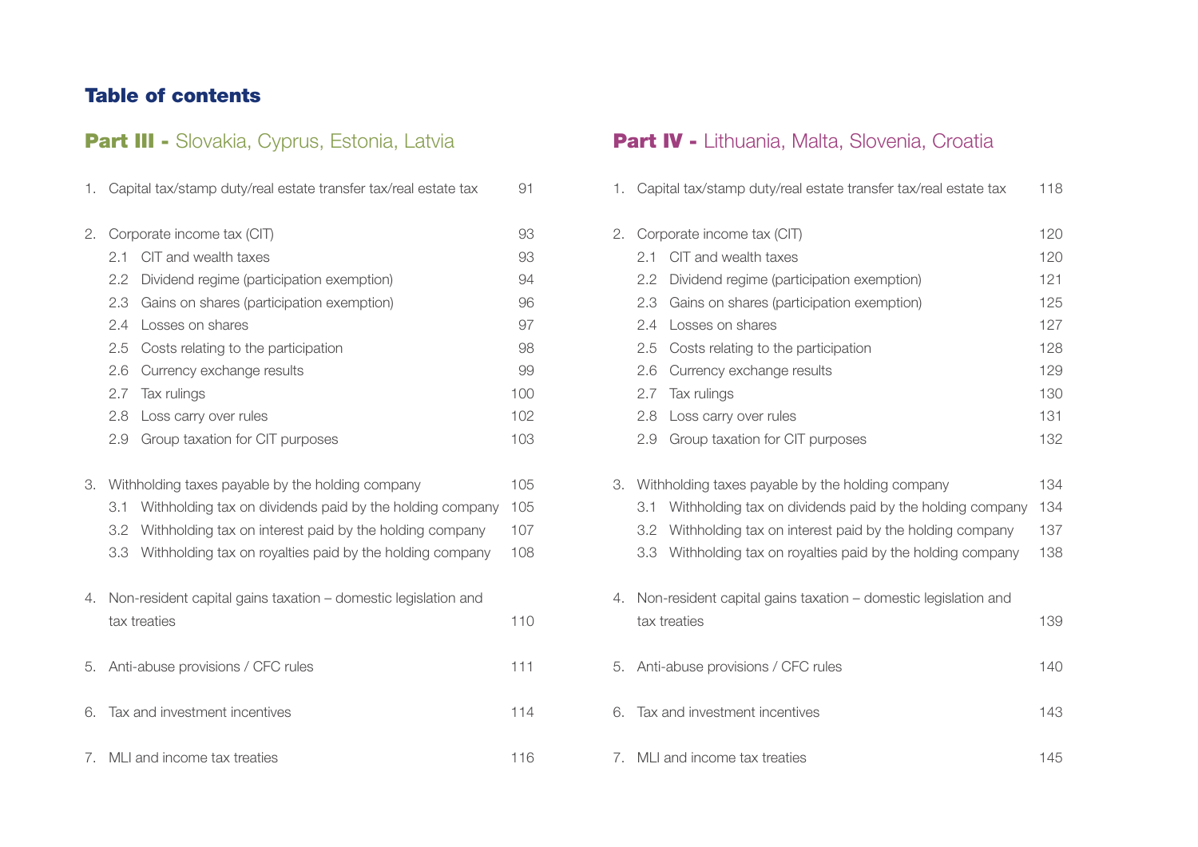## Table of contents

### Part III - Slovakia, Cyprus, Estonia, Latvia

| | | |
|---|---|---|
| 1. | Capital tax/stamp duty/real estate transfer tax/real estate tax | 91 |
| 2. | Corporate income tax (CIT) | 93 |
| | 2.1 CIT and wealth taxes | 93 |
| | 2.2 Dividend regime (participation exemption) | 94 |
| | 2.3 Gains on shares (participation exemption) | 96 |
| | 2.4 Losses on shares | 97 |
| | 2.5 Costs relating to the participation | 98 |
| | 2.6 Currency exchange results | 99 |
| | 2.7 Tax rulings | 100 |
| | 2.8 Loss carry over rules | 102 |
| | 2.9 Group taxation for CIT purposes | 103 |
| 3. | Withholding taxes payable by the holding company | 105 |
| | 3.1 Withholding tax on dividends paid by the holding company | 105 |
| | 3.2 Withholding tax on interest paid by the holding company | 107 |
| | 3.3 Withholding tax on royalties paid by the holding company | 108 |
| 4. | Non-resident capital gains taxation – domestic legislation and tax treaties | 110 |
| 5. | Anti-abuse provisions / CFC rules | 111 |
| 6. | Tax and investment incentives | 114 |
| 7. | MLI and income tax treaties | 116 |

### Part IV - Lithuania, Malta, Slovenia, Croatia

| | | |
|---|---|---|
| 1. | Capital tax/stamp duty/real estate transfer tax/real estate tax | 118 |
| 2. | Corporate income tax (CIT) | 120 |
| | 2.1 CIT and wealth taxes | 120 |
| | 2.2 Dividend regime (participation exemption) | 121 |
| | 2.3 Gains on shares (participation exemption) | 125 |
| | 2.4 Losses on shares | 127 |
| | 2.5 Costs relating to the participation | 128 |
| | 2.6 Currency exchange results | 129 |
| | 2.7 Tax rulings | 130 |
| | 2.8 Loss carry over rules | 131 |
| | 2.9 Group taxation for CIT purposes | 132 |
| 3. | Withholding taxes payable by the holding company | 134 |
| | 3.1 Withholding tax on dividends paid by the holding company | 134 |
| | 3.2 Withholding tax on interest paid by the holding company | 137 |
| | 3.3 Withholding tax on royalties paid by the holding company | 138 |
| 4. | Non-resident capital gains taxation – domestic legislation and tax treaties | 139 |
| 5. | Anti-abuse provisions / CFC rules | 140 |
| 6. | Tax and investment incentives | 143 |
| 7. | MLI and income tax treaties | 145 |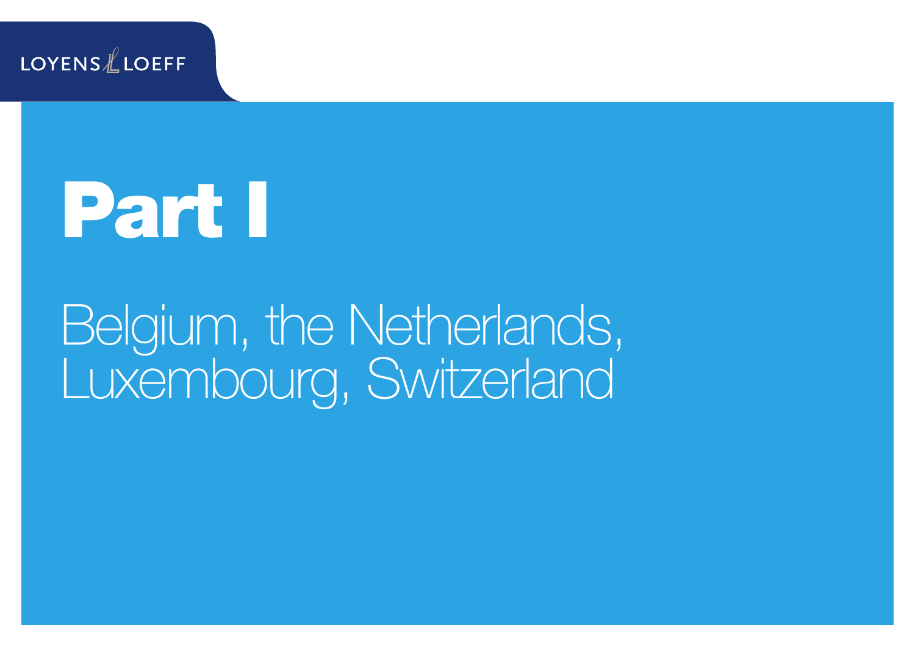# Part I

Belgium, the Netherlands, Luxembourg, Switzerland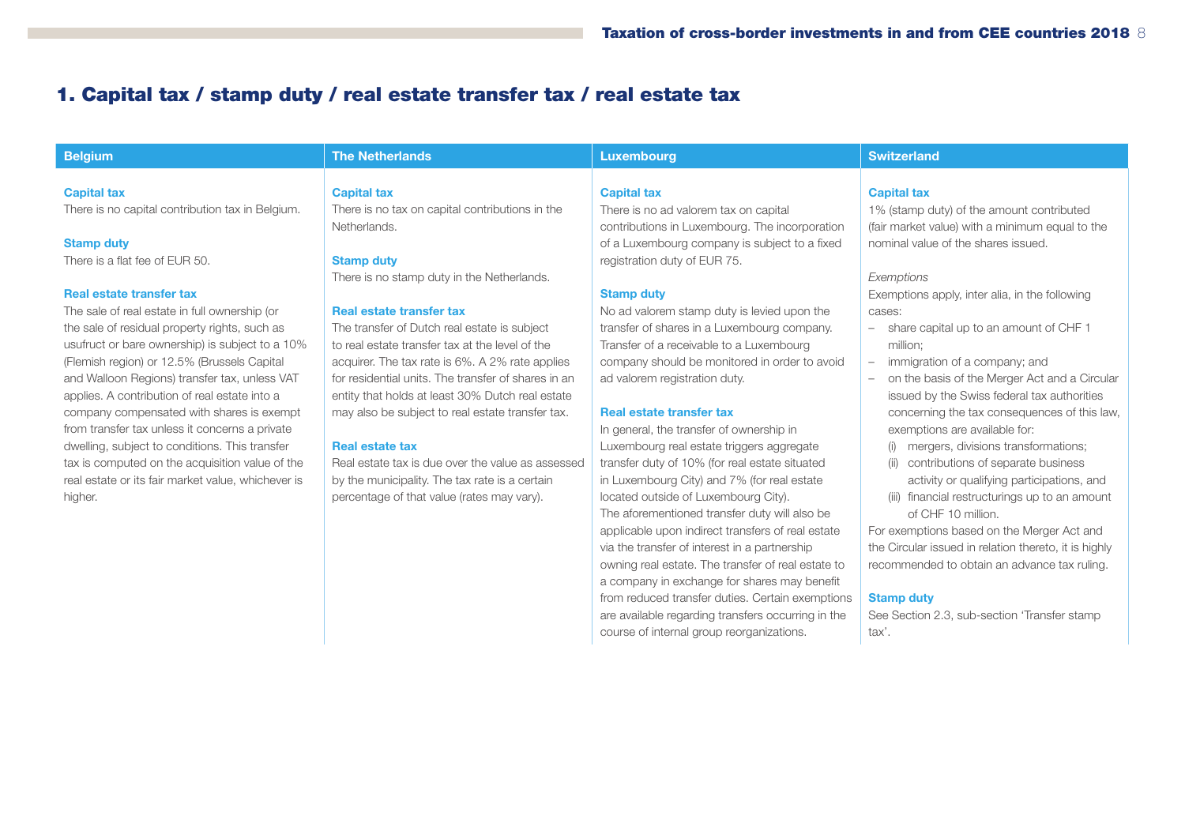# 1. Capital tax / stamp duty / real estate transfer tax / real estate tax

## Belgium

### Capital tax

There is no capital contribution tax in Belgium.

### Stamp duty

There is a flat fee of EUR 50.

### Real estate transfer tax

The sale of real estate in full ownership (or the sale of residual property rights, such as usufruct or bare ownership) is subject to a 10% (Flemish region) or 12.5% (Brussels Capital and Walloon Regions) transfer tax, unless VAT applies. A contribution of real estate into a company compensated with shares is exempt from transfer tax unless it concerns a private dwelling, subject to conditions. This transfer tax is computed on the acquisition value of the real estate or its fair market value, whichever is higher.

## The Netherlands

### Capital tax

There is no tax on capital contributions in the Netherlands.

### Stamp duty

There is no stamp duty in the Netherlands.

### Real estate transfer tax

The transfer of Dutch real estate is subject to real estate transfer tax at the level of the acquirer. The tax rate is 6%. A 2% rate applies for residential units. The transfer of shares in an entity that holds at least 30% Dutch real estate may also be subject to real estate transfer tax.

### Real estate tax

Real estate tax is due over the value as assessed by the municipality. The tax rate is a certain percentage of that value (rates may vary).

## Luxembourg

### Capital tax

There is no ad valorem tax on capital contributions in Luxembourg. The incorporation of a Luxembourg company is subject to a fixed registration duty of EUR 75.

### Stamp duty

No ad valorem stamp duty is levied upon the transfer of shares in a Luxembourg company. Transfer of a receivable to a Luxembourg company should be monitored in order to avoid ad valorem registration duty.

### Real estate transfer tax

In general, the transfer of ownership in Luxembourg real estate triggers aggregate transfer duty of 10% (for real estate situated in Luxembourg City) and 7% (for real estate located outside of Luxembourg City). The aforementioned transfer duty will also be applicable upon indirect transfers of real estate via the transfer of interest in a partnership owning real estate. The transfer of real estate to a company in exchange for shares may benefit from reduced transfer duties. Certain exemptions are available regarding transfers occurring in the course of internal group reorganizations.

## Switzerland

### Capital tax

1% (stamp duty) of the amount contributed (fair market value) with a minimum equal to the nominal value of the shares issued.

*Exemptions*

Exemptions apply, inter alia, in the following cases:

- share capital up to an amount of CHF 1 million;
- immigration of a company; and
- on the basis of the Merger Act and a Circular issued by the Swiss federal tax authorities concerning the tax consequences of this law, exemptions are available for:
  - (i) mergers, divisions transformations;
  - (ii) contributions of separate business activity or qualifying participations, and
  - (iii) financial restructurings up to an amount of CHF 10 million.

For exemptions based on the Merger Act and the Circular issued in relation thereto, it is highly recommended to obtain an advance tax ruling.

### Stamp duty

See Section 2.3, sub-section ‘Transfer stamp tax’.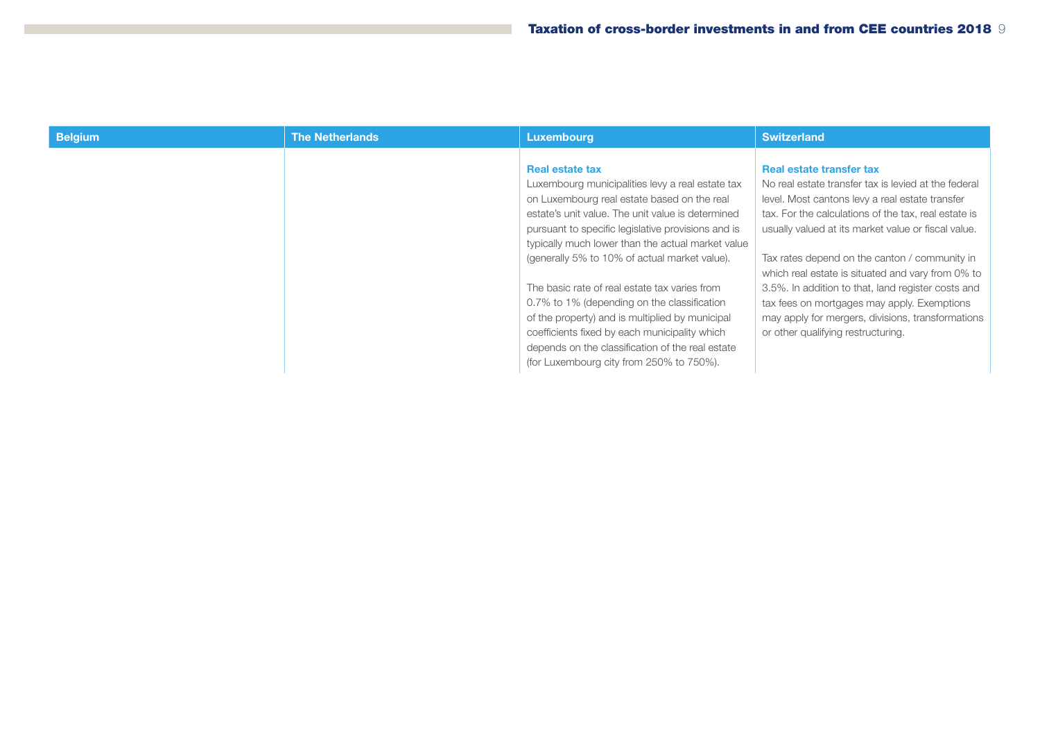| Belgium | The Netherlands | Luxembourg | Switzerland |
| --- | --- | --- | --- |
| | | **Real estate tax**<br>Luxembourg municipalities levy a real estate tax on Luxembourg real estate based on the real estate's unit value. The unit value is determined pursuant to specific legislative provisions and is typically much lower than the actual market value (generally 5% to 10% of actual market value).<br><br>The basic rate of real estate tax varies from 0.7% to 1% (depending on the classification of the property) and is multiplied by municipal coefficients fixed by each municipality which depends on the classification of the real estate (for Luxembourg city from 250% to 750%). | **Real estate transfer tax**<br>No real estate transfer tax is levied at the federal level. Most cantons levy a real estate transfer tax. For the calculations of the tax, real estate is usually valued at its market value or fiscal value.<br><br>Tax rates depend on the canton / community in which real estate is situated and vary from 0% to 3.5%. In addition to that, land register costs and tax fees on mortgages may apply. Exemptions may apply for mergers, divisions, transformations or other qualifying restructuring. |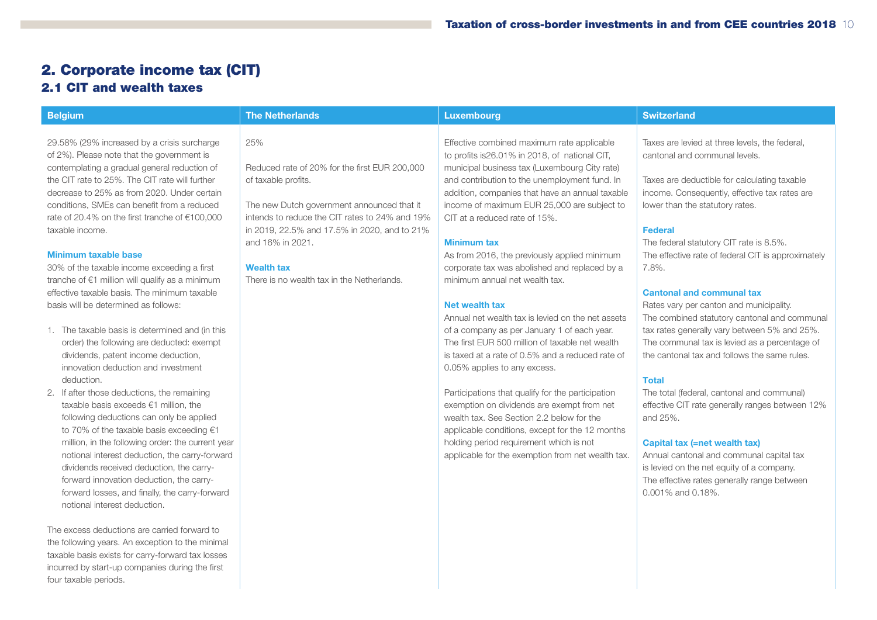# 2. Corporate income tax (CIT)

## 2.1 CIT and wealth taxes

### Belgium

29.58% (29% increased by a crisis surcharge of 2%). Please note that the government is contemplating a gradual general reduction of the CIT rate to 25%. The CIT rate will further decrease to 25% as from 2020. Under certain conditions, SMEs can benefit from a reduced rate of 20.4% on the first tranche of €100,000 taxable income.

**Minimum taxable base**

30% of the taxable income exceeding a first tranche of €1 million will qualify as a minimum effective taxable basis. The minimum taxable basis will be determined as follows:

1. The taxable basis is determined and (in this order) the following are deducted: exempt dividends, patent income deduction, innovation deduction and investment deduction.
2. If after those deductions, the remaining taxable basis exceeds €1 million, the following deductions can only be applied to 70% of the taxable basis exceeding €1 million, in the following order: the current year notional interest deduction, the carry-forward dividends received deduction, the carry-forward innovation deduction, the carry-forward losses, and finally, the carry-forward notional interest deduction.

The excess deductions are carried forward to the following years. An exception to the minimal taxable basis exists for carry-forward tax losses incurred by start-up companies during the first four taxable periods.

### The Netherlands

25%

Reduced rate of 20% for the first EUR 200,000 of taxable profits.

The new Dutch government announced that it intends to reduce the CIT rates to 24% and 19% in 2019, 22.5% and 17.5% in 2020, and to 21% and 16% in 2021.

**Wealth tax**

There is no wealth tax in the Netherlands.

### Luxembourg

Effective combined maximum rate applicable to profits is26.01% in 2018, of national CIT, municipal business tax (Luxembourg City rate) and contribution to the unemployment fund. In addition, companies that have an annual taxable income of maximum EUR 25,000 are subject to CIT at a reduced rate of 15%.

**Minimum tax**

As from 2016, the previously applied minimum corporate tax was abolished and replaced by a minimum annual net wealth tax.

**Net wealth tax**

Annual net wealth tax is levied on the net assets of a company as per January 1 of each year. The first EUR 500 million of taxable net wealth is taxed at a rate of 0.5% and a reduced rate of 0.05% applies to any excess.

Participations that qualify for the participation exemption on dividends are exempt from net wealth tax. See Section 2.2 below for the applicable conditions, except for the 12 months holding period requirement which is not applicable for the exemption from net wealth tax.

### Switzerland

Taxes are levied at three levels, the federal, cantonal and communal levels.

Taxes are deductible for calculating taxable income. Consequently, effective tax rates are lower than the statutory rates.

**Federal**

The federal statutory CIT rate is 8.5%. The effective rate of federal CIT is approximately 7.8%.

**Cantonal and communal tax**

Rates vary per canton and municipality. The combined statutory cantonal and communal tax rates generally vary between 5% and 25%. The communal tax is levied as a percentage of the cantonal tax and follows the same rules.

**Total**

The total (federal, cantonal and communal) effective CIT rate generally ranges between 12% and 25%.

**Capital tax (=net wealth tax)**

Annual cantonal and communal capital tax is levied on the net equity of a company. The effective rates generally range between 0.001% and 0.18%.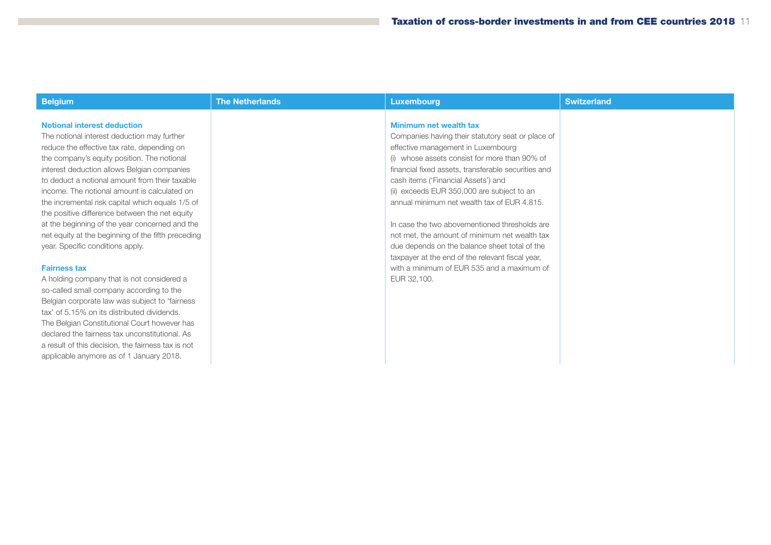| Belgium | The Netherlands | Luxembourg | Switzerland |
|---|---|---|---|
| **Notional interest deduction**<br>The notional interest deduction may further reduce the effective tax rate, depending on the company's equity position. The notional interest deduction allows Belgian companies to deduct a notional amount from their taxable income. The notional amount is calculated on the incremental risk capital which equals 1/5 of the positive difference between the net equity at the beginning of the year concerned and the net equity at the beginning of the fifth preceding year. Specific conditions apply.<br><br>**Fairness tax**<br>A holding company that is not considered a so-called small company according to the Belgian corporate law was subject to 'fairness tax' of 5.15% on its distributed dividends. The Belgian Constitutional Court however has declared the fairness tax unconstitutional. As a result of this decision, the fairness tax is not applicable anymore as of 1 January 2018. | | **Minimum net wealth tax**<br>Companies having their statutory seat or place of effective management in Luxembourg<br>(i) whose assets consist for more than 90% of financial fixed assets, transferable securities and cash items ('Financial Assets') and<br>(ii) exceeds EUR 350,000 are subject to an annual minimum net wealth tax of EUR 4.815.<br><br>In case the two abovementioned thresholds are not met, the amount of minimum net wealth tax due depends on the balance sheet total of the taxpayer at the end of the relevant fiscal year, with a minimum of EUR 535 and a maximum of EUR 32,100. | |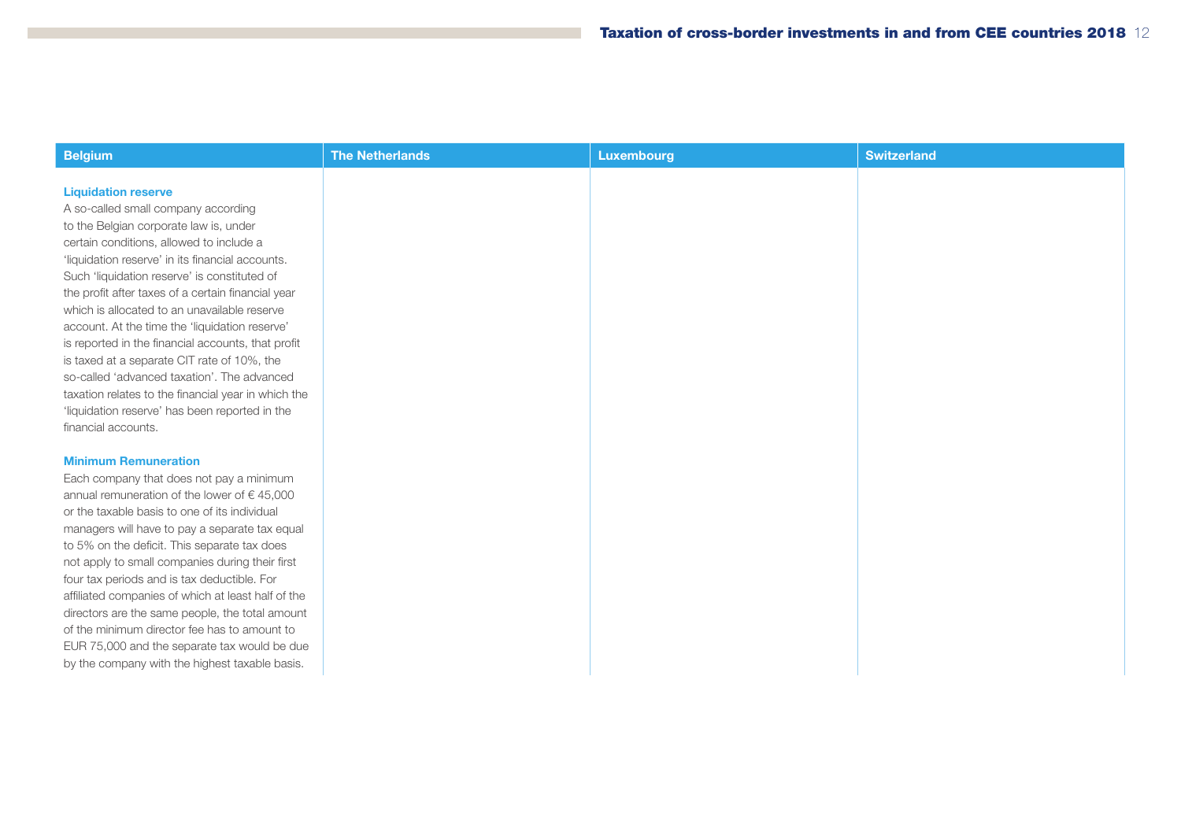| Belgium | The Netherlands | Luxembourg | Switzerland |
| --- | --- | --- | --- |
| **Liquidation reserve**<br>A so-called small company according to the Belgian corporate law is, under certain conditions, allowed to include a 'liquidation reserve' in its financial accounts. Such 'liquidation reserve' is constituted of the profit after taxes of a certain financial year which is allocated to an unavailable reserve account. At the time the 'liquidation reserve' is reported in the financial accounts, that profit is taxed at a separate CIT rate of 10%, the so-called 'advanced taxation'. The advanced taxation relates to the financial year in which the 'liquidation reserve' has been reported in the financial accounts.<br><br>**Minimum Remuneration**<br>Each company that does not pay a minimum annual remuneration of the lower of € 45,000 or the taxable basis to one of its individual managers will have to pay a separate tax equal to 5% on the deficit. This separate tax does not apply to small companies during their first four tax periods and is tax deductible. For affiliated companies of which at least half of the directors are the same people, the total amount of the minimum director fee has to amount to EUR 75,000 and the separate tax would be due by the company with the highest taxable basis. | | | |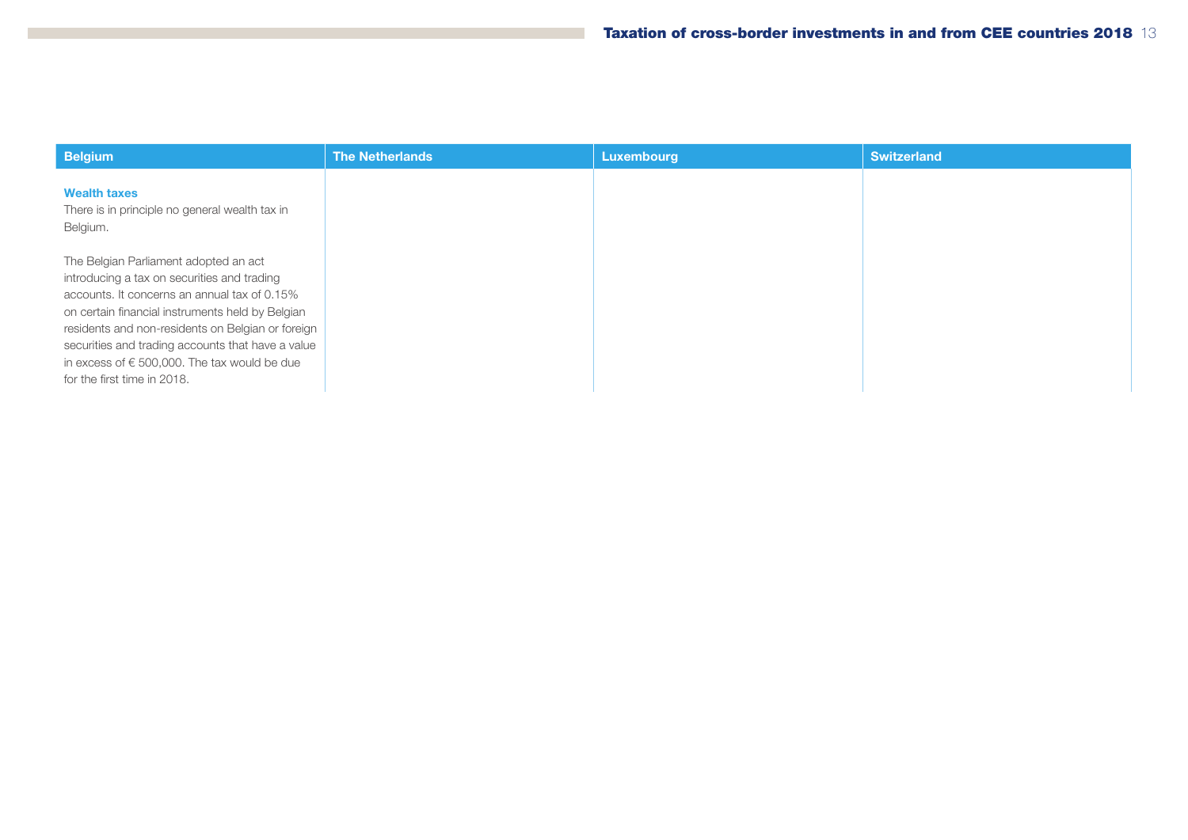| Belgium | The Netherlands | Luxembourg | Switzerland |
| --- | --- | --- | --- |
| **Wealth taxes**<br>There is in principle no general wealth tax in Belgium.<br><br>The Belgian Parliament adopted an act introducing a tax on securities and trading accounts. It concerns an annual tax of 0.15% on certain financial instruments held by Belgian residents and non-residents on Belgian or foreign securities and trading accounts that have a value in excess of € 500,000. The tax would be due for the first time in 2018. | | | |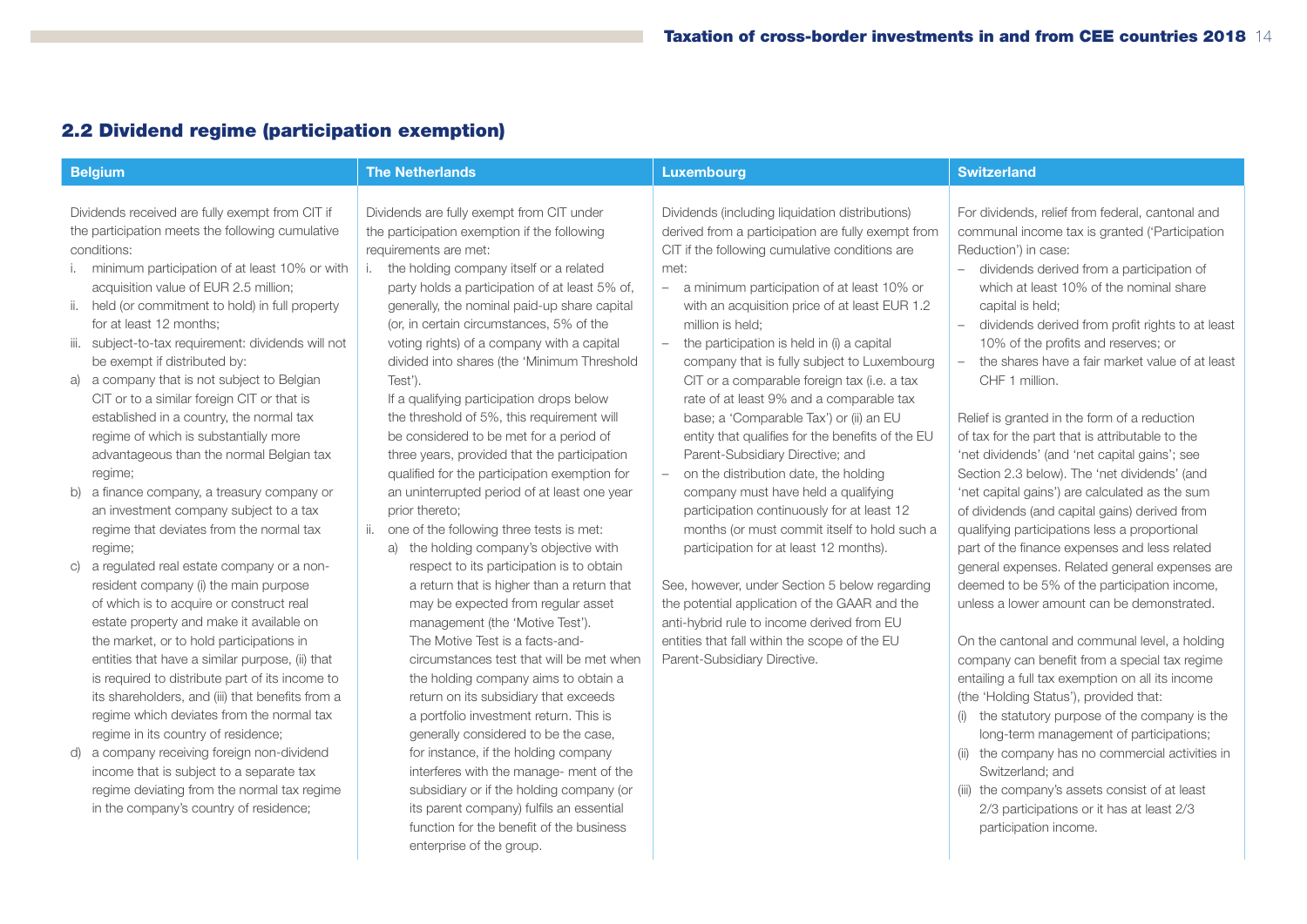## 2.2 Dividend regime (participation exemption)

### Belgium

Dividends received are fully exempt from CIT if the participation meets the following cumulative conditions:

i. minimum participation of at least 10% or with acquisition value of EUR 2.5 million;
ii. held (or commitment to hold) in full property for at least 12 months;
iii. subject-to-tax requirement: dividends will not be exempt if distributed by:

a) a company that is not subject to Belgian CIT or to a similar foreign CIT or that is established in a country, the normal tax regime of which is substantially more advantageous than the normal Belgian tax regime;
b) a finance company, a treasury company or an investment company subject to a tax regime that deviates from the normal tax regime;
c) a regulated real estate company or a non-resident company (i) the main purpose of which is to acquire or construct real estate property and make it available on the market, or to hold participations in entities that have a similar purpose, (ii) that is required to distribute part of its income to its shareholders, and (iii) that benefits from a regime which deviates from the normal tax regime in its country of residence;
d) a company receiving foreign non-dividend income that is subject to a separate tax regime deviating from the normal tax regime in the company's country of residence;

### The Netherlands

Dividends are fully exempt from CIT under the participation exemption if the following requirements are met:

i. the holding company itself or a related party holds a participation of at least 5% of, generally, the nominal paid-up share capital (or, in certain circumstances, 5% of the voting rights) of a company with a capital divided into shares (the 'Minimum Threshold Test').
   If a qualifying participation drops below the threshold of 5%, this requirement will be considered to be met for a period of three years, provided that the participation qualified for the participation exemption for an uninterrupted period of at least one year prior thereto;
ii. one of the following three tests is met:
   a) the holding company's objective with respect to its participation is to obtain a return that is higher than a return that may be expected from regular asset management (the 'Motive Test').
      The Motive Test is a facts-and-circumstances test that will be met when the holding company aims to obtain a return on its subsidiary that exceeds a portfolio investment return. This is generally considered to be the case, for instance, if the holding company interferes with the manage- ment of the subsidiary or if the holding company (or its parent company) fulfils an essential function for the benefit of the business enterprise of the group.

### Luxembourg

Dividends (including liquidation distributions) derived from a participation are fully exempt from CIT if the following cumulative conditions are met:

- a minimum participation of at least 10% or with an acquisition price of at least EUR 1.2 million is held;
- the participation is held in (i) a capital company that is fully subject to Luxembourg CIT or a comparable foreign tax (i.e. a tax rate of at least 9% and a comparable tax base; a 'Comparable Tax') or (ii) an EU entity that qualifies for the benefits of the EU Parent-Subsidiary Directive; and
- on the distribution date, the holding company must have held a qualifying participation continuously for at least 12 months (or must commit itself to hold such a participation for at least 12 months).

See, however, under Section 5 below regarding the potential application of the GAAR and the anti-hybrid rule to income derived from EU entities that fall within the scope of the EU Parent-Subsidiary Directive.

### Switzerland

For dividends, relief from federal, cantonal and communal income tax is granted ('Participation Reduction') in case:

- dividends derived from a participation of which at least 10% of the nominal share capital is held;
- dividends derived from profit rights to at least 10% of the profits and reserves; or
- the shares have a fair market value of at least CHF 1 million.

Relief is granted in the form of a reduction of tax for the part that is attributable to the 'net dividends' (and 'net capital gains'; see Section 2.3 below). The 'net dividends' (and 'net capital gains') are calculated as the sum of dividends (and capital gains) derived from qualifying participations less a proportional part of the finance expenses and less related general expenses. Related general expenses are deemed to be 5% of the participation income, unless a lower amount can be demonstrated.

On the cantonal and communal level, a holding company can benefit from a special tax regime entailing a full tax exemption on all its income (the 'Holding Status'), provided that:

(i) the statutory purpose of the company is the long-term management of participations;
(ii) the company has no commercial activities in Switzerland; and
(iii) the company's assets consist of at least 2/3 participations or it has at least 2/3 participation income.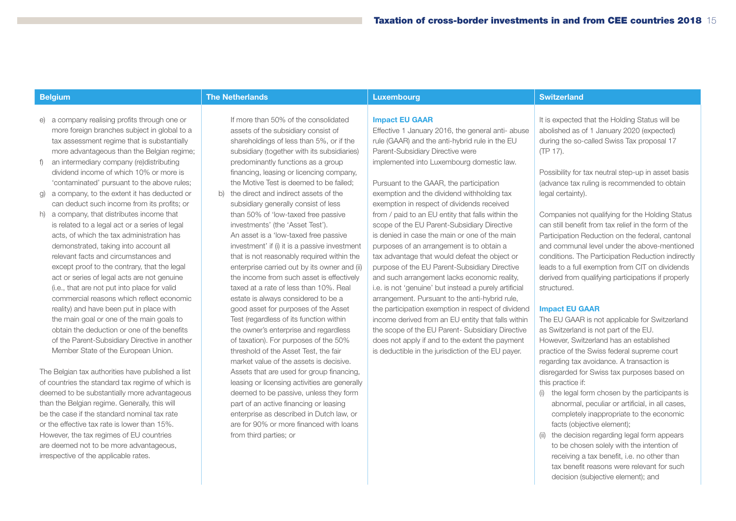## Belgium

e) a company realising profits through one or more foreign branches subject in global to a tax assessment regime that is substantially more advantageous than the Belgian regime;
f) an intermediary company (re)distributing dividend income of which 10% or more is 'contaminated' pursuant to the above rules;
g) a company, to the extent it has deducted or can deduct such income from its profits; or
h) a company, that distributes income that is related to a legal act or a series of legal acts, of which the tax administration has demonstrated, taking into account all relevant facts and circumstances and except proof to the contrary, that the legal act or series of legal acts are not genuine (i.e., that are not put into place for valid commercial reasons which reflect economic reality) and have been put in place with the main goal or one of the main goals to obtain the deduction or one of the benefits of the Parent-Subsidiary Directive in another Member State of the European Union.

The Belgian tax authorities have published a list of countries the standard tax regime of which is deemed to be substantially more advantageous than the Belgian regime. Generally, this will be the case if the standard nominal tax rate or the effective tax rate is lower than 15%. However, the tax regimes of EU countries are deemed not to be more advantageous, irrespective of the applicable rates.

## The Netherlands

If more than 50% of the consolidated assets of the subsidiary consist of shareholdings of less than 5%, or if the subsidiary (together with its subsidiaries) predominantly functions as a group financing, leasing or licencing company, the Motive Test is deemed to be failed;

b) the direct and indirect assets of the subsidiary generally consist of less than 50% of 'low-taxed free passive investments' (the 'Asset Test'). An asset is a 'low-taxed free passive investment' if (i) it is a passive investment that is not reasonably required within the enterprise carried out by its owner and (ii) the income from such asset is effectively taxed at a rate of less than 10%. Real estate is always considered to be a good asset for purposes of the Asset Test (regardless of its function within the owner's enterprise and regardless of taxation). For purposes of the 50% threshold of the Asset Test, the fair market value of the assets is decisive. Assets that are used for group financing, leasing or licensing activities are generally deemed to be passive, unless they form part of an active financing or leasing enterprise as described in Dutch law, or are for 90% or more financed with loans from third parties; or

## Luxembourg

### Impact EU GAAR

Effective 1 January 2016, the general anti- abuse rule (GAAR) and the anti-hybrid rule in the EU Parent-Subsidiary Directive were implemented into Luxembourg domestic law.

Pursuant to the GAAR, the participation exemption and the dividend withholding tax exemption in respect of dividends received from / paid to an EU entity that falls within the scope of the EU Parent-Subsidiary Directive is denied in case the main or one of the main purposes of an arrangement is to obtain a tax advantage that would defeat the object or purpose of the EU Parent-Subsidiary Directive and such arrangement lacks economic reality, i.e. is not 'genuine' but instead a purely artificial arrangement. Pursuant to the anti-hybrid rule, the participation exemption in respect of dividend income derived from an EU entity that falls within the scope of the EU Parent- Subsidiary Directive does not apply if and to the extent the payment is deductible in the jurisdiction of the EU payer.

## Switzerland

It is expected that the Holding Status will be abolished as of 1 January 2020 (expected) during the so-called Swiss Tax proposal 17 (TP 17).

Possibility for tax neutral step-up in asset basis (advance tax ruling is recommended to obtain legal certainty).

Companies not qualifying for the Holding Status can still benefit from tax relief in the form of the Participation Reduction on the federal, cantonal and communal level under the above-mentioned conditions. The Participation Reduction indirectly leads to a full exemption from CIT on dividends derived from qualifying participations if properly structured.

### Impact EU GAAR

The EU GAAR is not applicable for Switzerland as Switzerland is not part of the EU. However, Switzerland has an established practice of the Swiss federal supreme court regarding tax avoidance. A transaction is disregarded for Swiss tax purposes based on this practice if:

(i) the legal form chosen by the participants is abnormal, peculiar or artificial, in all cases, completely inappropriate to the economic facts (objective element);
(ii) the decision regarding legal form appears to be chosen solely with the intention of receiving a tax benefit, i.e. no other than tax benefit reasons were relevant for such decision (subjective element); and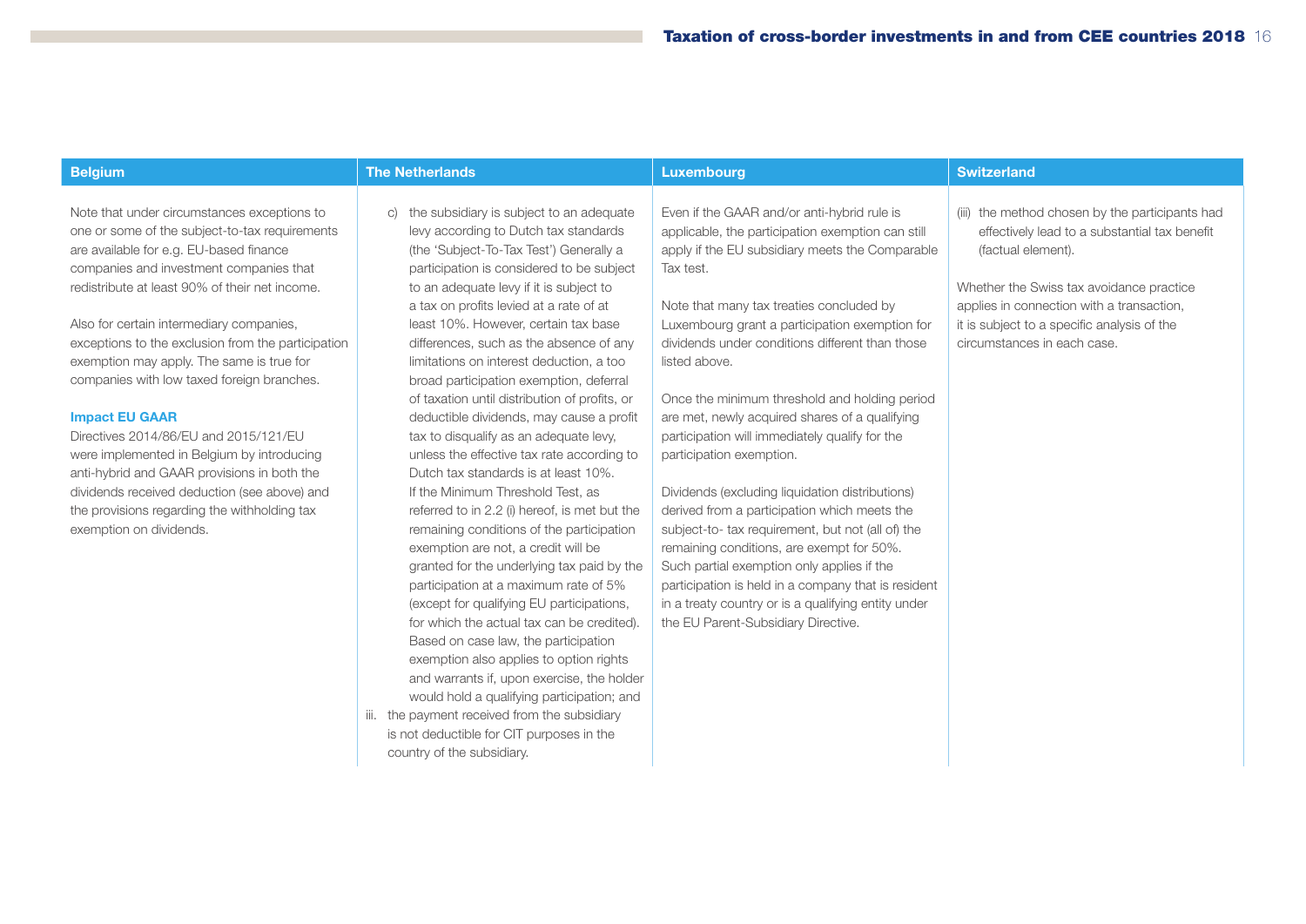## Belgium

Note that under circumstances exceptions to one or some of the subject-to-tax requirements are available for e.g. EU-based finance companies and investment companies that redistribute at least 90% of their net income.

Also for certain intermediary companies, exceptions to the exclusion from the participation exemption may apply. The same is true for companies with low taxed foreign branches.

### Impact EU GAAR

Directives 2014/86/EU and 2015/121/EU were implemented in Belgium by introducing anti-hybrid and GAAR provisions in both the dividends received deduction (see above) and the provisions regarding the withholding tax exemption on dividends.

## The Netherlands

c) the subsidiary is subject to an adequate levy according to Dutch tax standards (the 'Subject-To-Tax Test') Generally a participation is considered to be subject to an adequate levy if it is subject to a tax on profits levied at a rate of at least 10%. However, certain tax base differences, such as the absence of any limitations on interest deduction, a too broad participation exemption, deferral of taxation until distribution of profits, or deductible dividends, may cause a profit tax to disqualify as an adequate levy, unless the effective tax rate according to Dutch tax standards is at least 10%. If the Minimum Threshold Test, as referred to in 2.2 (i) hereof, is met but the remaining conditions of the participation exemption are not, a credit will be granted for the underlying tax paid by the participation at a maximum rate of 5% (except for qualifying EU participations, for which the actual tax can be credited). Based on case law, the participation exemption also applies to option rights and warrants if, upon exercise, the holder would hold a qualifying participation; and

iii. the payment received from the subsidiary is not deductible for CIT purposes in the country of the subsidiary.

## Luxembourg

Even if the GAAR and/or anti-hybrid rule is applicable, the participation exemption can still apply if the EU subsidiary meets the Comparable Tax test.

Note that many tax treaties concluded by Luxembourg grant a participation exemption for dividends under conditions different than those listed above.

Once the minimum threshold and holding period are met, newly acquired shares of a qualifying participation will immediately qualify for the participation exemption.

Dividends (excluding liquidation distributions) derived from a participation which meets the subject-to- tax requirement, but not (all of) the remaining conditions, are exempt for 50%. Such partial exemption only applies if the participation is held in a company that is resident in a treaty country or is a qualifying entity under the EU Parent-Subsidiary Directive.

## Switzerland

(iii) the method chosen by the participants had effectively lead to a substantial tax benefit (factual element).

Whether the Swiss tax avoidance practice applies in connection with a transaction, it is subject to a specific analysis of the circumstances in each case.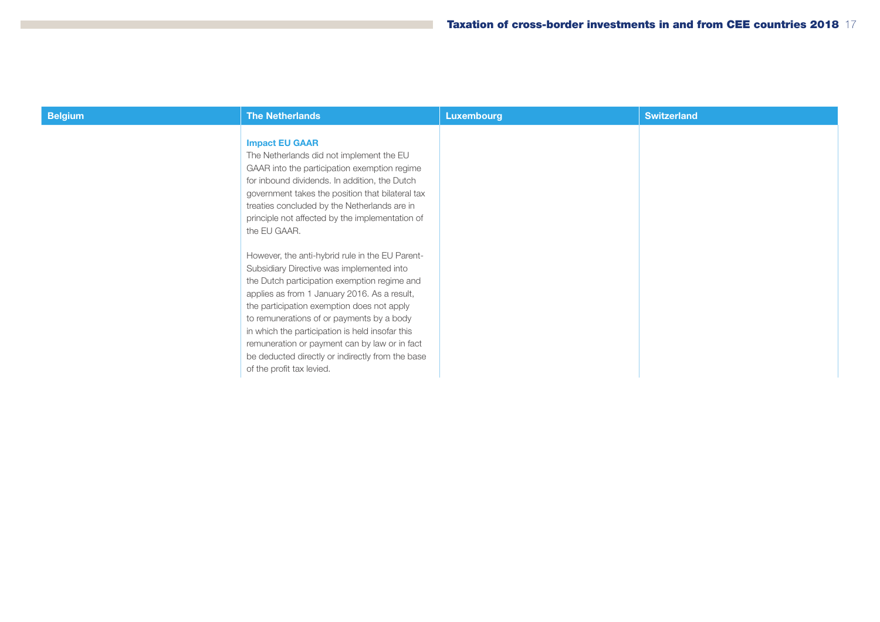| Belgium | The Netherlands | Luxembourg | Switzerland |
|---|---|---|---|
| | **Impact EU GAAR**<br>The Netherlands did not implement the EU GAAR into the participation exemption regime for inbound dividends. In addition, the Dutch government takes the position that bilateral tax treaties concluded by the Netherlands are in principle not affected by the implementation of the EU GAAR.<br><br>However, the anti-hybrid rule in the EU Parent-Subsidiary Directive was implemented into the Dutch participation exemption regime and applies as from 1 January 2016. As a result, the participation exemption does not apply to remunerations of or payments by a body in which the participation is held insofar this remuneration or payment can by law or in fact be deducted directly or indirectly from the base of the profit tax levied. | | |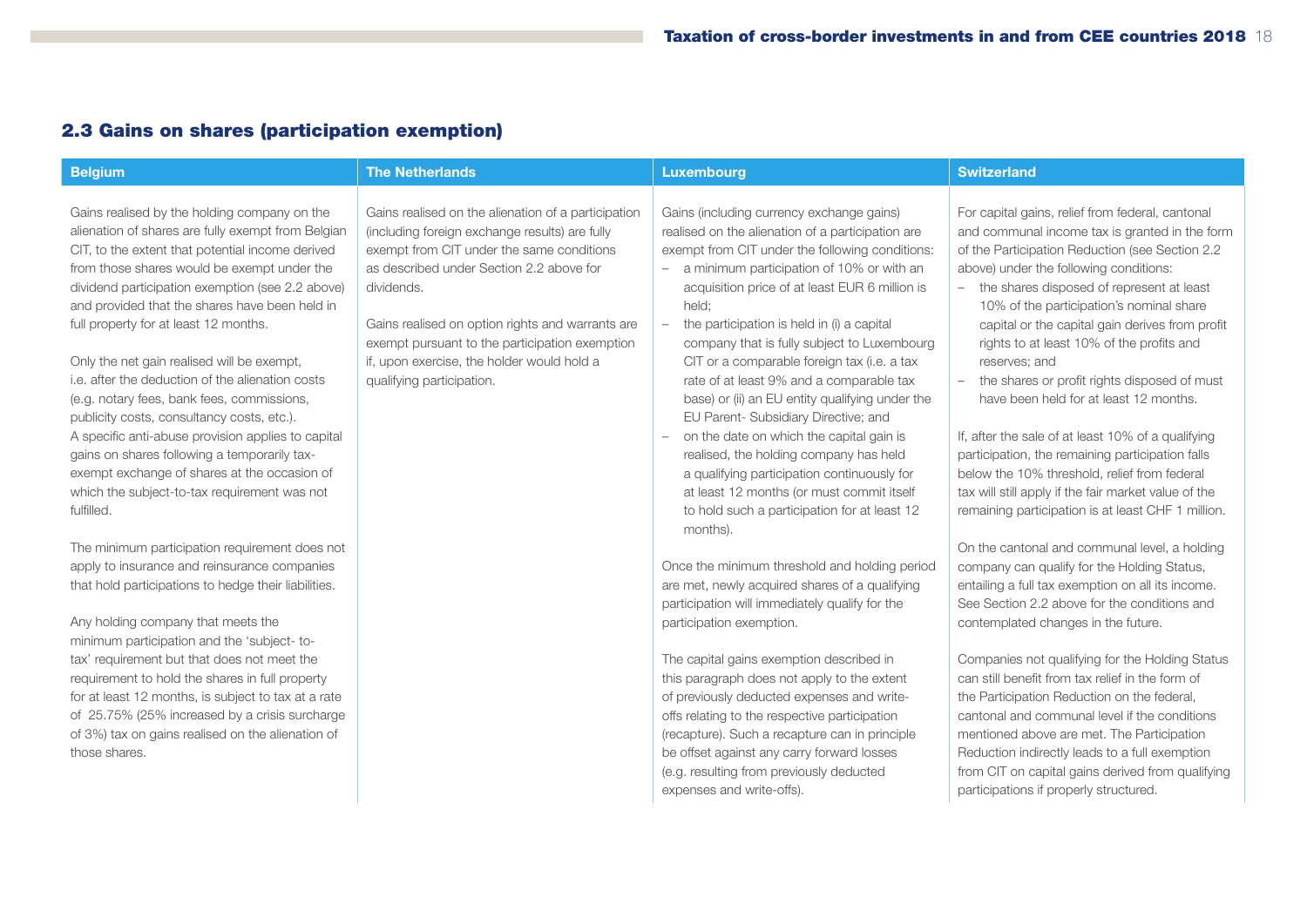## 2.3 Gains on shares (participation exemption)

### Belgium

Gains realised by the holding company on the alienation of shares are fully exempt from Belgian CIT, to the extent that potential income derived from those shares would be exempt under the dividend participation exemption (see 2.2 above) and provided that the shares have been held in full property for at least 12 months.

Only the net gain realised will be exempt, i.e. after the deduction of the alienation costs (e.g. notary fees, bank fees, commissions, publicity costs, consultancy costs, etc.). A specific anti-abuse provision applies to capital gains on shares following a temporarily tax-exempt exchange of shares at the occasion of which the subject-to-tax requirement was not fulfilled.

The minimum participation requirement does not apply to insurance and reinsurance companies that hold participations to hedge their liabilities.

Any holding company that meets the minimum participation and the 'subject- to-tax' requirement but that does not meet the requirement to hold the shares in full property for at least 12 months, is subject to tax at a rate of 25.75% (25% increased by a crisis surcharge of 3%) tax on gains realised on the alienation of those shares.

### The Netherlands

Gains realised on the alienation of a participation (including foreign exchange results) are fully exempt from CIT under the same conditions as described under Section 2.2 above for dividends.

Gains realised on option rights and warrants are exempt pursuant to the participation exemption if, upon exercise, the holder would hold a qualifying participation.

### Luxembourg

Gains (including currency exchange gains) realised on the alienation of a participation are exempt from CIT under the following conditions:

- a minimum participation of 10% or with an acquisition price of at least EUR 6 million is held;
- the participation is held in (i) a capital company that is fully subject to Luxembourg CIT or a comparable foreign tax (i.e. a tax rate of at least 9% and a comparable tax base) or (ii) an EU entity qualifying under the EU Parent- Subsidiary Directive; and
- on the date on which the capital gain is realised, the holding company has held a qualifying participation continuously for at least 12 months (or must commit itself to hold such a participation for at least 12 months).

Once the minimum threshold and holding period are met, newly acquired shares of a qualifying participation will immediately qualify for the participation exemption.

The capital gains exemption described in this paragraph does not apply to the extent of previously deducted expenses and write-offs relating to the respective participation (recapture). Such a recapture can in principle be offset against any carry forward losses (e.g. resulting from previously deducted expenses and write-offs).

### Switzerland

For capital gains, relief from federal, cantonal and communal income tax is granted in the form of the Participation Reduction (see Section 2.2 above) under the following conditions:

- the shares disposed of represent at least 10% of the participation's nominal share capital or the capital gain derives from profit rights to at least 10% of the profits and reserves; and
- the shares or profit rights disposed of must have been held for at least 12 months.

If, after the sale of at least 10% of a qualifying participation, the remaining participation falls below the 10% threshold, relief from federal tax will still apply if the fair market value of the remaining participation is at least CHF 1 million.

On the cantonal and communal level, a holding company can qualify for the Holding Status, entailing a full tax exemption on all its income. See Section 2.2 above for the conditions and contemplated changes in the future.

Companies not qualifying for the Holding Status can still benefit from tax relief in the form of the Participation Reduction on the federal, cantonal and communal level if the conditions mentioned above are met. The Participation Reduction indirectly leads to a full exemption from CIT on capital gains derived from qualifying participations if properly structured.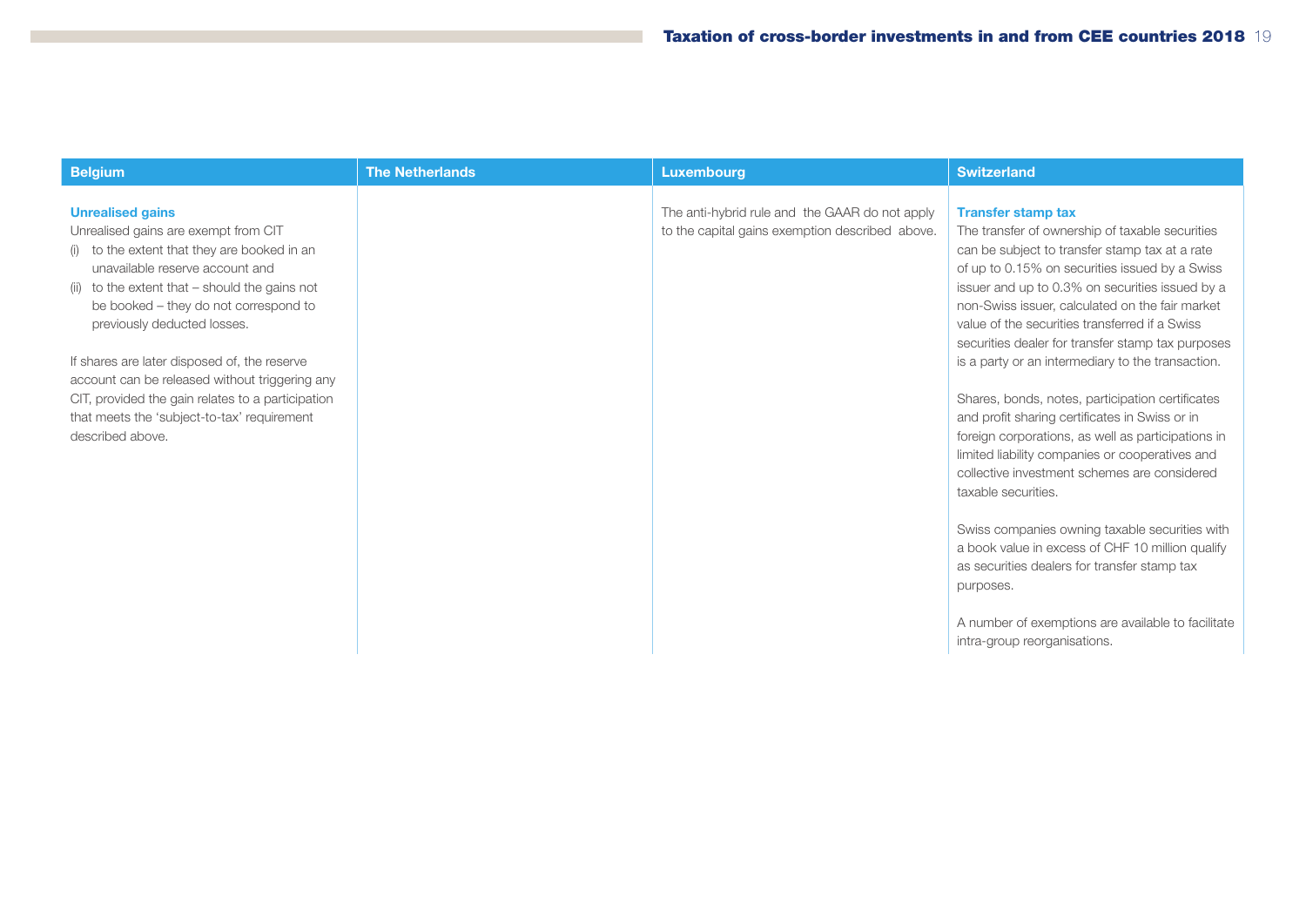| Belgium | The Netherlands | Luxembourg | Switzerland |
| --- | --- | --- | --- |
| **Unrealised gains**<br>Unrealised gains are exempt from CIT<br>(i) to the extent that they are booked in an unavailable reserve account and<br>(ii) to the extent that – should the gains not be booked – they do not correspond to previously deducted losses.<br><br>If shares are later disposed of, the reserve account can be released without triggering any CIT, provided the gain relates to a participation that meets the 'subject-to-tax' requirement described above. | | The anti-hybrid rule and the GAAR do not apply to the capital gains exemption described above. | **Transfer stamp tax**<br>The transfer of ownership of taxable securities can be subject to transfer stamp tax at a rate of up to 0.15% on securities issued by a Swiss issuer and up to 0.3% on securities issued by a non-Swiss issuer, calculated on the fair market value of the securities transferred if a Swiss securities dealer for transfer stamp tax purposes is a party or an intermediary to the transaction.<br><br>Shares, bonds, notes, participation certificates and profit sharing certificates in Swiss or in foreign corporations, as well as participations in limited liability companies or cooperatives and collective investment schemes are considered taxable securities.<br><br>Swiss companies owning taxable securities with a book value in excess of CHF 10 million qualify as securities dealers for transfer stamp tax purposes.<br><br>A number of exemptions are available to facilitate intra-group reorganisations. |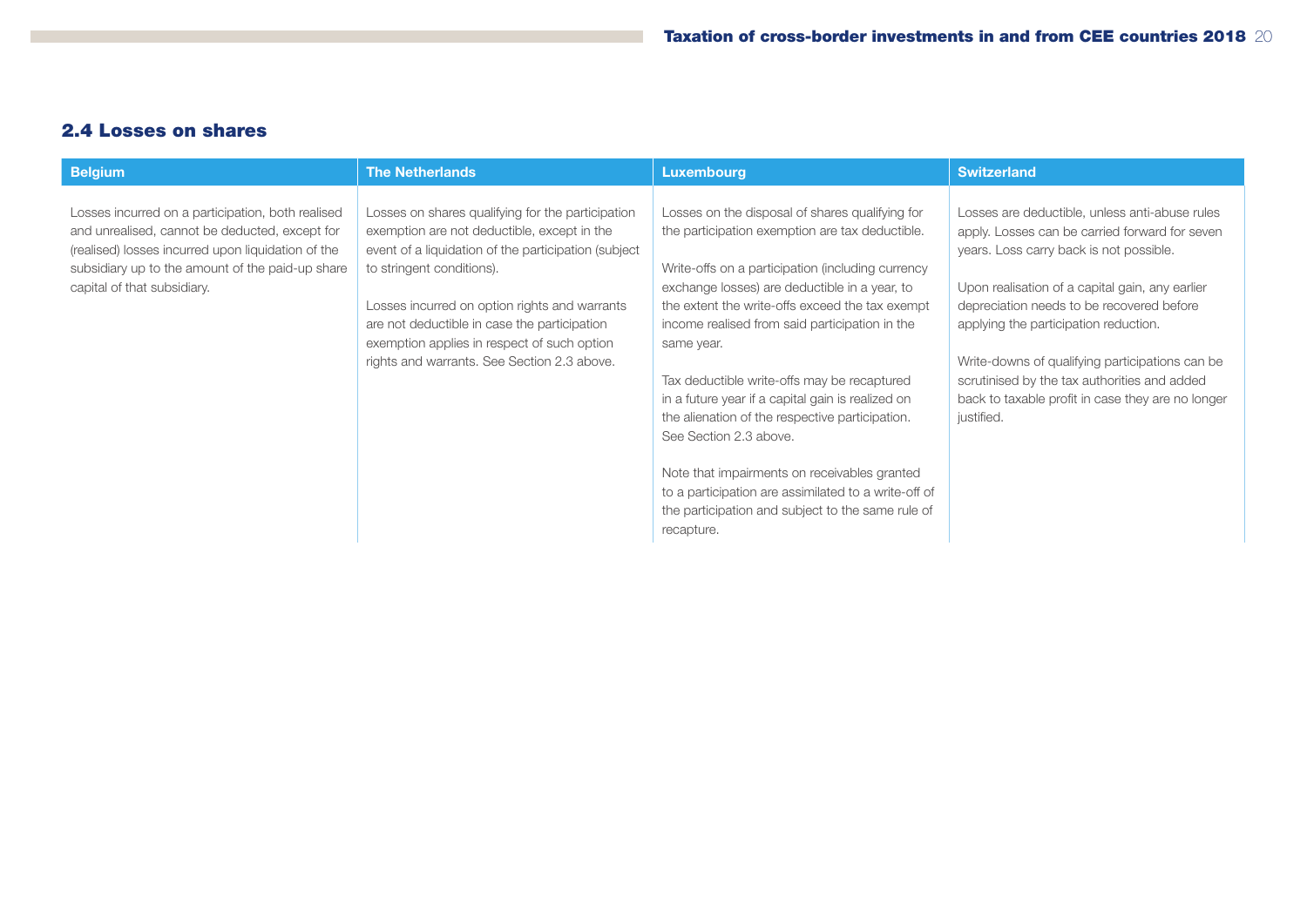## 2.4 Losses on shares

| Belgium | The Netherlands | Luxembourg | Switzerland |
|---|---|---|---|
| Losses incurred on a participation, both realised and unrealised, cannot be deducted, except for (realised) losses incurred upon liquidation of the subsidiary up to the amount of the paid-up share capital of that subsidiary. | Losses on shares qualifying for the participation exemption are not deductible, except in the event of a liquidation of the participation (subject to stringent conditions).<br><br>Losses incurred on option rights and warrants are not deductible in case the participation exemption applies in respect of such option rights and warrants. See Section 2.3 above. | Losses on the disposal of shares qualifying for the participation exemption are tax deductible.<br><br>Write-offs on a participation (including currency exchange losses) are deductible in a year, to the extent the write-offs exceed the tax exempt income realised from said participation in the same year.<br><br>Tax deductible write-offs may be recaptured in a future year if a capital gain is realized on the alienation of the respective participation. See Section 2.3 above.<br><br>Note that impairments on receivables granted to a participation are assimilated to a write-off of the participation and subject to the same rule of recapture. | Losses are deductible, unless anti-abuse rules apply. Losses can be carried forward for seven years. Loss carry back is not possible.<br><br>Upon realisation of a capital gain, any earlier depreciation needs to be recovered before applying the participation reduction.<br><br>Write-downs of qualifying participations can be scrutinised by the tax authorities and added back to taxable profit in case they are no longer justified. |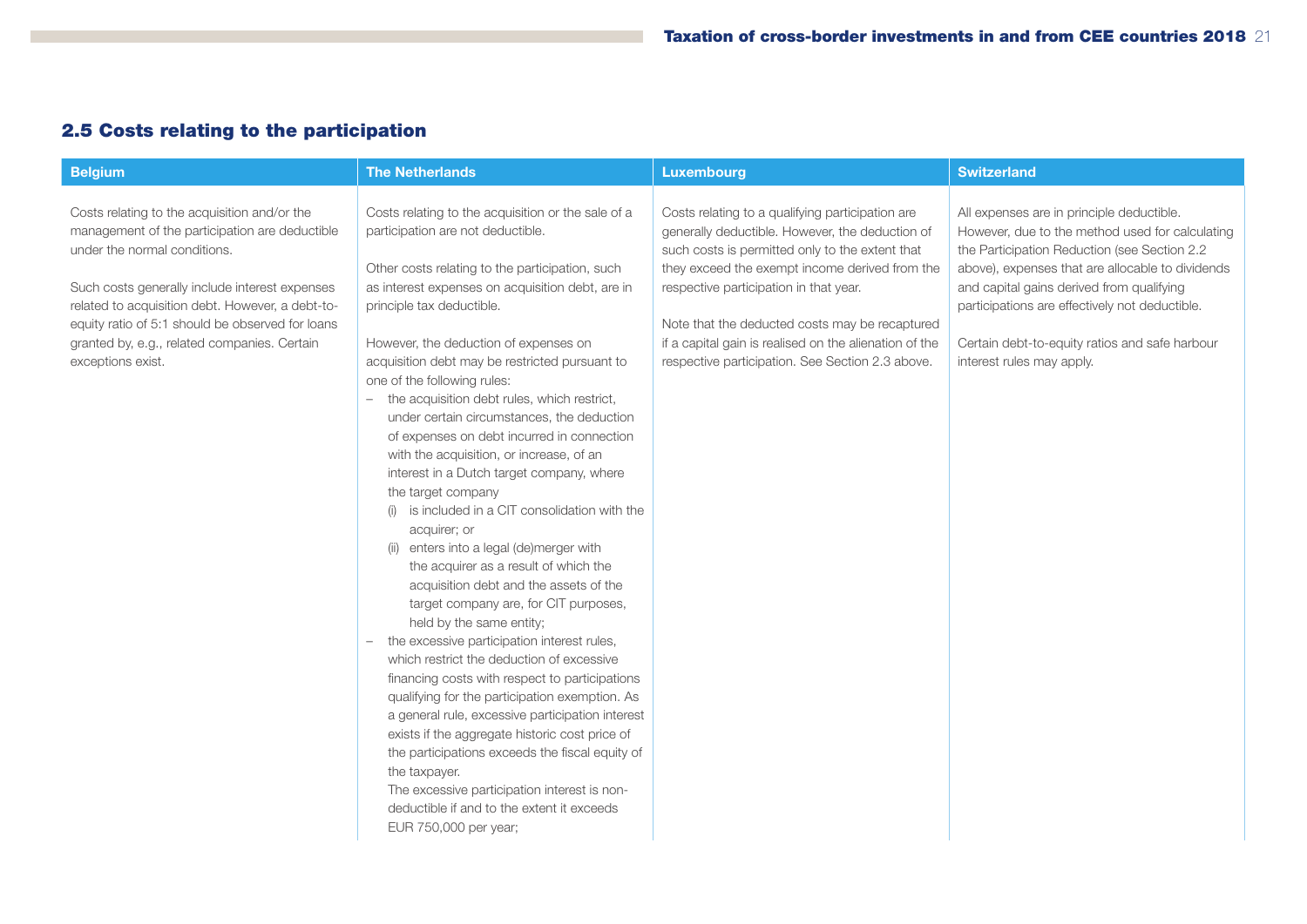## 2.5 Costs relating to the participation

| Belgium | The Netherlands | Luxembourg | Switzerland |
| --- | --- | --- | --- |
| Costs relating to the acquisition and/or the management of the participation are deductible under the normal conditions.<br><br>Such costs generally include interest expenses related to acquisition debt. However, a debt-to-equity ratio of 5:1 should be observed for loans granted by, e.g., related companies. Certain exceptions exist. | Costs relating to the acquisition or the sale of a participation are not deductible.<br><br>Other costs relating to the participation, such as interest expenses on acquisition debt, are in principle tax deductible.<br><br>However, the deduction of expenses on acquisition debt may be restricted pursuant to one of the following rules:<br>– the acquisition debt rules, which restrict, under certain circumstances, the deduction of expenses on debt incurred in connection with the acquisition, or increase, of an interest in a Dutch target company, where the target company<br>(i) is included in a CIT consolidation with the acquirer; or<br>(ii) enters into a legal (de)merger with the acquirer as a result of which the acquisition debt and the assets of the target company are, for CIT purposes, held by the same entity;<br>– the excessive participation interest rules, which restrict the deduction of excessive financing costs with respect to participations qualifying for the participation exemption. As a general rule, excessive participation interest exists if the aggregate historic cost price of the participations exceeds the fiscal equity of the taxpayer.<br>The excessive participation interest is non-deductible if and to the extent it exceeds EUR 750,000 per year; | Costs relating to a qualifying participation are generally deductible. However, the deduction of such costs is permitted only to the extent that they exceed the exempt income derived from the respective participation in that year.<br><br>Note that the deducted costs may be recaptured if a capital gain is realised on the alienation of the respective participation. See Section 2.3 above. | All expenses are in principle deductible. However, due to the method used for calculating the Participation Reduction (see Section 2.2 above), expenses that are allocable to dividends and capital gains derived from qualifying participations are effectively not deductible.<br><br>Certain debt-to-equity ratios and safe harbour interest rules may apply. |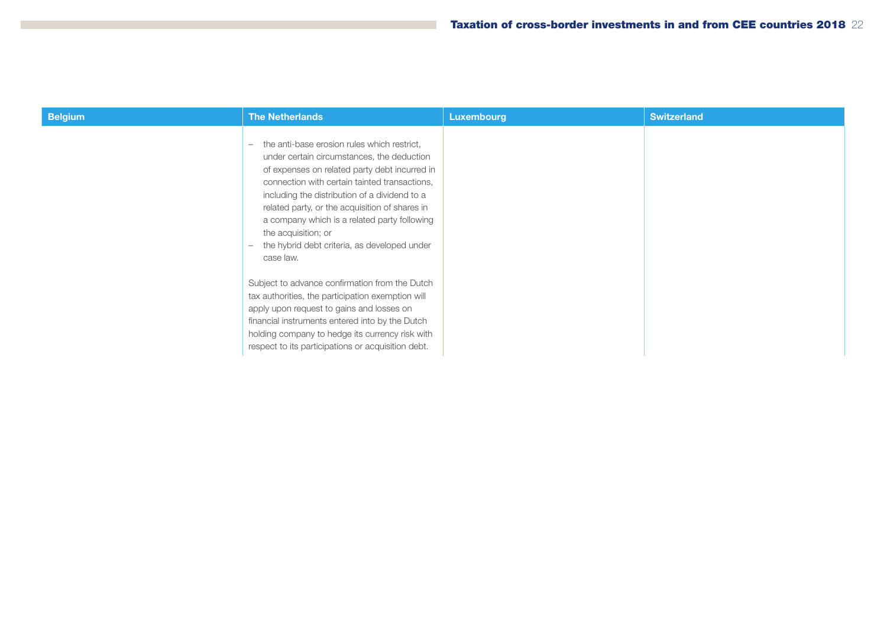| Belgium | The Netherlands | Luxembourg | Switzerland |
|---|---|---|---|
| | – the anti-base erosion rules which restrict, under certain circumstances, the deduction of expenses on related party debt incurred in connection with certain tainted transactions, including the distribution of a dividend to a related party, or the acquisition of shares in a company which is a related party following the acquisition; or<br>– the hybrid debt criteria, as developed under case law.<br><br>Subject to advance confirmation from the Dutch tax authorities, the participation exemption will apply upon request to gains and losses on financial instruments entered into by the Dutch holding company to hedge its currency risk with respect to its participations or acquisition debt. | | |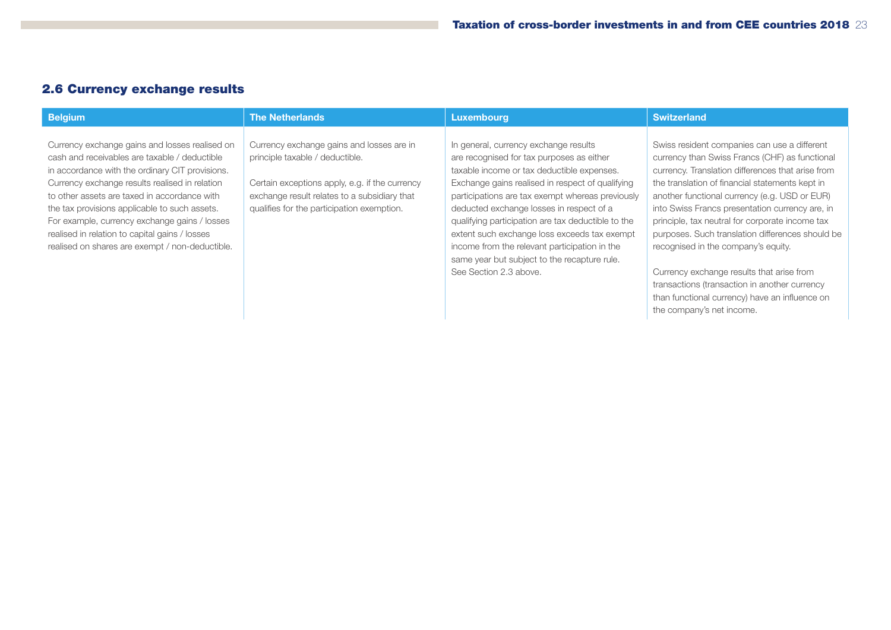## 2.6 Currency exchange results

| Belgium | The Netherlands | Luxembourg | Switzerland |
|---|---|---|---|
| Currency exchange gains and losses realised on cash and receivables are taxable / deductible in accordance with the ordinary CIT provisions. Currency exchange results realised in relation to other assets are taxed in accordance with the tax provisions applicable to such assets. For example, currency exchange gains / losses realised in relation to capital gains / losses realised on shares are exempt / non-deductible. | Currency exchange gains and losses are in principle taxable / deductible.<br><br>Certain exceptions apply, e.g. if the currency exchange result relates to a subsidiary that qualifies for the participation exemption. | In general, currency exchange results are recognised for tax purposes as either taxable income or tax deductible expenses. Exchange gains realised in respect of qualifying participations are tax exempt whereas previously deducted exchange losses in respect of a qualifying participation are tax deductible to the extent such exchange loss exceeds tax exempt income from the relevant participation in the same year but subject to the recapture rule. See Section 2.3 above. | Swiss resident companies can use a different currency than Swiss Francs (CHF) as functional currency. Translation differences that arise from the translation of financial statements kept in another functional currency (e.g. USD or EUR) into Swiss Francs presentation currency are, in principle, tax neutral for corporate income tax purposes. Such translation differences should be recognised in the company's equity.<br><br>Currency exchange results that arise from transactions (transaction in another currency than functional currency) have an influence on the company's net income. |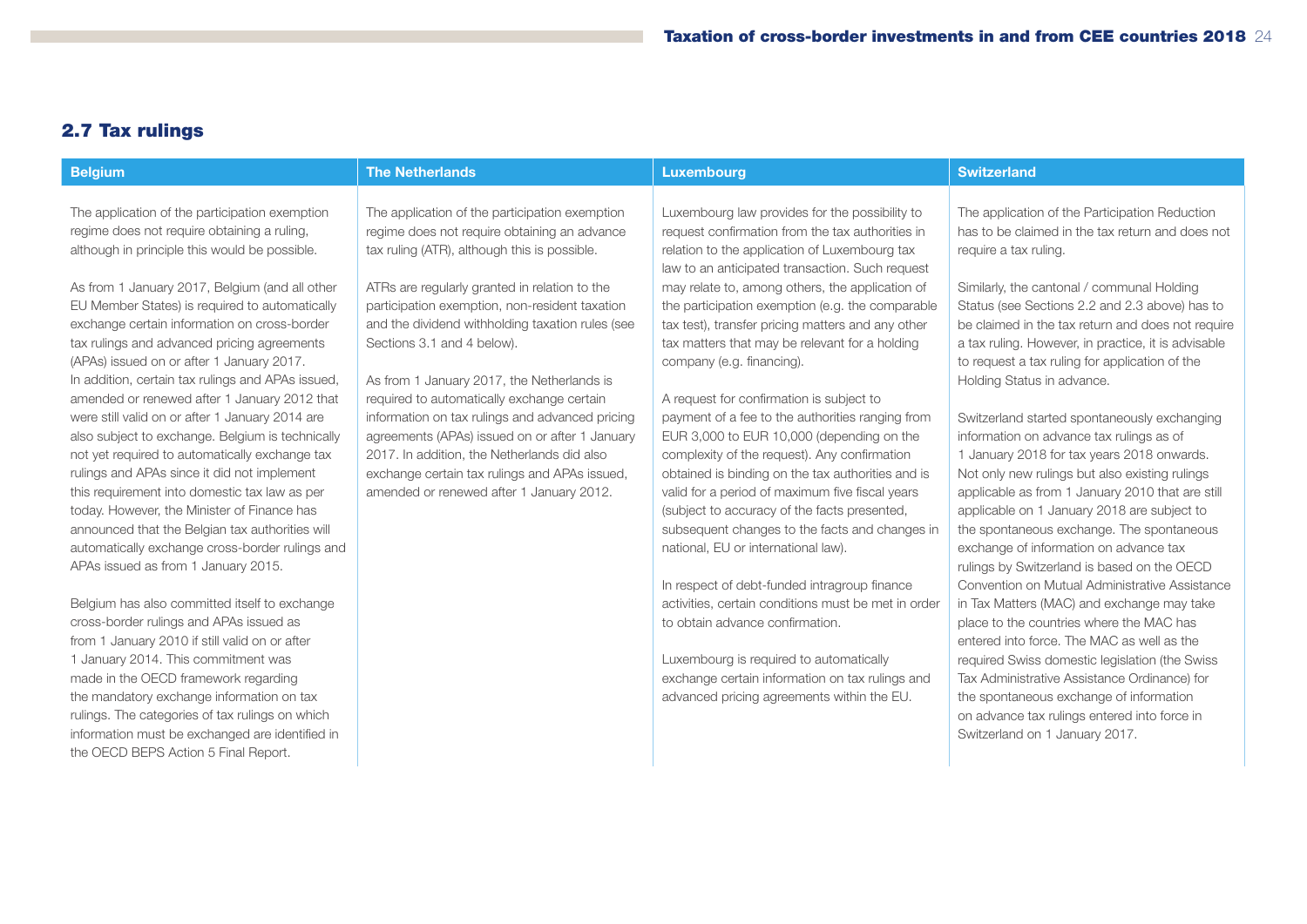## 2.7 Tax rulings

### Belgium

The application of the participation exemption regime does not require obtaining a ruling, although in principle this would be possible.

As from 1 January 2017, Belgium (and all other EU Member States) is required to automatically exchange certain information on cross-border tax rulings and advanced pricing agreements (APAs) issued on or after 1 January 2017. In addition, certain tax rulings and APAs issued, amended or renewed after 1 January 2012 that were still valid on or after 1 January 2014 are also subject to exchange. Belgium is technically not yet required to automatically exchange tax rulings and APAs since it did not implement this requirement into domestic tax law as per today. However, the Minister of Finance has announced that the Belgian tax authorities will automatically exchange cross-border rulings and APAs issued as from 1 January 2015.

Belgium has also committed itself to exchange cross-border rulings and APAs issued as from 1 January 2010 if still valid on or after 1 January 2014. This commitment was made in the OECD framework regarding the mandatory exchange information on tax rulings. The categories of tax rulings on which information must be exchanged are identified in the OECD BEPS Action 5 Final Report.

### The Netherlands

The application of the participation exemption regime does not require obtaining an advance tax ruling (ATR), although this is possible.

ATRs are regularly granted in relation to the participation exemption, non-resident taxation and the dividend withholding taxation rules (see Sections 3.1 and 4 below).

As from 1 January 2017, the Netherlands is required to automatically exchange certain information on tax rulings and advanced pricing agreements (APAs) issued on or after 1 January 2017. In addition, the Netherlands did also exchange certain tax rulings and APAs issued, amended or renewed after 1 January 2012.

### Luxembourg

Luxembourg law provides for the possibility to request confirmation from the tax authorities in relation to the application of Luxembourg tax law to an anticipated transaction. Such request may relate to, among others, the application of the participation exemption (e.g. the comparable tax test), transfer pricing matters and any other tax matters that may be relevant for a holding company (e.g. financing).

A request for confirmation is subject to payment of a fee to the authorities ranging from EUR 3,000 to EUR 10,000 (depending on the complexity of the request). Any confirmation obtained is binding on the tax authorities and is valid for a period of maximum five fiscal years (subject to accuracy of the facts presented, subsequent changes to the facts and changes in national, EU or international law).

In respect of debt-funded intragroup finance activities, certain conditions must be met in order to obtain advance confirmation.

Luxembourg is required to automatically exchange certain information on tax rulings and advanced pricing agreements within the EU.

### Switzerland

The application of the Participation Reduction has to be claimed in the tax return and does not require a tax ruling.

Similarly, the cantonal / communal Holding Status (see Sections 2.2 and 2.3 above) has to be claimed in the tax return and does not require a tax ruling. However, in practice, it is advisable to request a tax ruling for application of the Holding Status in advance.

Switzerland started spontaneously exchanging information on advance tax rulings as of 1 January 2018 for tax years 2018 onwards. Not only new rulings but also existing rulings applicable as from 1 January 2010 that are still applicable on 1 January 2018 are subject to the spontaneous exchange. The spontaneous exchange of information on advance tax rulings by Switzerland is based on the OECD Convention on Mutual Administrative Assistance in Tax Matters (MAC) and exchange may take place to the countries where the MAC has entered into force. The MAC as well as the required Swiss domestic legislation (the Swiss Tax Administrative Assistance Ordinance) for the spontaneous exchange of information on advance tax rulings entered into force in Switzerland on 1 January 2017.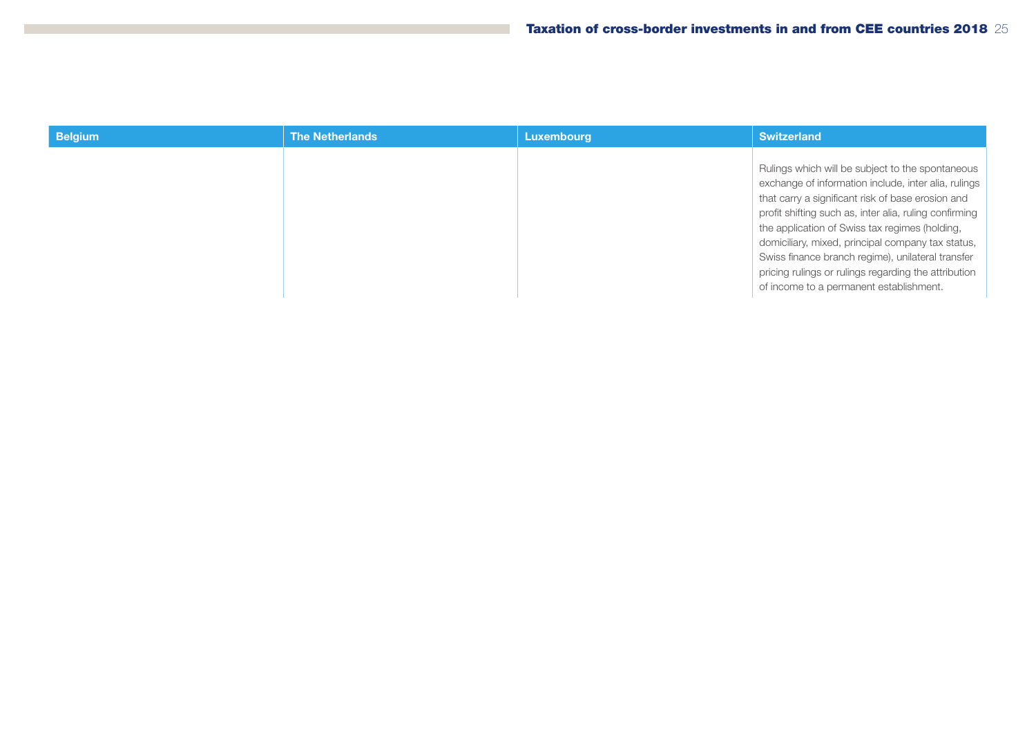| Belgium | The Netherlands | Luxembourg | Switzerland |
|---|---|---|---|
| | | | Rulings which will be subject to the spontaneous exchange of information include, inter alia, rulings that carry a significant risk of base erosion and profit shifting such as, inter alia, ruling confirming the application of Swiss tax regimes (holding, domiciliary, mixed, principal company tax status, Swiss finance branch regime), unilateral transfer pricing rulings or rulings regarding the attribution of income to a permanent establishment. |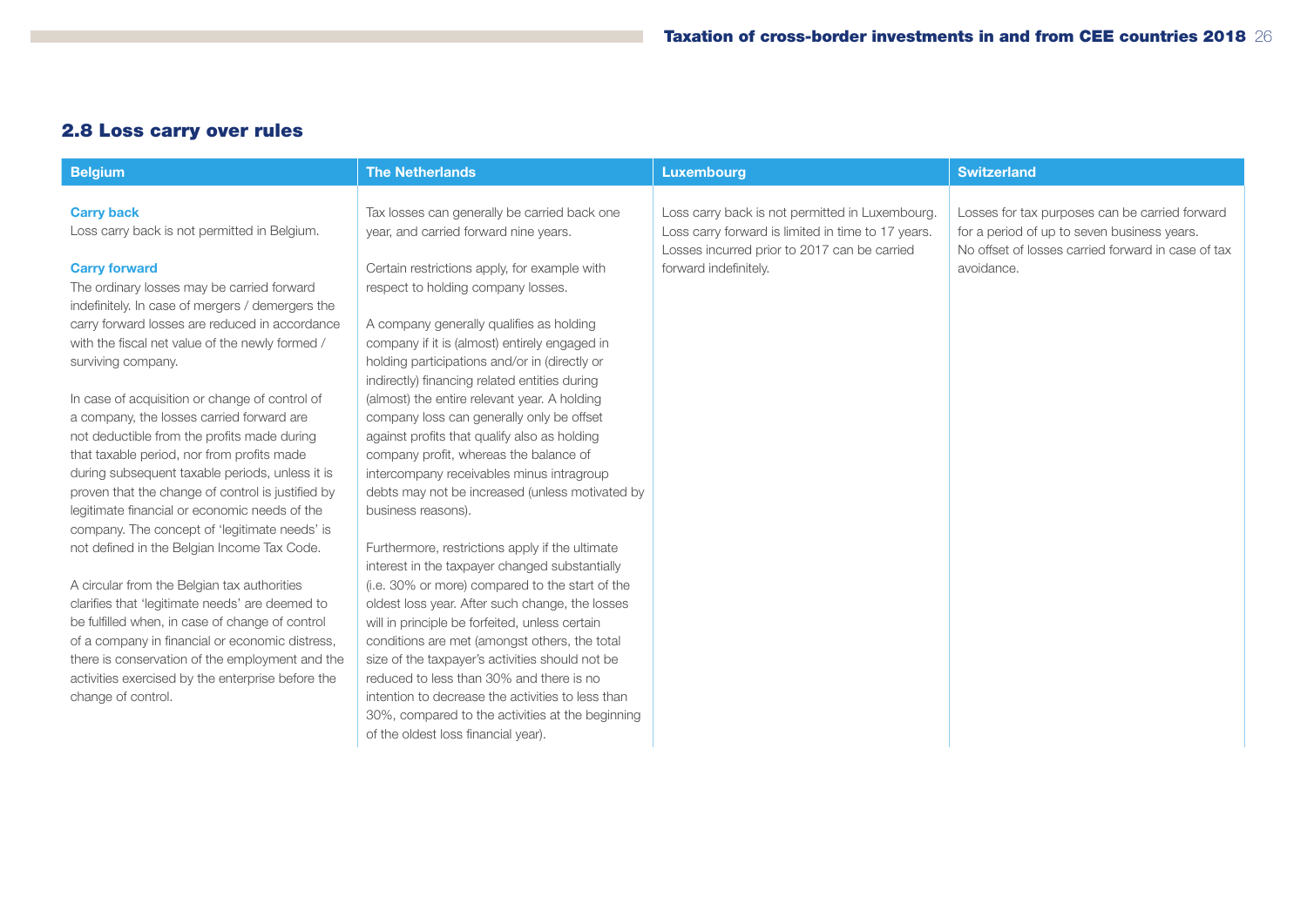## 2.8 Loss carry over rules

### Belgium

**Carry back**

Loss carry back is not permitted in Belgium.

**Carry forward**

The ordinary losses may be carried forward indefinitely. In case of mergers / demergers the carry forward losses are reduced in accordance with the fiscal net value of the newly formed / surviving company.

In case of acquisition or change of control of a company, the losses carried forward are not deductible from the profits made during that taxable period, nor from profits made during subsequent taxable periods, unless it is proven that the change of control is justified by legitimate financial or economic needs of the company. The concept of 'legitimate needs' is not defined in the Belgian Income Tax Code.

A circular from the Belgian tax authorities clarifies that 'legitimate needs' are deemed to be fulfilled when, in case of change of control of a company in financial or economic distress, there is conservation of the employment and the activities exercised by the enterprise before the change of control.

### The Netherlands

Tax losses can generally be carried back one year, and carried forward nine years.

Certain restrictions apply, for example with respect to holding company losses.

A company generally qualifies as holding company if it is (almost) entirely engaged in holding participations and/or in (directly or indirectly) financing related entities during (almost) the entire relevant year. A holding company loss can generally only be offset against profits that qualify also as holding company profit, whereas the balance of intercompany receivables minus intragroup debts may not be increased (unless motivated by business reasons).

Furthermore, restrictions apply if the ultimate interest in the taxpayer changed substantially (i.e. 30% or more) compared to the start of the oldest loss year. After such change, the losses will in principle be forfeited, unless certain conditions are met (amongst others, the total size of the taxpayer's activities should not be reduced to less than 30% and there is no intention to decrease the activities to less than 30%, compared to the activities at the beginning of the oldest loss financial year).

### Luxembourg

Loss carry back is not permitted in Luxembourg. Loss carry forward is limited in time to 17 years. Losses incurred prior to 2017 can be carried forward indefinitely.

### Switzerland

Losses for tax purposes can be carried forward for a period of up to seven business years. No offset of losses carried forward in case of tax avoidance.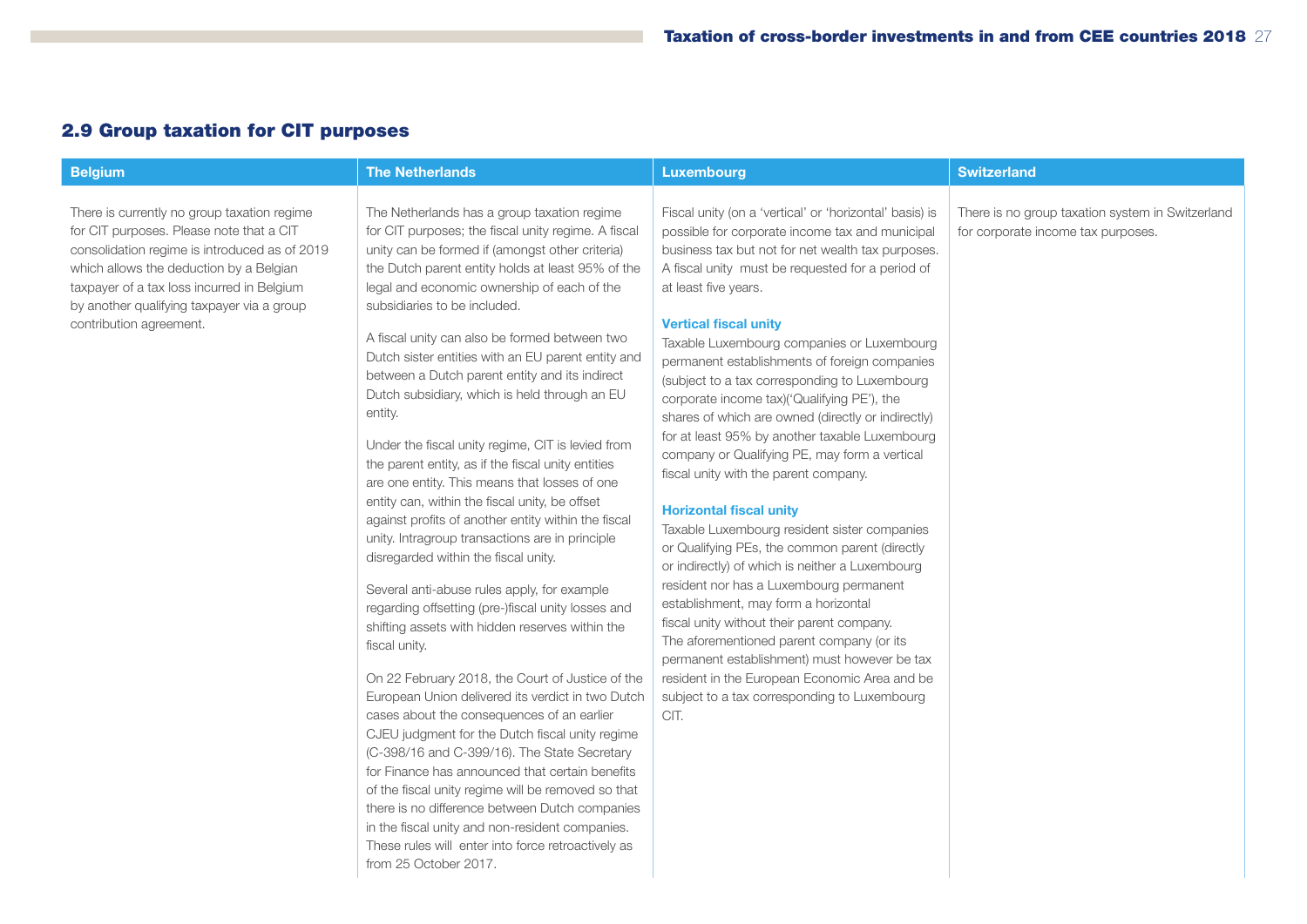## 2.9 Group taxation for CIT purposes

### Belgium

There is currently no group taxation regime for CIT purposes. Please note that a CIT consolidation regime is introduced as of 2019 which allows the deduction by a Belgian taxpayer of a tax loss incurred in Belgium by another qualifying taxpayer via a group contribution agreement.

### The Netherlands

The Netherlands has a group taxation regime for CIT purposes; the fiscal unity regime. A fiscal unity can be formed if (amongst other criteria) the Dutch parent entity holds at least 95% of the legal and economic ownership of each of the subsidiaries to be included.

A fiscal unity can also be formed between two Dutch sister entities with an EU parent entity and between a Dutch parent entity and its indirect Dutch subsidiary, which is held through an EU entity.

Under the fiscal unity regime, CIT is levied from the parent entity, as if the fiscal unity entities are one entity. This means that losses of one entity can, within the fiscal unity, be offset against profits of another entity within the fiscal unity. Intragroup transactions are in principle disregarded within the fiscal unity.

Several anti-abuse rules apply, for example regarding offsetting (pre-)fiscal unity losses and shifting assets with hidden reserves within the fiscal unity.

On 22 February 2018, the Court of Justice of the European Union delivered its verdict in two Dutch cases about the consequences of an earlier CJEU judgment for the Dutch fiscal unity regime (C-398/16 and C-399/16). The State Secretary for Finance has announced that certain benefits of the fiscal unity regime will be removed so that there is no difference between Dutch companies in the fiscal unity and non-resident companies. These rules will enter into force retroactively as from 25 October 2017.

### Luxembourg

Fiscal unity (on a 'vertical' or 'horizontal' basis) is possible for corporate income tax and municipal business tax but not for net wealth tax purposes. A fiscal unity must be requested for a period of at least five years.

**Vertical fiscal unity**

Taxable Luxembourg companies or Luxembourg permanent establishments of foreign companies (subject to a tax corresponding to Luxembourg corporate income tax)('Qualifying PE'), the shares of which are owned (directly or indirectly) for at least 95% by another taxable Luxembourg company or Qualifying PE, may form a vertical fiscal unity with the parent company.

**Horizontal fiscal unity**

Taxable Luxembourg resident sister companies or Qualifying PEs, the common parent (directly or indirectly) of which is neither a Luxembourg resident nor has a Luxembourg permanent establishment, may form a horizontal fiscal unity without their parent company. The aforementioned parent company (or its permanent establishment) must however be tax resident in the European Economic Area and be subject to a tax corresponding to Luxembourg CIT.

### Switzerland

There is no group taxation system in Switzerland for corporate income tax purposes.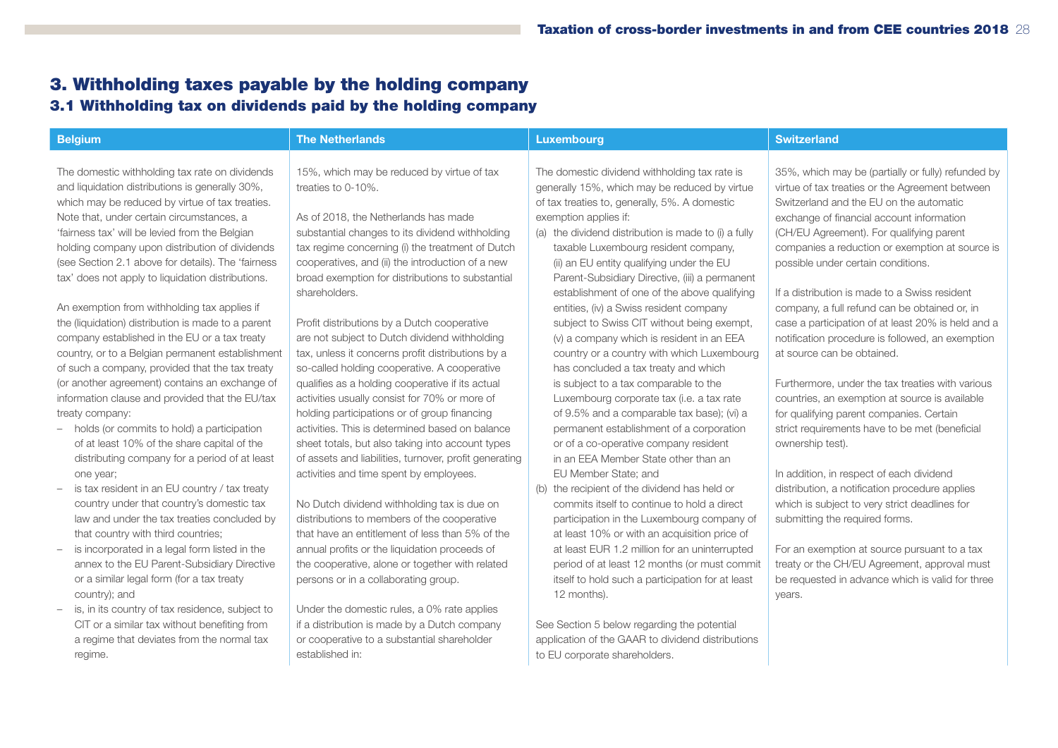# 3. Withholding taxes payable by the holding company

## 3.1 Withholding tax on dividends paid by the holding company

### Belgium

The domestic withholding tax rate on dividends and liquidation distributions is generally 30%, which may be reduced by virtue of tax treaties. Note that, under certain circumstances, a 'fairness tax' will be levied from the Belgian holding company upon distribution of dividends (see Section 2.1 above for details). The 'fairness tax' does not apply to liquidation distributions.

An exemption from withholding tax applies if the (liquidation) distribution is made to a parent company established in the EU or a tax treaty country, or to a Belgian permanent establishment of such a company, provided that the tax treaty (or another agreement) contains an exchange of information clause and provided that the EU/tax treaty company:

- holds (or commits to hold) a participation of at least 10% of the share capital of the distributing company for a period of at least one year;
- is tax resident in an EU country / tax treaty country under that country's domestic tax law and under the tax treaties concluded by that country with third countries;
- is incorporated in a legal form listed in the annex to the EU Parent-Subsidiary Directive or a similar legal form (for a tax treaty country); and
- is, in its country of tax residence, subject to CIT or a similar tax without benefiting from a regime that deviates from the normal tax regime.

### The Netherlands

15%, which may be reduced by virtue of tax treaties to 0-10%.

As of 2018, the Netherlands has made substantial changes to its dividend withholding tax regime concerning (i) the treatment of Dutch cooperatives, and (ii) the introduction of a new broad exemption for distributions to substantial shareholders.

Profit distributions by a Dutch cooperative are not subject to Dutch dividend withholding tax, unless it concerns profit distributions by a so-called holding cooperative. A cooperative qualifies as a holding cooperative if its actual activities usually consist for 70% or more of holding participations or of group financing activities. This is determined based on balance sheet totals, but also taking into account types of assets and liabilities, turnover, profit generating activities and time spent by employees.

No Dutch dividend withholding tax is due on distributions to members of the cooperative that have an entitlement of less than 5% of the annual profits or the liquidation proceeds of the cooperative, alone or together with related persons or in a collaborating group.

Under the domestic rules, a 0% rate applies if a distribution is made by a Dutch company or cooperative to a substantial shareholder established in:

### Luxembourg

The domestic dividend withholding tax rate is generally 15%, which may be reduced by virtue of tax treaties to, generally, 5%. A domestic exemption applies if:

(a) the dividend distribution is made to (i) a fully taxable Luxembourg resident company, (ii) an EU entity qualifying under the EU Parent-Subsidiary Directive, (iii) a permanent establishment of one of the above qualifying entities, (iv) a Swiss resident company subject to Swiss CIT without being exempt, (v) a company which is resident in an EEA country or a country with which Luxembourg has concluded a tax treaty and which is subject to a tax comparable to the Luxembourg corporate tax (i.e. a tax rate of 9.5% and a comparable tax base); (vi) a permanent establishment of a corporation or of a co-operative company resident in an EEA Member State other than an EU Member State; and

(b) the recipient of the dividend has held or commits itself to continue to hold a direct participation in the Luxembourg company of at least 10% or with an acquisition price of at least EUR 1.2 million for an uninterrupted period of at least 12 months (or must commit itself to hold such a participation for at least 12 months).

See Section 5 below regarding the potential application of the GAAR to dividend distributions to EU corporate shareholders.

### Switzerland

35%, which may be (partially or fully) refunded by virtue of tax treaties or the Agreement between Switzerland and the EU on the automatic exchange of financial account information (CH/EU Agreement). For qualifying parent companies a reduction or exemption at source is possible under certain conditions.

If a distribution is made to a Swiss resident company, a full refund can be obtained or, in case a participation of at least 20% is held and a notification procedure is followed, an exemption at source can be obtained.

Furthermore, under the tax treaties with various countries, an exemption at source is available for qualifying parent companies. Certain strict requirements have to be met (beneficial ownership test).

In addition, in respect of each dividend distribution, a notification procedure applies which is subject to very strict deadlines for submitting the required forms.

For an exemption at source pursuant to a tax treaty or the CH/EU Agreement, approval must be requested in advance which is valid for three years.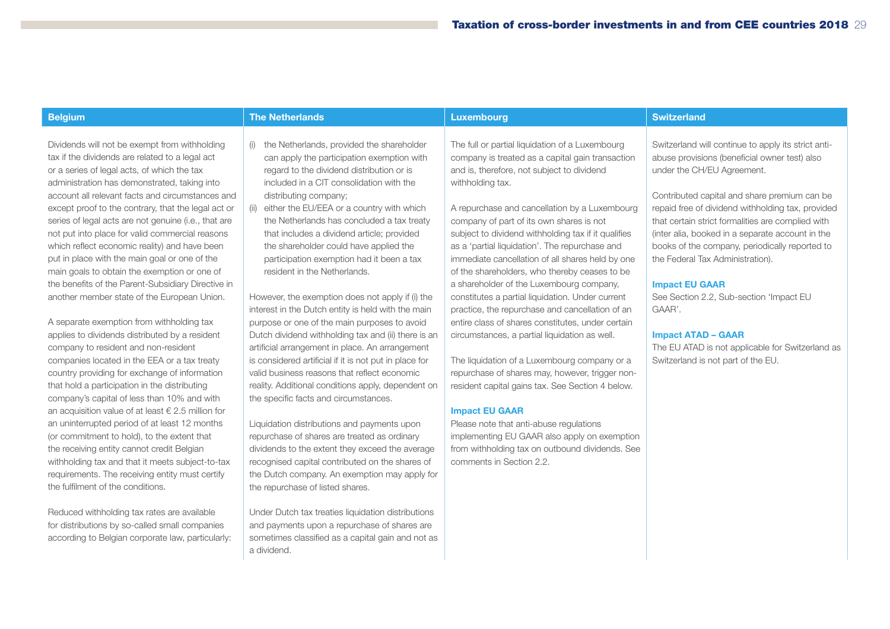## Belgium

Dividends will not be exempt from withholding tax if the dividends are related to a legal act or a series of legal acts, of which the tax administration has demonstrated, taking into account all relevant facts and circumstances and except proof to the contrary, that the legal act or series of legal acts are not genuine (i.e., that are not put into place for valid commercial reasons which reflect economic reality) and have been put in place with the main goal or one of the main goals to obtain the exemption or one of the benefits of the Parent-Subsidiary Directive in another member state of the European Union.

A separate exemption from withholding tax applies to dividends distributed by a resident company to resident and non-resident companies located in the EEA or a tax treaty country providing for exchange of information that hold a participation in the distributing company's capital of less than 10% and with an acquisition value of at least € 2.5 million for an uninterrupted period of at least 12 months (or commitment to hold), to the extent that the receiving entity cannot credit Belgian withholding tax and that it meets subject-to-tax requirements. The receiving entity must certify the fulfilment of the conditions.

Reduced withholding tax rates are available for distributions by so-called small companies according to Belgian corporate law, particularly:

## The Netherlands

(i) the Netherlands, provided the shareholder can apply the participation exemption with regard to the dividend distribution or is included in a CIT consolidation with the distributing company;

(ii) either the EU/EEA or a country with which the Netherlands has concluded a tax treaty that includes a dividend article; provided the shareholder could have applied the participation exemption had it been a tax resident in the Netherlands.

However, the exemption does not apply if (i) the interest in the Dutch entity is held with the main purpose or one of the main purposes to avoid Dutch dividend withholding tax and (ii) there is an artificial arrangement in place. An arrangement is considered artificial if it is not put in place for valid business reasons that reflect economic reality. Additional conditions apply, dependent on the specific facts and circumstances.

Liquidation distributions and payments upon repurchase of shares are treated as ordinary dividends to the extent they exceed the average recognised capital contributed on the shares of the Dutch company. An exemption may apply for the repurchase of listed shares.

Under Dutch tax treaties liquidation distributions and payments upon a repurchase of shares are sometimes classified as a capital gain and not as a dividend.

## Luxembourg

The full or partial liquidation of a Luxembourg company is treated as a capital gain transaction and is, therefore, not subject to dividend withholding tax.

A repurchase and cancellation by a Luxembourg company of part of its own shares is not subject to dividend withholding tax if it qualifies as a 'partial liquidation'. The repurchase and immediate cancellation of all shares held by one of the shareholders, who thereby ceases to be a shareholder of the Luxembourg company, constitutes a partial liquidation. Under current practice, the repurchase and cancellation of an entire class of shares constitutes, under certain circumstances, a partial liquidation as well.

The liquidation of a Luxembourg company or a repurchase of shares may, however, trigger non-resident capital gains tax. See Section 4 below.

### Impact EU GAAR

Please note that anti-abuse regulations implementing EU GAAR also apply on exemption from withholding tax on outbound dividends. See comments in Section 2.2.

## Switzerland

Switzerland will continue to apply its strict anti-abuse provisions (beneficial owner test) also under the CH/EU Agreement.

Contributed capital and share premium can be repaid free of dividend withholding tax, provided that certain strict formalities are complied with (inter alia, booked in a separate account in the books of the company, periodically reported to the Federal Tax Administration).

### Impact EU GAAR

See Section 2.2, Sub-section 'Impact EU GAAR'.

### Impact ATAD – GAAR

The EU ATAD is not applicable for Switzerland as Switzerland is not part of the EU.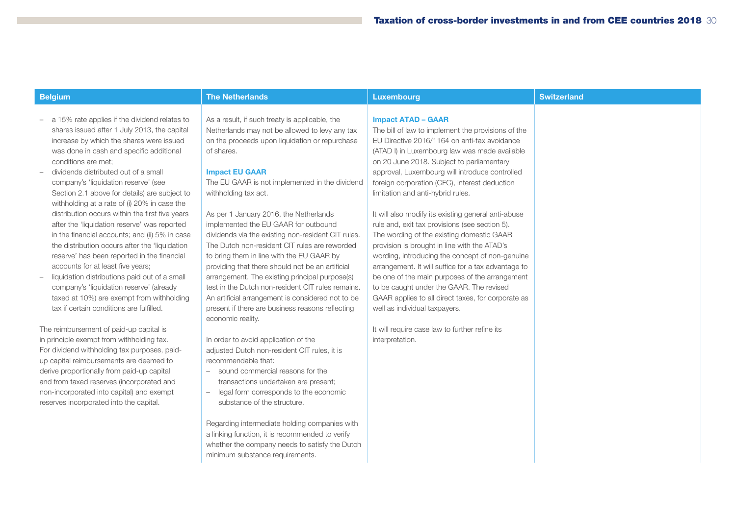## Belgium

- a 15% rate applies if the dividend relates to shares issued after 1 July 2013, the capital increase by which the shares were issued was done in cash and specific additional conditions are met;
- dividends distributed out of a small company's 'liquidation reserve' (see Section 2.1 above for details) are subject to withholding at a rate of (i) 20% in case the distribution occurs within the first five years after the 'liquidation reserve' was reported in the financial accounts; and (ii) 5% in case the distribution occurs after the 'liquidation reserve' has been reported in the financial accounts for at least five years;
- liquidation distributions paid out of a small company's 'liquidation reserve' (already taxed at 10%) are exempt from withholding tax if certain conditions are fulfilled.

The reimbursement of paid-up capital is in principle exempt from withholding tax. For dividend withholding tax purposes, paid-up capital reimbursements are deemed to derive proportionally from paid-up capital and from taxed reserves (incorporated and non-incorporated into capital) and exempt reserves incorporated into the capital.

## The Netherlands

As a result, if such treaty is applicable, the Netherlands may not be allowed to levy any tax on the proceeds upon liquidation or repurchase of shares.

### Impact EU GAAR

The EU GAAR is not implemented in the dividend withholding tax act.

As per 1 January 2016, the Netherlands implemented the EU GAAR for outbound dividends via the existing non-resident CIT rules. The Dutch non-resident CIT rules are reworded to bring them in line with the EU GAAR by providing that there should not be an artificial arrangement. The existing principal purpose(s) test in the Dutch non-resident CIT rules remains. An artificial arrangement is considered not to be present if there are business reasons reflecting economic reality.

In order to avoid application of the adjusted Dutch non-resident CIT rules, it is recommendable that:

- sound commercial reasons for the transactions undertaken are present;
- legal form corresponds to the economic substance of the structure.

Regarding intermediate holding companies with a linking function, it is recommended to verify whether the company needs to satisfy the Dutch minimum substance requirements.

## Luxembourg

### Impact ATAD – GAAR

The bill of law to implement the provisions of the EU Directive 2016/1164 on anti-tax avoidance (ATAD I) in Luxembourg law was made available on 20 June 2018. Subject to parliamentary approval, Luxembourg will introduce controlled foreign corporation (CFC), interest deduction limitation and anti-hybrid rules.

It will also modify its existing general anti-abuse rule and, exit tax provisions (see section 5). The wording of the existing domestic GAAR provision is brought in line with the ATAD's wording, introducing the concept of non-genuine arrangement. It will suffice for a tax advantage to be one of the main purposes of the arrangement to be caught under the GAAR. The revised GAAR applies to all direct taxes, for corporate as well as individual taxpayers.

It will require case law to further refine its interpretation.

## Switzerland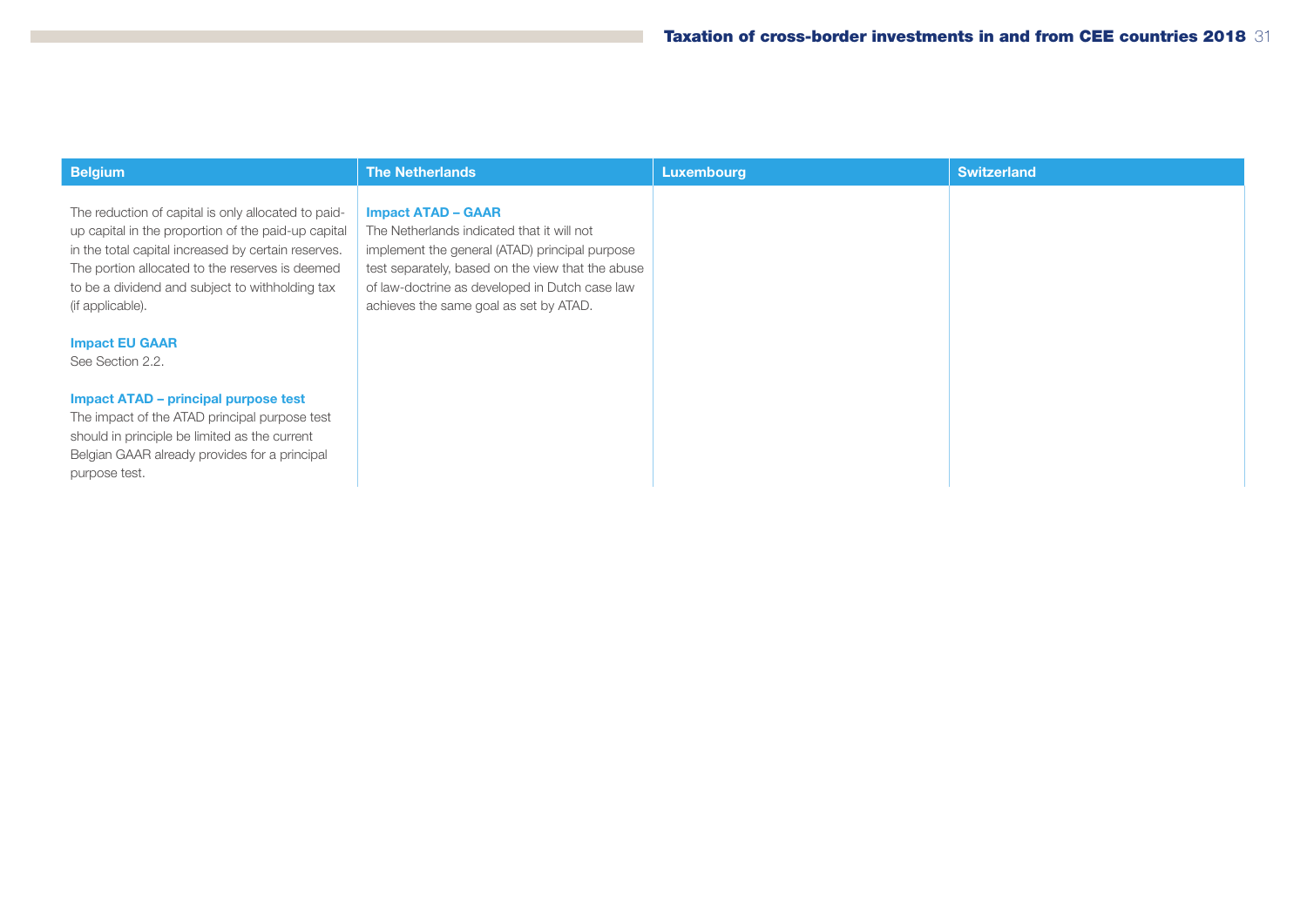| Belgium | The Netherlands | Luxembourg | Switzerland |
|---|---|---|---|
| The reduction of capital is only allocated to paid-up capital in the proportion of the paid-up capital in the total capital increased by certain reserves. The portion allocated to the reserves is deemed to be a dividend and subject to withholding tax (if applicable).<br><br>**Impact EU GAAR**<br>See Section 2.2.<br><br>**Impact ATAD – principal purpose test**<br>The impact of the ATAD principal purpose test should in principle be limited as the current Belgian GAAR already provides for a principal purpose test. | **Impact ATAD – GAAR**<br>The Netherlands indicated that it will not implement the general (ATAD) principal purpose test separately, based on the view that the abuse of law-doctrine as developed in Dutch case law achieves the same goal as set by ATAD. | | |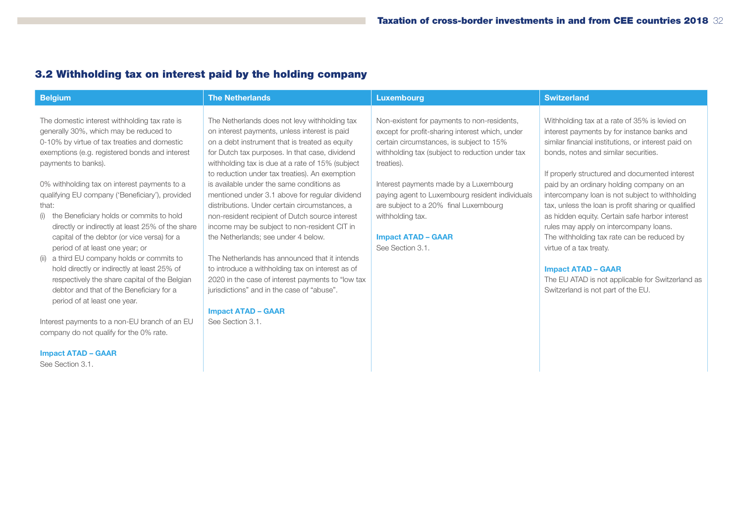## 3.2 Withholding tax on interest paid by the holding company

### Belgium

The domestic interest withholding tax rate is generally 30%, which may be reduced to 0-10% by virtue of tax treaties and domestic exemptions (e.g. registered bonds and interest payments to banks).

0% withholding tax on interest payments to a qualifying EU company ('Beneficiary'), provided that:

(i) the Beneficiary holds or commits to hold directly or indirectly at least 25% of the share capital of the debtor (or vice versa) for a period of at least one year; or
(ii) a third EU company holds or commits to hold directly or indirectly at least 25% of respectively the share capital of the Belgian debtor and that of the Beneficiary for a period of at least one year.

Interest payments to a non-EU branch of an EU company do not qualify for the 0% rate.

**Impact ATAD – GAAR**
See Section 3.1.

### The Netherlands

The Netherlands does not levy withholding tax on interest payments, unless interest is paid on a debt instrument that is treated as equity for Dutch tax purposes. In that case, dividend withholding tax is due at a rate of 15% (subject to reduction under tax treaties). An exemption is available under the same conditions as mentioned under 3.1 above for regular dividend distributions. Under certain circumstances, a non-resident recipient of Dutch source interest income may be subject to non-resident CIT in the Netherlands; see under 4 below.

The Netherlands has announced that it intends to introduce a withholding tax on interest as of 2020 in the case of interest payments to "low tax jurisdictions" and in the case of "abuse".

**Impact ATAD – GAAR**
See Section 3.1.

### Luxembourg

Non-existent for payments to non-residents, except for profit-sharing interest which, under certain circumstances, is subject to 15% withholding tax (subject to reduction under tax treaties).

Interest payments made by a Luxembourg paying agent to Luxembourg resident individuals are subject to a 20% final Luxembourg withholding tax.

**Impact ATAD – GAAR**
See Section 3.1.

### Switzerland

Withholding tax at a rate of 35% is levied on interest payments by for instance banks and similar financial institutions, or interest paid on bonds, notes and similar securities.

If properly structured and documented interest paid by an ordinary holding company on an intercompany loan is not subject to withholding tax, unless the loan is profit sharing or qualified as hidden equity. Certain safe harbor interest rules may apply on intercompany loans. The withholding tax rate can be reduced by virtue of a tax treaty.

**Impact ATAD – GAAR**
The EU ATAD is not applicable for Switzerland as Switzerland is not part of the EU.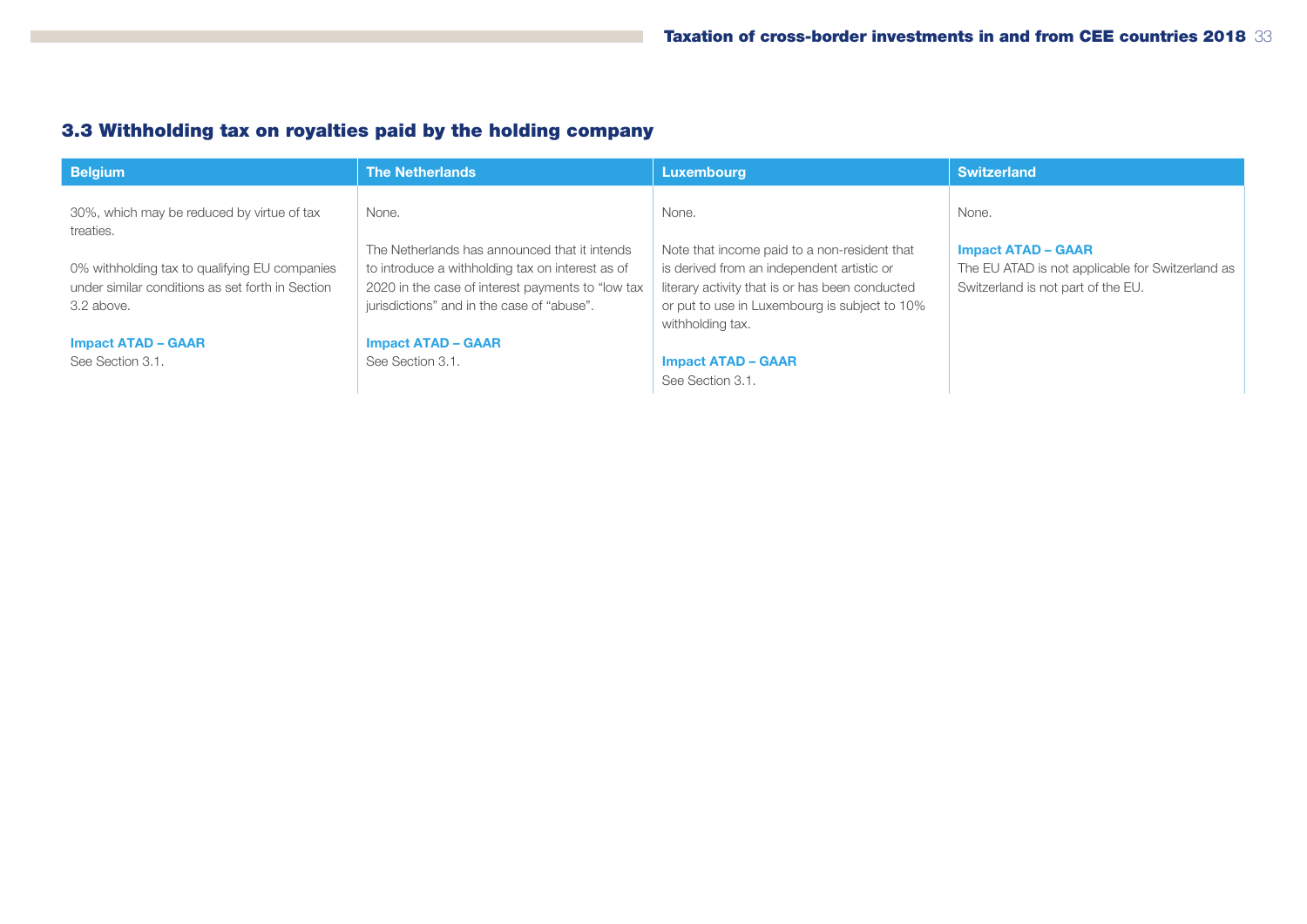## 3.3 Withholding tax on royalties paid by the holding company

| Belgium | The Netherlands | Luxembourg | Switzerland |
|---|---|---|---|
| 30%, which may be reduced by virtue of tax treaties.<br><br>0% withholding tax to qualifying EU companies under similar conditions as set forth in Section 3.2 above.<br><br>**Impact ATAD – GAAR**<br>See Section 3.1. | None.<br><br>The Netherlands has announced that it intends to introduce a withholding tax on interest as of 2020 in the case of interest payments to "low tax jurisdictions" and in the case of "abuse".<br><br>**Impact ATAD – GAAR**<br>See Section 3.1. | None.<br><br>Note that income paid to a non-resident that is derived from an independent artistic or literary activity that is or has been conducted or put to use in Luxembourg is subject to 10% withholding tax.<br><br>**Impact ATAD – GAAR**<br>See Section 3.1. | None.<br><br>**Impact ATAD – GAAR**<br>The EU ATAD is not applicable for Switzerland as Switzerland is not part of the EU. |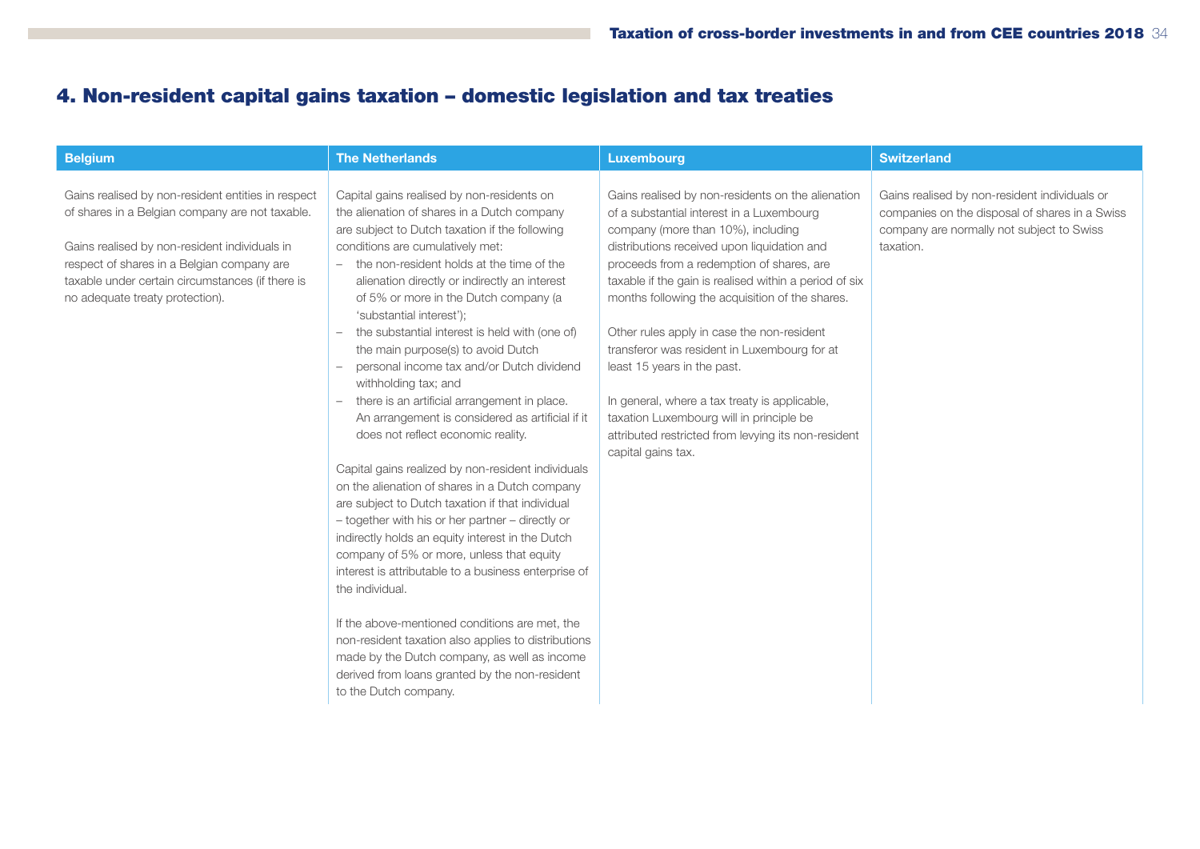# 4. Non-resident capital gains taxation – domestic legislation and tax treaties

| Belgium | The Netherlands | Luxembourg | Switzerland |
|---|---|---|---|
| Gains realised by non-resident entities in respect of shares in a Belgian company are not taxable.<br><br>Gains realised by non-resident individuals in respect of shares in a Belgian company are taxable under certain circumstances (if there is no adequate treaty protection). | Capital gains realised by non-residents on the alienation of shares in a Dutch company are subject to Dutch taxation if the following conditions are cumulatively met:<br>– the non-resident holds at the time of the alienation directly or indirectly an interest of 5% or more in the Dutch company (a 'substantial interest');<br>– the substantial interest is held with (one of) the main purpose(s) to avoid Dutch<br>– personal income tax and/or Dutch dividend withholding tax; and<br>– there is an artificial arrangement in place. An arrangement is considered as artificial if it does not reflect economic reality.<br><br>Capital gains realized by non-resident individuals on the alienation of shares in a Dutch company are subject to Dutch taxation if that individual – together with his or her partner – directly or indirectly holds an equity interest in the Dutch company of 5% or more, unless that equity interest is attributable to a business enterprise of the individual.<br><br>If the above-mentioned conditions are met, the non-resident taxation also applies to distributions made by the Dutch company, as well as income derived from loans granted by the non-resident to the Dutch company. | Gains realised by non-residents on the alienation of a substantial interest in a Luxembourg company (more than 10%), including distributions received upon liquidation and proceeds from a redemption of shares, are taxable if the gain is realised within a period of six months following the acquisition of the shares.<br><br>Other rules apply in case the non-resident transferor was resident in Luxembourg for at least 15 years in the past.<br><br>In general, where a tax treaty is applicable, taxation Luxembourg will in principle be attributed restricted from levying its non-resident capital gains tax. | Gains realised by non-resident individuals or companies on the disposal of shares in a Swiss company are normally not subject to Swiss taxation. |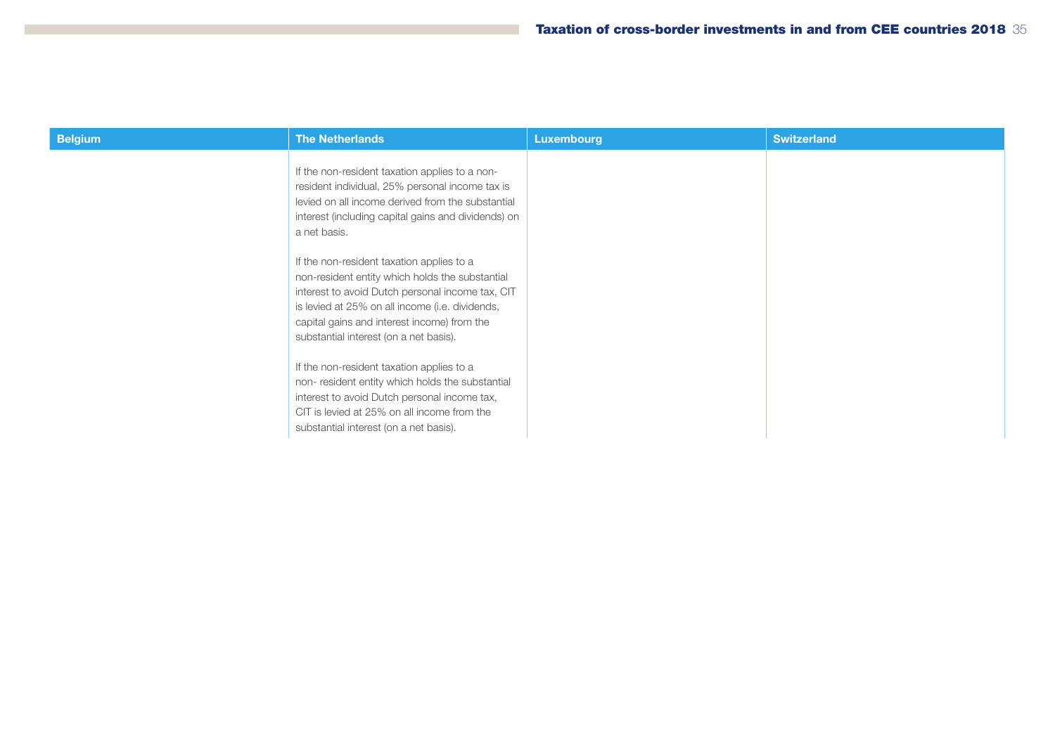| Belgium | The Netherlands | Luxembourg | Switzerland |
|---|---|---|---|
| | If the non-resident taxation applies to a non-resident individual, 25% personal income tax is levied on all income derived from the substantial interest (including capital gains and dividends) on a net basis.<br><br>If the non-resident taxation applies to a non-resident entity which holds the substantial interest to avoid Dutch personal income tax, CIT is levied at 25% on all income (i.e. dividends, capital gains and interest income) from the substantial interest (on a net basis).<br><br>If the non-resident taxation applies to a non- resident entity which holds the substantial interest to avoid Dutch personal income tax, CIT is levied at 25% on all income from the substantial interest (on a net basis). | | |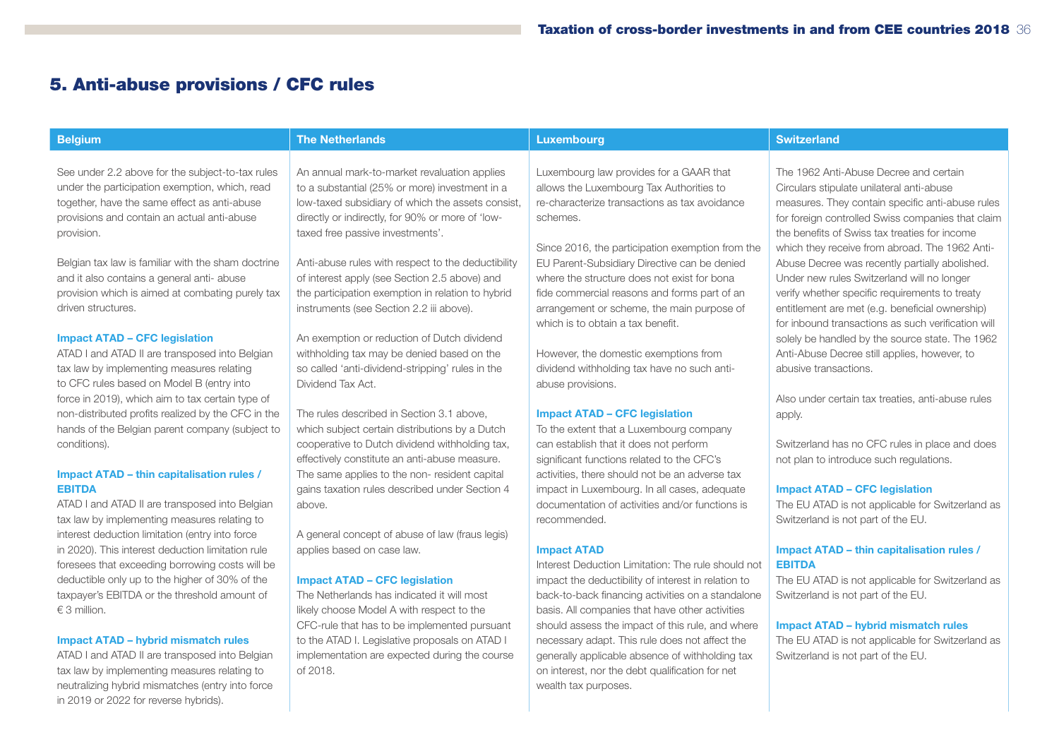# 5. Anti-abuse provisions / CFC rules

## Belgium

See under 2.2 above for the subject-to-tax rules under the participation exemption, which, read together, have the same effect as anti-abuse provisions and contain an actual anti-abuse provision.

Belgian tax law is familiar with the sham doctrine and it also contains a general anti- abuse provision which is aimed at combating purely tax driven structures.

**Impact ATAD – CFC legislation**

ATAD I and ATAD II are transposed into Belgian tax law by implementing measures relating to CFC rules based on Model B (entry into force in 2019), which aim to tax certain type of non-distributed profits realized by the CFC in the hands of the Belgian parent company (subject to conditions).

**Impact ATAD – thin capitalisation rules / EBITDA**

ATAD I and ATAD II are transposed into Belgian tax law by implementing measures relating to interest deduction limitation (entry into force in 2020). This interest deduction limitation rule foresees that exceeding borrowing costs will be deductible only up to the higher of 30% of the taxpayer's EBITDA or the threshold amount of € 3 million.

**Impact ATAD – hybrid mismatch rules**

ATAD I and ATAD II are transposed into Belgian tax law by implementing measures relating to neutralizing hybrid mismatches (entry into force in 2019 or 2022 for reverse hybrids).

## The Netherlands

An annual mark-to-market revaluation applies to a substantial (25% or more) investment in a low-taxed subsidiary of which the assets consist, directly or indirectly, for 90% or more of 'low-taxed free passive investments'.

Anti-abuse rules with respect to the deductibility of interest apply (see Section 2.5 above) and the participation exemption in relation to hybrid instruments (see Section 2.2 iii above).

An exemption or reduction of Dutch dividend withholding tax may be denied based on the so called 'anti-dividend-stripping' rules in the Dividend Tax Act.

The rules described in Section 3.1 above, which subject certain distributions by a Dutch cooperative to Dutch dividend withholding tax, effectively constitute an anti-abuse measure. The same applies to the non- resident capital gains taxation rules described under Section 4 above.

A general concept of abuse of law (fraus legis) applies based on case law.

**Impact ATAD – CFC legislation**

The Netherlands has indicated it will most likely choose Model A with respect to the CFC-rule that has to be implemented pursuant to the ATAD I. Legislative proposals on ATAD I implementation are expected during the course of 2018.

## Luxembourg

Luxembourg law provides for a GAAR that allows the Luxembourg Tax Authorities to re-characterize transactions as tax avoidance schemes.

Since 2016, the participation exemption from the EU Parent-Subsidiary Directive can be denied where the structure does not exist for bona fide commercial reasons and forms part of an arrangement or scheme, the main purpose of which is to obtain a tax benefit.

However, the domestic exemptions from dividend withholding tax have no such anti-abuse provisions.

**Impact ATAD – CFC legislation**

To the extent that a Luxembourg company can establish that it does not perform significant functions related to the CFC's activities, there should not be an adverse tax impact in Luxembourg. In all cases, adequate documentation of activities and/or functions is recommended.

**Impact ATAD**

Interest Deduction Limitation: The rule should not impact the deductibility of interest in relation to back-to-back financing activities on a standalone basis. All companies that have other activities should assess the impact of this rule, and where necessary adapt. This rule does not affect the generally applicable absence of withholding tax on interest, nor the debt qualification for net wealth tax purposes.

## Switzerland

The 1962 Anti-Abuse Decree and certain Circulars stipulate unilateral anti-abuse measures. They contain specific anti-abuse rules for foreign controlled Swiss companies that claim the benefits of Swiss tax treaties for income which they receive from abroad. The 1962 Anti-Abuse Decree was recently partially abolished. Under new rules Switzerland will no longer verify whether specific requirements to treaty entitlement are met (e.g. beneficial ownership) for inbound transactions as such verification will solely be handled by the source state. The 1962 Anti-Abuse Decree still applies, however, to abusive transactions.

Also under certain tax treaties, anti-abuse rules apply.

Switzerland has no CFC rules in place and does not plan to introduce such regulations.

**Impact ATAD – CFC legislation**

The EU ATAD is not applicable for Switzerland as Switzerland is not part of the EU.

**Impact ATAD – thin capitalisation rules / EBITDA**

The EU ATAD is not applicable for Switzerland as Switzerland is not part of the EU.

**Impact ATAD – hybrid mismatch rules**

The EU ATAD is not applicable for Switzerland as Switzerland is not part of the EU.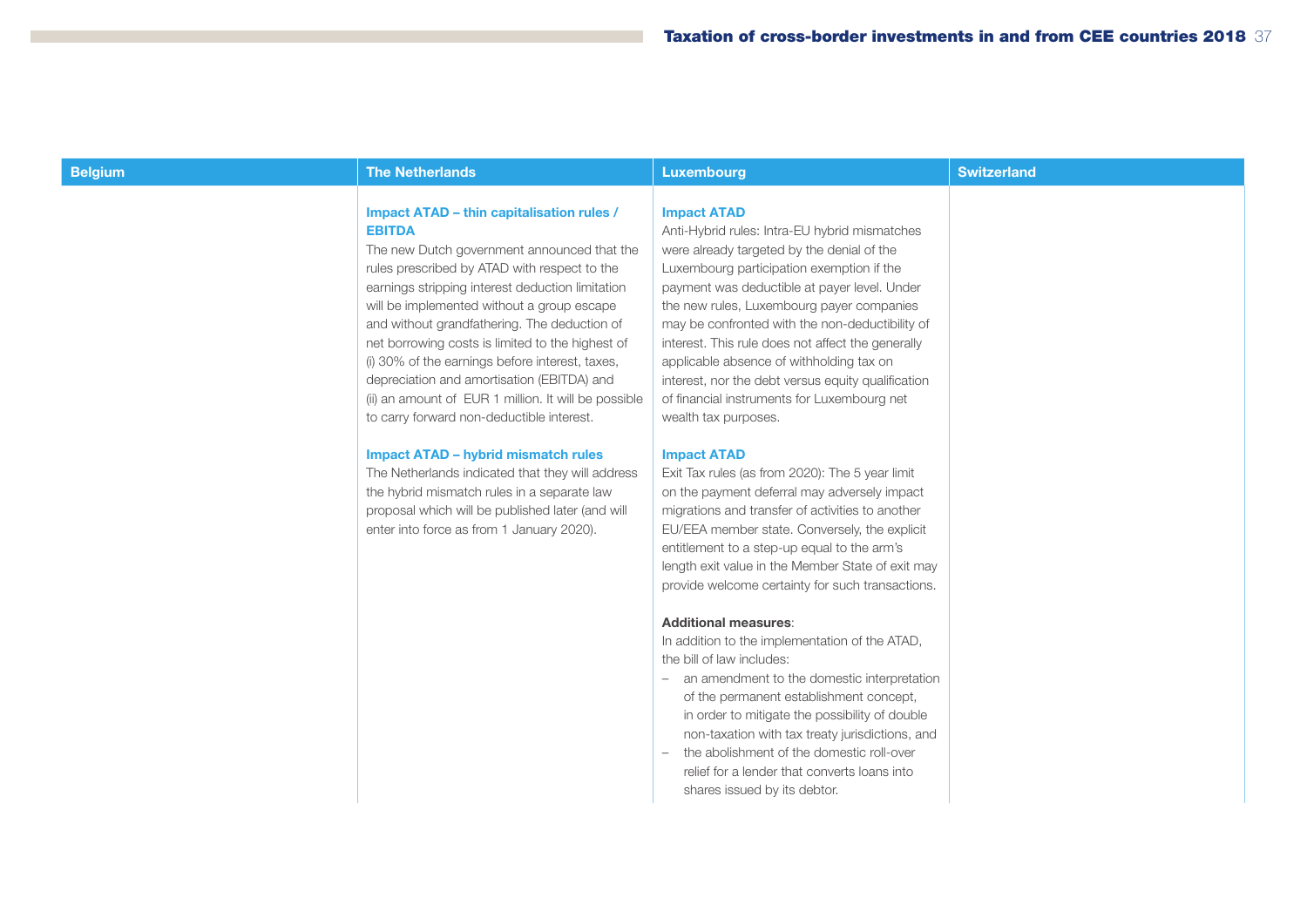| Belgium | The Netherlands | Luxembourg | Switzerland |
|---|---|---|---|
| | **Impact ATAD – thin capitalisation rules / EBITDA**<br>The new Dutch government announced that the rules prescribed by ATAD with respect to the earnings stripping interest deduction limitation will be implemented without a group escape and without grandfathering. The deduction of net borrowing costs is limited to the highest of (i) 30% of the earnings before interest, taxes, depreciation and amortisation (EBITDA) and (ii) an amount of EUR 1 million. It will be possible to carry forward non-deductible interest.<br><br>**Impact ATAD – hybrid mismatch rules**<br>The Netherlands indicated that they will address the hybrid mismatch rules in a separate law proposal which will be published later (and will enter into force as from 1 January 2020). | **Impact ATAD**<br>Anti-Hybrid rules: Intra-EU hybrid mismatches were already targeted by the denial of the Luxembourg participation exemption if the payment was deductible at payer level. Under the new rules, Luxembourg payer companies may be confronted with the non-deductibility of interest. This rule does not affect the generally applicable absence of withholding tax on interest, nor the debt versus equity qualification of financial instruments for Luxembourg net wealth tax purposes.<br><br>**Impact ATAD**<br>Exit Tax rules (as from 2020): The 5 year limit on the payment deferral may adversely impact migrations and transfer of activities to another EU/EEA member state. Conversely, the explicit entitlement to a step-up equal to the arm's length exit value in the Member State of exit may provide welcome certainty for such transactions.<br><br>**Additional measures**:<br>In addition to the implementation of the ATAD, the bill of law includes:<br>– an amendment to the domestic interpretation of the permanent establishment concept, in order to mitigate the possibility of double non-taxation with tax treaty jurisdictions, and<br>– the abolishment of the domestic roll-over relief for a lender that converts loans into shares issued by its debtor. | |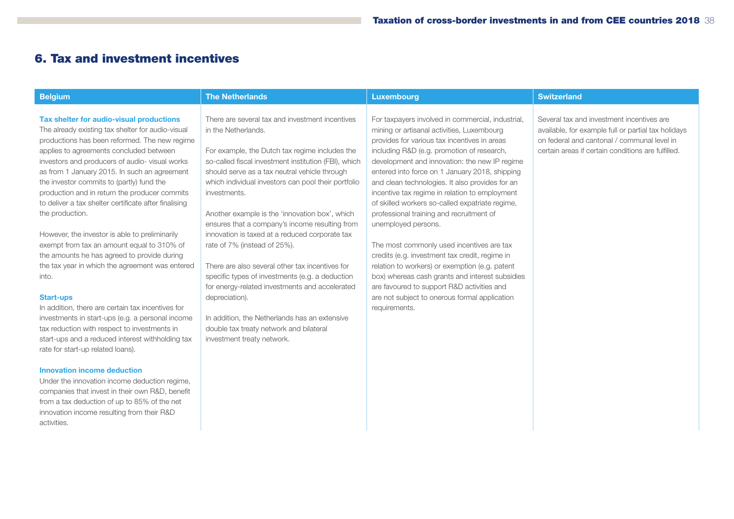## 6. Tax and investment incentives

### Belgium

#### Tax shelter for audio-visual productions

The already existing tax shelter for audio-visual productions has been reformed. The new regime applies to agreements concluded between investors and producers of audio- visual works as from 1 January 2015. In such an agreement the investor commits to (partly) fund the production and in return the producer commits to deliver a tax shelter certificate after finalising the production.

However, the investor is able to preliminarily exempt from tax an amount equal to 310% of the amounts he has agreed to provide during the tax year in which the agreement was entered into.

#### Start-ups

In addition, there are certain tax incentives for investments in start-ups (e.g. a personal income tax reduction with respect to investments in start-ups and a reduced interest withholding tax rate for start-up related loans).

#### Innovation income deduction

Under the innovation income deduction regime, companies that invest in their own R&D, benefit from a tax deduction of up to 85% of the net innovation income resulting from their R&D activities.

### The Netherlands

There are several tax and investment incentives in the Netherlands.

For example, the Dutch tax regime includes the so-called fiscal investment institution (FBI), which should serve as a tax neutral vehicle through which individual investors can pool their portfolio investments.

Another example is the 'innovation box', which ensures that a company's income resulting from innovation is taxed at a reduced corporate tax rate of 7% (instead of 25%).

There are also several other tax incentives for specific types of investments (e.g. a deduction for energy-related investments and accelerated depreciation).

In addition, the Netherlands has an extensive double tax treaty network and bilateral investment treaty network.

### Luxembourg

For taxpayers involved in commercial, industrial, mining or artisanal activities, Luxembourg provides for various tax incentives in areas including R&D (e.g. promotion of research, development and innovation: the new IP regime entered into force on 1 January 2018, shipping and clean technologies. It also provides for an incentive tax regime in relation to employment of skilled workers so-called expatriate regime, professional training and recruitment of unemployed persons.

The most commonly used incentives are tax credits (e.g. investment tax credit, regime in relation to workers) or exemption (e.g. patent box) whereas cash grants and interest subsidies are favoured to support R&D activities and are not subject to onerous formal application requirements.

### Switzerland

Several tax and investment incentives are available, for example full or partial tax holidays on federal and cantonal / communal level in certain areas if certain conditions are fulfilled.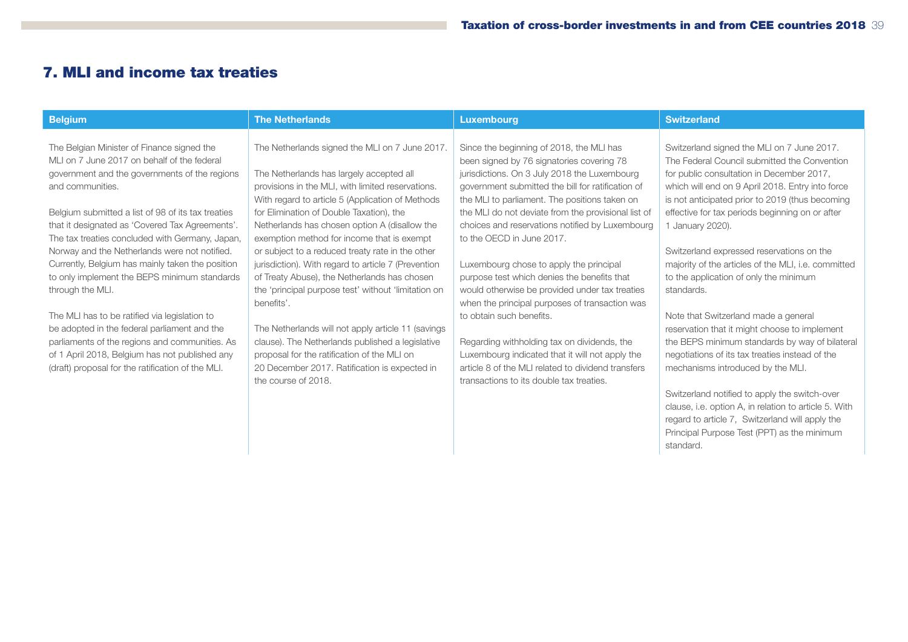# 7. MLI and income tax treaties

## Belgium

The Belgian Minister of Finance signed the MLI on 7 June 2017 on behalf of the federal government and the governments of the regions and communities.

Belgium submitted a list of 98 of its tax treaties that it designated as 'Covered Tax Agreements'. The tax treaties concluded with Germany, Japan, Norway and the Netherlands were not notified. Currently, Belgium has mainly taken the position to only implement the BEPS minimum standards through the MLI.

The MLI has to be ratified via legislation to be adopted in the federal parliament and the parliaments of the regions and communities. As of 1 April 2018, Belgium has not published any (draft) proposal for the ratification of the MLI.

## The Netherlands

The Netherlands signed the MLI on 7 June 2017.

The Netherlands has largely accepted all provisions in the MLI, with limited reservations. With regard to article 5 (Application of Methods for Elimination of Double Taxation), the Netherlands has chosen option A (disallow the exemption method for income that is exempt or subject to a reduced treaty rate in the other jurisdiction). With regard to article 7 (Prevention of Treaty Abuse), the Netherlands has chosen the 'principal purpose test' without 'limitation on benefits'.

The Netherlands will not apply article 11 (savings clause). The Netherlands published a legislative proposal for the ratification of the MLI on 20 December 2017. Ratification is expected in the course of 2018.

## Luxembourg

Since the beginning of 2018, the MLI has been signed by 76 signatories covering 78 jurisdictions. On 3 July 2018 the Luxembourg government submitted the bill for ratification of the MLI to parliament. The positions taken on the MLI do not deviate from the provisional list of choices and reservations notified by Luxembourg to the OECD in June 2017.

Luxembourg chose to apply the principal purpose test which denies the benefits that would otherwise be provided under tax treaties when the principal purposes of transaction was to obtain such benefits.

Regarding withholding tax on dividends, the Luxembourg indicated that it will not apply the article 8 of the MLI related to dividend transfers transactions to its double tax treaties.

## Switzerland

Switzerland signed the MLI on 7 June 2017. The Federal Council submitted the Convention for public consultation in December 2017, which will end on 9 April 2018. Entry into force is not anticipated prior to 2019 (thus becoming effective for tax periods beginning on or after 1 January 2020).

Switzerland expressed reservations on the majority of the articles of the MLI, i.e. committed to the application of only the minimum standards.

Note that Switzerland made a general reservation that it might choose to implement the BEPS minimum standards by way of bilateral negotiations of its tax treaties instead of the mechanisms introduced by the MLI.

Switzerland notified to apply the switch-over clause, i.e. option A, in relation to article 5. With regard to article 7, Switzerland will apply the Principal Purpose Test (PPT) as the minimum standard.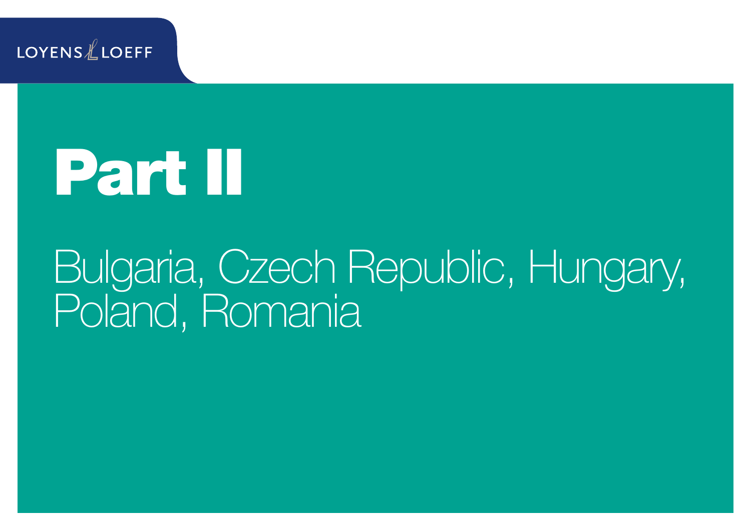LOYENS LOEFF

# Part II

Bulgaria, Czech Republic, Hungary, Poland, Romania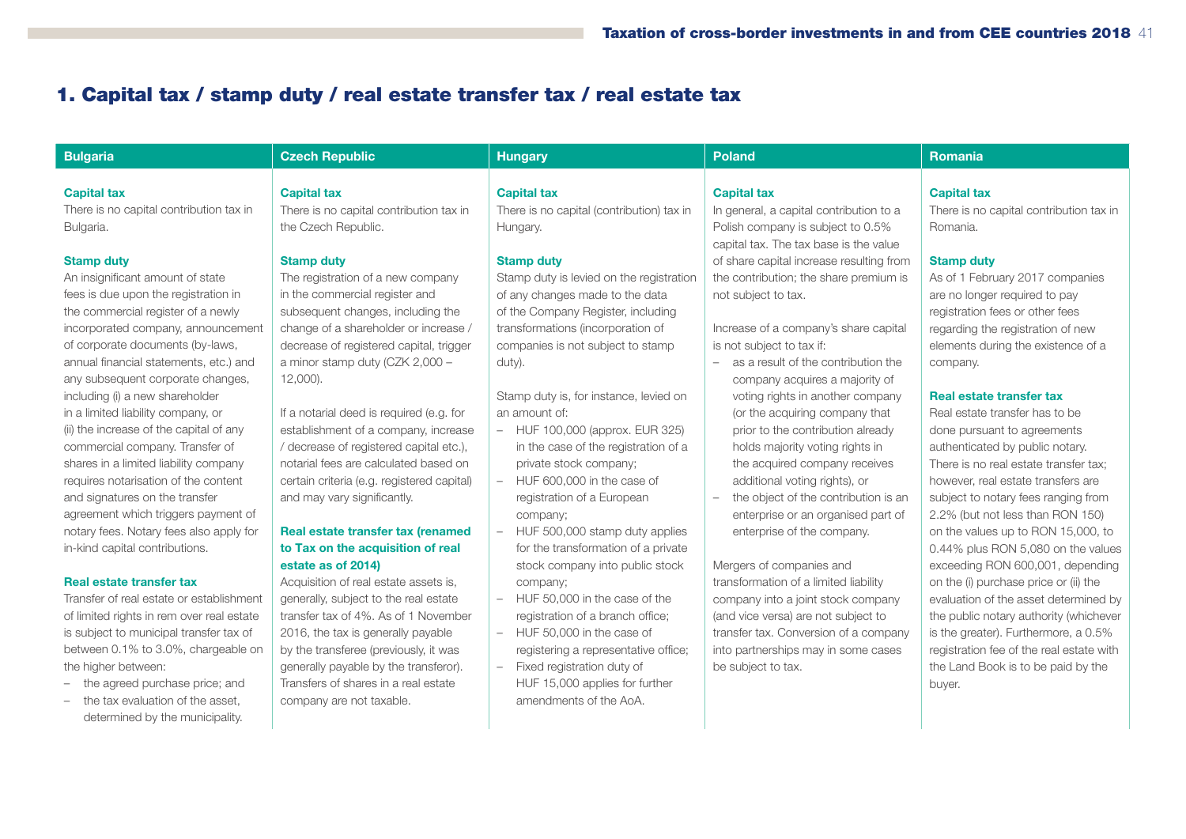# 1. Capital tax / stamp duty / real estate transfer tax / real estate tax

## Bulgaria

### Capital tax

There is no capital contribution tax in Bulgaria.

### Stamp duty

An insignificant amount of state fees is due upon the registration in the commercial register of a newly incorporated company, announcement of corporate documents (by-laws, annual financial statements, etc.) and any subsequent corporate changes, including (i) a new shareholder in a limited liability company, or (ii) the increase of the capital of any commercial company. Transfer of shares in a limited liability company requires notarisation of the content and signatures on the transfer agreement which triggers payment of notary fees. Notary fees also apply for in-kind capital contributions.

### Real estate transfer tax

Transfer of real estate or establishment of limited rights in rem over real estate is subject to municipal transfer tax of between 0.1% to 3.0%, chargeable on the higher between:

- the agreed purchase price; and
- the tax evaluation of the asset, determined by the municipality.

## Czech Republic

### Capital tax

There is no capital contribution tax in the Czech Republic.

### Stamp duty

The registration of a new company in the commercial register and subsequent changes, including the change of a shareholder or increase / decrease of registered capital, trigger a minor stamp duty (CZK 2,000 – 12,000).

If a notarial deed is required (e.g. for establishment of a company, increase / decrease of registered capital etc.), notarial fees are calculated based on certain criteria (e.g. registered capital) and may vary significantly.

### Real estate transfer tax (renamed to Tax on the acquisition of real estate as of 2014)

Acquisition of real estate assets is, generally, subject to the real estate transfer tax of 4%. As of 1 November 2016, the tax is generally payable by the transferee (previously, it was generally payable by the transferor). Transfers of shares in a real estate company are not taxable.

## Hungary

### Capital tax

There is no capital (contribution) tax in Hungary.

### Stamp duty

Stamp duty is levied on the registration of any changes made to the data of the Company Register, including transformations (incorporation of companies is not subject to stamp duty).

Stamp duty is, for instance, levied on an amount of:

- HUF 100,000 (approx. EUR 325) in the case of the registration of a private stock company;
- HUF 600,000 in the case of registration of a European company;
- HUF 500,000 stamp duty applies for the transformation of a private stock company into public stock company;
- HUF 50,000 in the case of the registration of a branch office;
- HUF 50,000 in the case of registering a representative office;
- Fixed registration duty of HUF 15,000 applies for further amendments of the AoA.

## Poland

### Capital tax

In general, a capital contribution to a Polish company is subject to 0.5% capital tax. The tax base is the value of share capital increase resulting from the contribution; the share premium is not subject to tax.

Increase of a company's share capital is not subject to tax if:

- as a result of the contribution the company acquires a majority of voting rights in another company (or the acquiring company that prior to the contribution already holds majority voting rights in the acquired company receives additional voting rights), or
- the object of the contribution is an enterprise or an organised part of enterprise of the company.

Mergers of companies and transformation of a limited liability company into a joint stock company (and vice versa) are not subject to transfer tax. Conversion of a company into partnerships may in some cases be subject to tax.

## Romania

### Capital tax

There is no capital contribution tax in Romania.

### Stamp duty

As of 1 February 2017 companies are no longer required to pay registration fees or other fees regarding the registration of new elements during the existence of a company.

### Real estate transfer tax

Real estate transfer has to be done pursuant to agreements authenticated by public notary. There is no real estate transfer tax; however, real estate transfers are subject to notary fees ranging from 2.2% (but not less than RON 150) on the values up to RON 15,000, to 0.44% plus RON 5,080 on the values exceeding RON 600,001, depending on the (i) purchase price or (ii) the evaluation of the asset determined by the public notary authority (whichever is the greater). Furthermore, a 0.5% registration fee of the real estate with the Land Book is to be paid by the buyer.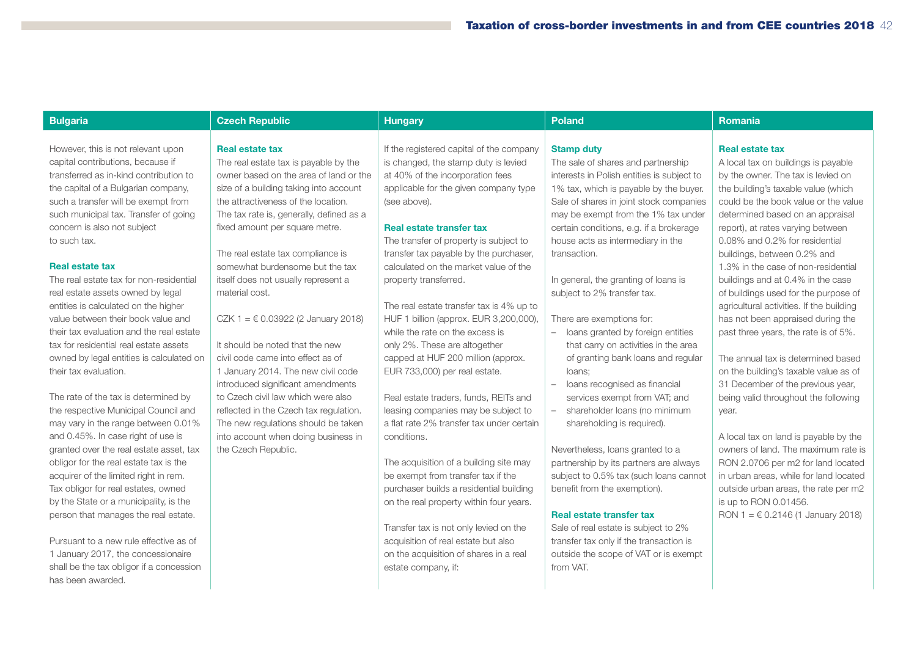## Bulgaria

However, this is not relevant upon capital contributions, because if transferred as in-kind contribution to the capital of a Bulgarian company, such a transfer will be exempt from such municipal tax. Transfer of going concern is also not subject to such tax.

### Real estate tax

The real estate tax for non-residential real estate assets owned by legal entities is calculated on the higher value between their book value and their tax evaluation and the real estate tax for residential real estate assets owned by legal entities is calculated on their tax evaluation.

The rate of the tax is determined by the respective Municipal Council and may vary in the range between 0.01% and 0.45%. In case right of use is granted over the real estate asset, tax obligor for the real estate tax is the acquirer of the limited right in rem. Tax obligor for real estates, owned by the State or a municipality, is the person that manages the real estate.

Pursuant to a new rule effective as of 1 January 2017, the concessionaire shall be the tax obligor if a concession has been awarded.

## Czech Republic

### Real estate tax

The real estate tax is payable by the owner based on the area of land or the size of a building taking into account the attractiveness of the location. The tax rate is, generally, defined as a fixed amount per square metre.

The real estate tax compliance is somewhat burdensome but the tax itself does not usually represent a material cost.

CZK 1 = € 0.03922 (2 January 2018)

It should be noted that the new civil code came into effect as of 1 January 2014. The new civil code introduced significant amendments to Czech civil law which were also reflected in the Czech tax regulation. The new regulations should be taken into account when doing business in the Czech Republic.

## Hungary

If the registered capital of the company is changed, the stamp duty is levied at 40% of the incorporation fees applicable for the given company type (see above).

### Real estate transfer tax

The transfer of property is subject to transfer tax payable by the purchaser, calculated on the market value of the property transferred.

The real estate transfer tax is 4% up to HUF 1 billion (approx. EUR 3,200,000), while the rate on the excess is only 2%. These are altogether capped at HUF 200 million (approx. EUR 733,000) per real estate.

Real estate traders, funds, REITs and leasing companies may be subject to a flat rate 2% transfer tax under certain conditions.

The acquisition of a building site may be exempt from transfer tax if the purchaser builds a residential building on the real property within four years.

Transfer tax is not only levied on the acquisition of real estate but also on the acquisition of shares in a real estate company, if:

## Poland

### Stamp duty

The sale of shares and partnership interests in Polish entities is subject to 1% tax, which is payable by the buyer. Sale of shares in joint stock companies may be exempt from the 1% tax under certain conditions, e.g. if a brokerage house acts as intermediary in the transaction.

In general, the granting of loans is subject to 2% transfer tax.

There are exemptions for:

- loans granted by foreign entities that carry on activities in the area of granting bank loans and regular loans;
- loans recognised as financial services exempt from VAT; and
- shareholder loans (no minimum shareholding is required).

Nevertheless, loans granted to a partnership by its partners are always subject to 0.5% tax (such loans cannot benefit from the exemption).

### Real estate transfer tax

Sale of real estate is subject to 2% transfer tax only if the transaction is outside the scope of VAT or is exempt from VAT.

## Romania

### Real estate tax

A local tax on buildings is payable by the owner. The tax is levied on the building's taxable value (which could be the book value or the value determined based on an appraisal report), at rates varying between 0.08% and 0.2% for residential buildings, between 0.2% and 1.3% in the case of non-residential buildings and at 0.4% in the case of buildings used for the purpose of agricultural activities. If the building has not been appraised during the past three years, the rate is of 5%.

The annual tax is determined based on the building's taxable value as of 31 December of the previous year, being valid throughout the following year.

A local tax on land is payable by the owners of land. The maximum rate is RON 2.0706 per m2 for land located in urban areas, while for land located outside urban areas, the rate per m2 is up to RON 0.01456.

RON 1 = € 0.2146 (1 January 2018)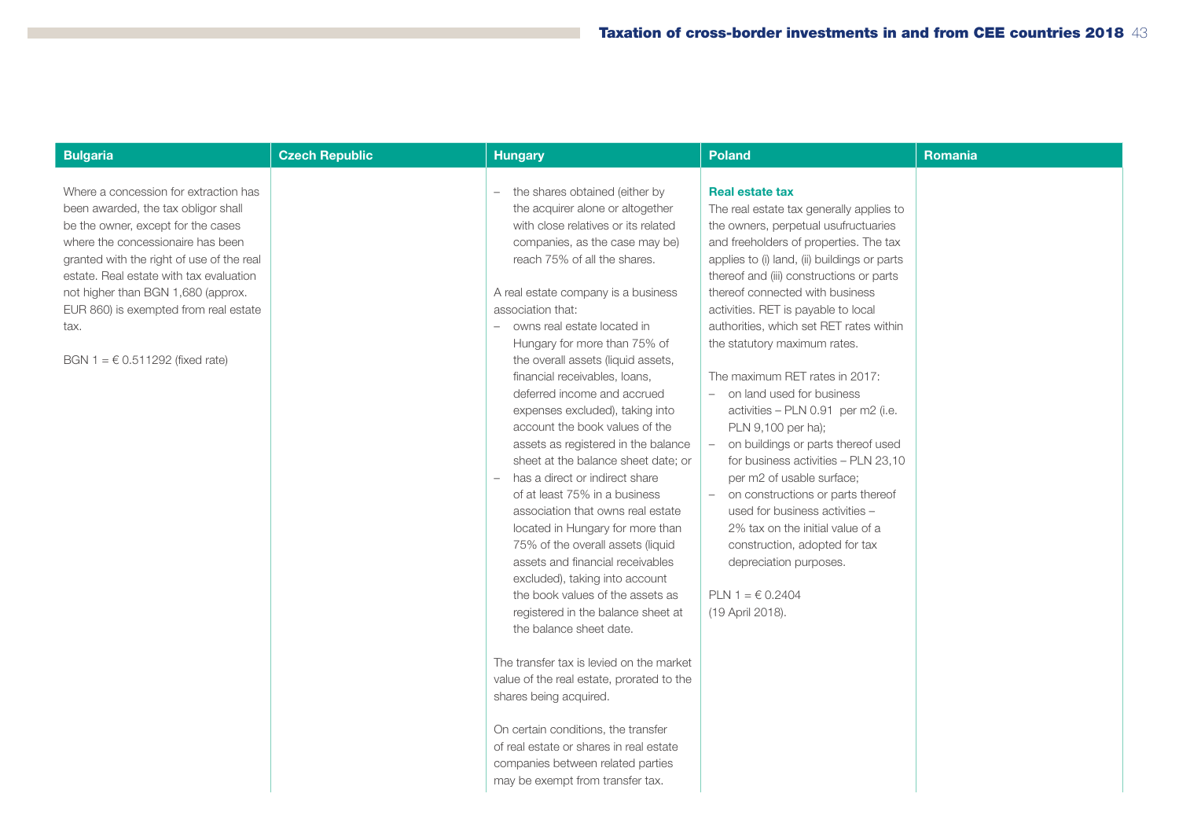| Bulgaria | Czech Republic | Hungary | Poland | Romania |
|---|---|---|---|---|
| Where a concession for extraction has been awarded, the tax obligor shall be the owner, except for the cases where the concessionaire has been granted with the right of use of the real estate. Real estate with tax evaluation not higher than BGN 1,680 (approx. EUR 860) is exempted from real estate tax.<br><br>BGN 1 = € 0.511292 (fixed rate) | | – the shares obtained (either by the acquirer alone or altogether with close relatives or its related companies, as the case may be) reach 75% of all the shares.<br><br>A real estate company is a business association that:<br>– owns real estate located in Hungary for more than 75% of the overall assets (liquid assets, financial receivables, loans, deferred income and accrued expenses excluded), taking into account the book values of the assets as registered in the balance sheet at the balance sheet date; or<br>– has a direct or indirect share of at least 75% in a business association that owns real estate located in Hungary for more than 75% of the overall assets (liquid assets and financial receivables excluded), taking into account the book values of the assets as registered in the balance sheet at the balance sheet date.<br><br>The transfer tax is levied on the market value of the real estate, prorated to the shares being acquired.<br><br>On certain conditions, the transfer of real estate or shares in real estate companies between related parties may be exempt from transfer tax. | **Real estate tax**<br>The real estate tax generally applies to the owners, perpetual usufructuaries and freeholders of properties. The tax applies to (i) land, (ii) buildings or parts thereof and (iii) constructions or parts thereof connected with business activities. RET is payable to local authorities, which set RET rates within the statutory maximum rates.<br><br>The maximum RET rates in 2017:<br>– on land used for business activities – PLN 0.91 per m2 (i.e. PLN 9,100 per ha);<br>– on buildings or parts thereof used for business activities – PLN 23,10 per m2 of usable surface;<br>– on constructions or parts thereof used for business activities – 2% tax on the initial value of a construction, adopted for tax depreciation purposes.<br><br>PLN 1 = € 0.2404<br>(19 April 2018). | |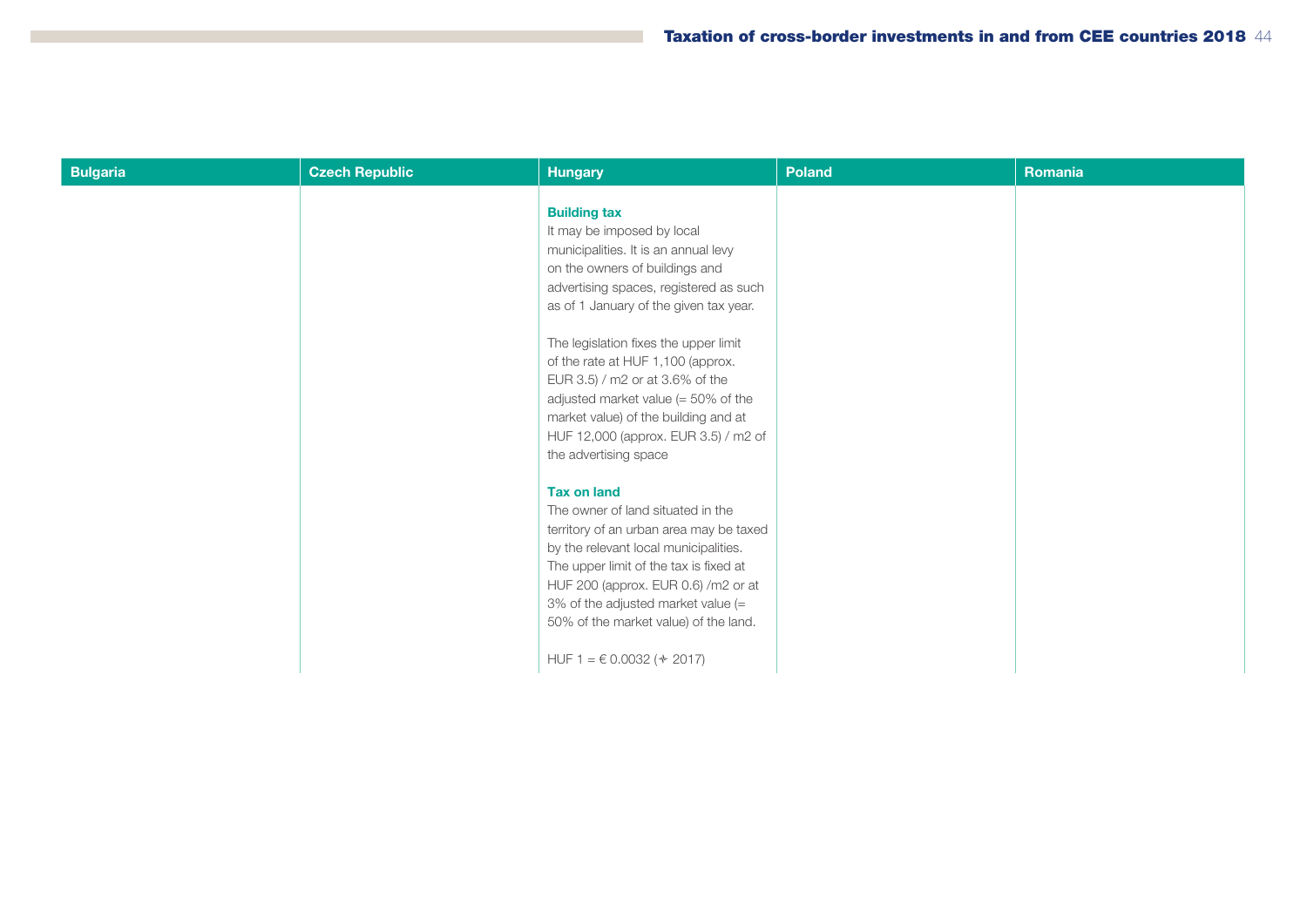| Bulgaria | Czech Republic | Hungary | Poland | Romania |
|---|---|---|---|---|
| | | **Building tax**<br>It may be imposed by local municipalities. It is an annual levy on the owners of buildings and advertising spaces, registered as such as of 1 January of the given tax year.<br><br>The legislation fixes the upper limit of the rate at HUF 1,100 (approx. EUR 3.5) / m2 or at 3.6% of the adjusted market value (= 50% of the market value) of the building and at HUF 12,000 (approx. EUR 3.5) / m2 of the advertising space<br><br>**Tax on land**<br>The owner of land situated in the territory of an urban area may be taxed by the relevant local municipalities. The upper limit of the tax is fixed at HUF 200 (approx. EUR 0.6) /m2 or at 3% of the adjusted market value (= 50% of the market value) of the land.<br><br>HUF 1 = € 0.0032 (✈ 2017) | | |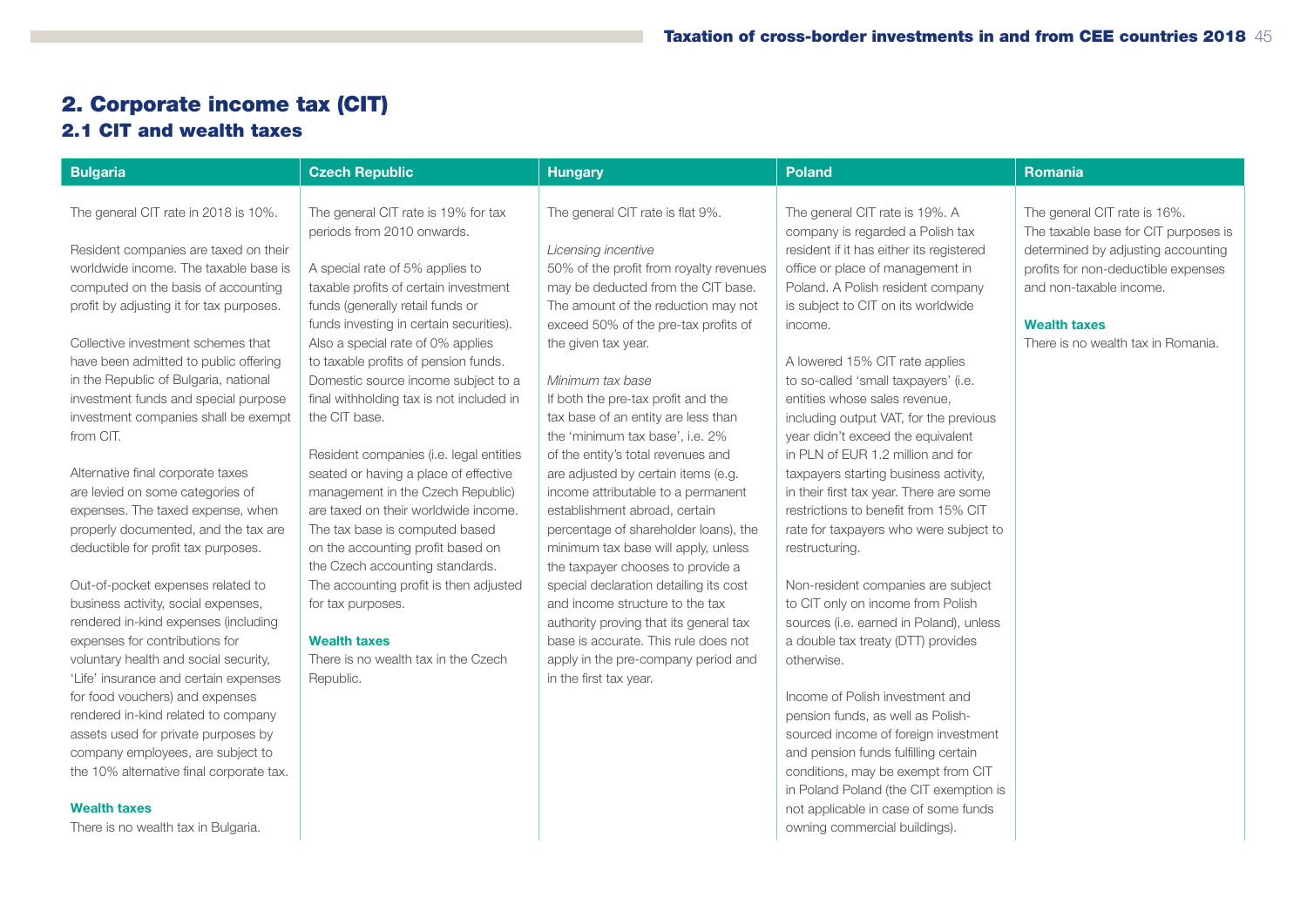# 2. Corporate income tax (CIT)

## 2.1 CIT and wealth taxes

### Bulgaria

The general CIT rate in 2018 is 10%.

Resident companies are taxed on their worldwide income. The taxable base is computed on the basis of accounting profit by adjusting it for tax purposes.

Collective investment schemes that have been admitted to public offering in the Republic of Bulgaria, national investment funds and special purpose investment companies shall be exempt from CIT.

Alternative final corporate taxes are levied on some categories of expenses. The taxed expense, when properly documented, and the tax are deductible for profit tax purposes.

Out-of-pocket expenses related to business activity, social expenses, rendered in-kind expenses (including expenses for contributions for voluntary health and social security, 'Life' insurance and certain expenses for food vouchers) and expenses rendered in-kind related to company assets used for private purposes by company employees, are subject to the 10% alternative final corporate tax.

**Wealth taxes**

There is no wealth tax in Bulgaria.

### Czech Republic

The general CIT rate is 19% for tax periods from 2010 onwards.

A special rate of 5% applies to taxable profits of certain investment funds (generally retail funds or funds investing in certain securities). Also a special rate of 0% applies to taxable profits of pension funds. Domestic source income subject to a final withholding tax is not included in the CIT base.

Resident companies (i.e. legal entities seated or having a place of effective management in the Czech Republic) are taxed on their worldwide income. The tax base is computed based on the accounting profit based on the Czech accounting standards. The accounting profit is then adjusted for tax purposes.

**Wealth taxes**

There is no wealth tax in the Czech Republic.

### Hungary

The general CIT rate is flat 9%.

*Licensing incentive*

50% of the profit from royalty revenues may be deducted from the CIT base. The amount of the reduction may not exceed 50% of the pre-tax profits of the given tax year.

*Minimum tax base*

If both the pre-tax profit and the tax base of an entity are less than the 'minimum tax base', i.e. 2% of the entity's total revenues and are adjusted by certain items (e.g. income attributable to a permanent establishment abroad, certain percentage of shareholder loans), the minimum tax base will apply, unless the taxpayer chooses to provide a special declaration detailing its cost and income structure to the tax authority proving that its general tax base is accurate. This rule does not apply in the pre-company period and in the first tax year.

### Poland

The general CIT rate is 19%. A company is regarded a Polish tax resident if it has either its registered office or place of management in Poland. A Polish resident company is subject to CIT on its worldwide income.

A lowered 15% CIT rate applies to so-called 'small taxpayers' (i.e. entities whose sales revenue, including output VAT, for the previous year didn't exceed the equivalent in PLN of EUR 1.2 million and for taxpayers starting business activity, in their first tax year. There are some restrictions to benefit from 15% CIT rate for taxpayers who were subject to restructuring.

Non-resident companies are subject to CIT only on income from Polish sources (i.e. earned in Poland), unless a double tax treaty (DTT) provides otherwise.

Income of Polish investment and pension funds, as well as Polish-sourced income of foreign investment and pension funds fulfilling certain conditions, may be exempt from CIT in Poland Poland (the CIT exemption is not applicable in case of some funds owning commercial buildings).

### Romania

The general CIT rate is 16%. The taxable base for CIT purposes is determined by adjusting accounting profits for non-deductible expenses and non-taxable income.

**Wealth taxes**

There is no wealth tax in Romania.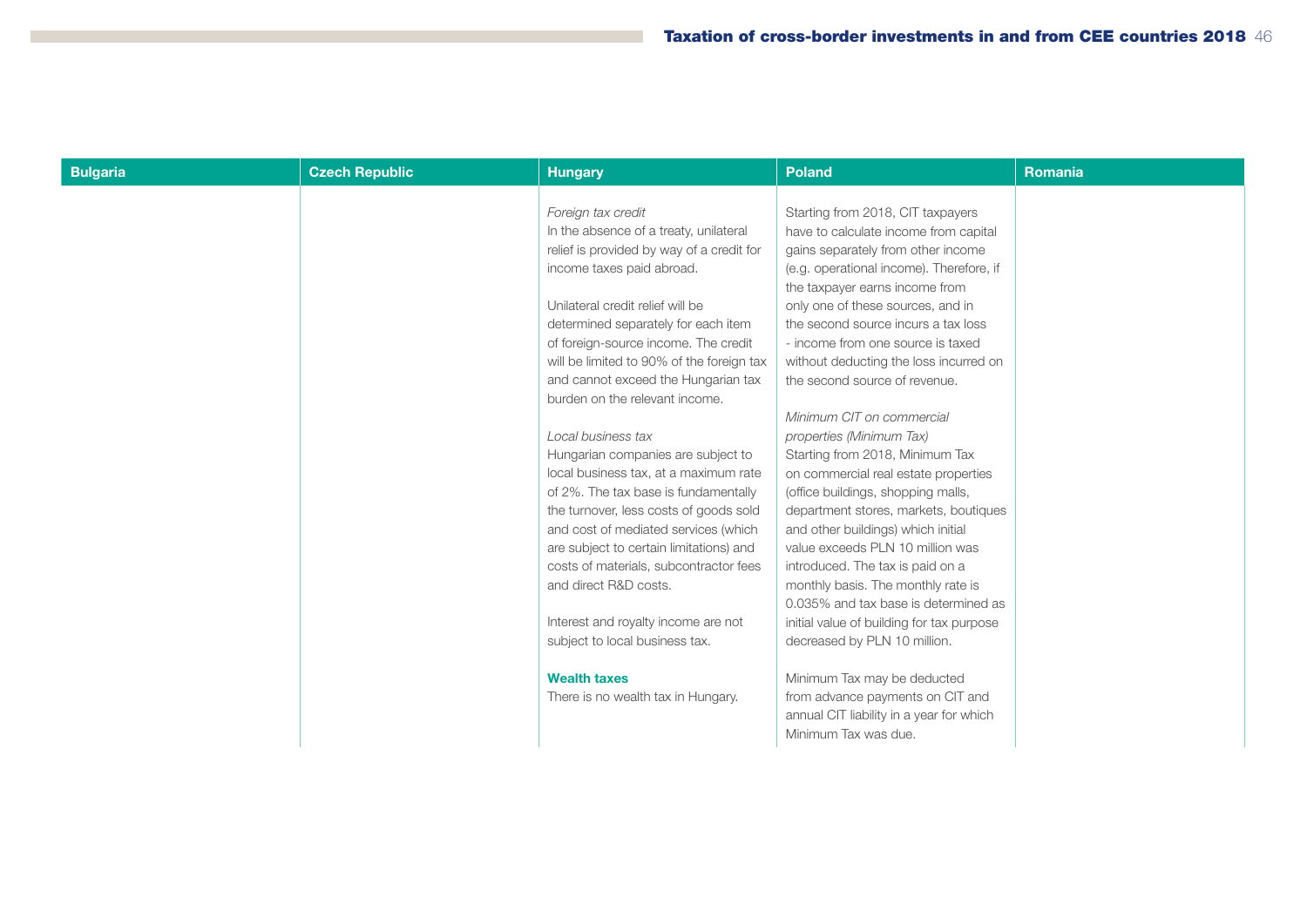| Bulgaria | Czech Republic | Hungary | Poland | Romania |
|---|---|---|---|---|
| | | *Foreign tax credit*<br>In the absence of a treaty, unilateral relief is provided by way of a credit for income taxes paid abroad.<br><br>Unilateral credit relief will be determined separately for each item of foreign-source income. The credit will be limited to 90% of the foreign tax and cannot exceed the Hungarian tax burden on the relevant income.<br><br>*Local business tax*<br>Hungarian companies are subject to local business tax, at a maximum rate of 2%. The tax base is fundamentally the turnover, less costs of goods sold and cost of mediated services (which are subject to certain limitations) and costs of materials, subcontractor fees and direct R&D costs.<br><br>Interest and royalty income are not subject to local business tax.<br><br>**Wealth taxes**<br>There is no wealth tax in Hungary. | Starting from 2018, CIT taxpayers have to calculate income from capital gains separately from other income (e.g. operational income). Therefore, if the taxpayer earns income from only one of these sources, and in the second source incurs a tax loss - income from one source is taxed without deducting the loss incurred on the second source of revenue.<br><br>*Minimum CIT on commercial properties (Minimum Tax)*<br>Starting from 2018, Minimum Tax on commercial real estate properties (office buildings, shopping malls, department stores, markets, boutiques and other buildings) which initial value exceeds PLN 10 million was introduced. The tax is paid on a monthly basis. The monthly rate is 0.035% and tax base is determined as initial value of building for tax purpose decreased by PLN 10 million.<br><br>Minimum Tax may be deducted from advance payments on CIT and annual CIT liability in a year for which Minimum Tax was due. | |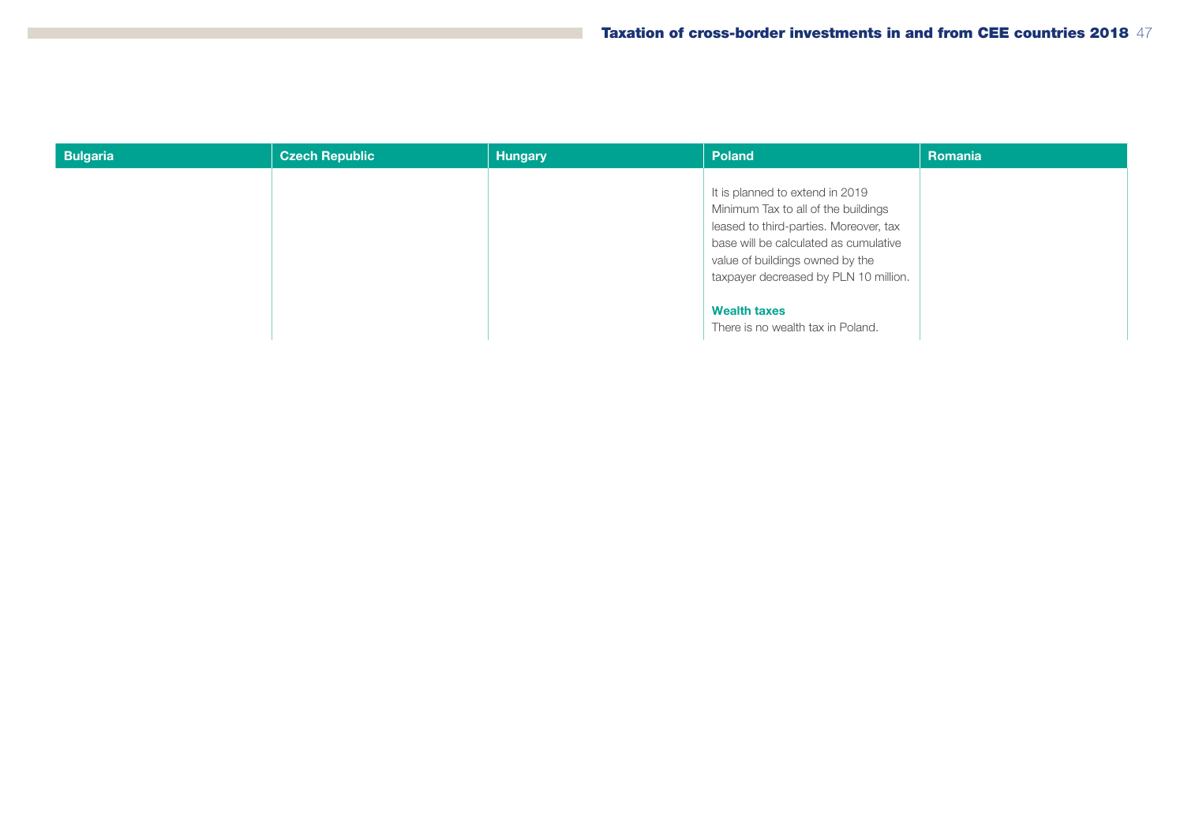| Bulgaria | Czech Republic | Hungary | Poland | Romania |
| --- | --- | --- | --- | --- |
| | | | It is planned to extend in 2019 Minimum Tax to all of the buildings leased to third-parties. Moreover, tax base will be calculated as cumulative value of buildings owned by the taxpayer decreased by PLN 10 million.<br><br>**Wealth taxes**<br>There is no wealth tax in Poland. | |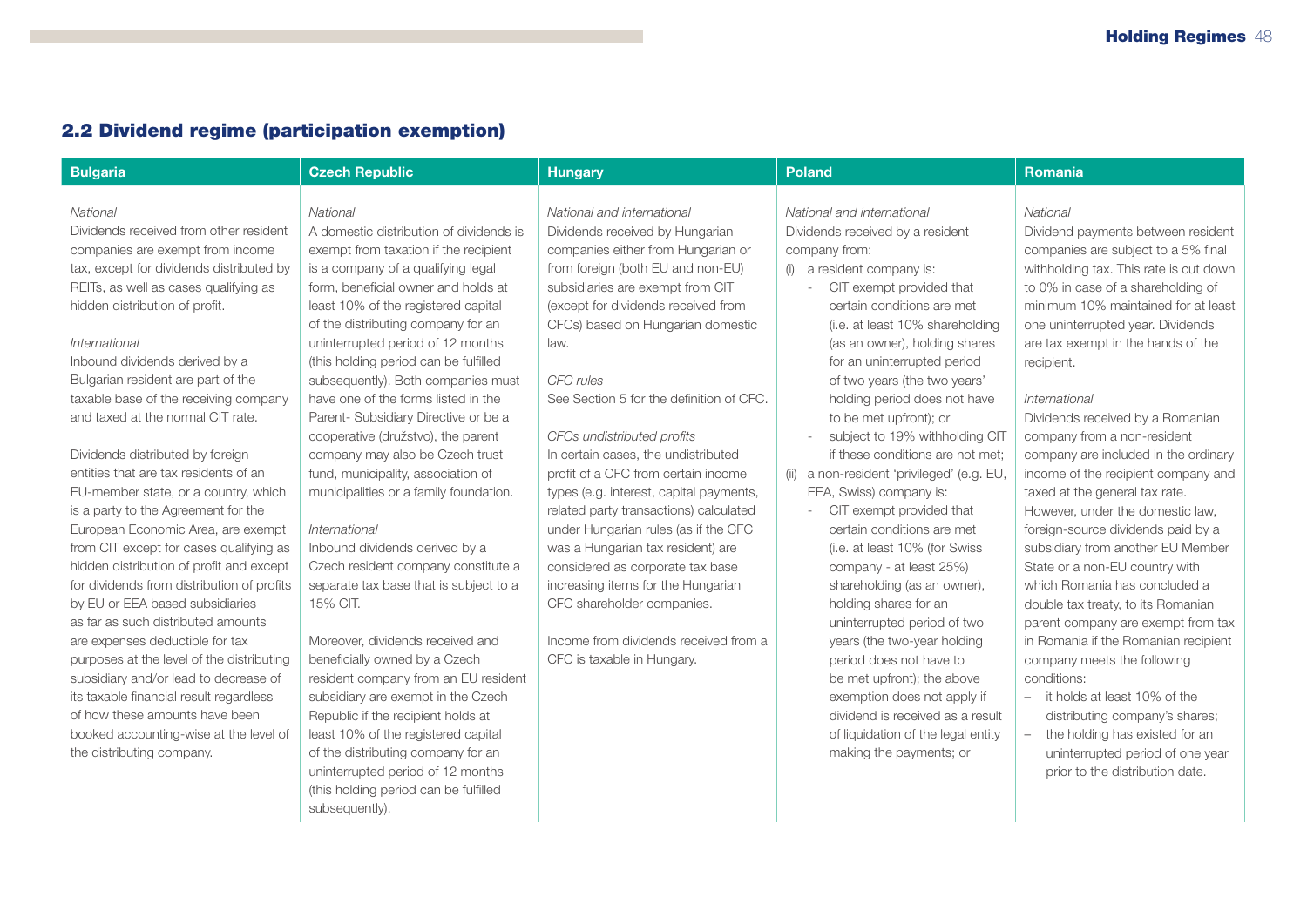## 2.2 Dividend regime (participation exemption)

### Bulgaria

*National*

Dividends received from other resident companies are exempt from income tax, except for dividends distributed by REITs, as well as cases qualifying as hidden distribution of profit.

*International*

Inbound dividends derived by a Bulgarian resident are part of the taxable base of the receiving company and taxed at the normal CIT rate.

Dividends distributed by foreign entities that are tax residents of an EU-member state, or a country, which is a party to the Agreement for the European Economic Area, are exempt from CIT except for cases qualifying as hidden distribution of profit and except for dividends from distribution of profits by EU or EEA based subsidiaries as far as such distributed amounts are expenses deductible for tax purposes at the level of the distributing subsidiary and/or lead to decrease of its taxable financial result regardless of how these amounts have been booked accounting-wise at the level of the distributing company.

### Czech Republic

*National*

A domestic distribution of dividends is exempt from taxation if the recipient is a company of a qualifying legal form, beneficial owner and holds at least 10% of the registered capital of the distributing company for an uninterrupted period of 12 months (this holding period can be fulfilled subsequently). Both companies must have one of the forms listed in the Parent- Subsidiary Directive or be a cooperative (družstvo), the parent company may also be Czech trust fund, municipality, association of municipalities or a family foundation.

*International*

Inbound dividends derived by a Czech resident company constitute a separate tax base that is subject to a 15% CIT.

Moreover, dividends received and beneficially owned by a Czech resident company from an EU resident subsidiary are exempt in the Czech Republic if the recipient holds at least 10% of the registered capital of the distributing company for an uninterrupted period of 12 months (this holding period can be fulfilled subsequently).

### Hungary

*National and international*

Dividends received by Hungarian companies either from Hungarian or from foreign (both EU and non-EU) subsidiaries are exempt from CIT (except for dividends received from CFCs) based on Hungarian domestic law.

*CFC rules*

See Section 5 for the definition of CFC.

*CFCs undistributed profits*

In certain cases, the undistributed profit of a CFC from certain income types (e.g. interest, capital payments, related party transactions) calculated under Hungarian rules (as if the CFC was a Hungarian tax resident) are considered as corporate tax base increasing items for the Hungarian CFC shareholder companies.

Income from dividends received from a CFC is taxable in Hungary.

### Poland

*National and international*

Dividends received by a resident company from:

(i) a resident company is:
  - CIT exempt provided that certain conditions are met (i.e. at least 10% shareholding (as an owner), holding shares for an uninterrupted period of two years (the two years' holding period does not have to be met upfront); or
  - subject to 19% withholding CIT if these conditions are not met;

(ii) a non-resident 'privileged' (e.g. EU, EEA, Swiss) company is:
  - CIT exempt provided that certain conditions are met (i.e. at least 10% (for Swiss company - at least 25%) shareholding (as an owner), holding shares for an uninterrupted period of two years (the two-year holding period does not have to be met upfront); the above exemption does not apply if dividend is received as a result of liquidation of the legal entity making the payments; or

### Romania

*National*

Dividend payments between resident companies are subject to a 5% final withholding tax. This rate is cut down to 0% in case of a shareholding of minimum 10% maintained for at least one uninterrupted year. Dividends are tax exempt in the hands of the recipient.

*International*

Dividends received by a Romanian company from a non-resident company are included in the ordinary income of the recipient company and taxed at the general tax rate. However, under the domestic law, foreign-source dividends paid by a subsidiary from another EU Member State or a non-EU country with which Romania has concluded a double tax treaty, to its Romanian parent company are exempt from tax in Romania if the Romanian recipient company meets the following conditions:

- it holds at least 10% of the distributing company's shares;
- the holding has existed for an uninterrupted period of one year prior to the distribution date.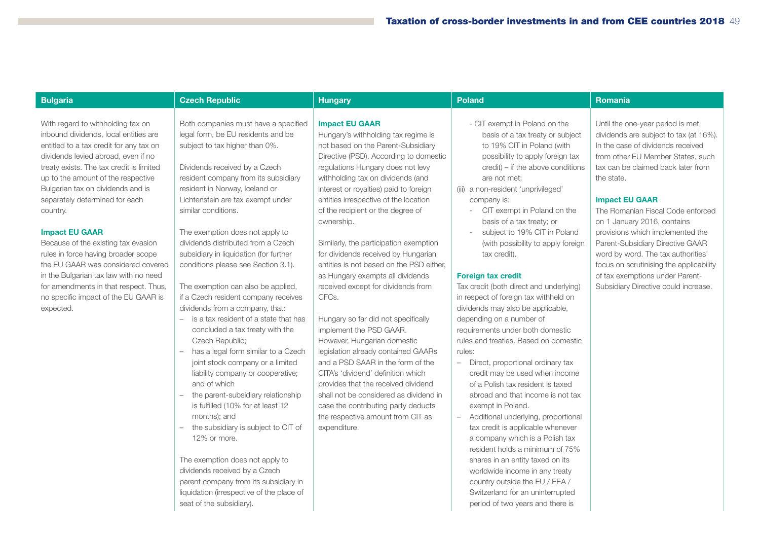## Bulgaria

With regard to withholding tax on inbound dividends, local entities are entitled to a tax credit for any tax on dividends levied abroad, even if no treaty exists. The tax credit is limited up to the amount of the respective Bulgarian tax on dividends and is separately determined for each country.

### Impact EU GAAR

Because of the existing tax evasion rules in force having broader scope the EU GAAR was considered covered in the Bulgarian tax law with no need for amendments in that respect. Thus, no specific impact of the EU GAAR is expected.

## Czech Republic

Both companies must have a specified legal form, be EU residents and be subject to tax higher than 0%.

Dividends received by a Czech resident company from its subsidiary resident in Norway, Iceland or Lichtenstein are tax exempt under similar conditions.

The exemption does not apply to dividends distributed from a Czech subsidiary in liquidation (for further conditions please see Section 3.1).

The exemption can also be applied, if a Czech resident company receives dividends from a company, that:

- is a tax resident of a state that has concluded a tax treaty with the Czech Republic;
- has a legal form similar to a Czech joint stock company or a limited liability company or cooperative; and of which
- the parent-subsidiary relationship is fulfilled (10% for at least 12 months); and
- the subsidiary is subject to CIT of 12% or more.

The exemption does not apply to dividends received by a Czech parent company from its subsidiary in liquidation (irrespective of the place of seat of the subsidiary).

## Hungary

### Impact EU GAAR

Hungary's withholding tax regime is not based on the Parent-Subsidiary Directive (PSD). According to domestic regulations Hungary does not levy withholding tax on dividends (and interest or royalties) paid to foreign entities irrespective of the location of the recipient or the degree of ownership.

Similarly, the participation exemption for dividends received by Hungarian entities is not based on the PSD either, as Hungary exempts all dividends received except for dividends from CFCs.

Hungary so far did not specifically implement the PSD GAAR. However, Hungarian domestic legislation already contained GAARs and a PSD SAAR in the form of the CITA's 'dividend' definition which provides that the received dividend shall not be considered as dividend in case the contributing party deducts the respective amount from CIT as expenditure.

## Poland

- CIT exempt in Poland on the basis of a tax treaty or subject to 19% CIT in Poland (with possibility to apply foreign tax credit) – if the above conditions are not met;

(iii) a non-resident 'unprivileged' company is:

- CIT exempt in Poland on the basis of a tax treaty; or
- subject to 19% CIT in Poland (with possibility to apply foreign tax credit).

### Foreign tax credit

Tax credit (both direct and underlying) in respect of foreign tax withheld on dividends may also be applicable, depending on a number of requirements under both domestic rules and treaties. Based on domestic rules:

- Direct, proportional ordinary tax credit may be used when income of a Polish tax resident is taxed abroad and that income is not tax exempt in Poland.
- Additional underlying, proportional tax credit is applicable whenever a company which is a Polish tax resident holds a minimum of 75% shares in an entity taxed on its worldwide income in any treaty country outside the EU / EEA / Switzerland for an uninterrupted period of two years and there is

## Romania

Until the one-year period is met, dividends are subject to tax (at 16%). In the case of dividends received from other EU Member States, such tax can be claimed back later from the state.

### Impact EU GAAR

The Romanian Fiscal Code enforced on 1 January 2016, contains provisions which implemented the Parent-Subsidiary Directive GAAR word by word. The tax authorities' focus on scrutinising the applicability of tax exemptions under Parent-Subsidiary Directive could increase.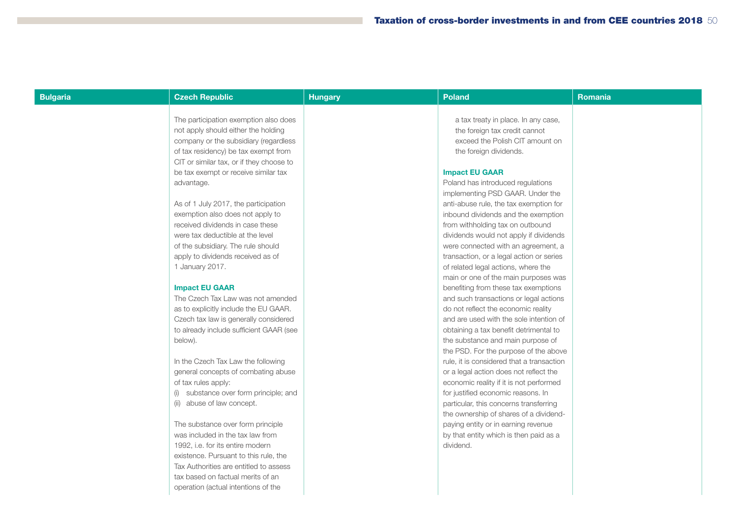| Bulgaria | Czech Republic | Hungary | Poland | Romania |
| --- | --- | --- | --- | --- |
| | The participation exemption also does not apply should either the holding company or the subsidiary (regardless of tax residency) be tax exempt from CIT or similar tax, or if they choose to be tax exempt or receive similar tax advantage.<br><br>As of 1 July 2017, the participation exemption also does not apply to received dividends in case these were tax deductible at the level of the subsidiary. The rule should apply to dividends received as of 1 January 2017.<br><br>**Impact EU GAAR**<br>The Czech Tax Law was not amended as to explicitly include the EU GAAR. Czech tax law is generally considered to already include sufficient GAAR (see below).<br><br>In the Czech Tax Law the following general concepts of combating abuse of tax rules apply:<br>(i) substance over form principle; and<br>(ii) abuse of law concept.<br><br>The substance over form principle was included in the tax law from 1992, i.e. for its entire modern existence. Pursuant to this rule, the Tax Authorities are entitled to assess tax based on factual merits of an operation (actual intentions of the | | a tax treaty in place. In any case, the foreign tax credit cannot exceed the Polish CIT amount on the foreign dividends.<br><br>**Impact EU GAAR**<br>Poland has introduced regulations implementing PSD GAAR. Under the anti-abuse rule, the tax exemption for inbound dividends and the exemption from withholding tax on outbound dividends would not apply if dividends were connected with an agreement, a transaction, or a legal action or series of related legal actions, where the main or one of the main purposes was benefiting from these tax exemptions and such transactions or legal actions do not reflect the economic reality and are used with the sole intention of obtaining a tax benefit detrimental to the substance and main purpose of the PSD. For the purpose of the above rule, it is considered that a transaction or a legal action does not reflect the economic reality if it is not performed for justified economic reasons. In particular, this concerns transferring the ownership of shares of a dividend-paying entity or in earning revenue by that entity which is then paid as a dividend. | |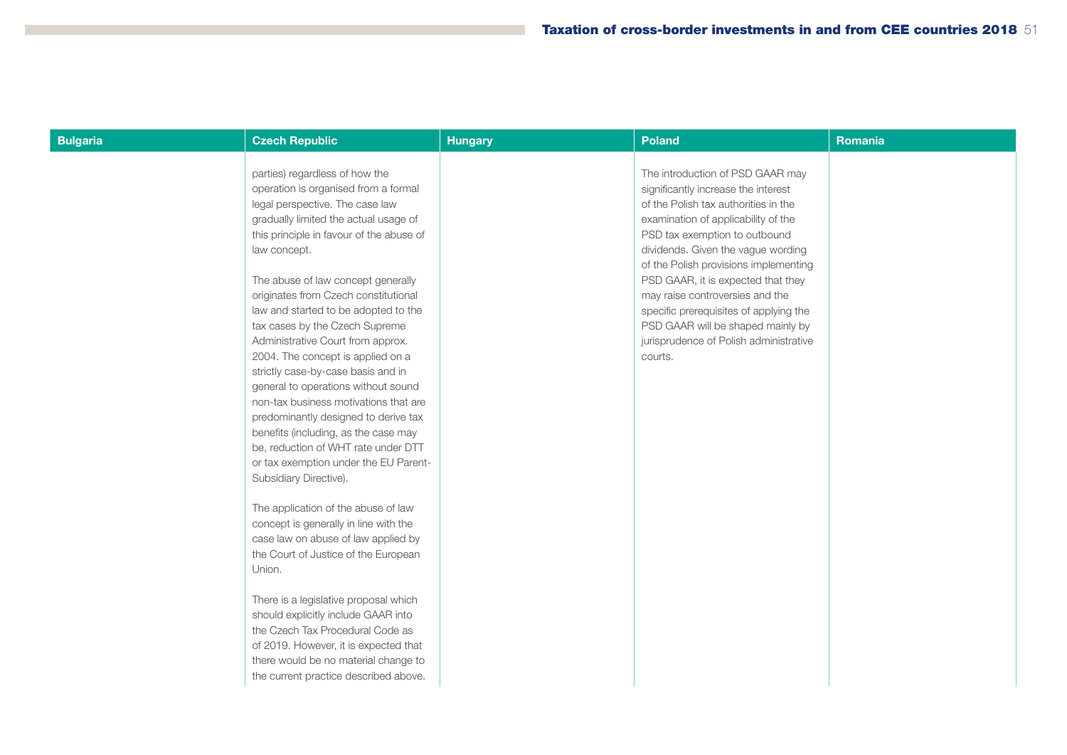| Bulgaria | Czech Republic | Hungary | Poland | Romania |
|---|---|---|---|---|
| | parties) regardless of how the operation is organised from a formal legal perspective. The case law gradually limited the actual usage of this principle in favour of the abuse of law concept.<br><br>The abuse of law concept generally originates from Czech constitutional law and started to be adopted to the tax cases by the Czech Supreme Administrative Court from approx. 2004. The concept is applied on a strictly case-by-case basis and in general to operations without sound non-tax business motivations that are predominantly designed to derive tax benefits (including, as the case may be, reduction of WHT rate under DTT or tax exemption under the EU Parent-Subsidiary Directive).<br><br>The application of the abuse of law concept is generally in line with the case law on abuse of law applied by the Court of Justice of the European Union.<br><br>There is a legislative proposal which should explicitly include GAAR into the Czech Tax Procedural Code as of 2019. However, it is expected that there would be no material change to the current practice described above. | | The introduction of PSD GAAR may significantly increase the interest of the Polish tax authorities in the examination of applicability of the PSD tax exemption to outbound dividends. Given the vague wording of the Polish provisions implementing PSD GAAR, it is expected that they may raise controversies and the specific prerequisites of applying the PSD GAAR will be shaped mainly by jurisprudence of Polish administrative courts. | |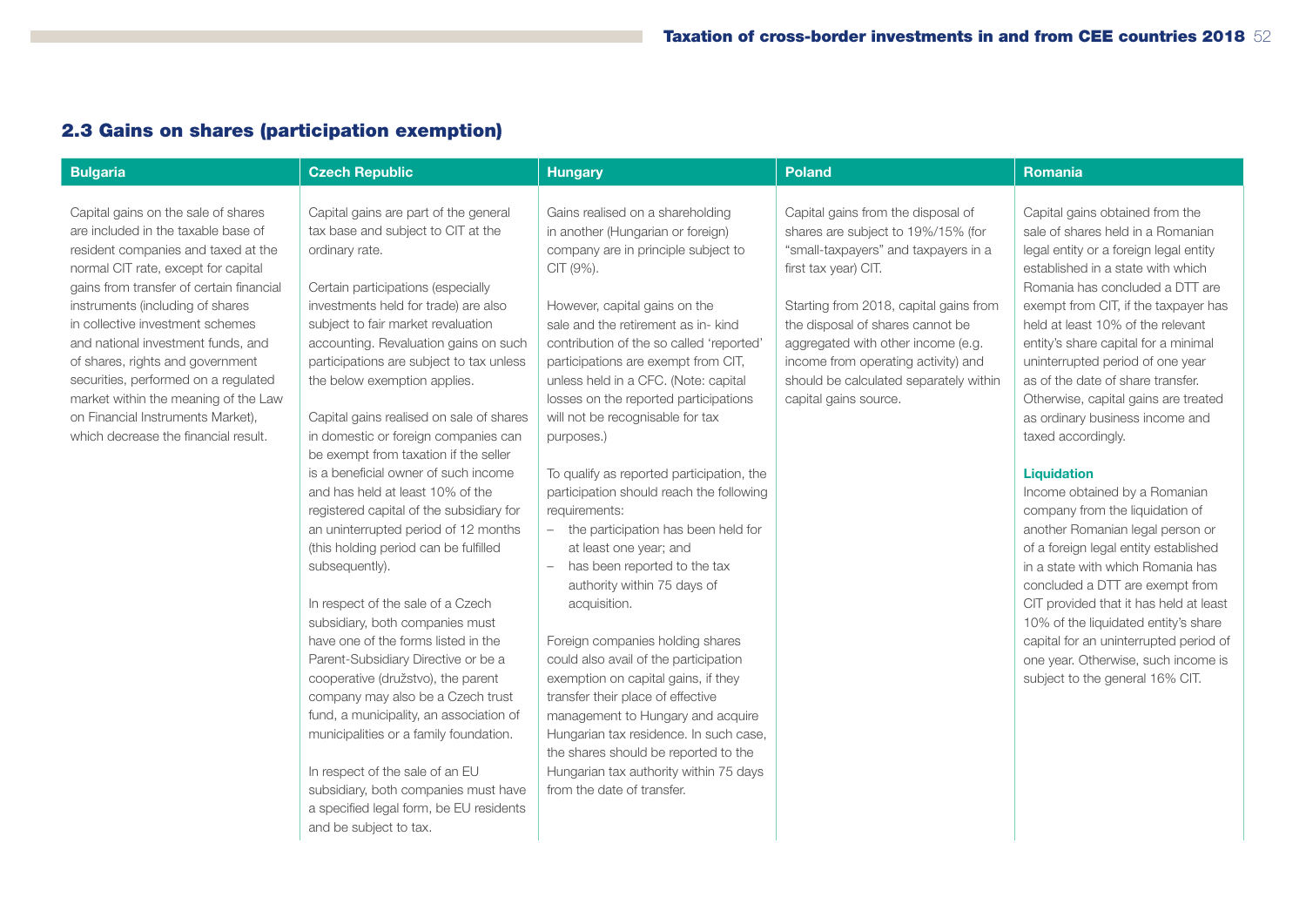## 2.3 Gains on shares (participation exemption)

| Bulgaria | Czech Republic | Hungary | Poland | Romania |
|---|---|---|---|---|
| Capital gains on the sale of shares are included in the taxable base of resident companies and taxed at the normal CIT rate, except for capital gains from transfer of certain financial instruments (including of shares in collective investment schemes and national investment funds, and of shares, rights and government securities, performed on a regulated market within the meaning of the Law on Financial Instruments Market), which decrease the financial result. | Capital gains are part of the general tax base and subject to CIT at the ordinary rate.<br><br>Certain participations (especially investments held for trade) are also subject to fair market revaluation accounting. Revaluation gains on such participations are subject to tax unless the below exemption applies.<br><br>Capital gains realised on sale of shares in domestic or foreign companies can be exempt from taxation if the seller is a beneficial owner of such income and has held at least 10% of the registered capital of the subsidiary for an uninterrupted period of 12 months (this holding period can be fulfilled subsequently).<br><br>In respect of the sale of a Czech subsidiary, both companies must have one of the forms listed in the Parent-Subsidiary Directive or be a cooperative (družstvo), the parent company may also be a Czech trust fund, a municipality, an association of municipalities or a family foundation.<br><br>In respect of the sale of an EU subsidiary, both companies must have a specified legal form, be EU residents and be subject to tax. | Gains realised on a shareholding in another (Hungarian or foreign) company are in principle subject to CIT (9%).<br><br>However, capital gains on the sale and the retirement as in- kind contribution of the so called 'reported' participations are exempt from CIT, unless held in a CFC. (Note: capital losses on the reported participations will not be recognisable for tax purposes.)<br><br>To qualify as reported participation, the participation should reach the following requirements:<br>– the participation has been held for at least one year; and<br>– has been reported to the tax authority within 75 days of acquisition.<br><br>Foreign companies holding shares could also avail of the participation exemption on capital gains, if they transfer their place of effective management to Hungary and acquire Hungarian tax residence. In such case, the shares should be reported to the Hungarian tax authority within 75 days from the date of transfer. | Capital gains from the disposal of shares are subject to 19%/15% (for "small-taxpayers" and taxpayers in a first tax year) CIT.<br><br>Starting from 2018, capital gains from the disposal of shares cannot be aggregated with other income (e.g. income from operating activity) and should be calculated separately within capital gains source. | Capital gains obtained from the sale of shares held in a Romanian legal entity or a foreign legal entity established in a state with which Romania has concluded a DTT are exempt from CIT, if the taxpayer has held at least 10% of the relevant entity's share capital for a minimal uninterrupted period of one year as of the date of share transfer. Otherwise, capital gains are treated as ordinary business income and taxed accordingly.<br><br>**Liquidation**<br>Income obtained by a Romanian company from the liquidation of another Romanian legal person or of a foreign legal entity established in a state with which Romania has concluded a DTT are exempt from CIT provided that it has held at least 10% of the liquidated entity's share capital for an uninterrupted period of one year. Otherwise, such income is subject to the general 16% CIT. |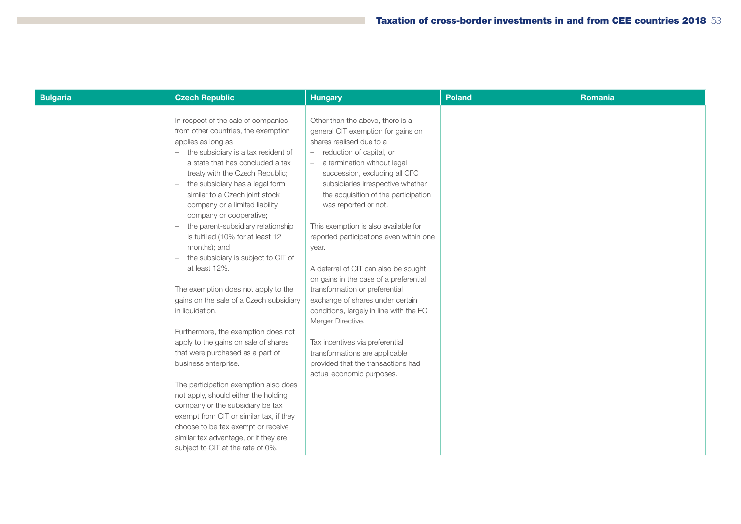| Bulgaria | Czech Republic | Hungary | Poland | Romania |
|---|---|---|---|---|
| | In respect of the sale of companies from other countries, the exemption applies as long as<br>– the subsidiary is a tax resident of a state that has concluded a tax treaty with the Czech Republic;<br>– the subsidiary has a legal form similar to a Czech joint stock company or a limited liability company or cooperative;<br>– the parent-subsidiary relationship is fulfilled (10% for at least 12 months); and<br>– the subsidiary is subject to CIT of at least 12%.<br><br>The exemption does not apply to the gains on the sale of a Czech subsidiary in liquidation.<br><br>Furthermore, the exemption does not apply to the gains on sale of shares that were purchased as a part of business enterprise.<br><br>The participation exemption also does not apply, should either the holding company or the subsidiary be tax exempt from CIT or similar tax, if they choose to be tax exempt or receive similar tax advantage, or if they are subject to CIT at the rate of 0%. | Other than the above, there is a general CIT exemption for gains on shares realised due to a<br>– reduction of capital, or<br>– a termination without legal succession, excluding all CFC subsidiaries irrespective whether the acquisition of the participation was reported or not.<br><br>This exemption is also available for reported participations even within one year.<br><br>A deferral of CIT can also be sought on gains in the case of a preferential transformation or preferential exchange of shares under certain conditions, largely in line with the EC Merger Directive.<br><br>Tax incentives via preferential transformations are applicable provided that the transactions had actual economic purposes. | | |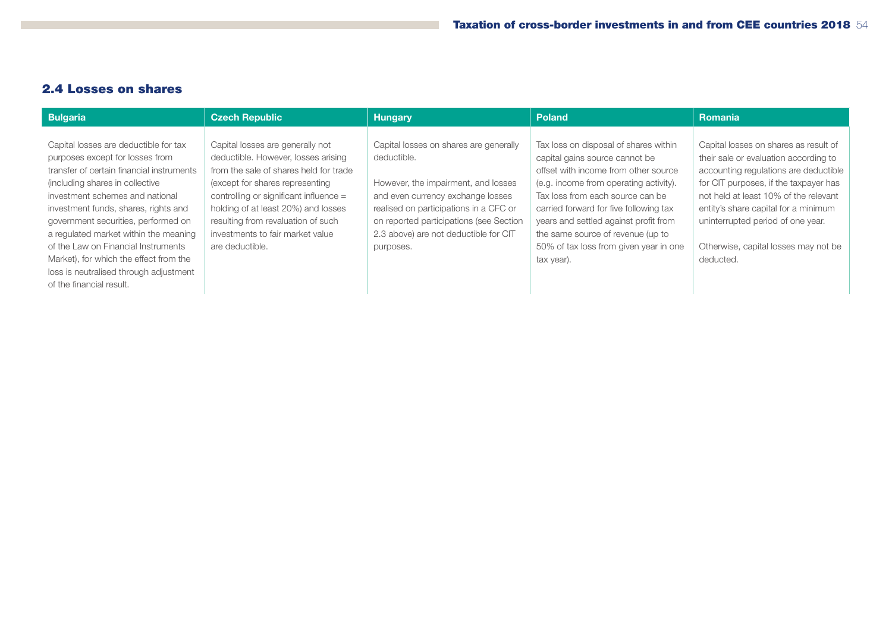## 2.4 Losses on shares

| Bulgaria | Czech Republic | Hungary | Poland | Romania |
|---|---|---|---|---|
| Capital losses are deductible for tax purposes except for losses from transfer of certain financial instruments (including shares in collective investment schemes and national investment funds, shares, rights and government securities, performed on a regulated market within the meaning of the Law on Financial Instruments Market), for which the effect from the loss is neutralised through adjustment of the financial result. | Capital losses are generally not deductible. However, losses arising from the sale of shares held for trade (except for shares representing controlling or significant influence = holding of at least 20%) and losses resulting from revaluation of such investments to fair market value are deductible. | Capital losses on shares are generally deductible.<br><br>However, the impairment, and losses and even currency exchange losses realised on participations in a CFC or on reported participations (see Section 2.3 above) are not deductible for CIT purposes. | Tax loss on disposal of shares within capital gains source cannot be offset with income from other source (e.g. income from operating activity). Tax loss from each source can be carried forward for five following tax years and settled against profit from the same source of revenue (up to 50% of tax loss from given year in one tax year). | Capital losses on shares as result of their sale or evaluation according to accounting regulations are deductible for CIT purposes, if the taxpayer has not held at least 10% of the relevant entity's share capital for a minimum uninterrupted period of one year.<br><br>Otherwise, capital losses may not be deducted. |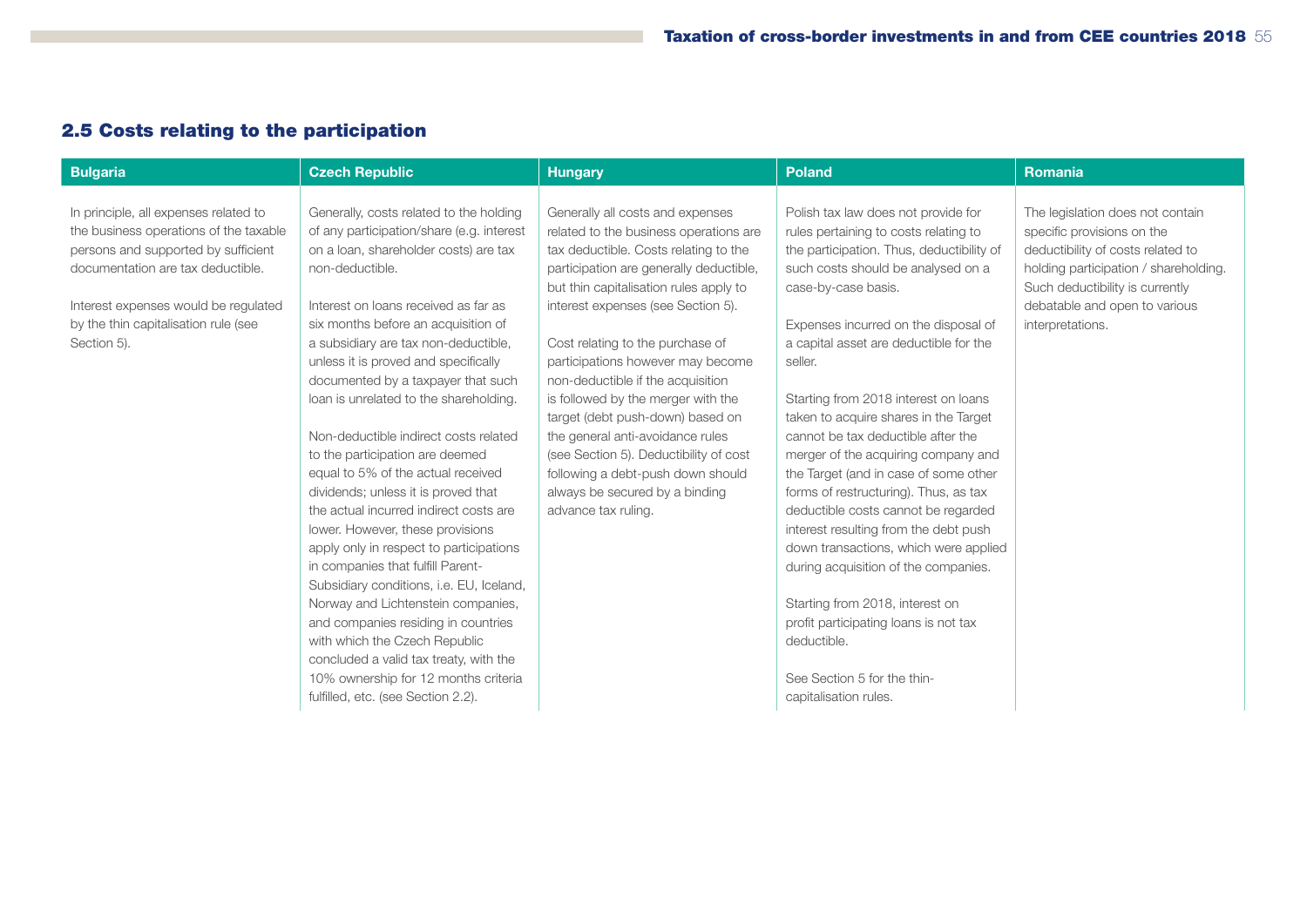## 2.5 Costs relating to the participation

| Bulgaria | Czech Republic | Hungary | Poland | Romania |
| --- | --- | --- | --- | --- |
| In principle, all expenses related to the business operations of the taxable persons and supported by sufficient documentation are tax deductible.<br><br>Interest expenses would be regulated by the thin capitalisation rule (see Section 5). | Generally, costs related to the holding of any participation/share (e.g. interest on a loan, shareholder costs) are tax non-deductible.<br><br>Interest on loans received as far as six months before an acquisition of a subsidiary are tax non-deductible, unless it is proved and specifically documented by a taxpayer that such loan is unrelated to the shareholding.<br><br>Non-deductible indirect costs related to the participation are deemed equal to 5% of the actual received dividends; unless it is proved that the actual incurred indirect costs are lower. However, these provisions apply only in respect to participations in companies that fulfill Parent-Subsidiary conditions, i.e. EU, Iceland, Norway and Lichtenstein companies, and companies residing in countries with which the Czech Republic concluded a valid tax treaty, with the 10% ownership for 12 months criteria fulfilled, etc. (see Section 2.2). | Generally all costs and expenses related to the business operations are tax deductible. Costs relating to the participation are generally deductible, but thin capitalisation rules apply to interest expenses (see Section 5).<br><br>Cost relating to the purchase of participations however may become non-deductible if the acquisition is followed by the merger with the target (debt push-down) based on the general anti-avoidance rules (see Section 5). Deductibility of cost following a debt-push down should always be secured by a binding advance tax ruling. | Polish tax law does not provide for rules pertaining to costs relating to the participation. Thus, deductibility of such costs should be analysed on a case-by-case basis.<br><br>Expenses incurred on the disposal of a capital asset are deductible for the seller.<br><br>Starting from 2018 interest on loans taken to acquire shares in the Target cannot be tax deductible after the merger of the acquiring company and the Target (and in case of some other forms of restructuring). Thus, as tax deductible costs cannot be regarded interest resulting from the debt push down transactions, which were applied during acquisition of the companies.<br><br>Starting from 2018, interest on profit participating loans is not tax deductible.<br><br>See Section 5 for the thin-capitalisation rules. | The legislation does not contain specific provisions on the deductibility of costs related to holding participation / shareholding. Such deductibility is currently debatable and open to various interpretations. |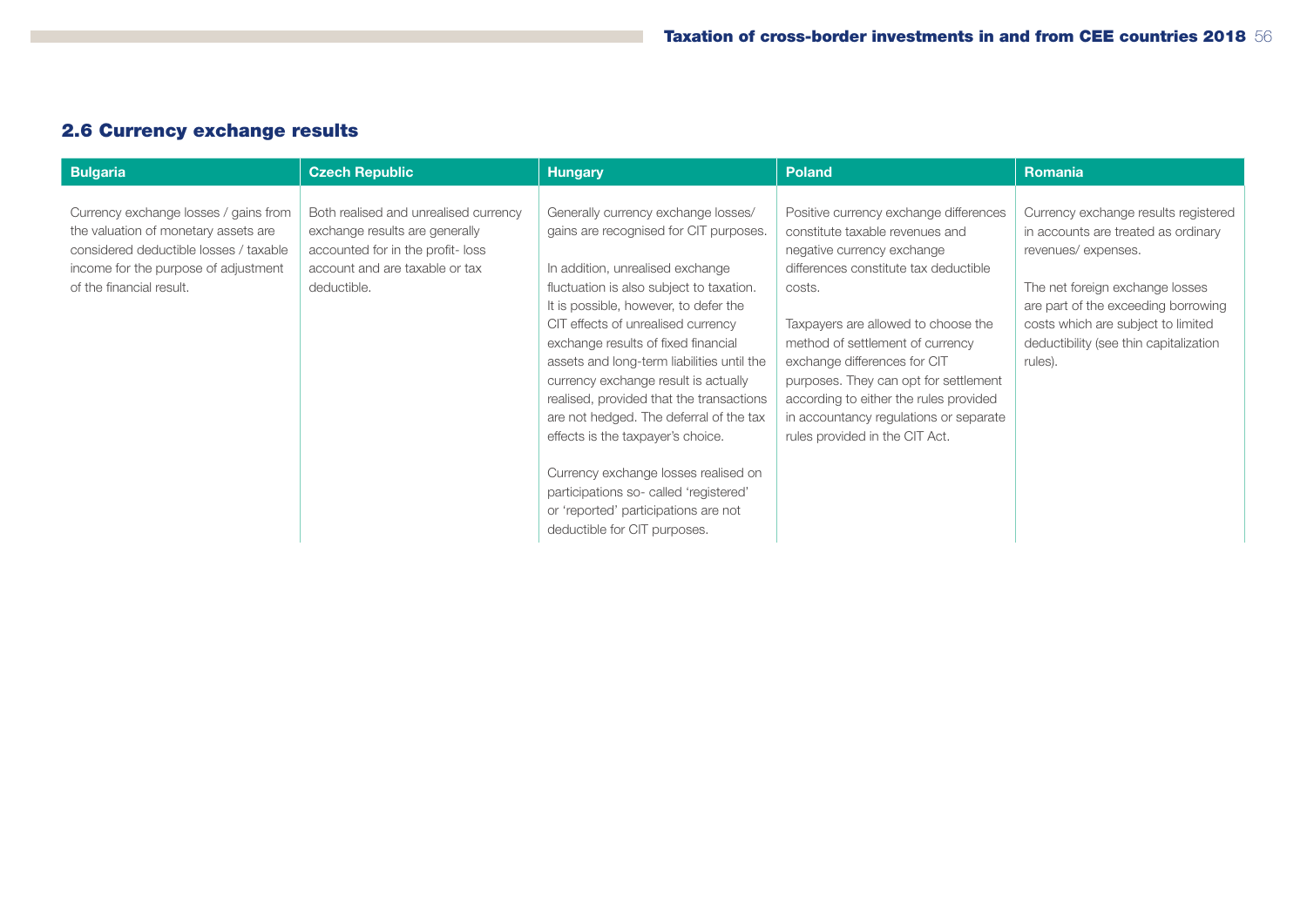## 2.6 Currency exchange results

| Bulgaria | Czech Republic | Hungary | Poland | Romania |
|---|---|---|---|---|
| Currency exchange losses / gains from the valuation of monetary assets are considered deductible losses / taxable income for the purpose of adjustment of the financial result. | Both realised and unrealised currency exchange results are generally accounted for in the profit- loss account and are taxable or tax deductible. | Generally currency exchange losses/ gains are recognised for CIT purposes.<br><br>In addition, unrealised exchange fluctuation is also subject to taxation. It is possible, however, to defer the CIT effects of unrealised currency exchange results of fixed financial assets and long-term liabilities until the currency exchange result is actually realised, provided that the transactions are not hedged. The deferral of the tax effects is the taxpayer's choice.<br><br>Currency exchange losses realised on participations so- called 'registered' or 'reported' participations are not deductible for CIT purposes. | Positive currency exchange differences constitute taxable revenues and negative currency exchange differences constitute tax deductible costs.<br><br>Taxpayers are allowed to choose the method of settlement of currency exchange differences for CIT purposes. They can opt for settlement according to either the rules provided in accountancy regulations or separate rules provided in the CIT Act. | Currency exchange results registered in accounts are treated as ordinary revenues/ expenses.<br><br>The net foreign exchange losses are part of the exceeding borrowing costs which are subject to limited deductibility (see thin capitalization rules). |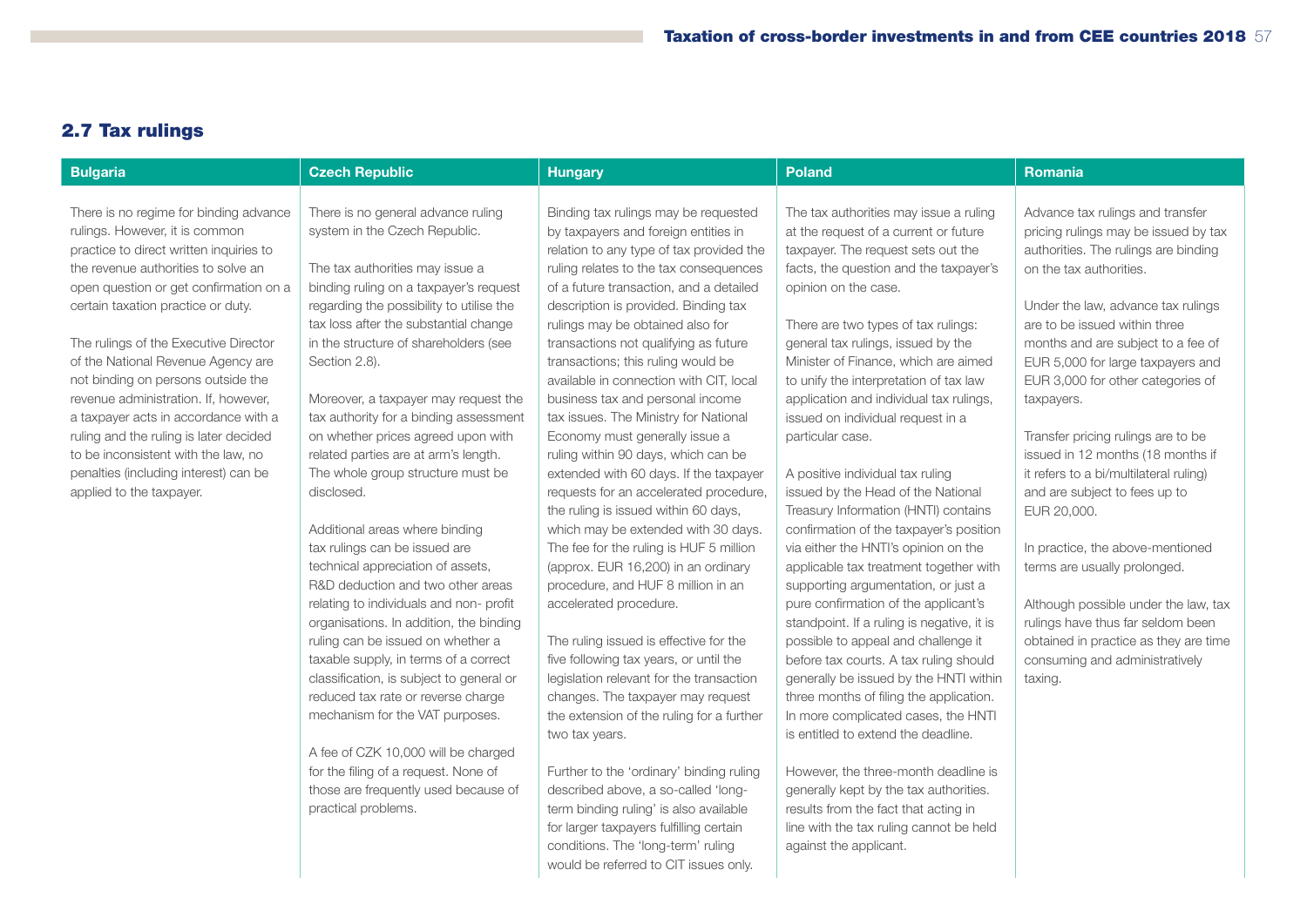## 2.7 Tax rulings

### Bulgaria

There is no regime for binding advance rulings. However, it is common practice to direct written inquiries to the revenue authorities to solve an open question or get confirmation on a certain taxation practice or duty.

The rulings of the Executive Director of the National Revenue Agency are not binding on persons outside the revenue administration. If, however, a taxpayer acts in accordance with a ruling and the ruling is later decided to be inconsistent with the law, no penalties (including interest) can be applied to the taxpayer.

### Czech Republic

There is no general advance ruling system in the Czech Republic.

The tax authorities may issue a binding ruling on a taxpayer's request regarding the possibility to utilise the tax loss after the substantial change in the structure of shareholders (see Section 2.8).

Moreover, a taxpayer may request the tax authority for a binding assessment on whether prices agreed upon with related parties are at arm's length. The whole group structure must be disclosed.

Additional areas where binding tax rulings can be issued are technical appreciation of assets, R&D deduction and two other areas relating to individuals and non- profit organisations. In addition, the binding ruling can be issued on whether a taxable supply, in terms of a correct classification, is subject to general or reduced tax rate or reverse charge mechanism for the VAT purposes.

A fee of CZK 10,000 will be charged for the filing of a request. None of those are frequently used because of practical problems.

### Hungary

Binding tax rulings may be requested by taxpayers and foreign entities in relation to any type of tax provided the ruling relates to the tax consequences of a future transaction, and a detailed description is provided. Binding tax rulings may be obtained also for transactions not qualifying as future transactions; this ruling would be available in connection with CIT, local business tax and personal income tax issues. The Ministry for National Economy must generally issue a ruling within 90 days, which can be extended with 60 days. If the taxpayer requests for an accelerated procedure, the ruling is issued within 60 days, which may be extended with 30 days. The fee for the ruling is HUF 5 million (approx. EUR 16,200) in an ordinary procedure, and HUF 8 million in an accelerated procedure.

The ruling issued is effective for the five following tax years, or until the legislation relevant for the transaction changes. The taxpayer may request the extension of the ruling for a further two tax years.

Further to the 'ordinary' binding ruling described above, a so-called 'long-term binding ruling' is also available for larger taxpayers fulfilling certain conditions. The 'long-term' ruling would be referred to CIT issues only.

### Poland

The tax authorities may issue a ruling at the request of a current or future taxpayer. The request sets out the facts, the question and the taxpayer's opinion on the case.

There are two types of tax rulings: general tax rulings, issued by the Minister of Finance, which are aimed to unify the interpretation of tax law application and individual tax rulings, issued on individual request in a particular case.

A positive individual tax ruling issued by the Head of the National Treasury Information (HNTI) contains confirmation of the taxpayer's position via either the HNTI's opinion on the applicable tax treatment together with supporting argumentation, or just a pure confirmation of the applicant's standpoint. If a ruling is negative, it is possible to appeal and challenge it before tax courts. A tax ruling should generally be issued by the HNTI within three months of filing the application. In more complicated cases, the HNTI is entitled to extend the deadline.

However, the three-month deadline is generally kept by the tax authorities. results from the fact that acting in line with the tax ruling cannot be held against the applicant.

### Romania

Advance tax rulings and transfer pricing rulings may be issued by tax authorities. The rulings are binding on the tax authorities.

Under the law, advance tax rulings are to be issued within three months and are subject to a fee of EUR 5,000 for large taxpayers and EUR 3,000 for other categories of taxpayers.

Transfer pricing rulings are to be issued in 12 months (18 months if it refers to a bi/multilateral ruling) and are subject to fees up to EUR 20,000.

In practice, the above-mentioned terms are usually prolonged.

Although possible under the law, tax rulings have thus far seldom been obtained in practice as they are time consuming and administratively taxing.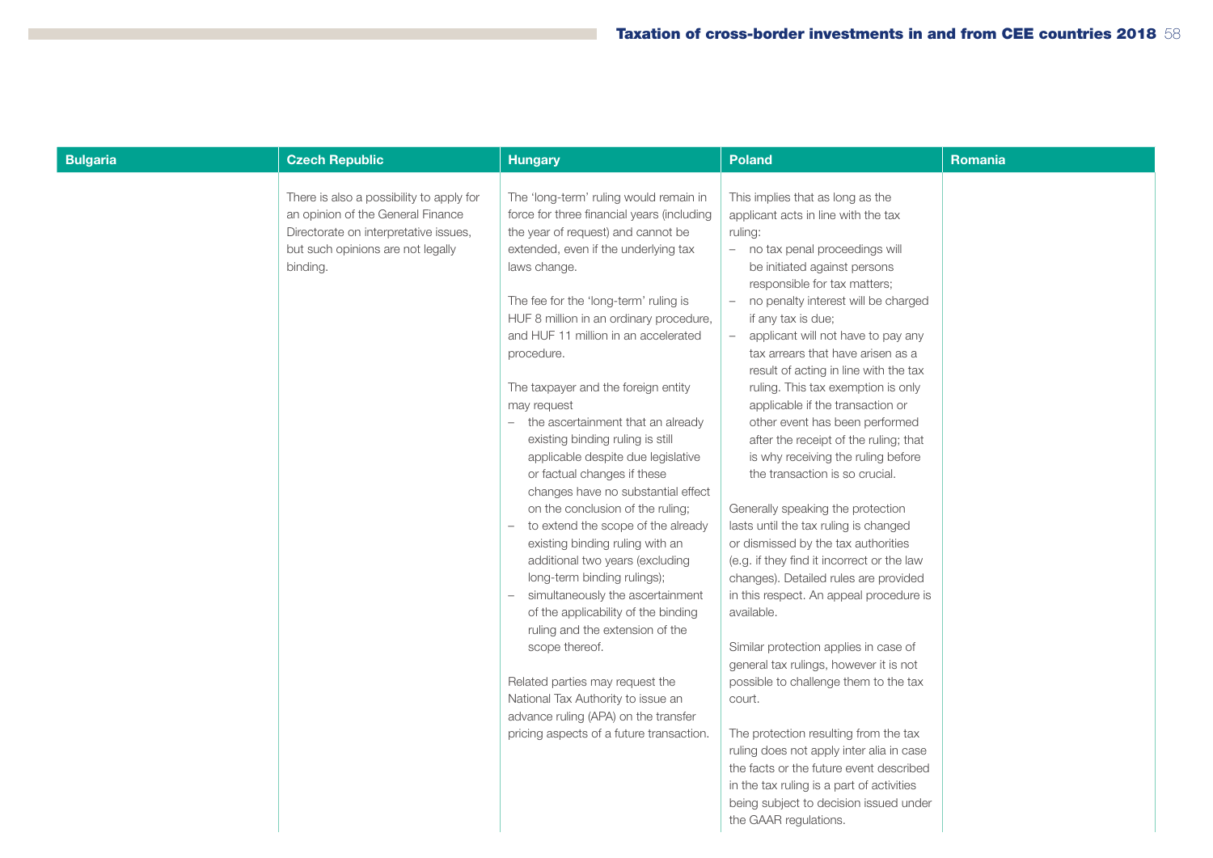| Bulgaria | Czech Republic | Hungary | Poland | Romania |
|---|---|---|---|---|
| | There is also a possibility to apply for an opinion of the General Finance Directorate on interpretative issues, but such opinions are not legally binding. | The 'long-term' ruling would remain in force for three financial years (including the year of request) and cannot be extended, even if the underlying tax laws change.<br><br>The fee for the 'long-term' ruling is HUF 8 million in an ordinary procedure, and HUF 11 million in an accelerated procedure.<br><br>The taxpayer and the foreign entity may request<br>– the ascertainment that an already existing binding ruling is still applicable despite due legislative or factual changes if these changes have no substantial effect on the conclusion of the ruling;<br>– to extend the scope of the already existing binding ruling with an additional two years (excluding long-term binding rulings);<br>– simultaneously the ascertainment of the applicability of the binding ruling and the extension of the scope thereof.<br><br>Related parties may request the National Tax Authority to issue an advance ruling (APA) on the transfer pricing aspects of a future transaction. | This implies that as long as the applicant acts in line with the tax ruling:<br>– no tax penal proceedings will be initiated against persons responsible for tax matters;<br>– no penalty interest will be charged if any tax is due;<br>– applicant will not have to pay any tax arrears that have arisen as a result of acting in line with the tax ruling. This tax exemption is only applicable if the transaction or other event has been performed after the receipt of the ruling; that is why receiving the ruling before the transaction is so crucial.<br><br>Generally speaking the protection lasts until the tax ruling is changed or dismissed by the tax authorities (e.g. if they find it incorrect or the law changes). Detailed rules are provided in this respect. An appeal procedure is available.<br><br>Similar protection applies in case of general tax rulings, however it is not possible to challenge them to the tax court.<br><br>The protection resulting from the tax ruling does not apply inter alia in case the facts or the future event described in the tax ruling is a part of activities being subject to decision issued under the GAAR regulations. | |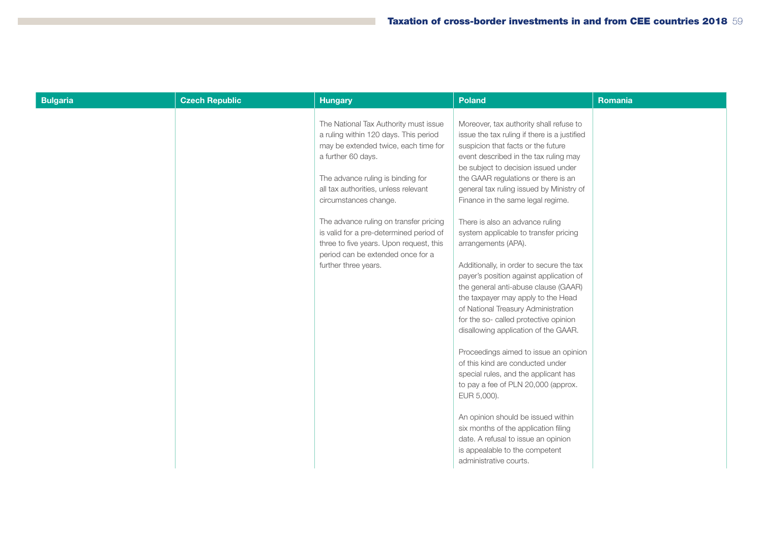| Bulgaria | Czech Republic | Hungary | Poland | Romania |
|---|---|---|---|---|
| | | The National Tax Authority must issue a ruling within 120 days. This period may be extended twice, each time for a further 60 days.<br><br>The advance ruling is binding for all tax authorities, unless relevant circumstances change.<br><br>The advance ruling on transfer pricing is valid for a pre-determined period of three to five years. Upon request, this period can be extended once for a further three years. | Moreover, tax authority shall refuse to issue the tax ruling if there is a justified suspicion that facts or the future event described in the tax ruling may be subject to decision issued under the GAAR regulations or there is an general tax ruling issued by Ministry of Finance in the same legal regime.<br><br>There is also an advance ruling system applicable to transfer pricing arrangements (APA).<br><br>Additionally, in order to secure the tax payer's position against application of the general anti-abuse clause (GAAR) the taxpayer may apply to the Head of National Treasury Administration for the so- called protective opinion disallowing application of the GAAR.<br><br>Proceedings aimed to issue an opinion of this kind are conducted under special rules, and the applicant has to pay a fee of PLN 20,000 (approx. EUR 5,000).<br><br>An opinion should be issued within six months of the application filing date. A refusal to issue an opinion is appealable to the competent administrative courts. | |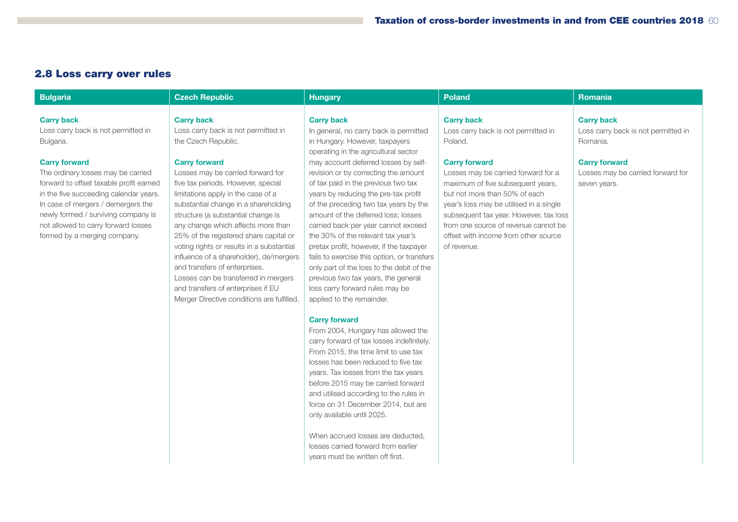## 2.8 Loss carry over rules

### Bulgaria

**Carry back**

Loss carry back is not permitted in Bulgaria.

**Carry forward**

The ordinary losses may be carried forward to offset taxable profit earned in the five succeeding calendar years. In case of mergers / demergers the newly formed / surviving company is not allowed to carry forward losses formed by a merging company.

### Czech Republic

**Carry back**

Loss carry back is not permitted in the Czech Republic.

**Carry forward**

Losses may be carried forward for five tax periods. However, special limitations apply in the case of a substantial change in a shareholding structure (a substantial change is any change which affects more than 25% of the registered share capital or voting rights or results in a substantial influence of a shareholder), de/mergers and transfers of enterprises.
Losses can be transferred in mergers and transfers of enterprises if EU Merger Directive conditions are fulfilled.

### Hungary

**Carry back**

In general, no carry back is permitted in Hungary. However, taxpayers operating in the agricultural sector may account deferred losses by self-revision or by correcting the amount of tax paid in the previous two tax years by reducing the pre-tax profit of the preceding two tax years by the amount of the deferred loss; losses carried back per year cannot exceed the 30% of the relevant tax year's pretax profit, however, if the taxpayer fails to exercise this option, or transfers only part of the loss to the debit of the previous two tax years, the general loss carry forward rules may be applied to the remainder.

**Carry forward**

From 2004, Hungary has allowed the carry forward of tax losses indefinitely. From 2015, the time limit to use tax losses has been reduced to five tax years. Tax losses from the tax years before 2015 may be carried forward and utilised according to the rules in force on 31 December 2014, but are only available until 2025.

When accrued losses are deducted, losses carried forward from earlier years must be written off first.

### Poland

**Carry back**

Loss carry back is not permitted in Poland.

**Carry forward**

Losses may be carried forward for a maximum of five subsequent years, but not more than 50% of each year's loss may be utilised in a single subsequent tax year. However, tax loss from one source of revenue cannot be offset with income from other source of revenue.

### Romania

**Carry back**

Loss carry back is not permitted in Romania.

**Carry forward**

Losses may be carried forward for seven years.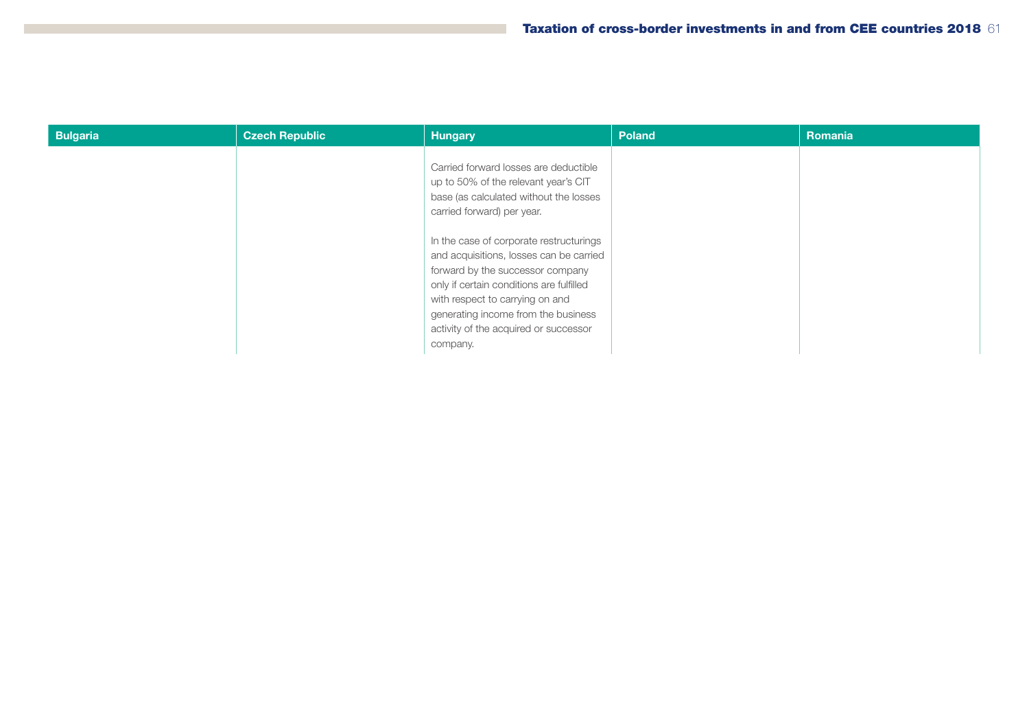| Bulgaria | Czech Republic | Hungary | Poland | Romania |
| --- | --- | --- | --- | --- |
| | | Carried forward losses are deductible up to 50% of the relevant year's CIT base (as calculated without the losses carried forward) per year.<br><br>In the case of corporate restructurings and acquisitions, losses can be carried forward by the successor company only if certain conditions are fulfilled with respect to carrying on and generating income from the business activity of the acquired or successor company. | | |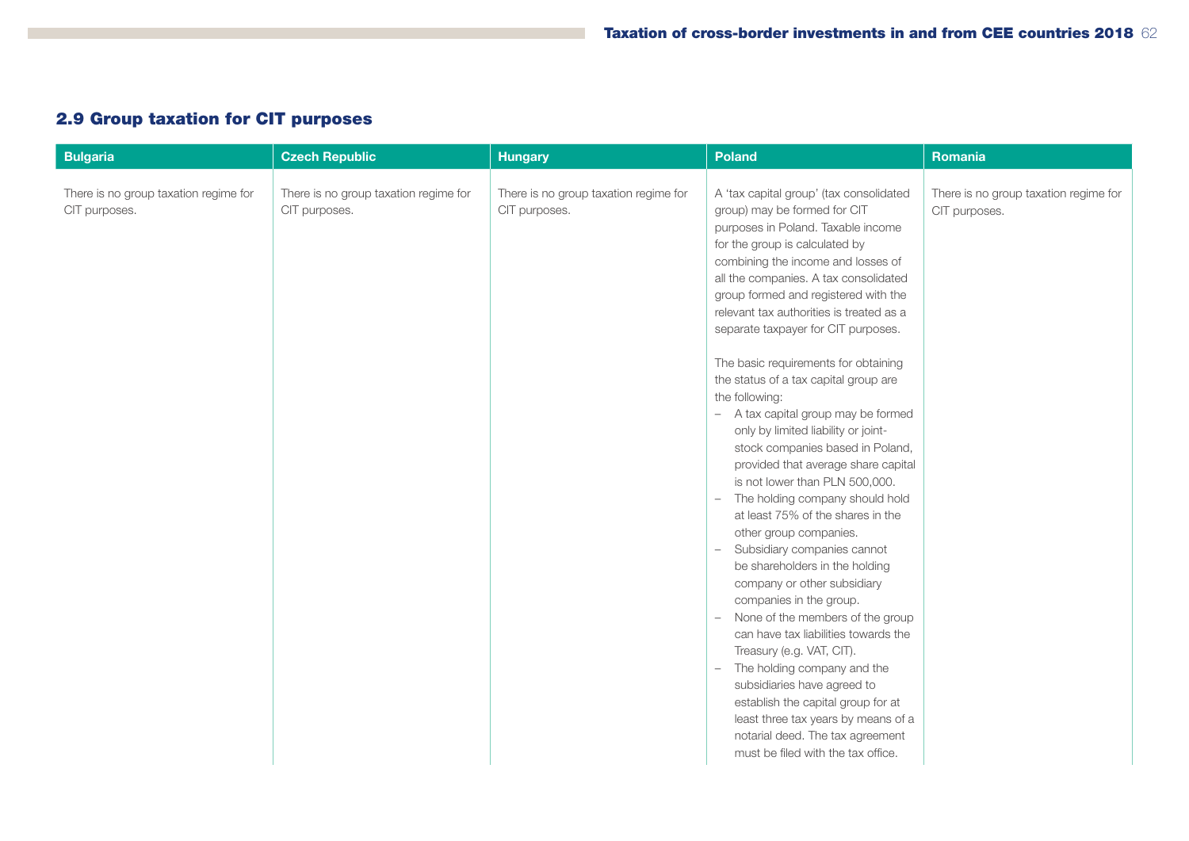## 2.9 Group taxation for CIT purposes

| Bulgaria | Czech Republic | Hungary | Poland | Romania |
|---|---|---|---|---|
| There is no group taxation regime for CIT purposes. | There is no group taxation regime for CIT purposes. | There is no group taxation regime for CIT purposes. | A 'tax capital group' (tax consolidated group) may be formed for CIT purposes in Poland. Taxable income for the group is calculated by combining the income and losses of all the companies. A tax consolidated group formed and registered with the relevant tax authorities is treated as a separate taxpayer for CIT purposes.<br><br>The basic requirements for obtaining the status of a tax capital group are the following:<br>– A tax capital group may be formed only by limited liability or joint-stock companies based in Poland, provided that average share capital is not lower than PLN 500,000.<br>– The holding company should hold at least 75% of the shares in the other group companies.<br>– Subsidiary companies cannot be shareholders in the holding company or other subsidiary companies in the group.<br>– None of the members of the group can have tax liabilities towards the Treasury (e.g. VAT, CIT).<br>– The holding company and the subsidiaries have agreed to establish the capital group for at least three tax years by means of a notarial deed. The tax agreement must be filed with the tax office. | There is no group taxation regime for CIT purposes. |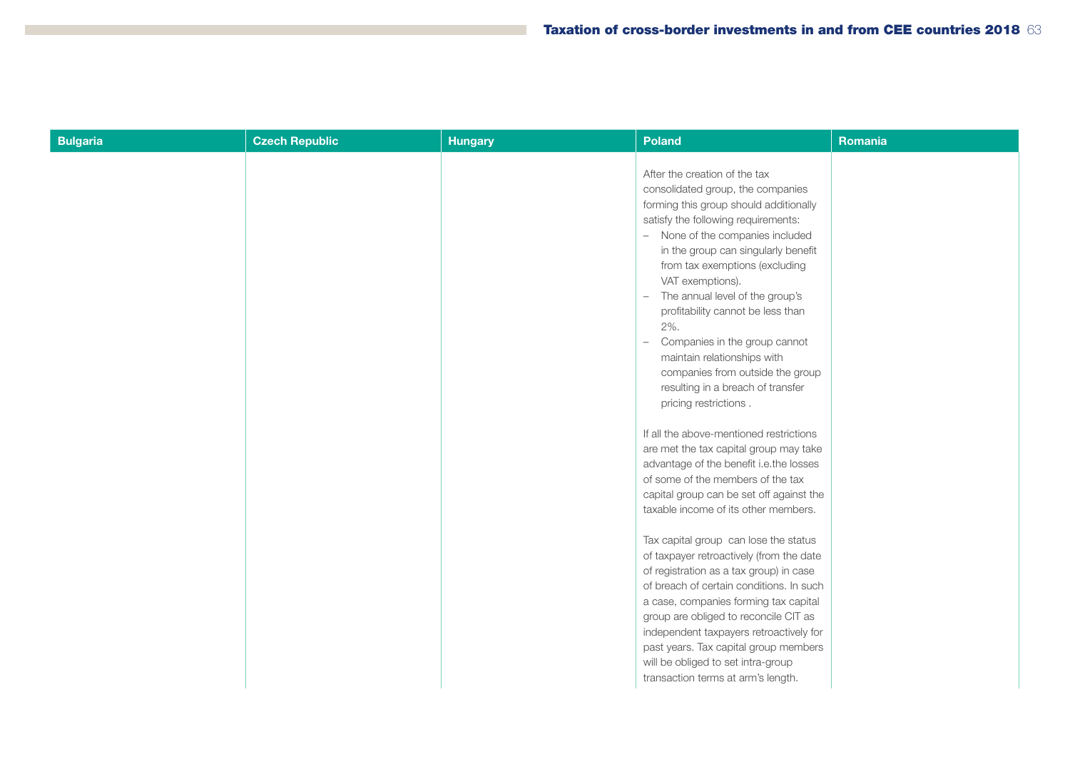| Bulgaria | Czech Republic | Hungary | Poland | Romania |
|---|---|---|---|---|
| | | | After the creation of the tax consolidated group, the companies forming this group should additionally satisfy the following requirements:<br>– None of the companies included in the group can singularly benefit from tax exemptions (excluding VAT exemptions).<br>– The annual level of the group's profitability cannot be less than 2%.<br>– Companies in the group cannot maintain relationships with companies from outside the group resulting in a breach of transfer pricing restrictions .<br><br>If all the above-mentioned restrictions are met the tax capital group may take advantage of the benefit i.e.the losses of some of the members of the tax capital group can be set off against the taxable income of its other members.<br><br>Tax capital group can lose the status of taxpayer retroactively (from the date of registration as a tax group) in case of breach of certain conditions. In such a case, companies forming tax capital group are obliged to reconcile CIT as independent taxpayers retroactively for past years. Tax capital group members will be obliged to set intra-group transaction terms at arm's length. | |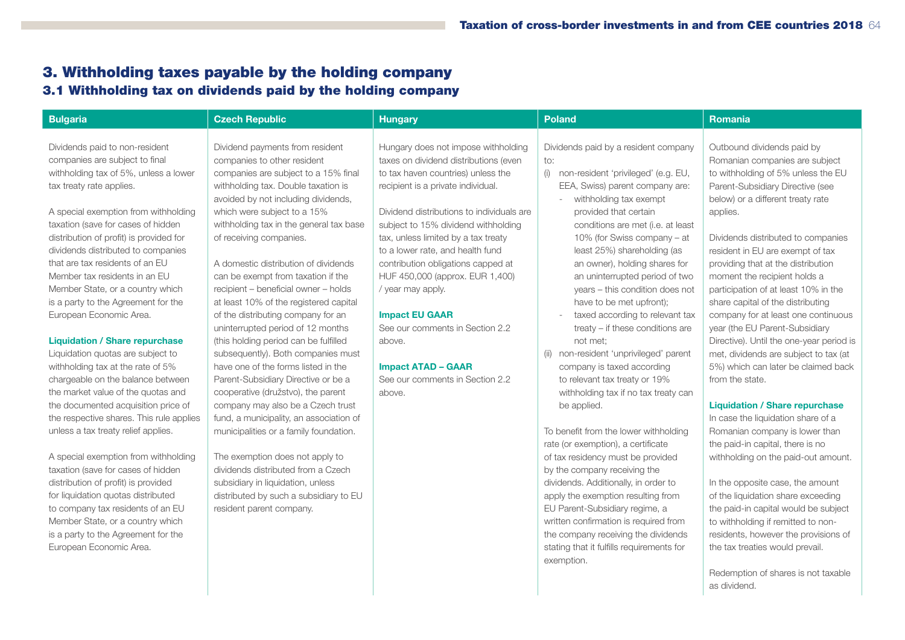# 3. Withholding taxes payable by the holding company

## 3.1 Withholding tax on dividends paid by the holding company

### Bulgaria

Dividends paid to non-resident companies are subject to final withholding tax of 5%, unless a lower tax treaty rate applies.

A special exemption from withholding taxation (save for cases of hidden distribution of profit) is provided for dividends distributed to companies that are tax residents of an EU Member tax residents in an EU Member State, or a country which is a party to the Agreement for the European Economic Area.

**Liquidation / Share repurchase**

Liquidation quotas are subject to withholding tax at the rate of 5% chargeable on the balance between the market value of the quotas and the documented acquisition price of the respective shares. This rule applies unless a tax treaty relief applies.

A special exemption from withholding taxation (save for cases of hidden distribution of profit) is provided for liquidation quotas distributed to company tax residents of an EU Member State, or a country which is a party to the Agreement for the European Economic Area.

### Czech Republic

Dividend payments from resident companies to other resident companies are subject to a 15% final withholding tax. Double taxation is avoided by not including dividends, which were subject to a 15% withholding tax in the general tax base of receiving companies.

A domestic distribution of dividends can be exempt from taxation if the recipient – beneficial owner – holds at least 10% of the registered capital of the distributing company for an uninterrupted period of 12 months (this holding period can be fulfilled subsequently). Both companies must have one of the forms listed in the Parent-Subsidiary Directive or be a cooperative (družstvo), the parent company may also be a Czech trust fund, a municipality, an association of municipalities or a family foundation.

The exemption does not apply to dividends distributed from a Czech subsidiary in liquidation, unless distributed by such a subsidiary to EU resident parent company.

### Hungary

Hungary does not impose withholding taxes on dividend distributions (even to tax haven countries) unless the recipient is a private individual.

Dividend distributions to individuals are subject to 15% dividend withholding tax, unless limited by a tax treaty to a lower rate, and health fund contribution obligations capped at HUF 450,000 (approx. EUR 1,400) / year may apply.

**Impact EU GAAR**

See our comments in Section 2.2 above.

**Impact ATAD – GAAR**

See our comments in Section 2.2 above.

### Poland

Dividends paid by a resident company to:

(i) non-resident 'privileged' (e.g. EU, EEA, Swiss) parent company are:
  - withholding tax exempt provided that certain conditions are met (i.e. at least 10% (for Swiss company – at least 25%) shareholding (as an owner), holding shares for an uninterrupted period of two years – this condition does not have to be met upfront);
  - taxed according to relevant tax treaty – if these conditions are not met;

(ii) non-resident 'unprivileged' parent company is taxed according to relevant tax treaty or 19% withholding tax if no tax treaty can be applied.

To benefit from the lower withholding rate (or exemption), a certificate of tax residency must be provided by the company receiving the dividends. Additionally, in order to apply the exemption resulting from EU Parent-Subsidiary regime, a written confirmation is required from the company receiving the dividends stating that it fulfills requirements for exemption.

### Romania

Outbound dividends paid by Romanian companies are subject to withholding of 5% unless the EU Parent-Subsidiary Directive (see below) or a different treaty rate applies.

Dividends distributed to companies resident in EU are exempt of tax providing that at the distribution moment the recipient holds a participation of at least 10% in the share capital of the distributing company for at least one continuous year (the EU Parent-Subsidiary Directive). Until the one-year period is met, dividends are subject to tax (at 5%) which can later be claimed back from the state.

**Liquidation / Share repurchase**

In case the liquidation share of a Romanian company is lower than the paid-in capital, there is no withholding on the paid-out amount.

In the opposite case, the amount of the liquidation share exceeding the paid-in capital would be subject to withholding if remitted to non-residents, however the provisions of the tax treaties would prevail.

Redemption of shares is not taxable as dividend.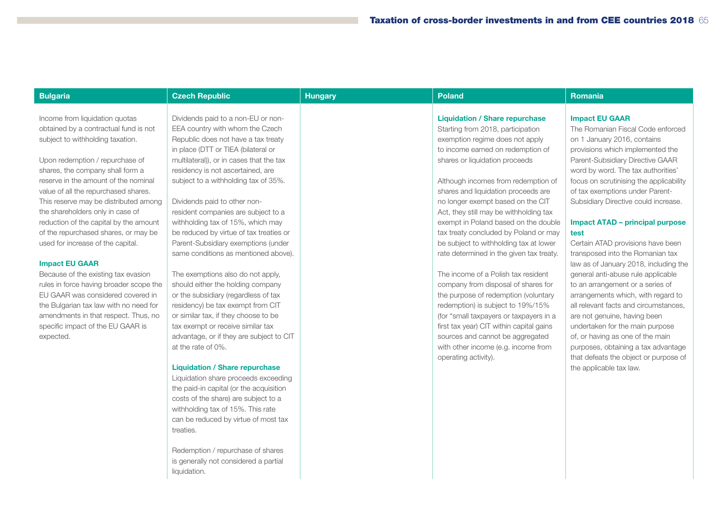## Bulgaria

Income from liquidation quotas obtained by a contractual fund is not subject to withholding taxation.

Upon redemption / repurchase of shares, the company shall form a reserve in the amount of the nominal value of all the repurchased shares. This reserve may be distributed among the shareholders only in case of reduction of the capital by the amount of the repurchased shares, or may be used for increase of the capital.

### Impact EU GAAR

Because of the existing tax evasion rules in force having broader scope the EU GAAR was considered covered in the Bulgarian tax law with no need for amendments in that respect. Thus, no specific impact of the EU GAAR is expected.

## Czech Republic

Dividends paid to a non-EU or non-EEA country with whom the Czech Republic does not have a tax treaty in place (DTT or TIEA (bilateral or multilateral)), or in cases that the tax residency is not ascertained, are subject to a withholding tax of 35%.

Dividends paid to other non-resident companies are subject to a withholding tax of 15%, which may be reduced by virtue of tax treaties or Parent-Subsidiary exemptions (under same conditions as mentioned above).

The exemptions also do not apply, should either the holding company or the subsidiary (regardless of tax residency) be tax exempt from CIT or similar tax, if they choose to be tax exempt or receive similar tax advantage, or if they are subject to CIT at the rate of 0%.

### Liquidation / Share repurchase

Liquidation share proceeds exceeding the paid-in capital (or the acquisition costs of the share) are subject to a withholding tax of 15%. This rate can be reduced by virtue of most tax treaties.

Redemption / repurchase of shares is generally not considered a partial liquidation.

## Hungary

## Poland

### Liquidation / Share repurchase

Starting from 2018, participation exemption regime does not apply to income earned on redemption of shares or liquidation proceeds

Although incomes from redemption of shares and liquidation proceeds are no longer exempt based on the CIT Act, they still may be withholding tax exempt in Poland based on the double tax treaty concluded by Poland or may be subject to withholding tax at lower rate determined in the given tax treaty.

The income of a Polish tax resident company from disposal of shares for the purpose of redemption (voluntary redemption) is subject to 19%/15% (for "small taxpayers or taxpayers in a first tax year) CIT within capital gains sources and cannot be aggregated with other income (e.g. income from operating activity).

## Romania

### Impact EU GAAR

The Romanian Fiscal Code enforced on 1 January 2016, contains provisions which implemented the Parent-Subsidiary Directive GAAR word by word. The tax authorities' focus on scrutinising the applicability of tax exemptions under Parent-Subsidiary Directive could increase.

### Impact ATAD – principal purpose test

Certain ATAD provisions have been transposed into the Romanian tax law as of January 2018, including the general anti-abuse rule applicable to an arrangement or a series of arrangements which, with regard to all relevant facts and circumstances, are not genuine, having been undertaken for the main purpose of, or having as one of the main purposes, obtaining a tax advantage that defeats the object or purpose of the applicable tax law.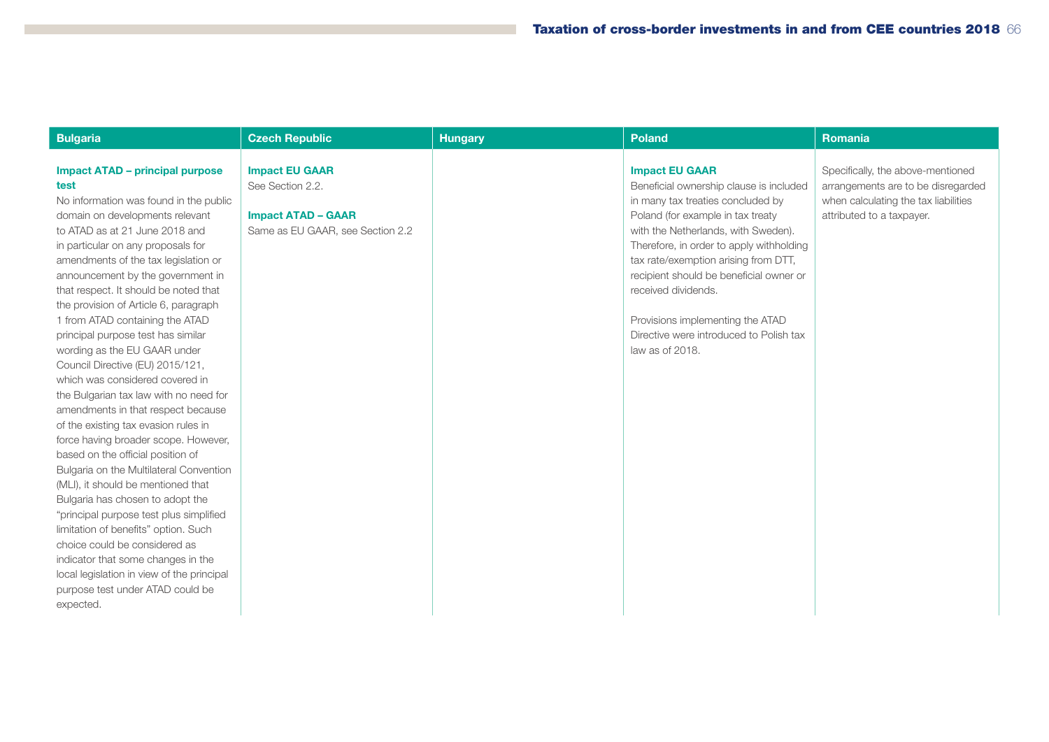| Bulgaria | Czech Republic | Hungary | Poland | Romania |
|---|---|---|---|---|
| **Impact ATAD – principal purpose test**<br>No information was found in the public domain on developments relevant to ATAD as at 21 June 2018 and in particular on any proposals for amendments of the tax legislation or announcement by the government in that respect. It should be noted that the provision of Article 6, paragraph 1 from ATAD containing the ATAD principal purpose test has similar wording as the EU GAAR under Council Directive (EU) 2015/121, which was considered covered in the Bulgarian tax law with no need for amendments in that respect because of the existing tax evasion rules in force having broader scope. However, based on the official position of Bulgaria on the Multilateral Convention (MLI), it should be mentioned that Bulgaria has chosen to adopt the "principal purpose test plus simplified limitation of benefits" option. Such choice could be considered as indicator that some changes in the local legislation in view of the principal purpose test under ATAD could be expected. | **Impact EU GAAR**<br>See Section 2.2.<br><br>**Impact ATAD – GAAR**<br>Same as EU GAAR, see Section 2.2 | | **Impact EU GAAR**<br>Beneficial ownership clause is included in many tax treaties concluded by Poland (for example in tax treaty with the Netherlands, with Sweden). Therefore, in order to apply withholding tax rate/exemption arising from DTT, recipient should be beneficial owner or received dividends.<br><br>Provisions implementing the ATAD Directive were introduced to Polish tax law as of 2018. | Specifically, the above-mentioned arrangements are to be disregarded when calculating the tax liabilities attributed to a taxpayer. |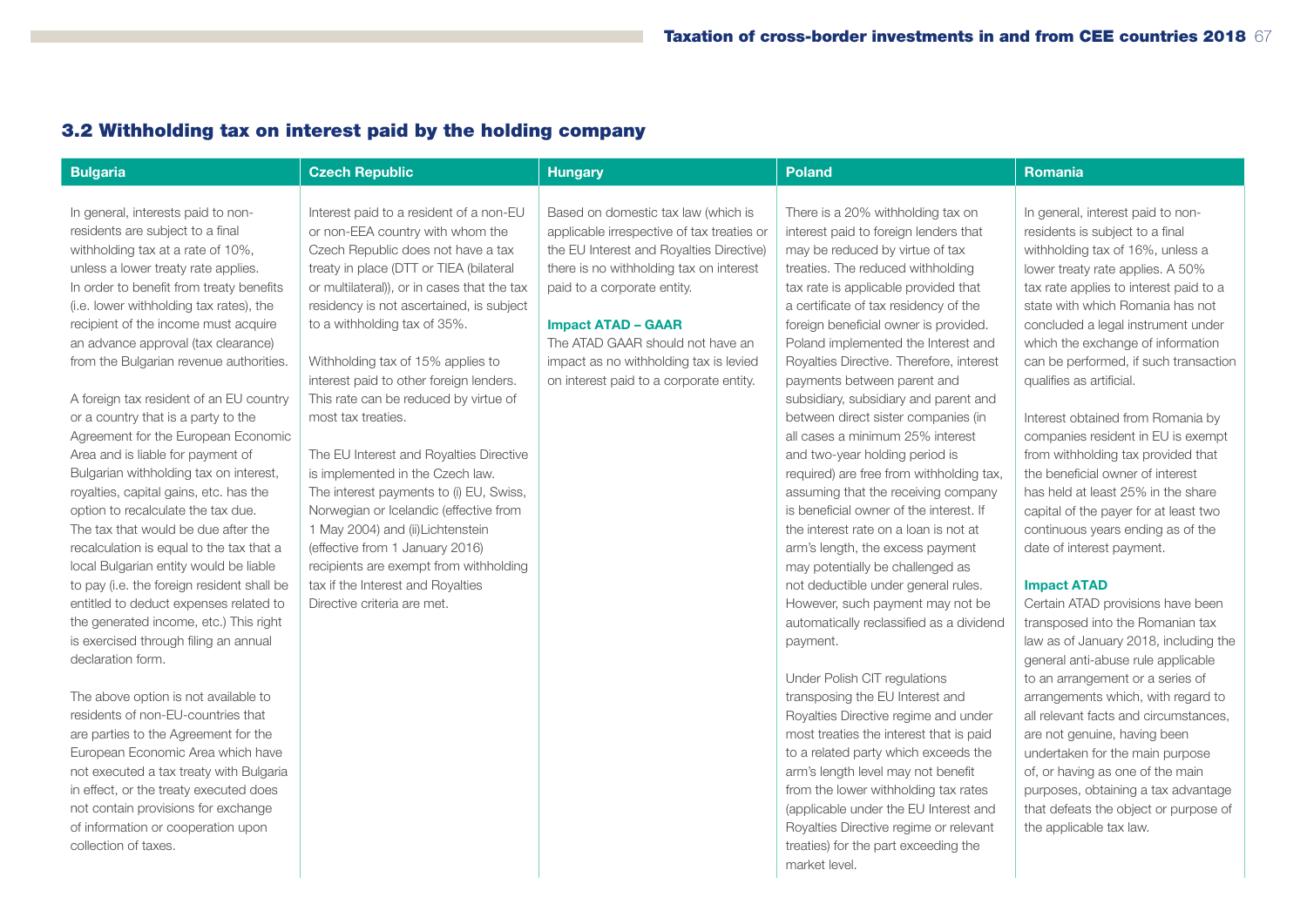## 3.2 Withholding tax on interest paid by the holding company

### Bulgaria

In general, interests paid to non-residents are subject to a final withholding tax at a rate of 10%, unless a lower treaty rate applies. In order to benefit from treaty benefits (i.e. lower withholding tax rates), the recipient of the income must acquire an advance approval (tax clearance) from the Bulgarian revenue authorities.

A foreign tax resident of an EU country or a country that is a party to the Agreement for the European Economic Area and is liable for payment of Bulgarian withholding tax on interest, royalties, capital gains, etc. has the option to recalculate the tax due. The tax that would be due after the recalculation is equal to the tax that a local Bulgarian entity would be liable to pay (i.e. the foreign resident shall be entitled to deduct expenses related to the generated income, etc.) This right is exercised through filing an annual declaration form.

The above option is not available to residents of non-EU-countries that are parties to the Agreement for the European Economic Area which have not executed a tax treaty with Bulgaria in effect, or the treaty executed does not contain provisions for exchange of information or cooperation upon collection of taxes.

### Czech Republic

Interest paid to a resident of a non-EU or non-EEA country with whom the Czech Republic does not have a tax treaty in place (DTT or TIEA (bilateral or multilateral)), or in cases that the tax residency is not ascertained, is subject to a withholding tax of 35%.

Withholding tax of 15% applies to interest paid to other foreign lenders. This rate can be reduced by virtue of most tax treaties.

The EU Interest and Royalties Directive is implemented in the Czech law. The interest payments to (i) EU, Swiss, Norwegian or Icelandic (effective from 1 May 2004) and (ii)Lichtenstein (effective from 1 January 2016) recipients are exempt from withholding tax if the Interest and Royalties Directive criteria are met.

### Hungary

Based on domestic tax law (which is applicable irrespective of tax treaties or the EU Interest and Royalties Directive) there is no withholding tax on interest paid to a corporate entity.

**Impact ATAD – GAAR**

The ATAD GAAR should not have an impact as no withholding tax is levied on interest paid to a corporate entity.

### Poland

There is a 20% withholding tax on interest paid to foreign lenders that may be reduced by virtue of tax treaties. The reduced withholding tax rate is applicable provided that a certificate of tax residency of the foreign beneficial owner is provided. Poland implemented the Interest and Royalties Directive. Therefore, interest payments between parent and subsidiary, subsidiary and parent and between direct sister companies (in all cases a minimum 25% interest and two-year holding period is required) are free from withholding tax, assuming that the receiving company is beneficial owner of the interest. If the interest rate on a loan is not at arm's length, the excess payment may potentially be challenged as not deductible under general rules. However, such payment may not be automatically reclassified as a dividend payment.

Under Polish CIT regulations transposing the EU Interest and Royalties Directive regime and under most treaties the interest that is paid to a related party which exceeds the arm's length level may not benefit from the lower withholding tax rates (applicable under the EU Interest and Royalties Directive regime or relevant treaties) for the part exceeding the market level.

### Romania

In general, interest paid to non-residents is subject to a final withholding tax of 16%, unless a lower treaty rate applies. A 50% tax rate applies to interest paid to a state with which Romania has not concluded a legal instrument under which the exchange of information can be performed, if such transaction qualifies as artificial.

Interest obtained from Romania by companies resident in EU is exempt from withholding tax provided that the beneficial owner of interest has held at least 25% in the share capital of the payer for at least two continuous years ending as of the date of interest payment.

**Impact ATAD**

Certain ATAD provisions have been transposed into the Romanian tax law as of January 2018, including the general anti-abuse rule applicable to an arrangement or a series of arrangements which, with regard to all relevant facts and circumstances, are not genuine, having been undertaken for the main purpose of, or having as one of the main purposes, obtaining a tax advantage that defeats the object or purpose of the applicable tax law.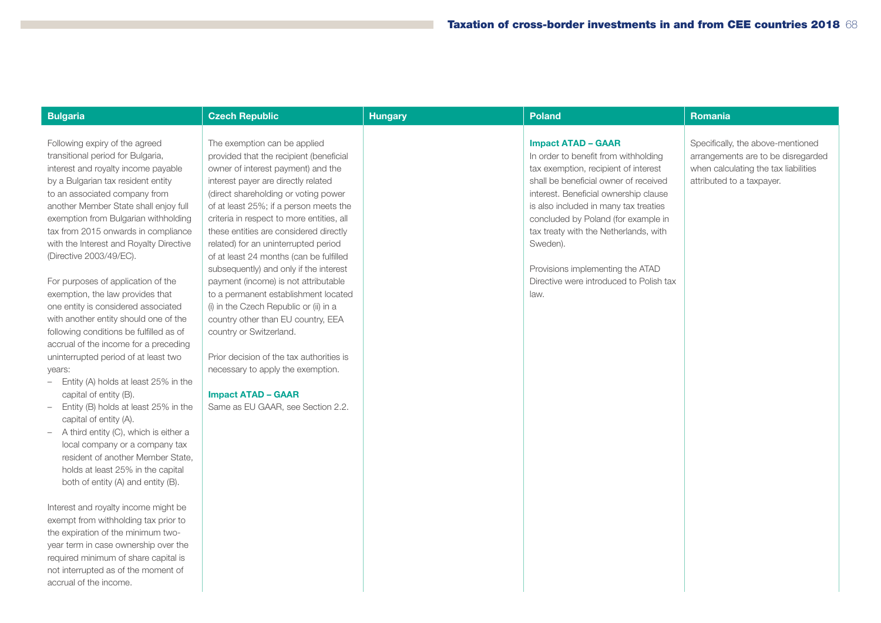| Bulgaria | Czech Republic | Hungary | Poland | Romania |
|---|---|---|---|---|
| Following expiry of the agreed transitional period for Bulgaria, interest and royalty income payable by a Bulgarian tax resident entity to an associated company from another Member State shall enjoy full exemption from Bulgarian withholding tax from 2015 onwards in compliance with the Interest and Royalty Directive (Directive 2003/49/EC).<br><br>For purposes of application of the exemption, the law provides that one entity is considered associated with another entity should one of the following conditions be fulfilled as of accrual of the income for a preceding uninterrupted period of at least two years:<br>– Entity (A) holds at least 25% in the capital of entity (B).<br>– Entity (B) holds at least 25% in the capital of entity (A).<br>– A third entity (C), which is either a local company or a company tax resident of another Member State, holds at least 25% in the capital both of entity (A) and entity (B).<br><br>Interest and royalty income might be exempt from withholding tax prior to the expiration of the minimum two-year term in case ownership over the required minimum of share capital is not interrupted as of the moment of accrual of the income. | The exemption can be applied provided that the recipient (beneficial owner of interest payment) and the interest payer are directly related (direct shareholding or voting power of at least 25%; if a person meets the criteria in respect to more entities, all these entities are considered directly related) for an uninterrupted period of at least 24 months (can be fulfilled subsequently) and only if the interest payment (income) is not attributable to a permanent establishment located (i) in the Czech Republic or (ii) in a country other than EU country, EEA country or Switzerland.<br><br>Prior decision of the tax authorities is necessary to apply the exemption.<br><br>**Impact ATAD – GAAR**<br>Same as EU GAAR, see Section 2.2. | | **Impact ATAD – GAAR**<br>In order to benefit from withholding tax exemption, recipient of interest shall be beneficial owner of received interest. Beneficial ownership clause is also included in many tax treaties concluded by Poland (for example in tax treaty with the Netherlands, with Sweden).<br><br>Provisions implementing the ATAD Directive were introduced to Polish tax law. | Specifically, the above-mentioned arrangements are to be disregarded when calculating the tax liabilities attributed to a taxpayer. |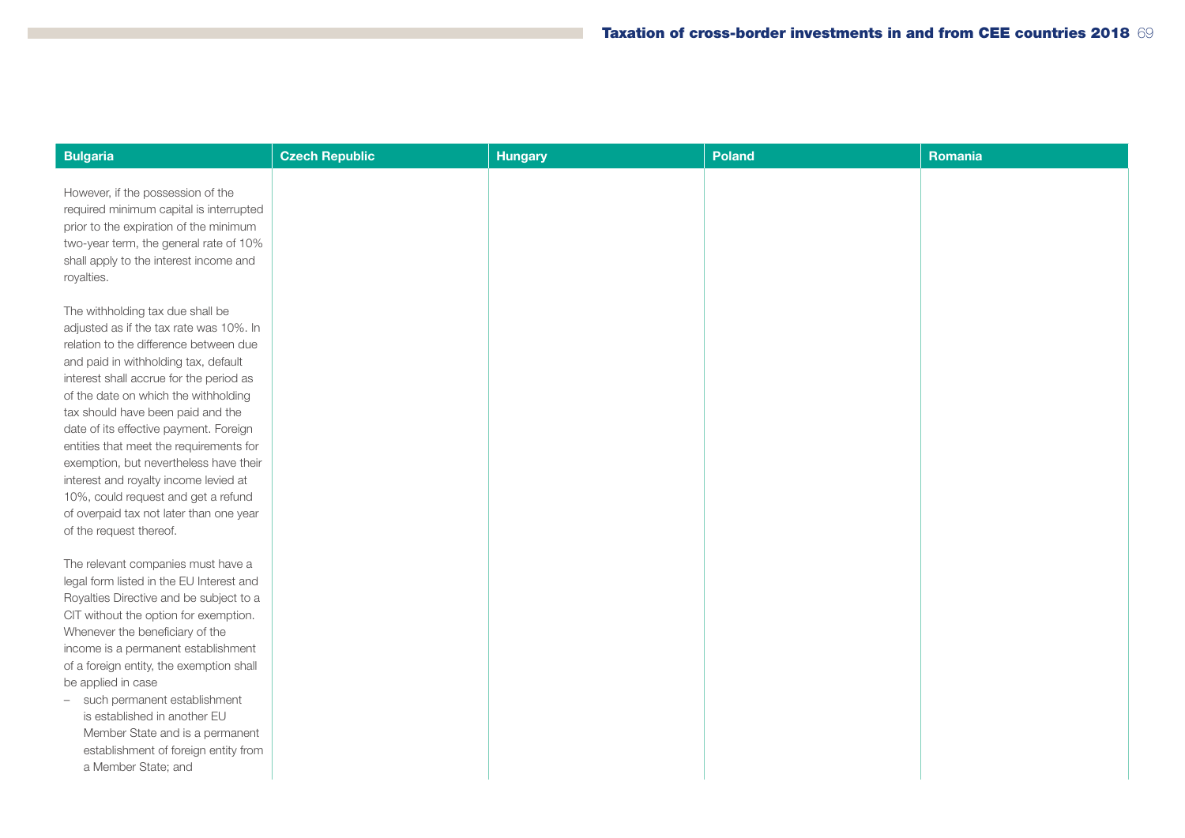| Bulgaria | Czech Republic | Hungary | Poland | Romania |
|---|---|---|---|---|
| However, if the possession of the required minimum capital is interrupted prior to the expiration of the minimum two-year term, the general rate of 10% shall apply to the interest income and royalties.<br><br>The withholding tax due shall be adjusted as if the tax rate was 10%. In relation to the difference between due and paid in withholding tax, default interest shall accrue for the period as of the date on which the withholding tax should have been paid and the date of its effective payment. Foreign entities that meet the requirements for exemption, but nevertheless have their interest and royalty income levied at 10%, could request and get a refund of overpaid tax not later than one year of the request thereof.<br><br>The relevant companies must have a legal form listed in the EU Interest and Royalties Directive and be subject to a CIT without the option for exemption. Whenever the beneficiary of the income is a permanent establishment of a foreign entity, the exemption shall be applied in case<br>– such permanent establishment is established in another EU Member State and is a permanent establishment of foreign entity from a Member State; and | | | | |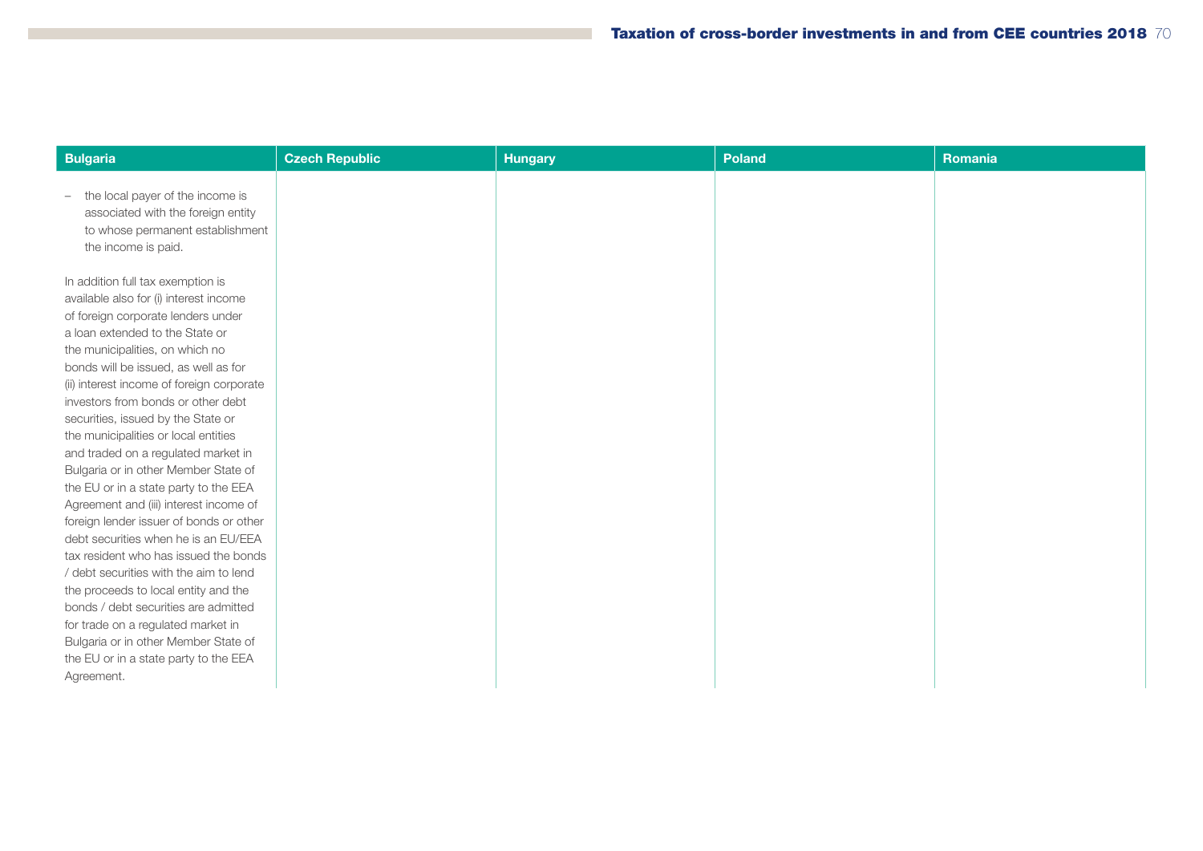| Bulgaria | Czech Republic | Hungary | Poland | Romania |
|---|---|---|---|---|
| – the local payer of the income is associated with the foreign entity to whose permanent establishment the income is paid.<br><br>In addition full tax exemption is available also for (i) interest income of foreign corporate lenders under a loan extended to the State or the municipalities, on which no bonds will be issued, as well as for (ii) interest income of foreign corporate investors from bonds or other debt securities, issued by the State or the municipalities or local entities and traded on a regulated market in Bulgaria or in other Member State of the EU or in a state party to the EEA Agreement and (iii) interest income of foreign lender issuer of bonds or other debt securities when he is an EU/EEA tax resident who has issued the bonds / debt securities with the aim to lend the proceeds to local entity and the bonds / debt securities are admitted for trade on a regulated market in Bulgaria or in other Member State of the EU or in a state party to the EEA Agreement. | | | | |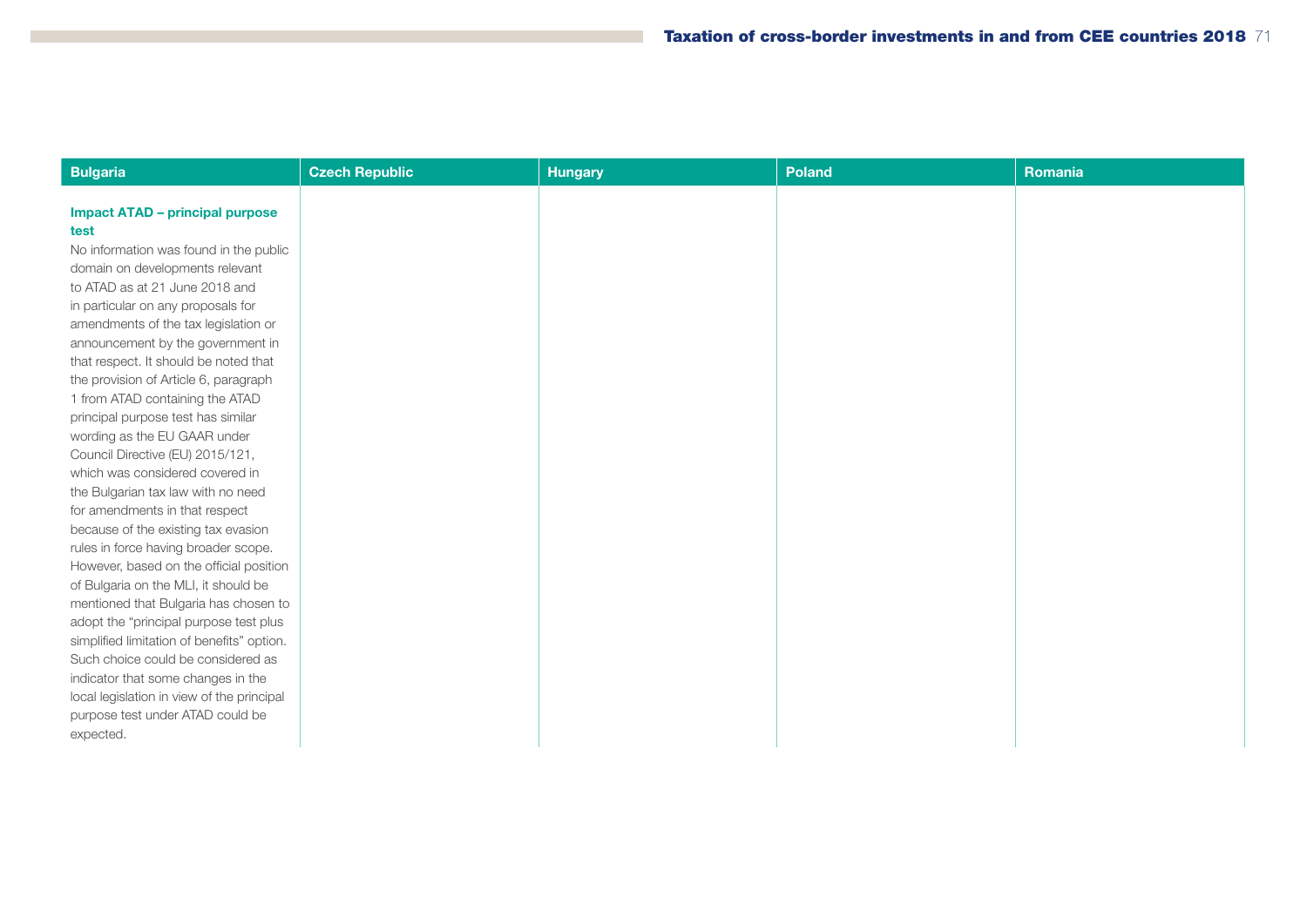| Bulgaria | Czech Republic | Hungary | Poland | Romania |
|---|---|---|---|---|
| **Impact ATAD – principal purpose test**<br>No information was found in the public domain on developments relevant to ATAD as at 21 June 2018 and in particular on any proposals for amendments of the tax legislation or announcement by the government in that respect. It should be noted that the provision of Article 6, paragraph 1 from ATAD containing the ATAD principal purpose test has similar wording as the EU GAAR under Council Directive (EU) 2015/121, which was considered covered in the Bulgarian tax law with no need for amendments in that respect because of the existing tax evasion rules in force having broader scope. However, based on the official position of Bulgaria on the MLI, it should be mentioned that Bulgaria has chosen to adopt the "principal purpose test plus simplified limitation of benefits" option. Such choice could be considered as indicator that some changes in the local legislation in view of the principal purpose test under ATAD could be expected. | | | | |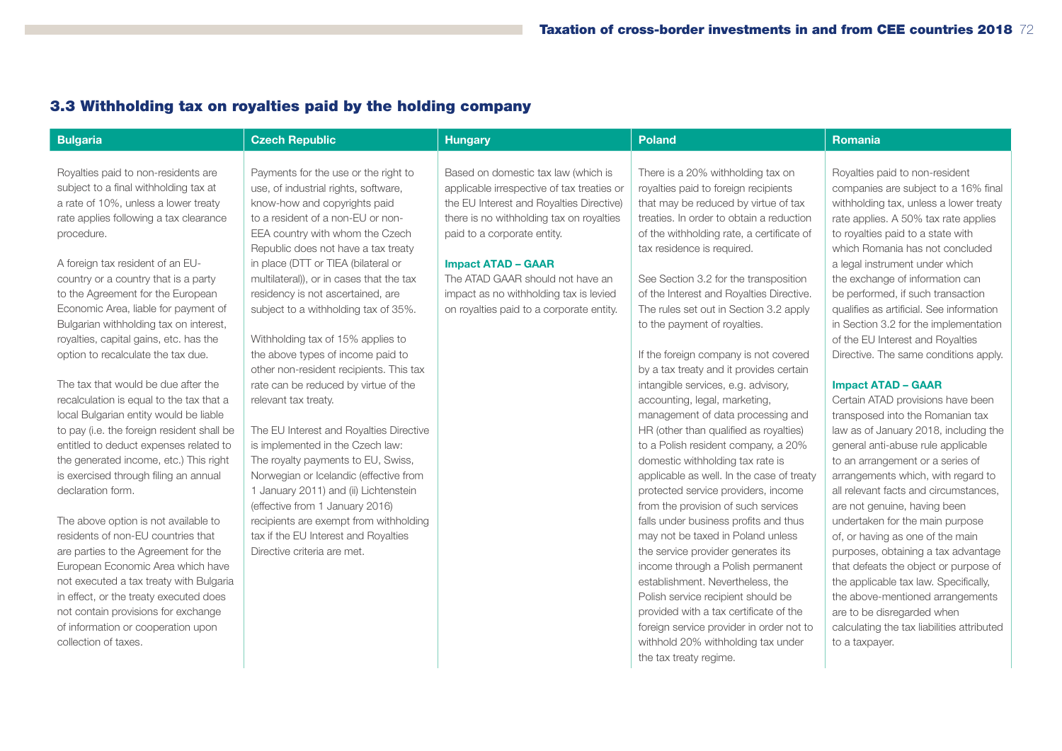## 3.3 Withholding tax on royalties paid by the holding company

### Bulgaria

Royalties paid to non-residents are subject to a final withholding tax at a rate of 10%, unless a lower treaty rate applies following a tax clearance procedure.

A foreign tax resident of an EU-country or a country that is a party to the Agreement for the European Economic Area, liable for payment of Bulgarian withholding tax on interest, royalties, capital gains, etc. has the option to recalculate the tax due.

The tax that would be due after the recalculation is equal to the tax that a local Bulgarian entity would be liable to pay (i.e. the foreign resident shall be entitled to deduct expenses related to the generated income, etc.) This right is exercised through filing an annual declaration form.

The above option is not available to residents of non-EU countries that are parties to the Agreement for the European Economic Area which have not executed a tax treaty with Bulgaria in effect, or the treaty executed does not contain provisions for exchange of information or cooperation upon collection of taxes.

### Czech Republic

Payments for the use or the right to use, of industrial rights, software, know-how and copyrights paid to a resident of a non-EU or non-EEA country with whom the Czech Republic does not have a tax treaty in place (DTT or TIEA (bilateral or multilateral)), or in cases that the tax residency is not ascertained, are subject to a withholding tax of 35%.

Withholding tax of 15% applies to the above types of income paid to other non-resident recipients. This tax rate can be reduced by virtue of the relevant tax treaty.

The EU Interest and Royalties Directive is implemented in the Czech law: The royalty payments to EU, Swiss, Norwegian or Icelandic (effective from 1 January 2011) and (ii) Lichtenstein (effective from 1 January 2016) recipients are exempt from withholding tax if the EU Interest and Royalties Directive criteria are met.

### Hungary

Based on domestic tax law (which is applicable irrespective of tax treaties or the EU Interest and Royalties Directive) there is no withholding tax on royalties paid to a corporate entity.

**Impact ATAD – GAAR**

The ATAD GAAR should not have an impact as no withholding tax is levied on royalties paid to a corporate entity.

### Poland

There is a 20% withholding tax on royalties paid to foreign recipients that may be reduced by virtue of tax treaties. In order to obtain a reduction of the withholding rate, a certificate of tax residence is required.

See Section 3.2 for the transposition of the Interest and Royalties Directive. The rules set out in Section 3.2 apply to the payment of royalties.

If the foreign company is not covered by a tax treaty and it provides certain intangible services, e.g. advisory, accounting, legal, marketing, management of data processing and HR (other than qualified as royalties) to a Polish resident company, a 20% domestic withholding tax rate is applicable as well. In the case of treaty protected service providers, income from the provision of such services falls under business profits and thus may not be taxed in Poland unless the service provider generates its income through a Polish permanent establishment. Nevertheless, the Polish service recipient should be provided with a tax certificate of the foreign service provider in order not to withhold 20% withholding tax under the tax treaty regime.

### Romania

Royalties paid to non-resident companies are subject to a 16% final withholding tax, unless a lower treaty rate applies. A 50% tax rate applies to royalties paid to a state with which Romania has not concluded a legal instrument under which the exchange of information can be performed, if such transaction qualifies as artificial. See information in Section 3.2 for the implementation of the EU Interest and Royalties Directive. The same conditions apply.

**Impact ATAD – GAAR**

Certain ATAD provisions have been transposed into the Romanian tax law as of January 2018, including the general anti-abuse rule applicable to an arrangement or a series of arrangements which, with regard to all relevant facts and circumstances, are not genuine, having been undertaken for the main purpose of, or having as one of the main purposes, obtaining a tax advantage that defeats the object or purpose of the applicable tax law. Specifically, the above-mentioned arrangements are to be disregarded when calculating the tax liabilities attributed to a taxpayer.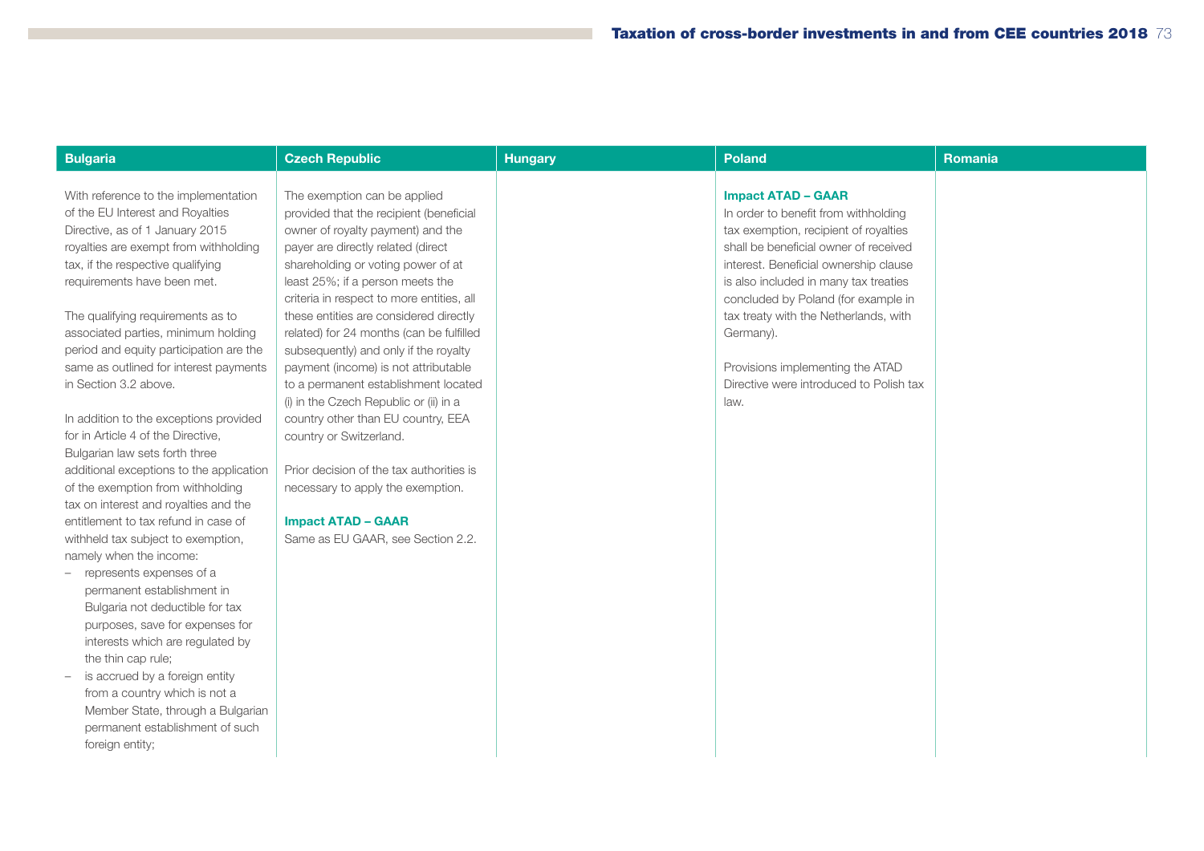| Bulgaria | Czech Republic | Hungary | Poland | Romania |
|---|---|---|---|---|
| With reference to the implementation of the EU Interest and Royalties Directive, as of 1 January 2015 royalties are exempt from withholding tax, if the respective qualifying requirements have been met.<br><br>The qualifying requirements as to associated parties, minimum holding period and equity participation are the same as outlined for interest payments in Section 3.2 above.<br><br>In addition to the exceptions provided for in Article 4 of the Directive, Bulgarian law sets forth three additional exceptions to the application of the exemption from withholding tax on interest and royalties and the entitlement to tax refund in case of withheld tax subject to exemption, namely when the income:<br>– represents expenses of a permanent establishment in Bulgaria not deductible for tax purposes, save for expenses for interests which are regulated by the thin cap rule;<br>– is accrued by a foreign entity from a country which is not a Member State, through a Bulgarian permanent establishment of such foreign entity; | The exemption can be applied provided that the recipient (beneficial owner of royalty payment) and the payer are directly related (direct shareholding or voting power of at least 25%; if a person meets the criteria in respect to more entities, all these entities are considered directly related) for 24 months (can be fulfilled subsequently) and only if the royalty payment (income) is not attributable to a permanent establishment located (i) in the Czech Republic or (ii) in a country other than EU country, EEA country or Switzerland.<br><br>Prior decision of the tax authorities is necessary to apply the exemption.<br><br>**Impact ATAD – GAAR**<br>Same as EU GAAR, see Section 2.2. | | **Impact ATAD – GAAR**<br>In order to benefit from withholding tax exemption, recipient of royalties shall be beneficial owner of received interest. Beneficial ownership clause is also included in many tax treaties concluded by Poland (for example in tax treaty with the Netherlands, with Germany).<br><br>Provisions implementing the ATAD Directive were introduced to Polish tax law. | |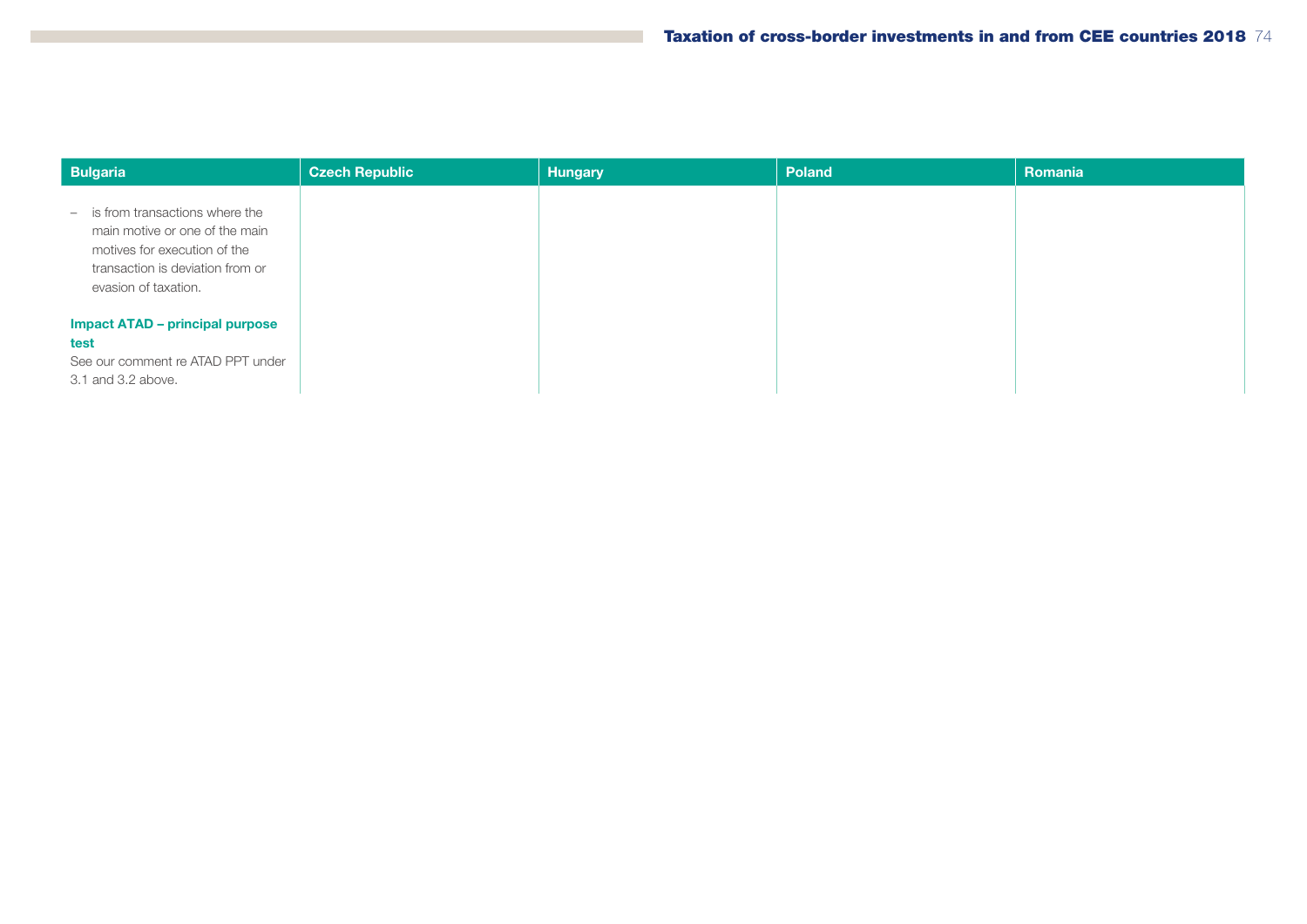| Bulgaria | Czech Republic | Hungary | Poland | Romania |
|---|---|---|---|---|
| – is from transactions where the main motive or one of the main motives for execution of the transaction is deviation from or evasion of taxation.<br><br>**Impact ATAD – principal purpose test**<br>See our comment re ATAD PPT under 3.1 and 3.2 above. | | | | |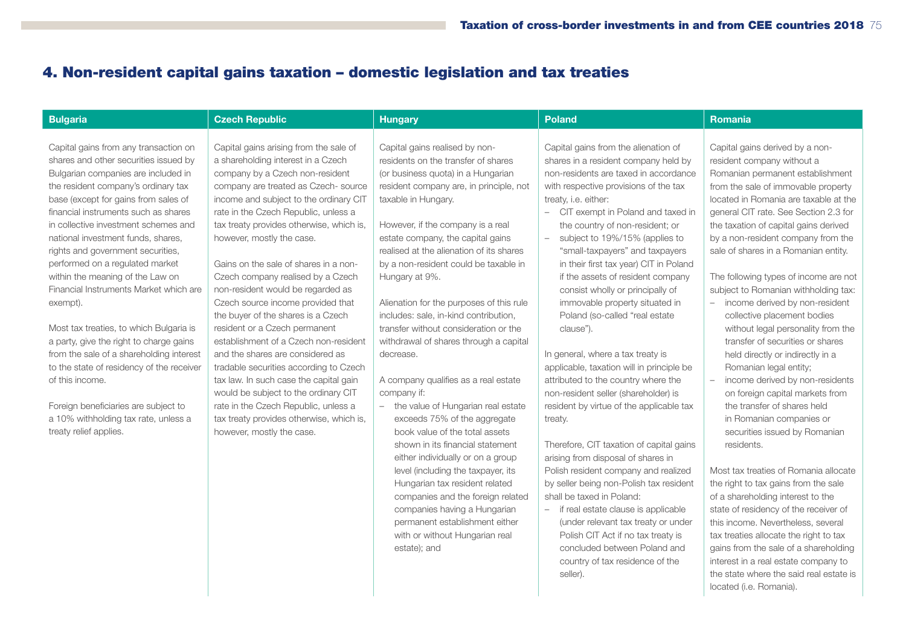## 4. Non-resident capital gains taxation – domestic legislation and tax treaties

### Bulgaria

Capital gains from any transaction on shares and other securities issued by Bulgarian companies are included in the resident company's ordinary tax base (except for gains from sales of financial instruments such as shares in collective investment schemes and national investment funds, shares, rights and government securities, performed on a regulated market within the meaning of the Law on Financial Instruments Market which are exempt).

Most tax treaties, to which Bulgaria is a party, give the right to charge gains from the sale of a shareholding interest to the state of residency of the receiver of this income.

Foreign beneficiaries are subject to a 10% withholding tax rate, unless a treaty relief applies.

### Czech Republic

Capital gains arising from the sale of a shareholding interest in a Czech company by a Czech non-resident company are treated as Czech- source income and subject to the ordinary CIT rate in the Czech Republic, unless a tax treaty provides otherwise, which is, however, mostly the case.

Gains on the sale of shares in a non-Czech company realised by a Czech non-resident would be regarded as Czech source income provided that the buyer of the shares is a Czech resident or a Czech permanent establishment of a Czech non-resident and the shares are considered as tradable securities according to Czech tax law. In such case the capital gain would be subject to the ordinary CIT rate in the Czech Republic, unless a tax treaty provides otherwise, which is, however, mostly the case.

### Hungary

Capital gains realised by non-residents on the transfer of shares (or business quota) in a Hungarian resident company are, in principle, not taxable in Hungary.

However, if the company is a real estate company, the capital gains realised at the alienation of its shares by a non-resident could be taxable in Hungary at 9%.

Alienation for the purposes of this rule includes: sale, in-kind contribution, transfer without consideration or the withdrawal of shares through a capital decrease.

A company qualifies as a real estate company if:

- the value of Hungarian real estate exceeds 75% of the aggregate book value of the total assets shown in its financial statement either individually or on a group level (including the taxpayer, its Hungarian tax resident related companies and the foreign related companies having a Hungarian permanent establishment either with or without Hungarian real estate); and

### Poland

Capital gains from the alienation of shares in a resident company held by non-residents are taxed in accordance with respective provisions of the tax treaty, i.e. either:

- CIT exempt in Poland and taxed in the country of non-resident; or
- subject to 19%/15% (applies to "small-taxpayers" and taxpayers in their first tax year) CIT in Poland if the assets of resident company consist wholly or principally of immovable property situated in Poland (so-called "real estate clause").

In general, where a tax treaty is applicable, taxation will in principle be attributed to the country where the non-resident seller (shareholder) is resident by virtue of the applicable tax treaty.

Therefore, CIT taxation of capital gains arising from disposal of shares in Polish resident company and realized by seller being non-Polish tax resident shall be taxed in Poland:

- if real estate clause is applicable (under relevant tax treaty or under Polish CIT Act if no tax treaty is concluded between Poland and country of tax residence of the seller).

### Romania

Capital gains derived by a non-resident company without a Romanian permanent establishment from the sale of immovable property located in Romania are taxable at the general CIT rate. See Section 2.3 for the taxation of capital gains derived by a non-resident company from the sale of shares in a Romanian entity.

The following types of income are not subject to Romanian withholding tax:

- income derived by non-resident collective placement bodies without legal personality from the transfer of securities or shares held directly or indirectly in a Romanian legal entity;
- income derived by non-residents on foreign capital markets from the transfer of shares held in Romanian companies or securities issued by Romanian residents.

Most tax treaties of Romania allocate the right to tax gains from the sale of a shareholding interest to the state of residency of the receiver of this income. Nevertheless, several tax treaties allocate the right to tax gains from the sale of a shareholding interest in a real estate company to the state where the said real estate is located (i.e. Romania).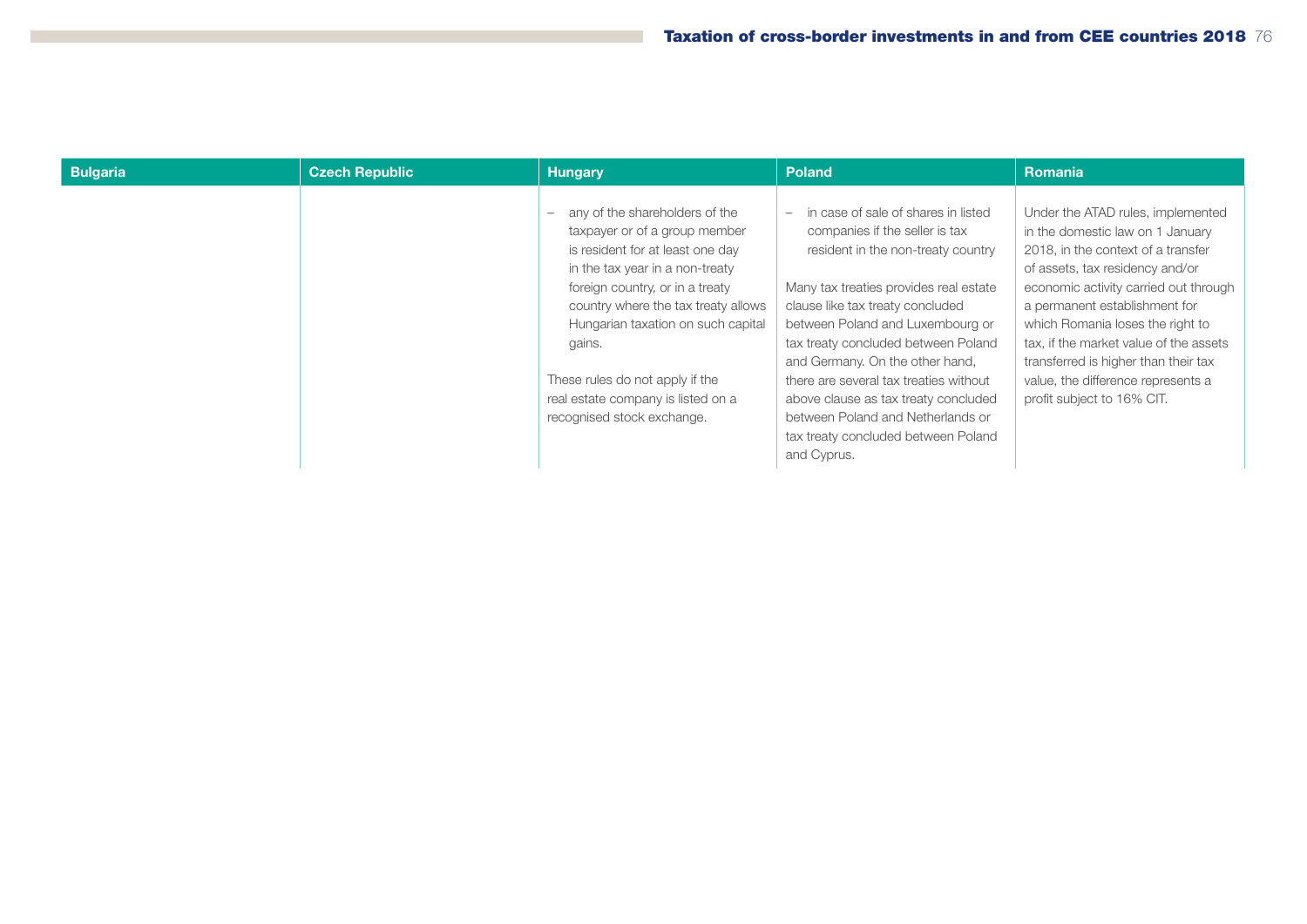| Bulgaria | Czech Republic | Hungary | Poland | Romania |
| --- | --- | --- | --- | --- |
| | | – any of the shareholders of the taxpayer or of a group member is resident for at least one day in the tax year in a non-treaty foreign country, or in a treaty country where the tax treaty allows Hungarian taxation on such capital gains.<br><br>These rules do not apply if the real estate company is listed on a recognised stock exchange. | – in case of sale of shares in listed companies if the seller is tax resident in the non-treaty country<br><br>Many tax treaties provides real estate clause like tax treaty concluded between Poland and Luxembourg or tax treaty concluded between Poland and Germany. On the other hand, there are several tax treaties without above clause as tax treaty concluded between Poland and Netherlands or tax treaty concluded between Poland and Cyprus. | Under the ATAD rules, implemented in the domestic law on 1 January 2018, in the context of a transfer of assets, tax residency and/or economic activity carried out through a permanent establishment for which Romania loses the right to tax, if the market value of the assets transferred is higher than their tax value, the difference represents a profit subject to 16% CIT. |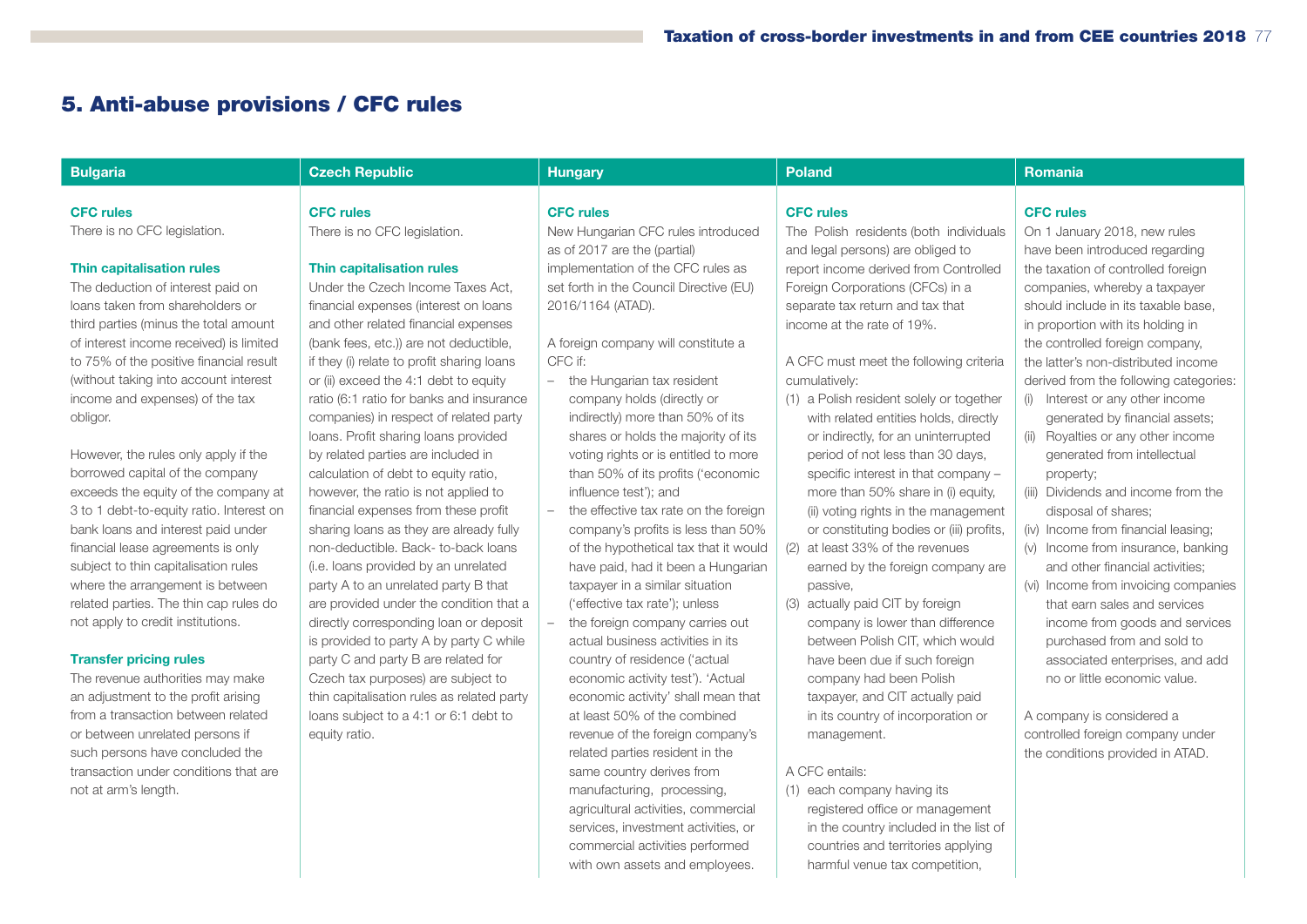## 5. Anti-abuse provisions / CFC rules

### Bulgaria

**CFC rules**

There is no CFC legislation.

**Thin capitalisation rules**

The deduction of interest paid on loans taken from shareholders or third parties (minus the total amount of interest income received) is limited to 75% of the positive financial result (without taking into account interest income and expenses) of the tax obligor.

However, the rules only apply if the borrowed capital of the company exceeds the equity of the company at 3 to 1 debt-to-equity ratio. Interest on bank loans and interest paid under financial lease agreements is only subject to thin capitalisation rules where the arrangement is between related parties. The thin cap rules do not apply to credit institutions.

**Transfer pricing rules**

The revenue authorities may make an adjustment to the profit arising from a transaction between related or between unrelated persons if such persons have concluded the transaction under conditions that are not at arm's length.

### Czech Republic

**CFC rules**

There is no CFC legislation.

**Thin capitalisation rules**

Under the Czech Income Taxes Act, financial expenses (interest on loans and other related financial expenses (bank fees, etc.)) are not deductible, if they (i) relate to profit sharing loans or (ii) exceed the 4:1 debt to equity ratio (6:1 ratio for banks and insurance companies) in respect of related party loans. Profit sharing loans provided by related parties are included in calculation of debt to equity ratio, however, the ratio is not applied to financial expenses from these profit sharing loans as they are already fully non-deductible. Back- to-back loans (i.e. loans provided by an unrelated party A to an unrelated party B that are provided under the condition that a directly corresponding loan or deposit is provided to party A by party C while party C and party B are related for Czech tax purposes) are subject to thin capitalisation rules as related party loans subject to a 4:1 or 6:1 debt to equity ratio.

### Hungary

**CFC rules**

New Hungarian CFC rules introduced as of 2017 are the (partial) implementation of the CFC rules as set forth in the Council Directive (EU) 2016/1164 (ATAD).

A foreign company will constitute a CFC if:

- the Hungarian tax resident company holds (directly or indirectly) more than 50% of its shares or holds the majority of its voting rights or is entitled to more than 50% of its profits ('economic influence test'); and
- the effective tax rate on the foreign company's profits is less than 50% of the hypothetical tax that it would have paid, had it been a Hungarian taxpayer in a similar situation ('effective tax rate'); unless
- the foreign company carries out actual business activities in its country of residence ('actual economic activity test'). 'Actual economic activity' shall mean that at least 50% of the combined revenue of the foreign company's related parties resident in the same country derives from manufacturing, processing, agricultural activities, commercial services, investment activities, or commercial activities performed with own assets and employees.

### Poland

**CFC rules**

The Polish residents (both individuals and legal persons) are obliged to report income derived from Controlled Foreign Corporations (CFCs) in a separate tax return and tax that income at the rate of 19%.

A CFC must meet the following criteria cumulatively:

(1) a Polish resident solely or together with related entities holds, directly or indirectly, for an uninterrupted period of not less than 30 days, specific interest in that company – more than 50% share in (i) equity, (ii) voting rights in the management or constituting bodies or (iii) profits,
(2) at least 33% of the revenues earned by the foreign company are passive,
(3) actually paid CIT by foreign company is lower than difference between Polish CIT, which would have been due if such foreign company had been Polish taxpayer, and CIT actually paid in its country of incorporation or management.

A CFC entails:

(1) each company having its registered office or management in the country included in the list of countries and territories applying harmful venue tax competition,

### Romania

**CFC rules**

On 1 January 2018, new rules have been introduced regarding the taxation of controlled foreign companies, whereby a taxpayer should include in its taxable base, in proportion with its holding in the controlled foreign company, the latter's non-distributed income derived from the following categories:

(i) Interest or any other income generated by financial assets;
(ii) Royalties or any other income generated from intellectual property;
(iii) Dividends and income from the disposal of shares;
(iv) Income from financial leasing;
(v) Income from insurance, banking and other financial activities;
(vi) Income from invoicing companies that earn sales and services income from goods and services purchased from and sold to associated enterprises, and add no or little economic value.

A company is considered a controlled foreign company under the conditions provided in ATAD.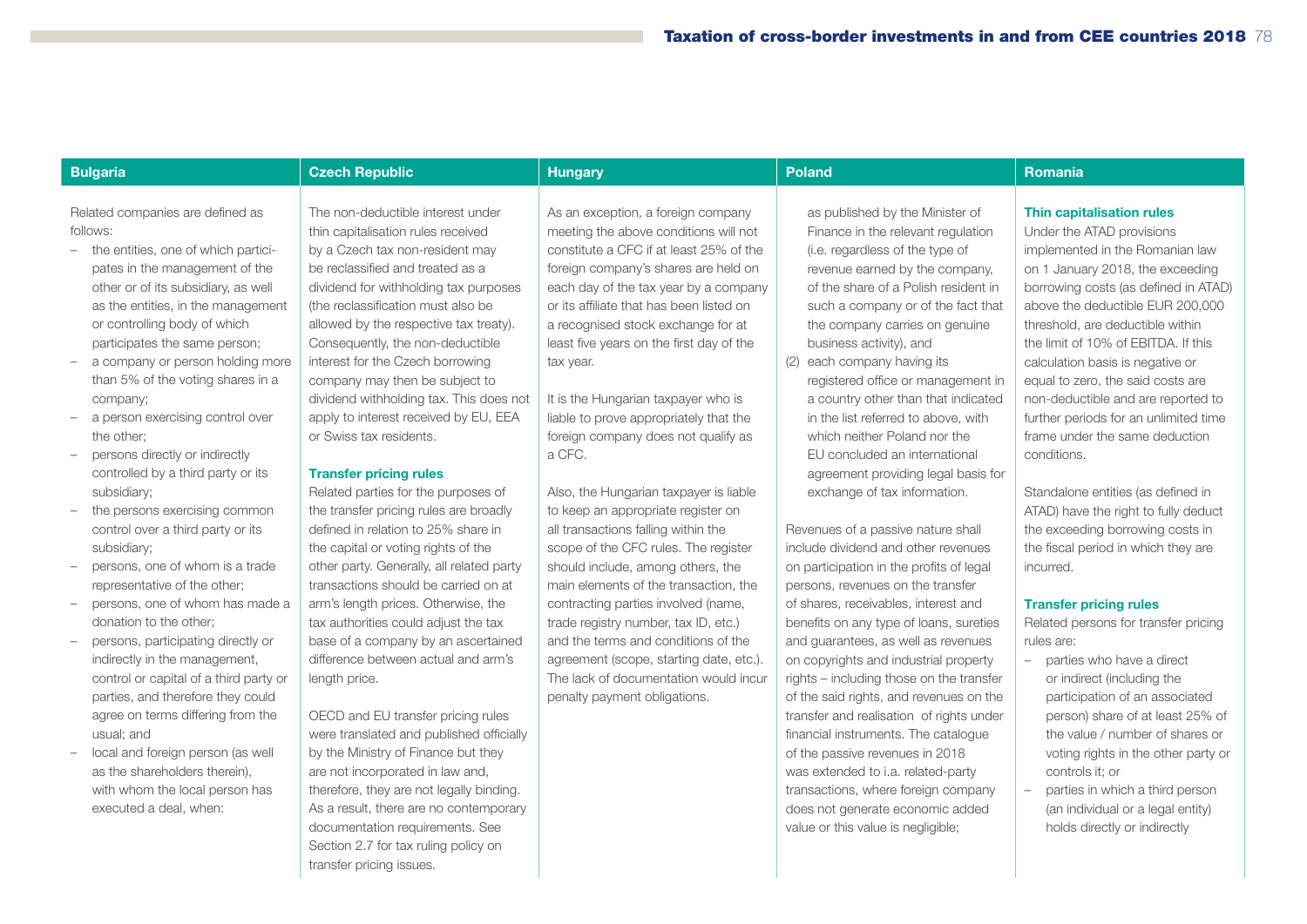## Bulgaria

Related companies are defined as follows:

- the entities, one of which participates in the management of the other or of its subsidiary, as well as the entities, in the management or controlling body of which participates the same person;
- a company or person holding more than 5% of the voting shares in a company;
- a person exercising control over the other;
- persons directly or indirectly controlled by a third party or its subsidiary;
- the persons exercising common control over a third party or its subsidiary;
- persons, one of whom is a trade representative of the other;
- persons, one of whom has made a donation to the other;
- persons, participating directly or indirectly in the management, control or capital of a third party or parties, and therefore they could agree on terms differing from the usual; and
- local and foreign person (as well as the shareholders therein), with whom the local person has executed a deal, when:

## Czech Republic

The non-deductible interest under thin capitalisation rules received by a Czech tax non-resident may be reclassified and treated as a dividend for withholding tax purposes (the reclassification must also be allowed by the respective tax treaty). Consequently, the non-deductible interest for the Czech borrowing company may then be subject to dividend withholding tax. This does not apply to interest received by EU, EEA or Swiss tax residents.

**Transfer pricing rules**

Related parties for the purposes of the transfer pricing rules are broadly defined in relation to 25% share in the capital or voting rights of the other party. Generally, all related party transactions should be carried on at arm's length prices. Otherwise, the tax authorities could adjust the tax base of a company by an ascertained difference between actual and arm's length price.

OECD and EU transfer pricing rules were translated and published officially by the Ministry of Finance but they are not incorporated in law and, therefore, they are not legally binding. As a result, there are no contemporary documentation requirements. See Section 2.7 for tax ruling policy on transfer pricing issues.

## Hungary

As an exception, a foreign company meeting the above conditions will not constitute a CFC if at least 25% of the foreign company's shares are held on each day of the tax year by a company or its affiliate that has been listed on a recognised stock exchange for at least five years on the first day of the tax year.

It is the Hungarian taxpayer who is liable to prove appropriately that the foreign company does not qualify as a CFC.

Also, the Hungarian taxpayer is liable to keep an appropriate register on all transactions falling within the scope of the CFC rules. The register should include, among others, the main elements of the transaction, the contracting parties involved (name, trade registry number, tax ID, etc.) and the terms and conditions of the agreement (scope, starting date, etc.). The lack of documentation would incur penalty payment obligations.

## Poland

as published by the Minister of Finance in the relevant regulation (i.e. regardless of the type of revenue earned by the company, of the share of a Polish resident in such a company or of the fact that the company carries on genuine business activity), and

(2) each company having its registered office or management in a country other than that indicated in the list referred to above, with which neither Poland nor the EU concluded an international agreement providing legal basis for exchange of tax information.

Revenues of a passive nature shall include dividend and other revenues on participation in the profits of legal persons, revenues on the transfer of shares, receivables, interest and benefits on any type of loans, sureties and guarantees, as well as revenues on copyrights and industrial property rights – including those on the transfer of the said rights, and revenues on the transfer and realisation of rights under financial instruments. The catalogue of the passive revenues in 2018 was extended to i.a. related-party transactions, where foreign company does not generate economic added value or this value is negligible;

## Romania

**Thin capitalisation rules**

Under the ATAD provisions implemented in the Romanian law on 1 January 2018, the exceeding borrowing costs (as defined in ATAD) above the deductible EUR 200,000 threshold, are deductible within the limit of 10% of EBITDA. If this calculation basis is negative or equal to zero, the said costs are non-deductible and are reported to further periods for an unlimited time frame under the same deduction conditions.

Standalone entities (as defined in ATAD) have the right to fully deduct the exceeding borrowing costs in the fiscal period in which they are incurred.

**Transfer pricing rules**

Related persons for transfer pricing rules are:

- parties who have a direct or indirect (including the participation of an associated person) share of at least 25% of the value / number of shares or voting rights in the other party or controls it; or
- parties in which a third person (an individual or a legal entity) holds directly or indirectly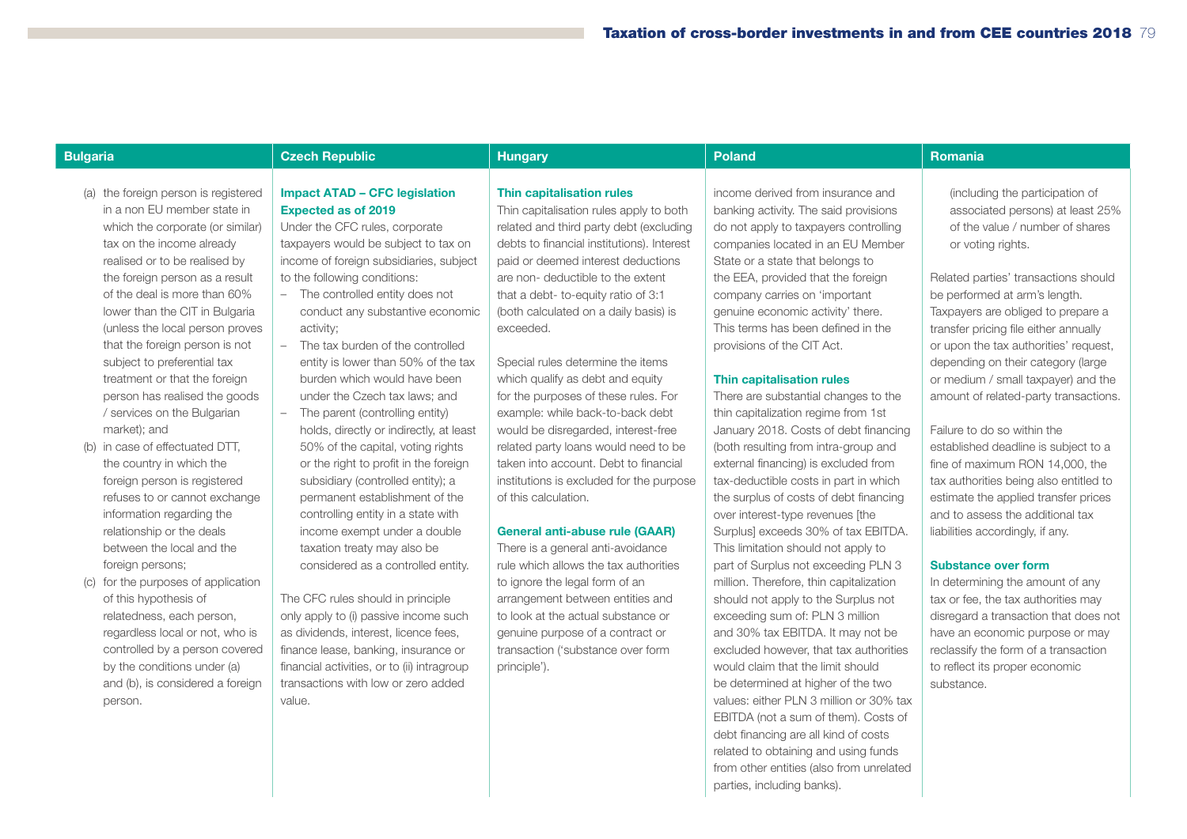## Bulgaria

(a) the foreign person is registered in a non EU member state in which the corporate (or similar) tax on the income already realised or to be realised by the foreign person as a result of the deal is more than 60% lower than the CIT in Bulgaria (unless the local person proves that the foreign person is not subject to preferential tax treatment or that the foreign person has realised the goods / services on the Bulgarian market); and

(b) in case of effectuated DTT, the country in which the foreign person is registered refuses to or cannot exchange information regarding the relationship or the deals between the local and the foreign persons;

(c) for the purposes of application of this hypothesis of relatedness, each person, regardless local or not, who is controlled by a person covered by the conditions under (a) and (b), is considered a foreign person.

## Czech Republic

**Impact ATAD – CFC legislation Expected as of 2019**

Under the CFC rules, corporate taxpayers would be subject to tax on income of foreign subsidiaries, subject to the following conditions:

- The controlled entity does not conduct any substantive economic activity;
- The tax burden of the controlled entity is lower than 50% of the tax burden which would have been under the Czech tax laws; and
- The parent (controlling entity) holds, directly or indirectly, at least 50% of the capital, voting rights or the right to profit in the foreign subsidiary (controlled entity); a permanent establishment of the controlling entity in a state with income exempt under a double taxation treaty may also be considered as a controlled entity.

The CFC rules should in principle only apply to (i) passive income such as dividends, interest, licence fees, finance lease, banking, insurance or financial activities, or to (ii) intragroup transactions with low or zero added value.

## Hungary

**Thin capitalisation rules**

Thin capitalisation rules apply to both related and third party debt (excluding debts to financial institutions). Interest paid or deemed interest deductions are non- deductible to the extent that a debt- to-equity ratio of 3:1 (both calculated on a daily basis) is exceeded.

Special rules determine the items which qualify as debt and equity for the purposes of these rules. For example: while back-to-back debt would be disregarded, interest-free related party loans would need to be taken into account. Debt to financial institutions is excluded for the purpose of this calculation.

**General anti-abuse rule (GAAR)**

There is a general anti-avoidance rule which allows the tax authorities to ignore the legal form of an arrangement between entities and to look at the actual substance or genuine purpose of a contract or transaction ('substance over form principle').

## Poland

income derived from insurance and banking activity. The said provisions do not apply to taxpayers controlling companies located in an EU Member State or a state that belongs to the EEA, provided that the foreign company carries on 'important genuine economic activity' there. This terms has been defined in the provisions of the CIT Act.

**Thin capitalisation rules**

There are substantial changes to the thin capitalization regime from 1st January 2018. Costs of debt financing (both resulting from intra-group and external financing) is excluded from tax-deductible costs in part in which the surplus of costs of debt financing over interest-type revenues [the Surplus] exceeds 30% of tax EBITDA. This limitation should not apply to part of Surplus not exceeding PLN 3 million. Therefore, thin capitalization should not apply to the Surplus not exceeding sum of: PLN 3 million and 30% tax EBITDA. It may not be excluded however, that tax authorities would claim that the limit should be determined at higher of the two values: either PLN 3 million or 30% tax EBITDA (not a sum of them). Costs of debt financing are all kind of costs related to obtaining and using funds from other entities (also from unrelated parties, including banks).

## Romania

(including the participation of associated persons) at least 25% of the value / number of shares or voting rights.

Related parties' transactions should be performed at arm's length. Taxpayers are obliged to prepare a transfer pricing file either annually or upon the tax authorities' request, depending on their category (large or medium / small taxpayer) and the amount of related-party transactions.

Failure to do so within the established deadline is subject to a fine of maximum RON 14,000, the tax authorities being also entitled to estimate the applied transfer prices and to assess the additional tax liabilities accordingly, if any.

**Substance over form**

In determining the amount of any tax or fee, the tax authorities may disregard a transaction that does not have an economic purpose or may reclassify the form of a transaction to reflect its proper economic substance.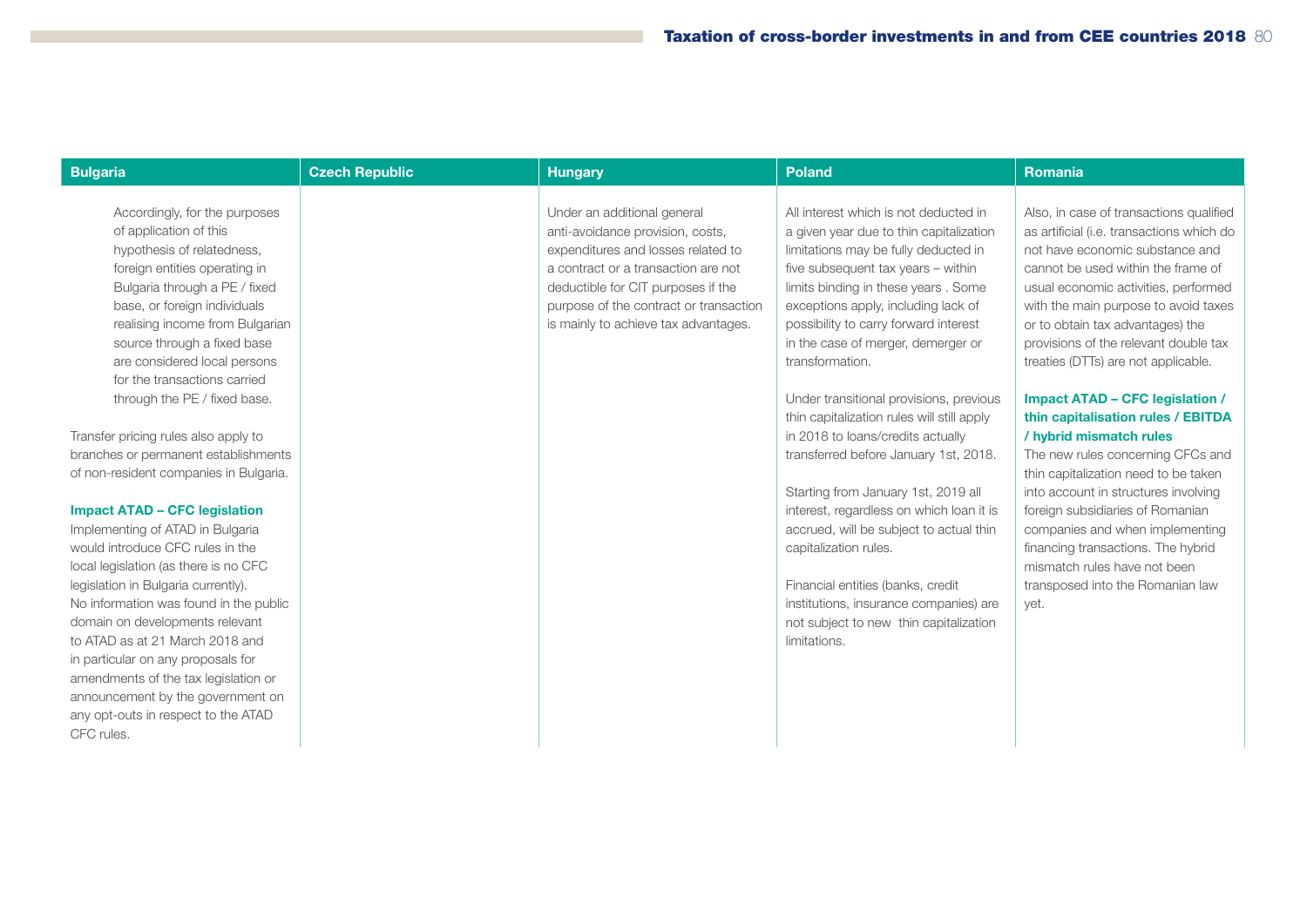| Bulgaria | Czech Republic | Hungary | Poland | Romania |
|---|---|---|---|---|
| Accordingly, for the purposes of application of this hypothesis of relatedness, foreign entities operating in Bulgaria through a PE / fixed base, or foreign individuals realising income from Bulgarian source through a fixed base are considered local persons for the transactions carried through the PE / fixed base.<br><br>Transfer pricing rules also apply to branches or permanent establishments of non-resident companies in Bulgaria.<br><br>**Impact ATAD – CFC legislation**<br>Implementing of ATAD in Bulgaria would introduce CFC rules in the local legislation (as there is no CFC legislation in Bulgaria currently). No information was found in the public domain on developments relevant to ATAD as at 21 March 2018 and in particular on any proposals for amendments of the tax legislation or announcement by the government on any opt-outs in respect to the ATAD CFC rules. | | Under an additional general anti-avoidance provision, costs, expenditures and losses related to a contract or a transaction are not deductible for CIT purposes if the purpose of the contract or transaction is mainly to achieve tax advantages. | All interest which is not deducted in a given year due to thin capitalization limitations may be fully deducted in five subsequent tax years – within limits binding in these years . Some exceptions apply, including lack of possibility to carry forward interest in the case of merger, demerger or transformation.<br><br>Under transitional provisions, previous thin capitalization rules will still apply in 2018 to loans/credits actually transferred before January 1st, 2018.<br><br>Starting from January 1st, 2019 all interest, regardless on which loan it is accrued, will be subject to actual thin capitalization rules.<br><br>Financial entities (banks, credit institutions, insurance companies) are not subject to new thin capitalization limitations. | Also, in case of transactions qualified as artificial (i.e. transactions which do not have economic substance and cannot be used within the frame of usual economic activities, performed with the main purpose to avoid taxes or to obtain tax advantages) the provisions of the relevant double tax treaties (DTTs) are not applicable.<br><br>**Impact ATAD – CFC legislation / thin capitalisation rules / EBITDA / hybrid mismatch rules**<br>The new rules concerning CFCs and thin capitalization need to be taken into account in structures involving foreign subsidiaries of Romanian companies and when implementing financing transactions. The hybrid mismatch rules have not been transposed into the Romanian law yet. |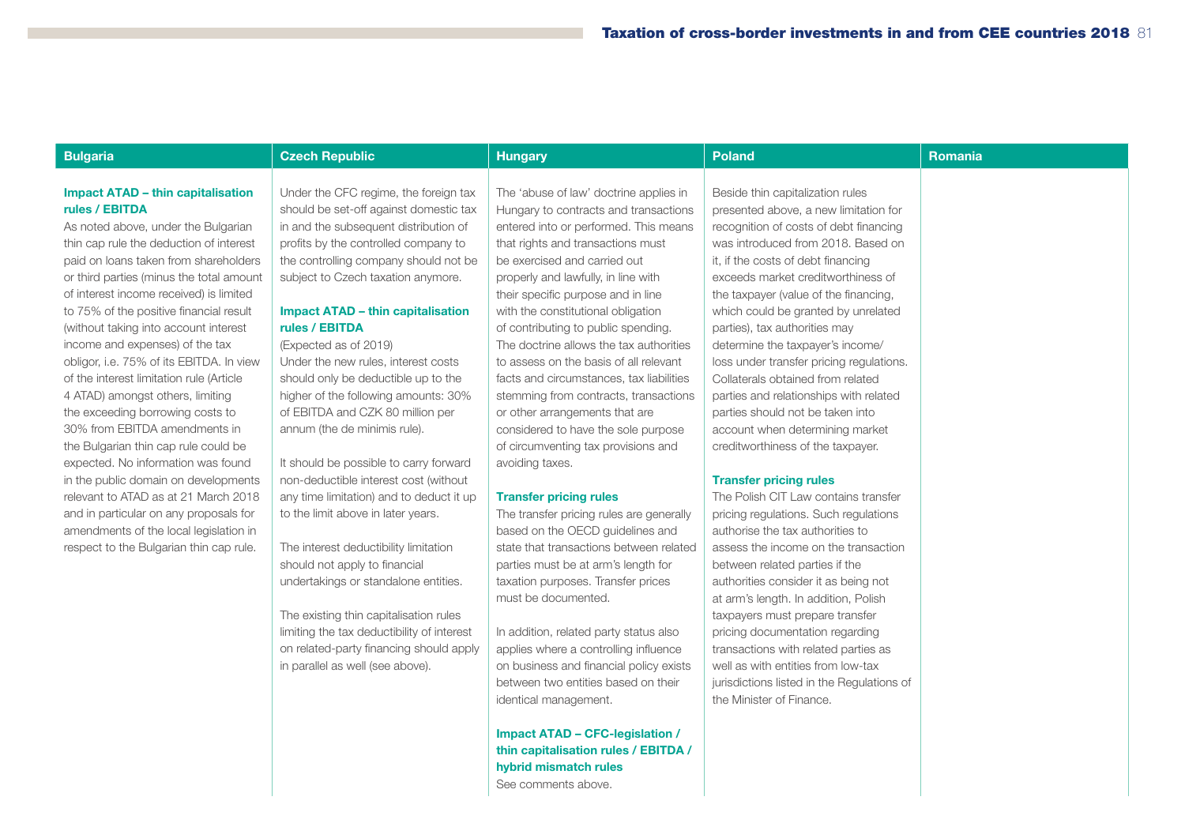## Bulgaria

**Impact ATAD – thin capitalisation rules / EBITDA**

As noted above, under the Bulgarian thin cap rule the deduction of interest paid on loans taken from shareholders or third parties (minus the total amount of interest income received) is limited to 75% of the positive financial result (without taking into account interest income and expenses) of the tax obligor, i.e. 75% of its EBITDA. In view of the interest limitation rule (Article 4 ATAD) amongst others, limiting the exceeding borrowing costs to 30% from EBITDA amendments in the Bulgarian thin cap rule could be expected. No information was found in the public domain on developments relevant to ATAD as at 21 March 2018 and in particular on any proposals for amendments of the local legislation in respect to the Bulgarian thin cap rule.

## Czech Republic

Under the CFC regime, the foreign tax should be set-off against domestic tax in and the subsequent distribution of profits by the controlled company to the controlling company should not be subject to Czech taxation anymore.

**Impact ATAD – thin capitalisation rules / EBITDA**

(Expected as of 2019)

Under the new rules, interest costs should only be deductible up to the higher of the following amounts: 30% of EBITDA and CZK 80 million per annum (the de minimis rule).

It should be possible to carry forward non-deductible interest cost (without any time limitation) and to deduct it up to the limit above in later years.

The interest deductibility limitation should not apply to financial undertakings or standalone entities.

The existing thin capitalisation rules limiting the tax deductibility of interest on related-party financing should apply in parallel as well (see above).

## Hungary

The 'abuse of law' doctrine applies in Hungary to contracts and transactions entered into or performed. This means that rights and transactions must be exercised and carried out properly and lawfully, in line with their specific purpose and in line with the constitutional obligation of contributing to public spending. The doctrine allows the tax authorities to assess on the basis of all relevant facts and circumstances, tax liabilities stemming from contracts, transactions or other arrangements that are considered to have the sole purpose of circumventing tax provisions and avoiding taxes.

**Transfer pricing rules**

The transfer pricing rules are generally based on the OECD guidelines and state that transactions between related parties must be at arm's length for taxation purposes. Transfer prices must be documented.

In addition, related party status also applies where a controlling influence on business and financial policy exists between two entities based on their identical management.

**Impact ATAD – CFC-legislation / thin capitalisation rules / EBITDA / hybrid mismatch rules**

See comments above.

## Poland

Beside thin capitalization rules presented above, a new limitation for recognition of costs of debt financing was introduced from 2018. Based on it, if the costs of debt financing exceeds market creditworthiness of the taxpayer (value of the financing, which could be granted by unrelated parties), tax authorities may determine the taxpayer's income/loss under transfer pricing regulations. Collaterals obtained from related parties and relationships with related parties should not be taken into account when determining market creditworthiness of the taxpayer.

**Transfer pricing rules**

The Polish CIT Law contains transfer pricing regulations. Such regulations authorise the tax authorities to assess the income on the transaction between related parties if the authorities consider it as being not at arm's length. In addition, Polish taxpayers must prepare transfer pricing documentation regarding transactions with related parties as well as with entities from low-tax jurisdictions listed in the Regulations of the Minister of Finance.

## Romania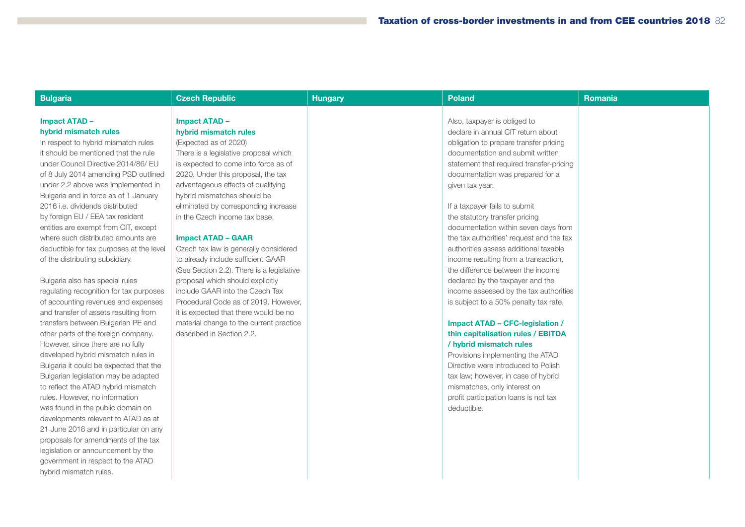| Bulgaria | Czech Republic | Hungary | Poland | Romania |
|---|---|---|---|---|
| **Impact ATAD – hybrid mismatch rules**<br>In respect to hybrid mismatch rules it should be mentioned that the rule under Council Directive 2014/86/ EU of 8 July 2014 amending PSD outlined under 2.2 above was implemented in Bulgaria and in force as of 1 January 2016 i.e. dividends distributed by foreign EU / EEA tax resident entities are exempt from CIT, except where such distributed amounts are deductible for tax purposes at the level of the distributing subsidiary.<br><br>Bulgaria also has special rules regulating recognition for tax purposes of accounting revenues and expenses and transfer of assets resulting from transfers between Bulgarian PE and other parts of the foreign company. However, since there are no fully developed hybrid mismatch rules in Bulgaria it could be expected that the Bulgarian legislation may be adapted to reflect the ATAD hybrid mismatch rules. However, no information was found in the public domain on developments relevant to ATAD as at 21 June 2018 and in particular on any proposals for amendments of the tax legislation or announcement by the government in respect to the ATAD hybrid mismatch rules. | **Impact ATAD – hybrid mismatch rules**<br>(Expected as of 2020)<br>There is a legislative proposal which is expected to come into force as of 2020. Under this proposal, the tax advantageous effects of qualifying hybrid mismatches should be eliminated by corresponding increase in the Czech income tax base.<br><br>**Impact ATAD – GAAR**<br>Czech tax law is generally considered to already include sufficient GAAR (See Section 2.2). There is a legislative proposal which should explicitly include GAAR into the Czech Tax Procedural Code as of 2019. However, it is expected that there would be no material change to the current practice described in Section 2.2. | | Also, taxpayer is obliged to declare in annual CIT return about obligation to prepare transfer pricing documentation and submit written statement that required transfer-pricing documentation was prepared for a given tax year.<br><br>If a taxpayer fails to submit the statutory transfer pricing documentation within seven days from the tax authorities' request and the tax authorities assess additional taxable income resulting from a transaction, the difference between the income declared by the taxpayer and the income assessed by the tax authorities is subject to a 50% penalty tax rate.<br><br>**Impact ATAD – CFC-legislation / thin capitalisation rules / EBITDA / hybrid mismatch rules**<br>Provisions implementing the ATAD Directive were introduced to Polish tax law; however, in case of hybrid mismatches, only interest on profit participation loans is not tax deductible. | |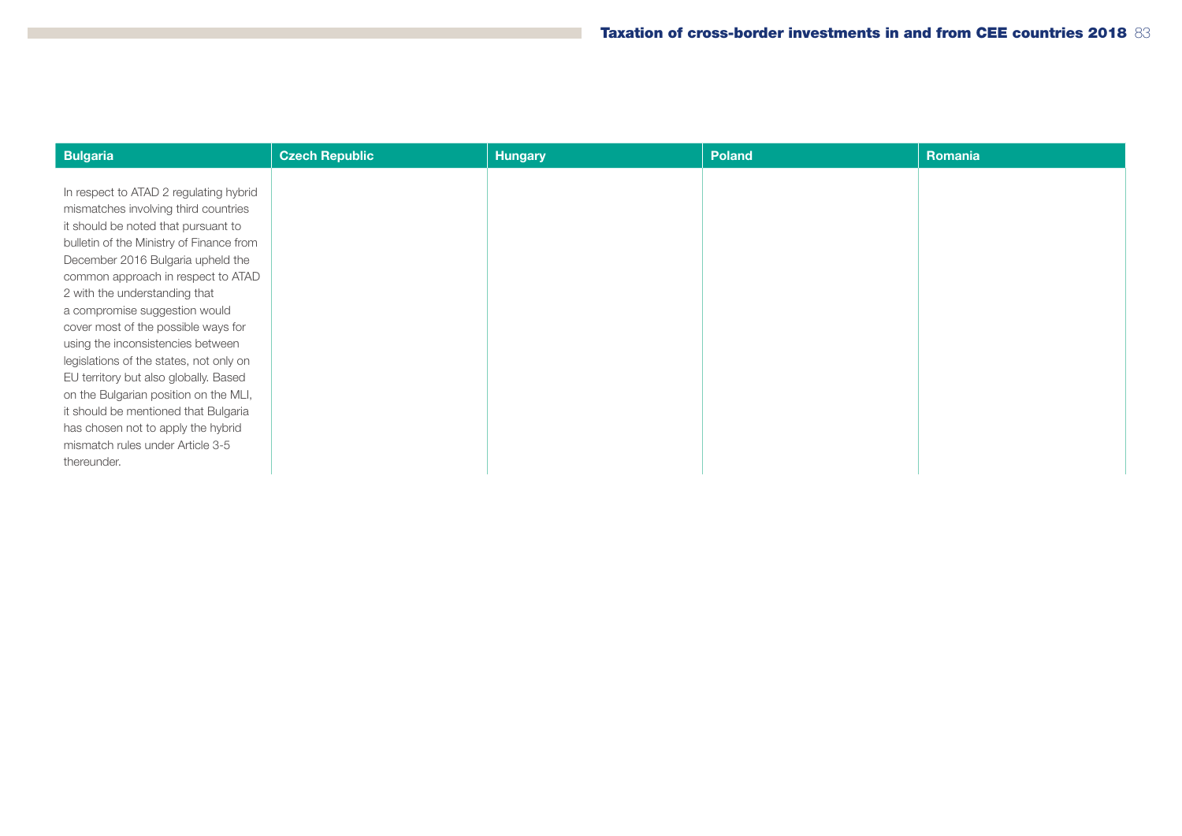| Bulgaria | Czech Republic | Hungary | Poland | Romania |
|---|---|---|---|---|
| In respect to ATAD 2 regulating hybrid mismatches involving third countries it should be noted that pursuant to bulletin of the Ministry of Finance from December 2016 Bulgaria upheld the common approach in respect to ATAD 2 with the understanding that a compromise suggestion would cover most of the possible ways for using the inconsistencies between legislations of the states, not only on EU territory but also globally. Based on the Bulgarian position on the MLI, it should be mentioned that Bulgaria has chosen not to apply the hybrid mismatch rules under Article 3-5 thereunder. | | | | |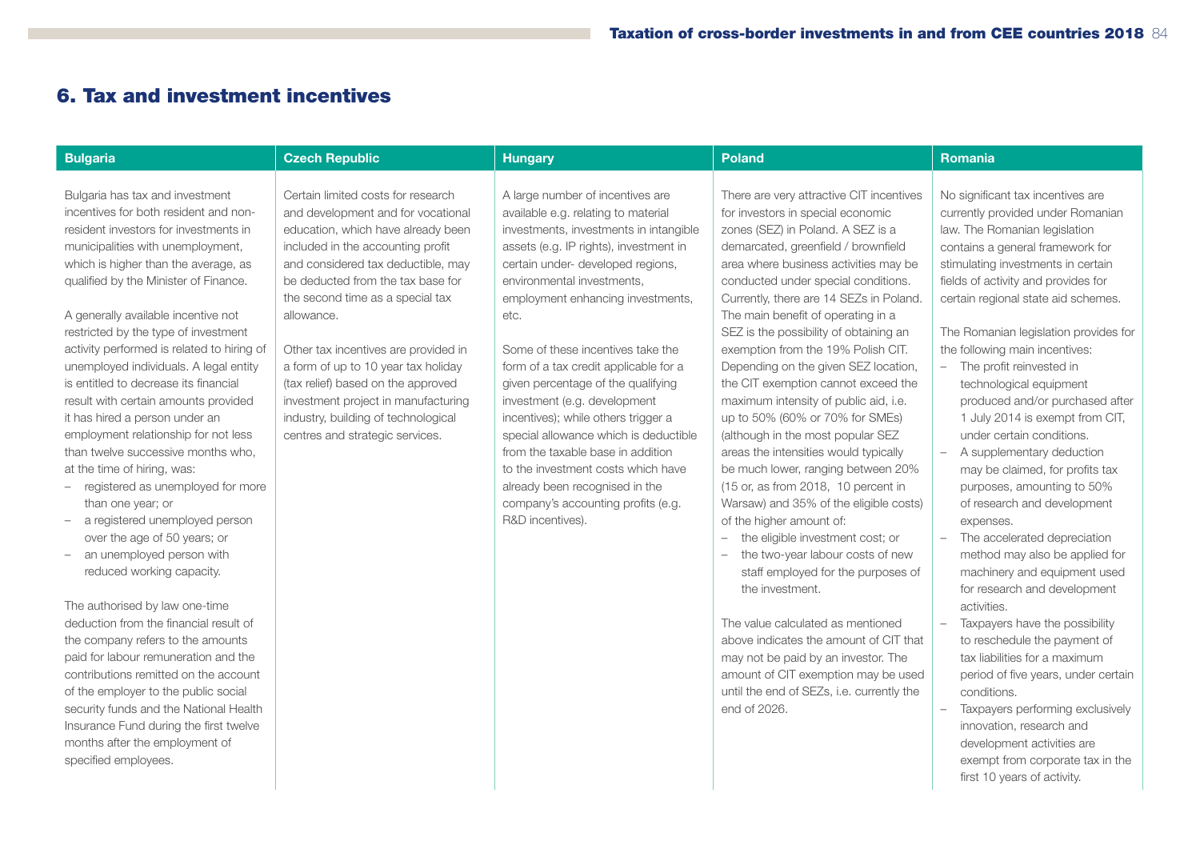## 6. Tax and investment incentives

### Bulgaria

Bulgaria has tax and investment incentives for both resident and non-resident investors for investments in municipalities with unemployment, which is higher than the average, as qualified by the Minister of Finance.

A generally available incentive not restricted by the type of investment activity performed is related to hiring of unemployed individuals. A legal entity is entitled to decrease its financial result with certain amounts provided it has hired a person under an employment relationship for not less than twelve successive months who, at the time of hiring, was:

- registered as unemployed for more than one year; or
- a registered unemployed person over the age of 50 years; or
- an unemployed person with reduced working capacity.

The authorised by law one-time deduction from the financial result of the company refers to the amounts paid for labour remuneration and the contributions remitted on the account of the employer to the public social security funds and the National Health Insurance Fund during the first twelve months after the employment of specified employees.

### Czech Republic

Certain limited costs for research and development and for vocational education, which have already been included in the accounting profit and considered tax deductible, may be deducted from the tax base for the second time as a special tax allowance.

Other tax incentives are provided in a form of up to 10 year tax holiday (tax relief) based on the approved investment project in manufacturing industry, building of technological centres and strategic services.

### Hungary

A large number of incentives are available e.g. relating to material investments, investments in intangible assets (e.g. IP rights), investment in certain under- developed regions, environmental investments, employment enhancing investments, etc.

Some of these incentives take the form of a tax credit applicable for a given percentage of the qualifying investment (e.g. development incentives); while others trigger a special allowance which is deductible from the taxable base in addition to the investment costs which have already been recognised in the company's accounting profits (e.g. R&D incentives).

### Poland

There are very attractive CIT incentives for investors in special economic zones (SEZ) in Poland. A SEZ is a demarcated, greenfield / brownfield area where business activities may be conducted under special conditions. Currently, there are 14 SEZs in Poland. The main benefit of operating in a SEZ is the possibility of obtaining an exemption from the 19% Polish CIT. Depending on the given SEZ location, the CIT exemption cannot exceed the maximum intensity of public aid, i.e. up to 50% (60% or 70% for SMEs) (although in the most popular SEZ areas the intensities would typically be much lower, ranging between 20% (15 or, as from 2018, 10 percent in Warsaw) and 35% of the eligible costs) of the higher amount of:

- the eligible investment cost; or
- the two-year labour costs of new staff employed for the purposes of the investment.

The value calculated as mentioned above indicates the amount of CIT that may not be paid by an investor. The amount of CIT exemption may be used until the end of SEZs, i.e. currently the end of 2026.

### Romania

No significant tax incentives are currently provided under Romanian law. The Romanian legislation contains a general framework for stimulating investments in certain fields of activity and provides for certain regional state aid schemes.

The Romanian legislation provides for the following main incentives:

- The profit reinvested in technological equipment produced and/or purchased after 1 July 2014 is exempt from CIT, under certain conditions.
- A supplementary deduction may be claimed, for profits tax purposes, amounting to 50% of research and development expenses.
- The accelerated depreciation method may also be applied for machinery and equipment used for research and development activities.
- Taxpayers have the possibility to reschedule the payment of tax liabilities for a maximum period of five years, under certain conditions.
- Taxpayers performing exclusively innovation, research and development activities are exempt from corporate tax in the first 10 years of activity.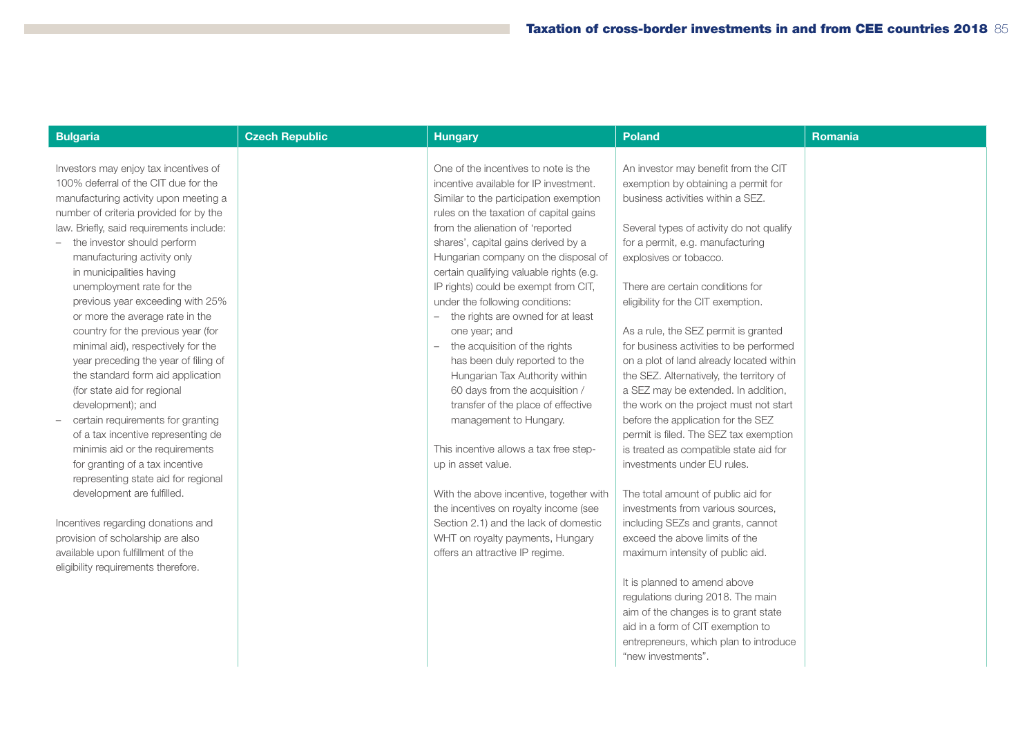| Bulgaria | Czech Republic | Hungary | Poland | Romania |
|---|---|---|---|---|
| Investors may enjoy tax incentives of 100% deferral of the CIT due for the manufacturing activity upon meeting a number of criteria provided for by the law. Briefly, said requirements include:<br>– the investor should perform manufacturing activity only in municipalities having unemployment rate for the previous year exceeding with 25% or more the average rate in the country for the previous year (for minimal aid), respectively for the year preceding the year of filing of the standard form aid application (for state aid for regional development); and<br>– certain requirements for granting of a tax incentive representing de minimis aid or the requirements for granting of a tax incentive representing state aid for regional development are fulfilled.<br><br>Incentives regarding donations and provision of scholarship are also available upon fulfillment of the eligibility requirements therefore. | | One of the incentives to note is the incentive available for IP investment. Similar to the participation exemption rules on the taxation of capital gains from the alienation of 'reported shares', capital gains derived by a Hungarian company on the disposal of certain qualifying valuable rights (e.g. IP rights) could be exempt from CIT, under the following conditions:<br>– the rights are owned for at least one year; and<br>– the acquisition of the rights has been duly reported to the Hungarian Tax Authority within 60 days from the acquisition / transfer of the place of effective management to Hungary.<br><br>This incentive allows a tax free step-up in asset value.<br><br>With the above incentive, together with the incentives on royalty income (see Section 2.1) and the lack of domestic WHT on royalty payments, Hungary offers an attractive IP regime. | An investor may benefit from the CIT exemption by obtaining a permit for business activities within a SEZ.<br><br>Several types of activity do not qualify for a permit, e.g. manufacturing explosives or tobacco.<br><br>There are certain conditions for eligibility for the CIT exemption.<br><br>As a rule, the SEZ permit is granted for business activities to be performed on a plot of land already located within the SEZ. Alternatively, the territory of a SEZ may be extended. In addition, the work on the project must not start before the application for the SEZ permit is filed. The SEZ tax exemption is treated as compatible state aid for investments under EU rules.<br><br>The total amount of public aid for investments from various sources, including SEZs and grants, cannot exceed the above limits of the maximum intensity of public aid.<br><br>It is planned to amend above regulations during 2018. The main aim of the changes is to grant state aid in a form of CIT exemption to entrepreneurs, which plan to introduce "new investments". | |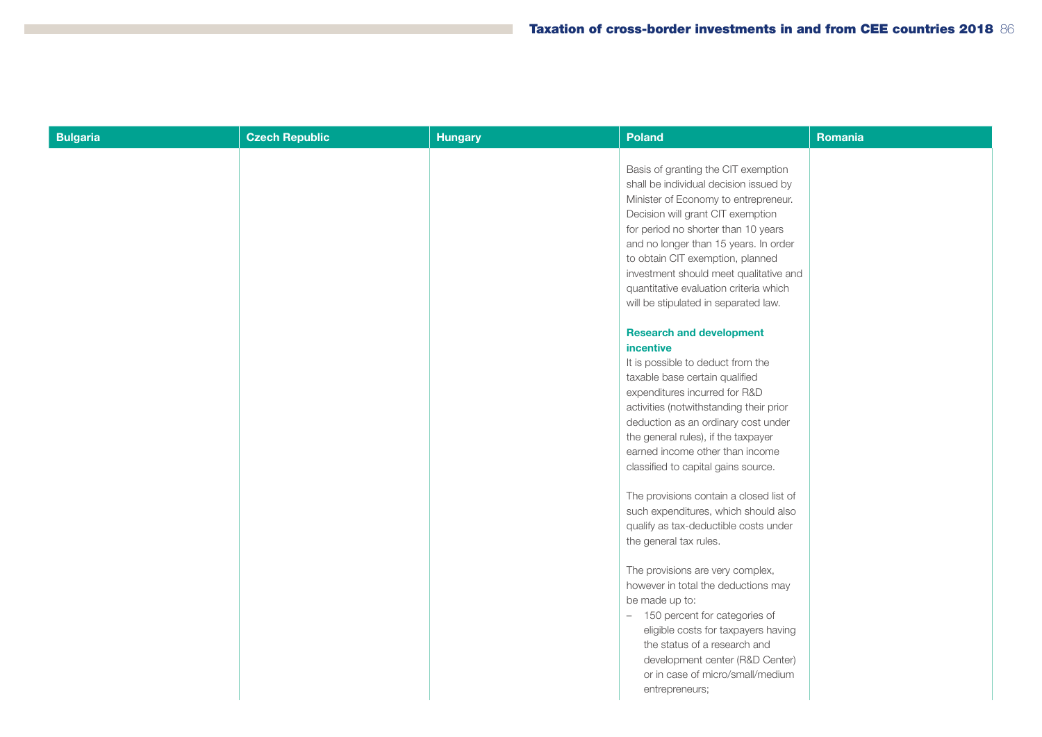| Bulgaria | Czech Republic | Hungary | Poland | Romania |
|---|---|---|---|---|
| | | | Basis of granting the CIT exemption shall be individual decision issued by Minister of Economy to entrepreneur. Decision will grant CIT exemption for period no shorter than 10 years and no longer than 15 years. In order to obtain CIT exemption, planned investment should meet qualitative and quantitative evaluation criteria which will be stipulated in separated law.<br><br>**Research and development incentive**<br>It is possible to deduct from the taxable base certain qualified expenditures incurred for R&D activities (notwithstanding their prior deduction as an ordinary cost under the general rules), if the taxpayer earned income other than income classified to capital gains source.<br><br>The provisions contain a closed list of such expenditures, which should also qualify as tax-deductible costs under the general tax rules.<br><br>The provisions are very complex, however in total the deductions may be made up to:<br>– 150 percent for categories of eligible costs for taxpayers having the status of a research and development center (R&D Center) or in case of micro/small/medium entrepreneurs; | |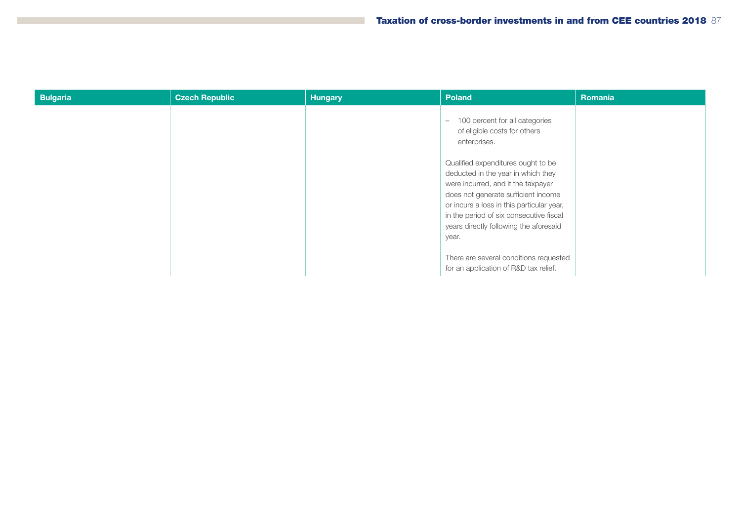| Bulgaria | Czech Republic | Hungary | Poland | Romania |
|---|---|---|---|---|
| | | | – 100 percent for all categories of eligible costs for others enterprises.<br><br>Qualified expenditures ought to be deducted in the year in which they were incurred, and if the taxpayer does not generate sufficient income or incurs a loss in this particular year, in the period of six consecutive fiscal years directly following the aforesaid year.<br><br>There are several conditions requested for an application of R&D tax relief. | |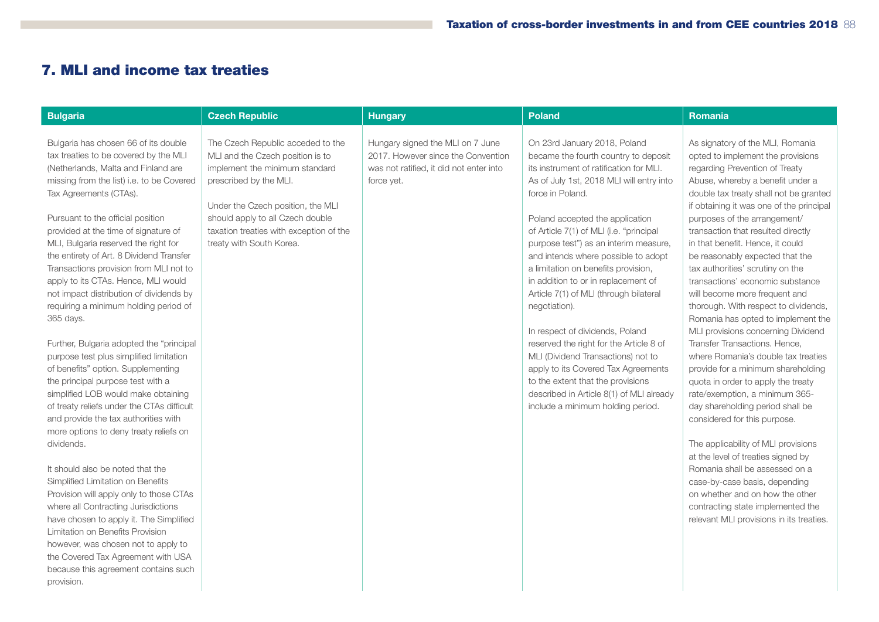## 7. MLI and income tax treaties

| Bulgaria | Czech Republic | Hungary | Poland | Romania |
|---|---|---|---|---|
| Bulgaria has chosen 66 of its double tax treaties to be covered by the MLI (Netherlands, Malta and Finland are missing from the list) i.e. to be Covered Tax Agreements (CTAs).<br><br>Pursuant to the official position provided at the time of signature of MLI, Bulgaria reserved the right for the entirety of Art. 8 Dividend Transfer Transactions provision from MLI not to apply to its CTAs. Hence, MLI would not impact distribution of dividends by requiring a minimum holding period of 365 days.<br><br>Further, Bulgaria adopted the "principal purpose test plus simplified limitation of benefits" option. Supplementing the principal purpose test with a simplified LOB would make obtaining of treaty reliefs under the CTAs difficult and provide the tax authorities with more options to deny treaty reliefs on dividends.<br><br>It should also be noted that the Simplified Limitation on Benefits Provision will apply only to those CTAs where all Contracting Jurisdictions have chosen to apply it. The Simplified Limitation on Benefits Provision however, was chosen not to apply to the Covered Tax Agreement with USA because this agreement contains such provision. | The Czech Republic acceded to the MLI and the Czech position is to implement the minimum standard prescribed by the MLI.<br><br>Under the Czech position, the MLI should apply to all Czech double taxation treaties with exception of the treaty with South Korea. | Hungary signed the MLI on 7 June 2017. However since the Convention was not ratified, it did not enter into force yet. | On 23rd January 2018, Poland became the fourth country to deposit its instrument of ratification for MLI. As of July 1st, 2018 MLI will entry into force in Poland.<br><br>Poland accepted the application of Article 7(1) of MLI (i.e. "principal purpose test") as an interim measure, and intends where possible to adopt a limitation on benefits provision, in addition to or in replacement of Article 7(1) of MLI (through bilateral negotiation).<br><br>In respect of dividends, Poland reserved the right for the Article 8 of MLI (Dividend Transactions) not to apply to its Covered Tax Agreements to the extent that the provisions described in Article 8(1) of MLI already include a minimum holding period. | As signatory of the MLI, Romania opted to implement the provisions regarding Prevention of Treaty Abuse, whereby a benefit under a double tax treaty shall not be granted if obtaining it was one of the principal purposes of the arrangement/ transaction that resulted directly in that benefit. Hence, it could be reasonably expected that the tax authorities' scrutiny on the transactions' economic substance will become more frequent and thorough. With respect to dividends, Romania has opted to implement the MLI provisions concerning Dividend Transfer Transactions. Hence, where Romania's double tax treaties provide for a minimum shareholding quota in order to apply the treaty rate/exemption, a minimum 365-day shareholding period shall be considered for this purpose.<br><br>The applicability of MLI provisions at the level of treaties signed by Romania shall be assessed on a case-by-case basis, depending on whether and on how the other contracting state implemented the relevant MLI provisions in its treaties. |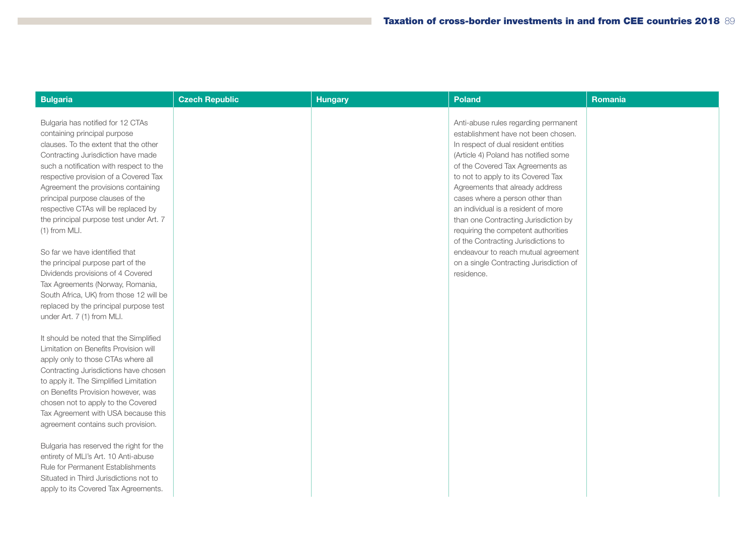| Bulgaria | Czech Republic | Hungary | Poland | Romania |
|---|---|---|---|---|
| Bulgaria has notified for 12 CTAs containing principal purpose clauses. To the extent that the other Contracting Jurisdiction have made such a notification with respect to the respective provision of a Covered Tax Agreement the provisions containing principal purpose clauses of the respective CTAs will be replaced by the principal purpose test under Art. 7 (1) from MLI.<br><br>So far we have identified that the principal purpose part of the Dividends provisions of 4 Covered Tax Agreements (Norway, Romania, South Africa, UK) from those 12 will be replaced by the principal purpose test under Art. 7 (1) from MLI.<br><br>It should be noted that the Simplified Limitation on Benefits Provision will apply only to those CTAs where all Contracting Jurisdictions have chosen to apply it. The Simplified Limitation on Benefits Provision however, was chosen not to apply to the Covered Tax Agreement with USA because this agreement contains such provision.<br><br>Bulgaria has reserved the right for the entirety of MLI's Art. 10 Anti-abuse Rule for Permanent Establishments Situated in Third Jurisdictions not to apply to its Covered Tax Agreements. | | | Anti-abuse rules regarding permanent establishment have not been chosen. In respect of dual resident entities (Article 4) Poland has notified some of the Covered Tax Agreements as to not to apply to its Covered Tax Agreements that already address cases where a person other than an individual is a resident of more than one Contracting Jurisdiction by requiring the competent authorities of the Contracting Jurisdictions to endeavour to reach mutual agreement on a single Contracting Jurisdiction of residence. | |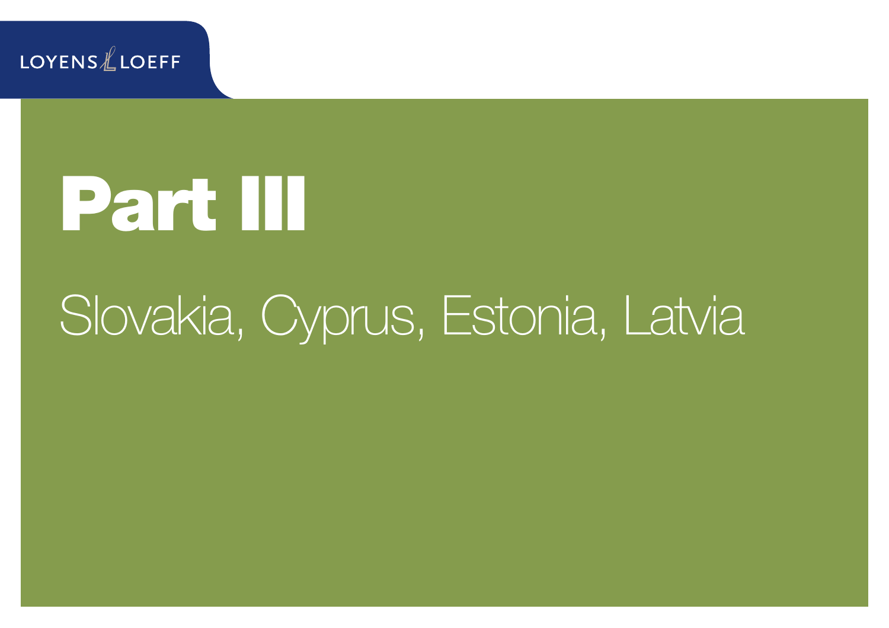# Part III

Slovakia, Cyprus, Estonia, Latvia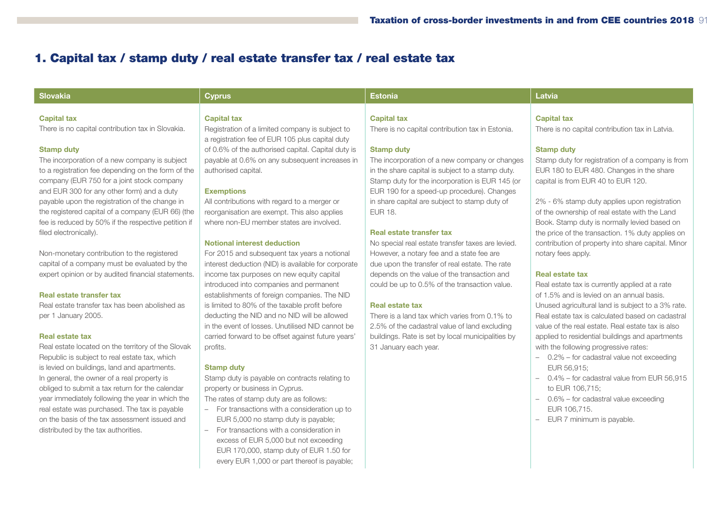# 1. Capital tax / stamp duty / real estate transfer tax / real estate tax

## Slovakia

### Capital tax

There is no capital contribution tax in Slovakia.

### Stamp duty

The incorporation of a new company is subject to a registration fee depending on the form of the company (EUR 750 for a joint stock company and EUR 300 for any other form) and a duty payable upon the registration of the change in the registered capital of a company (EUR 66) (the fee is reduced by 50% if the respective petition if filed electronically).

Non-monetary contribution to the registered capital of a company must be evaluated by the expert opinion or by audited financial statements.

### Real estate transfer tax

Real estate transfer tax has been abolished as per 1 January 2005.

### Real estate tax

Real estate located on the territory of the Slovak Republic is subject to real estate tax, which is levied on buildings, land and apartments. In general, the owner of a real property is obliged to submit a tax return for the calendar year immediately following the year in which the real estate was purchased. The tax is payable on the basis of the tax assessment issued and distributed by the tax authorities.

## Cyprus

### Capital tax

Registration of a limited company is subject to a registration fee of EUR 105 plus capital duty of 0.6% of the authorised capital. Capital duty is payable at 0.6% on any subsequent increases in authorised capital.

### Exemptions

All contributions with regard to a merger or reorganisation are exempt. This also applies where non-EU member states are involved.

### Notional interest deduction

For 2015 and subsequent tax years a notional interest deduction (NID) is available for corporate income tax purposes on new equity capital introduced into companies and permanent establishments of foreign companies. The NID is limited to 80% of the taxable profit before deducting the NID and no NID will be allowed in the event of losses. Unutilised NID cannot be carried forward to be offset against future years' profits.

### Stamp duty

Stamp duty is payable on contracts relating to property or business in Cyprus.

The rates of stamp duty are as follows:

- For transactions with a consideration up to EUR 5,000 no stamp duty is payable;
- For transactions with a consideration in excess of EUR 5,000 but not exceeding EUR 170,000, stamp duty of EUR 1.50 for every EUR 1,000 or part thereof is payable;

## Estonia

### Capital tax

There is no capital contribution tax in Estonia.

### Stamp duty

The incorporation of a new company or changes in the share capital is subject to a stamp duty. Stamp duty for the incorporation is EUR 145 (or EUR 190 for a speed-up procedure). Changes in share capital are subject to stamp duty of EUR 18.

### Real estate transfer tax

No special real estate transfer taxes are levied. However, a notary fee and a state fee are due upon the transfer of real estate. The rate depends on the value of the transaction and could be up to 0.5% of the transaction value.

### Real estate tax

There is a land tax which varies from 0.1% to 2.5% of the cadastral value of land excluding buildings. Rate is set by local municipalities by 31 January each year.

## Latvia

### Capital tax

There is no capital contribution tax in Latvia.

### Stamp duty

Stamp duty for registration of a company is from EUR 180 to EUR 480. Changes in the share capital is from EUR 40 to EUR 120.

2% - 6% stamp duty applies upon registration of the ownership of real estate with the Land Book. Stamp duty is normally levied based on the price of the transaction. 1% duty applies on contribution of property into share capital. Minor notary fees apply.

### Real estate tax

Real estate tax is currently applied at a rate of 1.5% and is levied on an annual basis. Unused agricultural land is subject to a 3% rate. Real estate tax is calculated based on cadastral value of the real estate. Real estate tax is also applied to residential buildings and apartments with the following progressive rates:

- 0.2% – for cadastral value not exceeding EUR 56,915;
- 0.4% – for cadastral value from EUR 56,915 to EUR 106,715;
- 0.6% – for cadastral value exceeding EUR 106,715.
- EUR 7 minimum is payable.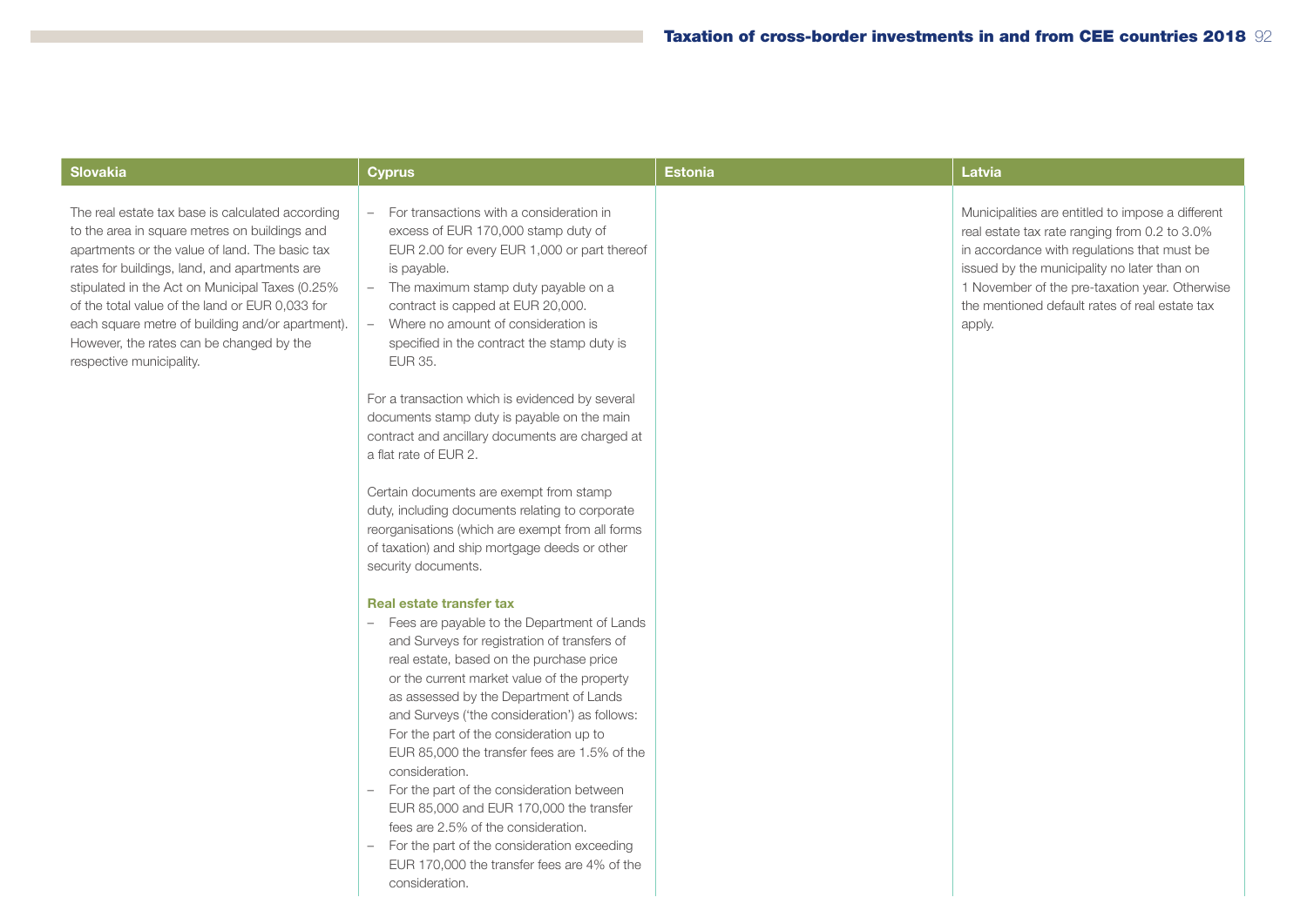| Slovakia | Cyprus | Estonia | Latvia |
|---|---|---|---|
| The real estate tax base is calculated according to the area in square metres on buildings and apartments or the value of land. The basic tax rates for buildings, land, and apartments are stipulated in the Act on Municipal Taxes (0.25% of the total value of the land or EUR 0,033 for each square metre of building and/or apartment). However, the rates can be changed by the respective municipality. | – For transactions with a consideration in excess of EUR 170,000 stamp duty of EUR 2.00 for every EUR 1,000 or part thereof is payable.<br>– The maximum stamp duty payable on a contract is capped at EUR 20,000.<br>– Where no amount of consideration is specified in the contract the stamp duty is EUR 35.<br><br>For a transaction which is evidenced by several documents stamp duty is payable on the main contract and ancillary documents are charged at a flat rate of EUR 2.<br><br>Certain documents are exempt from stamp duty, including documents relating to corporate reorganisations (which are exempt from all forms of taxation) and ship mortgage deeds or other security documents.<br><br>**Real estate transfer tax**<br>– Fees are payable to the Department of Lands and Surveys for registration of transfers of real estate, based on the purchase price or the current market value of the property as assessed by the Department of Lands and Surveys ('the consideration') as follows: For the part of the consideration up to EUR 85,000 the transfer fees are 1.5% of the consideration.<br>– For the part of the consideration between EUR 85,000 and EUR 170,000 the transfer fees are 2.5% of the consideration.<br>– For the part of the consideration exceeding EUR 170,000 the transfer fees are 4% of the consideration. | | Municipalities are entitled to impose a different real estate tax rate ranging from 0.2 to 3.0% in accordance with regulations that must be issued by the municipality no later than on 1 November of the pre-taxation year. Otherwise the mentioned default rates of real estate tax apply. |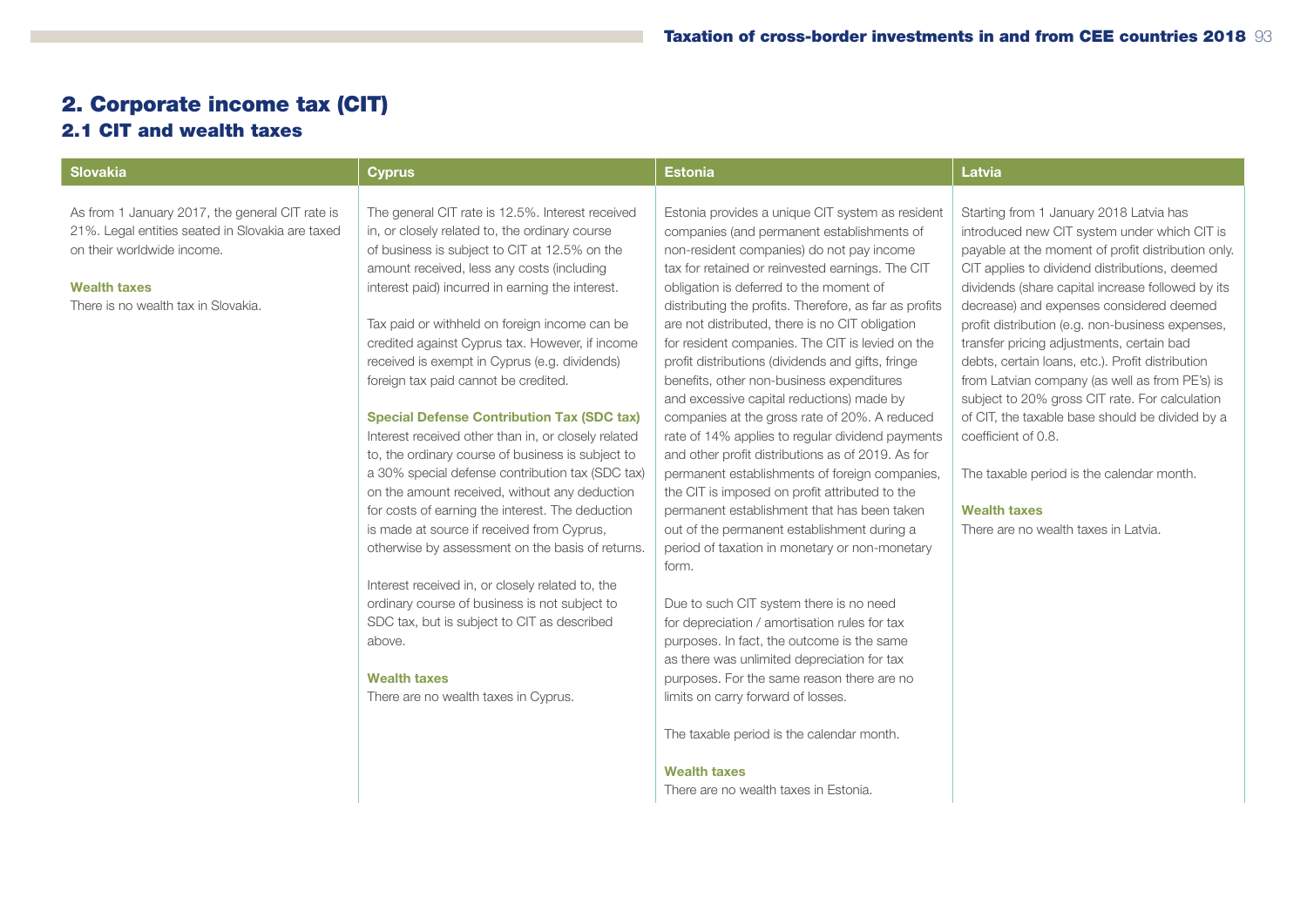# 2. Corporate income tax (CIT)

## 2.1 CIT and wealth taxes

### Slovakia

As from 1 January 2017, the general CIT rate is 21%. Legal entities seated in Slovakia are taxed on their worldwide income.

**Wealth taxes**

There is no wealth tax in Slovakia.

### Cyprus

The general CIT rate is 12.5%. Interest received in, or closely related to, the ordinary course of business is subject to CIT at 12.5% on the amount received, less any costs (including interest paid) incurred in earning the interest.

Tax paid or withheld on foreign income can be credited against Cyprus tax. However, if income received is exempt in Cyprus (e.g. dividends) foreign tax paid cannot be credited.

**Special Defense Contribution Tax (SDC tax)**

Interest received other than in, or closely related to, the ordinary course of business is subject to a 30% special defense contribution tax (SDC tax) on the amount received, without any deduction for costs of earning the interest. The deduction is made at source if received from Cyprus, otherwise by assessment on the basis of returns.

Interest received in, or closely related to, the ordinary course of business is not subject to SDC tax, but is subject to CIT as described above.

**Wealth taxes**

There are no wealth taxes in Cyprus.

### Estonia

Estonia provides a unique CIT system as resident companies (and permanent establishments of non-resident companies) do not pay income tax for retained or reinvested earnings. The CIT obligation is deferred to the moment of distributing the profits. Therefore, as far as profits are not distributed, there is no CIT obligation for resident companies. The CIT is levied on the profit distributions (dividends and gifts, fringe benefits, other non-business expenditures and excessive capital reductions) made by companies at the gross rate of 20%. A reduced rate of 14% applies to regular dividend payments and other profit distributions as of 2019. As for permanent establishments of foreign companies, the CIT is imposed on profit attributed to the permanent establishment that has been taken out of the permanent establishment during a period of taxation in monetary or non-monetary form.

Due to such CIT system there is no need for depreciation / amortisation rules for tax purposes. In fact, the outcome is the same as there was unlimited depreciation for tax purposes. For the same reason there are no limits on carry forward of losses.

The taxable period is the calendar month.

**Wealth taxes**

There are no wealth taxes in Estonia.

### Latvia

Starting from 1 January 2018 Latvia has introduced new CIT system under which CIT is payable at the moment of profit distribution only. CIT applies to dividend distributions, deemed dividends (share capital increase followed by its decrease) and expenses considered deemed profit distribution (e.g. non-business expenses, transfer pricing adjustments, certain bad debts, certain loans, etc.). Profit distribution from Latvian company (as well as from PE's) is subject to 20% gross CIT rate. For calculation of CIT, the taxable base should be divided by a coefficient of 0.8.

The taxable period is the calendar month.

**Wealth taxes**

There are no wealth taxes in Latvia.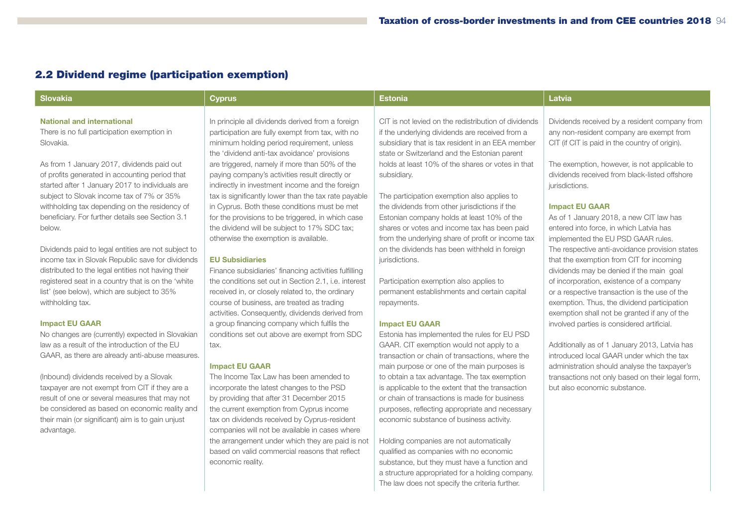## 2.2 Dividend regime (participation exemption)

### Slovakia

**National and international**

There is no full participation exemption in Slovakia.

As from 1 January 2017, dividends paid out of profits generated in accounting period that started after 1 January 2017 to individuals are subject to Slovak income tax of 7% or 35% withholding tax depending on the residency of beneficiary. For further details see Section 3.1 below.

Dividends paid to legal entities are not subject to income tax in Slovak Republic save for dividends distributed to the legal entities not having their registered seat in a country that is on the 'white list' (see below), which are subject to 35% withholding tax.

**Impact EU GAAR**

No changes are (currently) expected in Slovakian law as a result of the introduction of the EU GAAR, as there are already anti-abuse measures.

(Inbound) dividends received by a Slovak taxpayer are not exempt from CIT if they are a result of one or several measures that may not be considered as based on economic reality and their main (or significant) aim is to gain unjust advantage.

### Cyprus

In principle all dividends derived from a foreign participation are fully exempt from tax, with no minimum holding period requirement, unless the 'dividend anti-tax avoidance' provisions are triggered, namely if more than 50% of the paying company's activities result directly or indirectly in investment income and the foreign tax is significantly lower than the tax rate payable in Cyprus. Both these conditions must be met for the provisions to be triggered, in which case the dividend will be subject to 17% SDC tax; otherwise the exemption is available.

**EU Subsidiaries**

Finance subsidiaries' financing activities fulfilling the conditions set out in Section 2.1, i.e. interest received in, or closely related to, the ordinary course of business, are treated as trading activities. Consequently, dividends derived from a group financing company which fulfils the conditions set out above are exempt from SDC tax.

**Impact EU GAAR**

The Income Tax Law has been amended to incorporate the latest changes to the PSD by providing that after 31 December 2015 the current exemption from Cyprus income tax on dividends received by Cyprus-resident companies will not be available in cases where the arrangement under which they are paid is not based on valid commercial reasons that reflect economic reality.

### Estonia

CIT is not levied on the redistribution of dividends if the underlying dividends are received from a subsidiary that is tax resident in an EEA member state or Switzerland and the Estonian parent holds at least 10% of the shares or votes in that subsidiary.

The participation exemption also applies to the dividends from other jurisdictions if the Estonian company holds at least 10% of the shares or votes and income tax has been paid from the underlying share of profit or income tax on the dividends has been withheld in foreign jurisdictions.

Participation exemption also applies to permanent establishments and certain capital repayments.

**Impact EU GAAR**

Estonia has implemented the rules for EU PSD GAAR. CIT exemption would not apply to a transaction or chain of transactions, where the main purpose or one of the main purposes is to obtain a tax advantage. The tax exemption is applicable to the extent that the transaction or chain of transactions is made for business purposes, reflecting appropriate and necessary economic substance of business activity.

Holding companies are not automatically qualified as companies with no economic substance, but they must have a function and a structure appropriated for a holding company. The law does not specify the criteria further.

### Latvia

Dividends received by a resident company from any non-resident company are exempt from CIT (if CIT is paid in the country of origin).

The exemption, however, is not applicable to dividends received from black-listed offshore jurisdictions.

**Impact EU GAAR**

As of 1 January 2018, a new CIT law has entered into force, in which Latvia has implemented the EU PSD GAAR rules. The respective anti-avoidance provision states that the exemption from CIT for incoming dividends may be denied if the main goal of incorporation, existence of a company or a respective transaction is the use of the exemption. Thus, the dividend participation exemption shall not be granted if any of the involved parties is considered artificial.

Additionally as of 1 January 2013, Latvia has introduced local GAAR under which the tax administration should analyse the taxpayer's transactions not only based on their legal form, but also economic substance.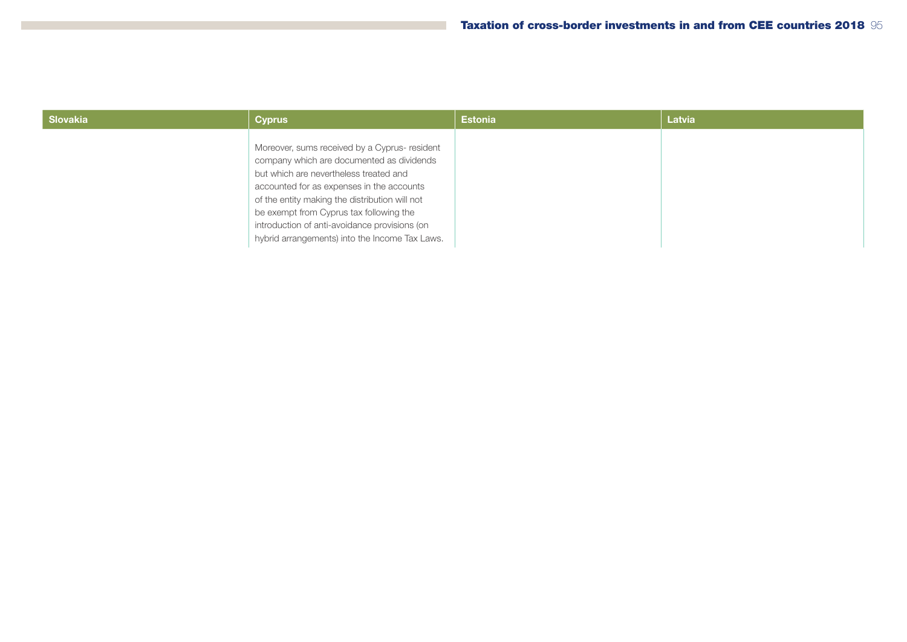| Slovakia | Cyprus | Estonia | Latvia |
|---|---|---|---|
| | Moreover, sums received by a Cyprus- resident company which are documented as dividends but which are nevertheless treated and accounted for as expenses in the accounts of the entity making the distribution will not be exempt from Cyprus tax following the introduction of anti-avoidance provisions (on hybrid arrangements) into the Income Tax Laws. | | |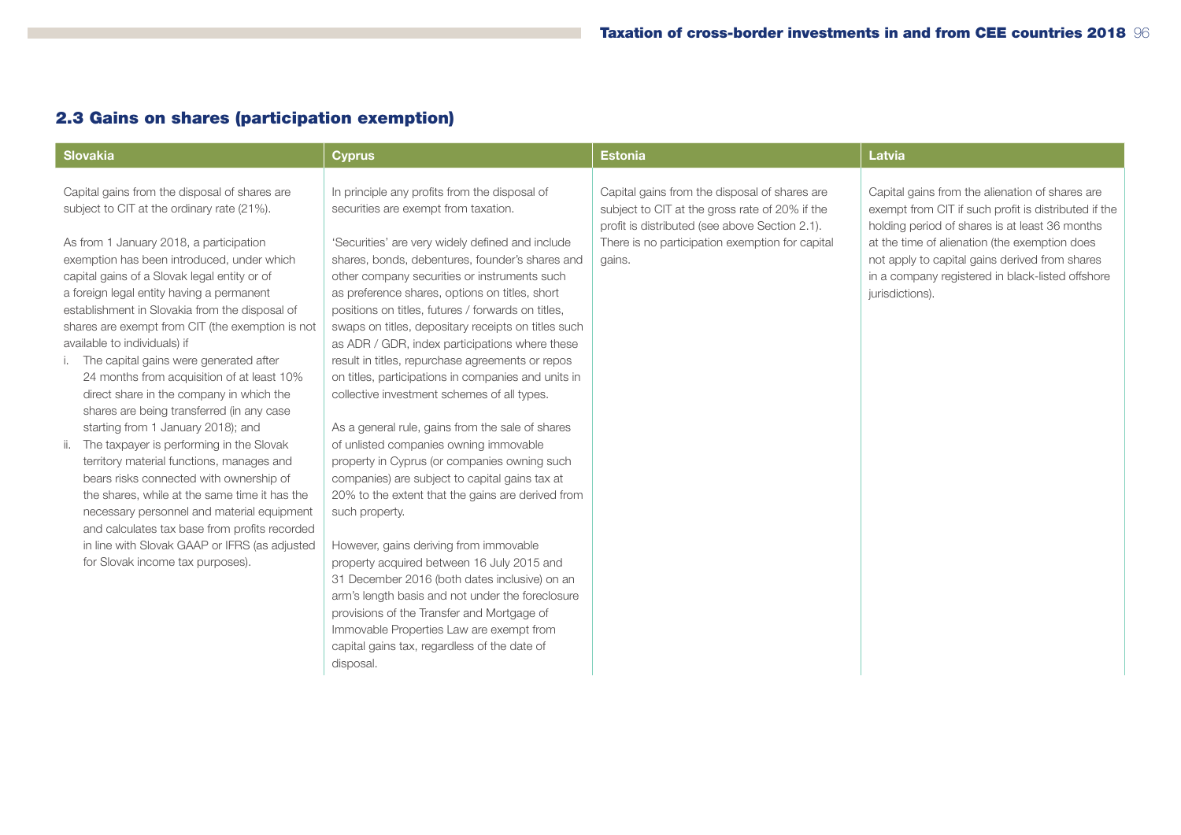## 2.3 Gains on shares (participation exemption)

| Slovakia | Cyprus | Estonia | Latvia |
|---|---|---|---|
| Capital gains from the disposal of shares are subject to CIT at the ordinary rate (21%).<br><br>As from 1 January 2018, a participation exemption has been introduced, under which capital gains of a Slovak legal entity or of a foreign legal entity having a permanent establishment in Slovakia from the disposal of shares are exempt from CIT (the exemption is not available to individuals) if<br>i. The capital gains were generated after 24 months from acquisition of at least 10% direct share in the company in which the shares are being transferred (in any case starting from 1 January 2018); and<br>ii. The taxpayer is performing in the Slovak territory material functions, manages and bears risks connected with ownership of the shares, while at the same time it has the necessary personnel and material equipment and calculates tax base from profits recorded in line with Slovak GAAP or IFRS (as adjusted for Slovak income tax purposes). | In principle any profits from the disposal of securities are exempt from taxation.<br><br>'Securities' are very widely defined and include shares, bonds, debentures, founder's shares and other company securities or instruments such as preference shares, options on titles, short positions on titles, futures / forwards on titles, swaps on titles, depositary receipts on titles such as ADR / GDR, index participations where these result in titles, repurchase agreements or repos on titles, participations in companies and units in collective investment schemes of all types.<br><br>As a general rule, gains from the sale of shares of unlisted companies owning immovable property in Cyprus (or companies owning such companies) are subject to capital gains tax at 20% to the extent that the gains are derived from such property.<br><br>However, gains deriving from immovable property acquired between 16 July 2015 and 31 December 2016 (both dates inclusive) on an arm's length basis and not under the foreclosure provisions of the Transfer and Mortgage of Immovable Properties Law are exempt from capital gains tax, regardless of the date of disposal. | Capital gains from the disposal of shares are subject to CIT at the gross rate of 20% if the profit is distributed (see above Section 2.1). There is no participation exemption for capital gains. | Capital gains from the alienation of shares are exempt from CIT if such profit is distributed if the holding period of shares is at least 36 months at the time of alienation (the exemption does not apply to capital gains derived from shares in a company registered in black-listed offshore jurisdictions). |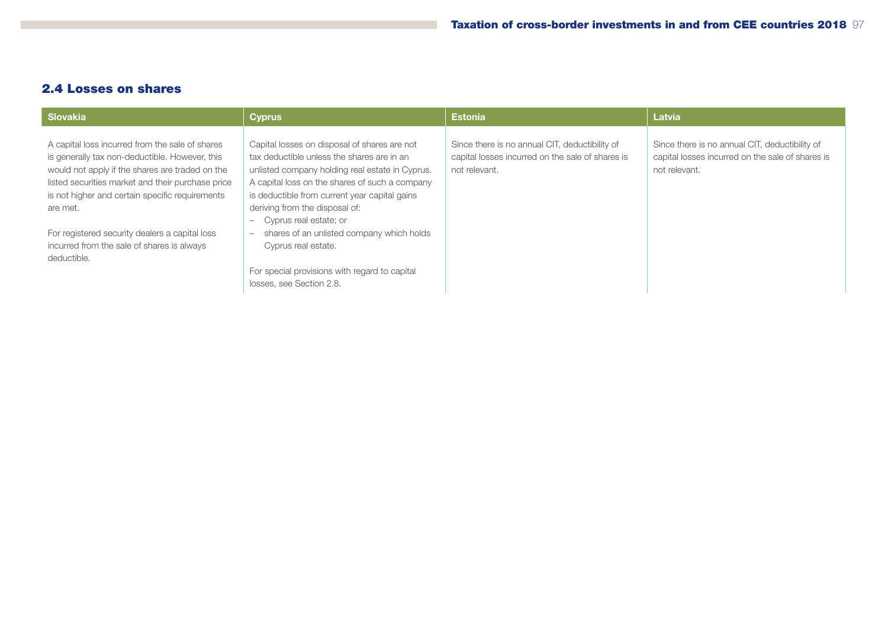## 2.4 Losses on shares

| Slovakia | Cyprus | Estonia | Latvia |
|---|---|---|---|
| A capital loss incurred from the sale of shares is generally tax non-deductible. However, this would not apply if the shares are traded on the listed securities market and their purchase price is not higher and certain specific requirements are met.<br><br>For registered security dealers a capital loss incurred from the sale of shares is always deductible. | Capital losses on disposal of shares are not tax deductible unless the shares are in an unlisted company holding real estate in Cyprus. A capital loss on the shares of such a company is deductible from current year capital gains deriving from the disposal of:<br>– Cyprus real estate; or<br>– shares of an unlisted company which holds Cyprus real estate.<br><br>For special provisions with regard to capital losses, see Section 2.8. | Since there is no annual CIT, deductibility of capital losses incurred on the sale of shares is not relevant. | Since there is no annual CIT, deductibility of capital losses incurred on the sale of shares is not relevant. |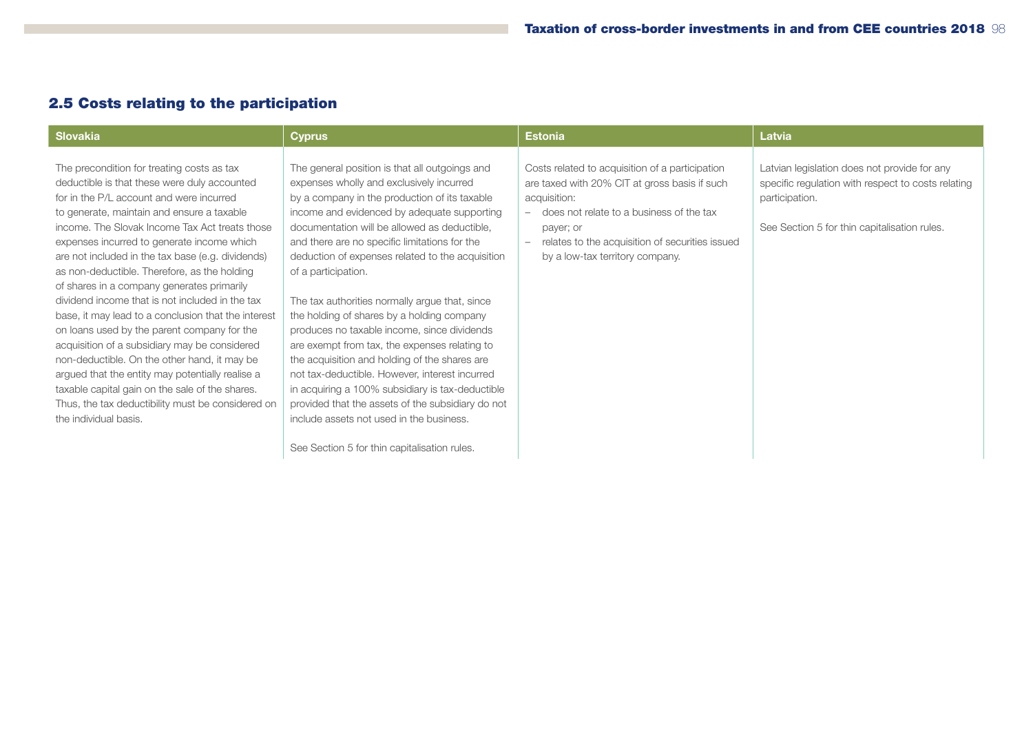## 2.5 Costs relating to the participation

| Slovakia | Cyprus | Estonia | Latvia |
|---|---|---|---|
| The precondition for treating costs as tax deductible is that these were duly accounted for in the P/L account and were incurred to generate, maintain and ensure a taxable income. The Slovak Income Tax Act treats those expenses incurred to generate income which are not included in the tax base (e.g. dividends) as non-deductible. Therefore, as the holding of shares in a company generates primarily dividend income that is not included in the tax base, it may lead to a conclusion that the interest on loans used by the parent company for the acquisition of a subsidiary may be considered non-deductible. On the other hand, it may be argued that the entity may potentially realise a taxable capital gain on the sale of the shares. Thus, the tax deductibility must be considered on the individual basis. | The general position is that all outgoings and expenses wholly and exclusively incurred by a company in the production of its taxable income and evidenced by adequate supporting documentation will be allowed as deductible, and there are no specific limitations for the deduction of expenses related to the acquisition of a participation.<br><br>The tax authorities normally argue that, since the holding of shares by a holding company produces no taxable income, since dividends are exempt from tax, the expenses relating to the acquisition and holding of the shares are not tax-deductible. However, interest incurred in acquiring a 100% subsidiary is tax-deductible provided that the assets of the subsidiary do not include assets not used in the business.<br><br>See Section 5 for thin capitalisation rules. | Costs related to acquisition of a participation are taxed with 20% CIT at gross basis if such acquisition:<br>– does not relate to a business of the tax payer; or<br>– relates to the acquisition of securities issued by a low-tax territory company. | Latvian legislation does not provide for any specific regulation with respect to costs relating participation.<br><br>See Section 5 for thin capitalisation rules. |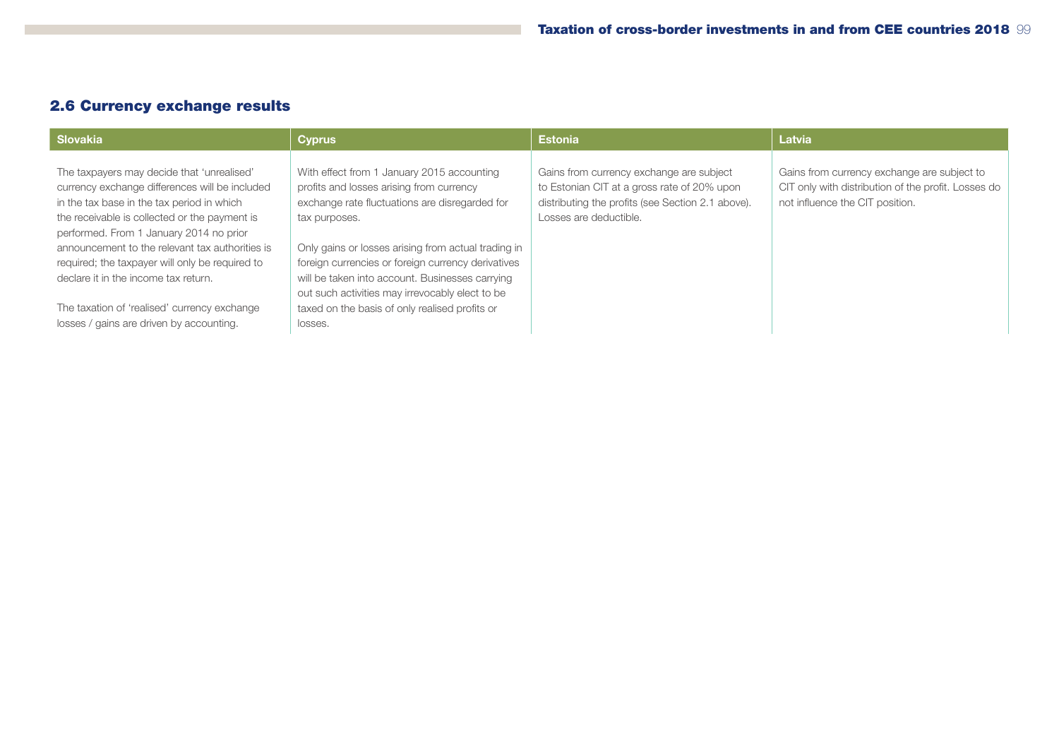## 2.6 Currency exchange results

| Slovakia | Cyprus | Estonia | Latvia |
|---|---|---|---|
| The taxpayers may decide that 'unrealised' currency exchange differences will be included in the tax base in the tax period in which the receivable is collected or the payment is performed. From 1 January 2014 no prior announcement to the relevant tax authorities is required; the taxpayer will only be required to declare it in the income tax return.<br><br>The taxation of 'realised' currency exchange losses / gains are driven by accounting. | With effect from 1 January 2015 accounting profits and losses arising from currency exchange rate fluctuations are disregarded for tax purposes.<br><br>Only gains or losses arising from actual trading in foreign currencies or foreign currency derivatives will be taken into account. Businesses carrying out such activities may irrevocably elect to be taxed on the basis of only realised profits or losses. | Gains from currency exchange are subject to Estonian CIT at a gross rate of 20% upon distributing the profits (see Section 2.1 above). Losses are deductible. | Gains from currency exchange are subject to CIT only with distribution of the profit. Losses do not influence the CIT position. |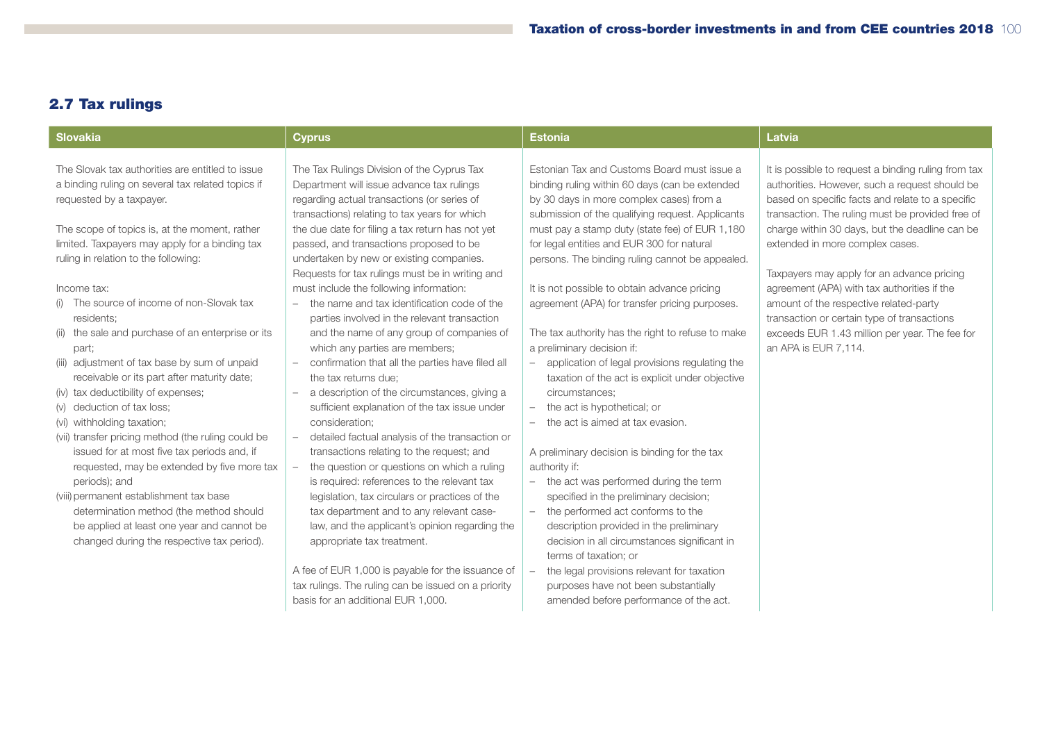## 2.7 Tax rulings

### Slovakia

The Slovak tax authorities are entitled to issue a binding ruling on several tax related topics if requested by a taxpayer.

The scope of topics is, at the moment, rather limited. Taxpayers may apply for a binding tax ruling in relation to the following:

Income tax:

(i) The source of income of non-Slovak tax residents;
(ii) the sale and purchase of an enterprise or its part;
(iii) adjustment of tax base by sum of unpaid receivable or its part after maturity date;
(iv) tax deductibility of expenses;
(v) deduction of tax loss;
(vi) withholding taxation;
(vii) transfer pricing method (the ruling could be issued for at most five tax periods and, if requested, may be extended by five more tax periods); and
(viii) permanent establishment tax base determination method (the method should be applied at least one year and cannot be changed during the respective tax period).

### Cyprus

The Tax Rulings Division of the Cyprus Tax Department will issue advance tax rulings regarding actual transactions (or series of transactions) relating to tax years for which the due date for filing a tax return has not yet passed, and transactions proposed to be undertaken by new or existing companies. Requests for tax rulings must be in writing and must include the following information:

- the name and tax identification code of the parties involved in the relevant transaction and the name of any group of companies of which any parties are members;
- confirmation that all the parties have filed all the tax returns due;
- a description of the circumstances, giving a sufficient explanation of the tax issue under consideration;
- detailed factual analysis of the transaction or transactions relating to the request; and
- the question or questions on which a ruling is required: references to the relevant tax legislation, tax circulars or practices of the tax department and to any relevant case-law, and the applicant's opinion regarding the appropriate tax treatment.

A fee of EUR 1,000 is payable for the issuance of tax rulings. The ruling can be issued on a priority basis for an additional EUR 1,000.

### Estonia

Estonian Tax and Customs Board must issue a binding ruling within 60 days (can be extended by 30 days in more complex cases) from a submission of the qualifying request. Applicants must pay a stamp duty (state fee) of EUR 1,180 for legal entities and EUR 300 for natural persons. The binding ruling cannot be appealed.

It is not possible to obtain advance pricing agreement (APA) for transfer pricing purposes.

The tax authority has the right to refuse to make a preliminary decision if:

- application of legal provisions regulating the taxation of the act is explicit under objective circumstances;
- the act is hypothetical; or
- the act is aimed at tax evasion.

A preliminary decision is binding for the tax authority if:

- the act was performed during the term specified in the preliminary decision;
- the performed act conforms to the description provided in the preliminary decision in all circumstances significant in terms of taxation; or
- the legal provisions relevant for taxation purposes have not been substantially amended before performance of the act.

### Latvia

It is possible to request a binding ruling from tax authorities. However, such a request should be based on specific facts and relate to a specific transaction. The ruling must be provided free of charge within 30 days, but the deadline can be extended in more complex cases.

Taxpayers may apply for an advance pricing agreement (APA) with tax authorities if the amount of the respective related-party transaction or certain type of transactions exceeds EUR 1.43 million per year. The fee for an APA is EUR 7,114.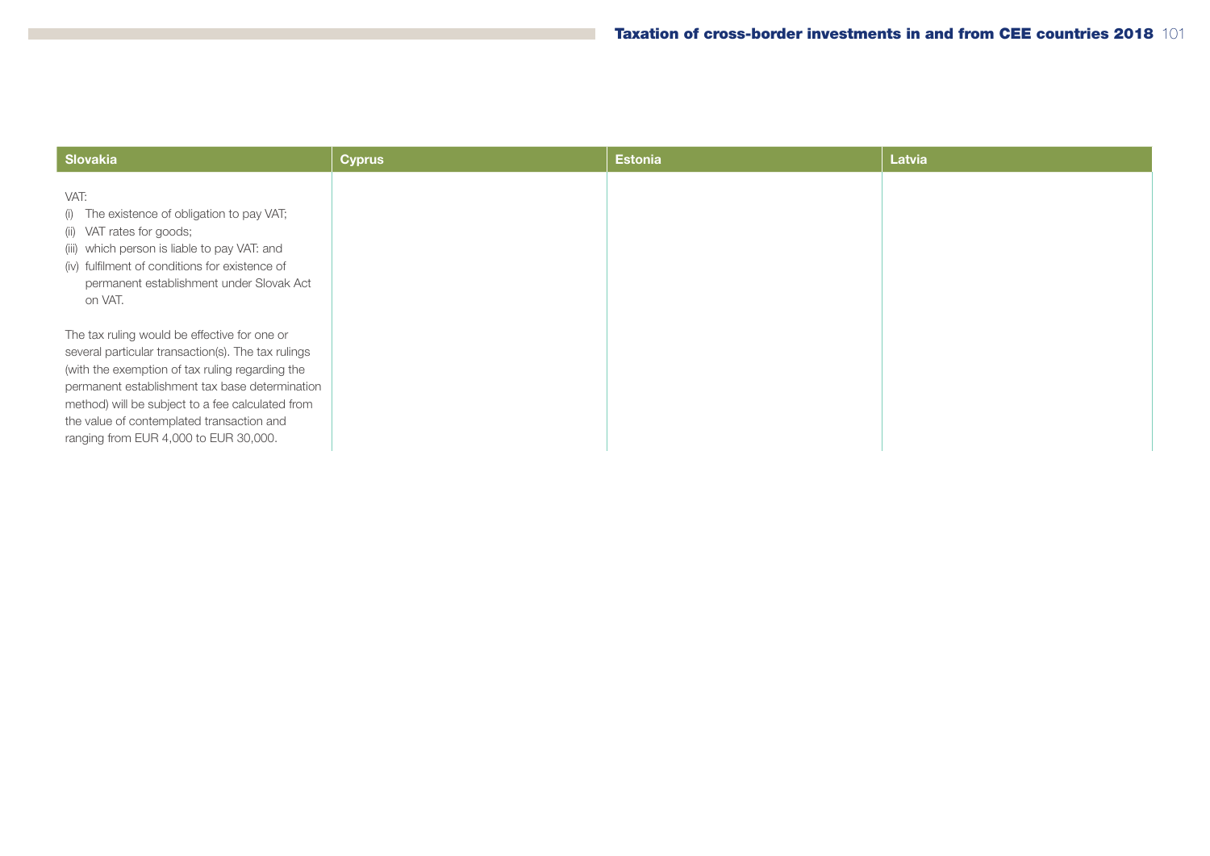| Slovakia | Cyprus | Estonia | Latvia |
| --- | --- | --- | --- |
| VAT:<br>(i) The existence of obligation to pay VAT;<br>(ii) VAT rates for goods;<br>(iii) which person is liable to pay VAT: and<br>(iv) fulfilment of conditions for existence of permanent establishment under Slovak Act on VAT.<br><br>The tax ruling would be effective for one or several particular transaction(s). The tax rulings (with the exemption of tax ruling regarding the permanent establishment tax base determination method) will be subject to a fee calculated from the value of contemplated transaction and ranging from EUR 4,000 to EUR 30,000. | | | |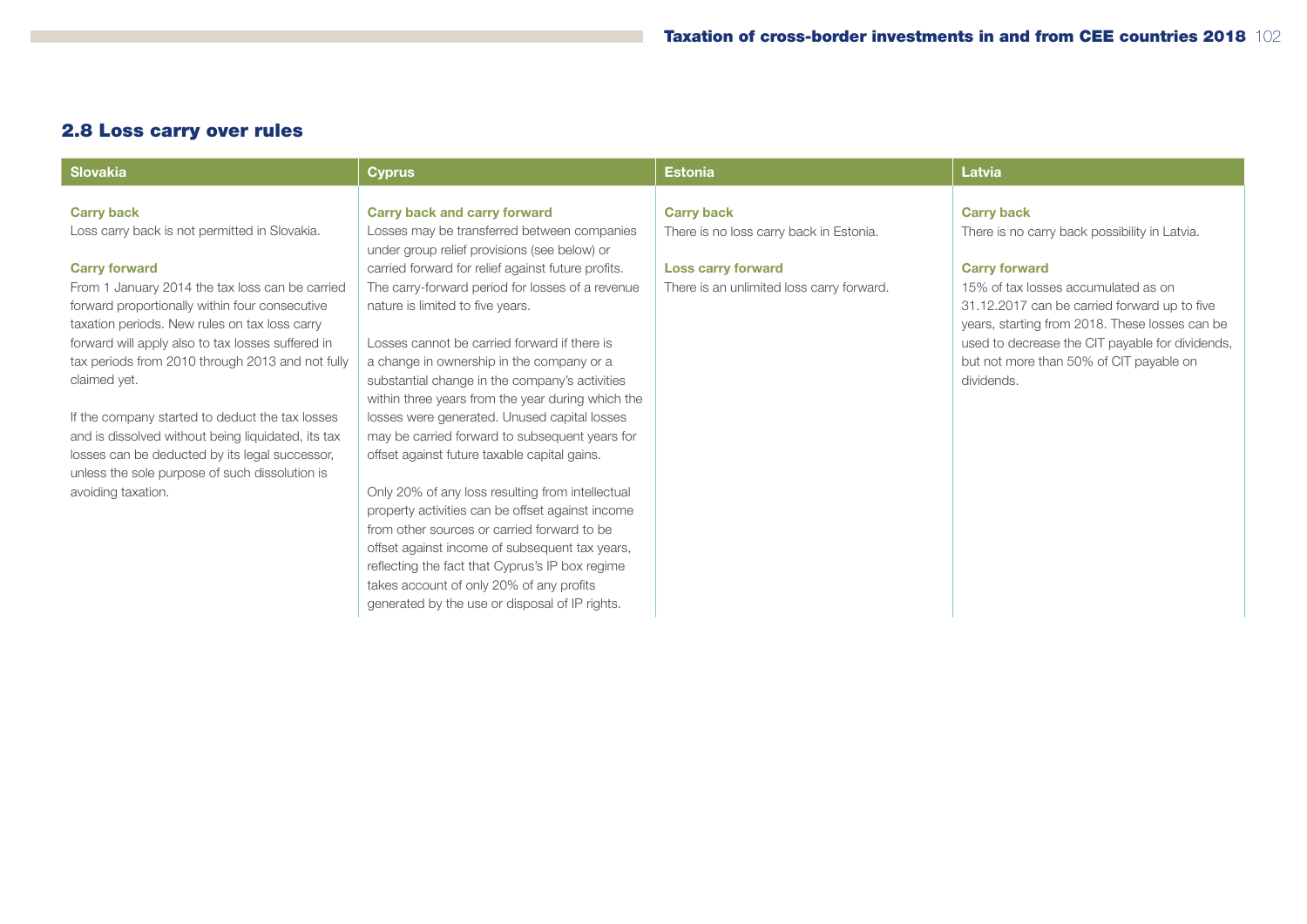## 2.8 Loss carry over rules

### Slovakia

**Carry back**

Loss carry back is not permitted in Slovakia.

**Carry forward**

From 1 January 2014 the tax loss can be carried forward proportionally within four consecutive taxation periods. New rules on tax loss carry forward will apply also to tax losses suffered in tax periods from 2010 through 2013 and not fully claimed yet.

If the company started to deduct the tax losses and is dissolved without being liquidated, its tax losses can be deducted by its legal successor, unless the sole purpose of such dissolution is avoiding taxation.

### Cyprus

**Carry back and carry forward**

Losses may be transferred between companies under group relief provisions (see below) or carried forward for relief against future profits. The carry-forward period for losses of a revenue nature is limited to five years.

Losses cannot be carried forward if there is a change in ownership in the company or a substantial change in the company's activities within three years from the year during which the losses were generated. Unused capital losses may be carried forward to subsequent years for offset against future taxable capital gains.

Only 20% of any loss resulting from intellectual property activities can be offset against income from other sources or carried forward to be offset against income of subsequent tax years, reflecting the fact that Cyprus's IP box regime takes account of only 20% of any profits generated by the use or disposal of IP rights.

### Estonia

**Carry back**

There is no loss carry back in Estonia.

**Loss carry forward**

There is an unlimited loss carry forward.

### Latvia

**Carry back**

There is no carry back possibility in Latvia.

**Carry forward**

15% of tax losses accumulated as on 31.12.2017 can be carried forward up to five years, starting from 2018. These losses can be used to decrease the CIT payable for dividends, but not more than 50% of CIT payable on dividends.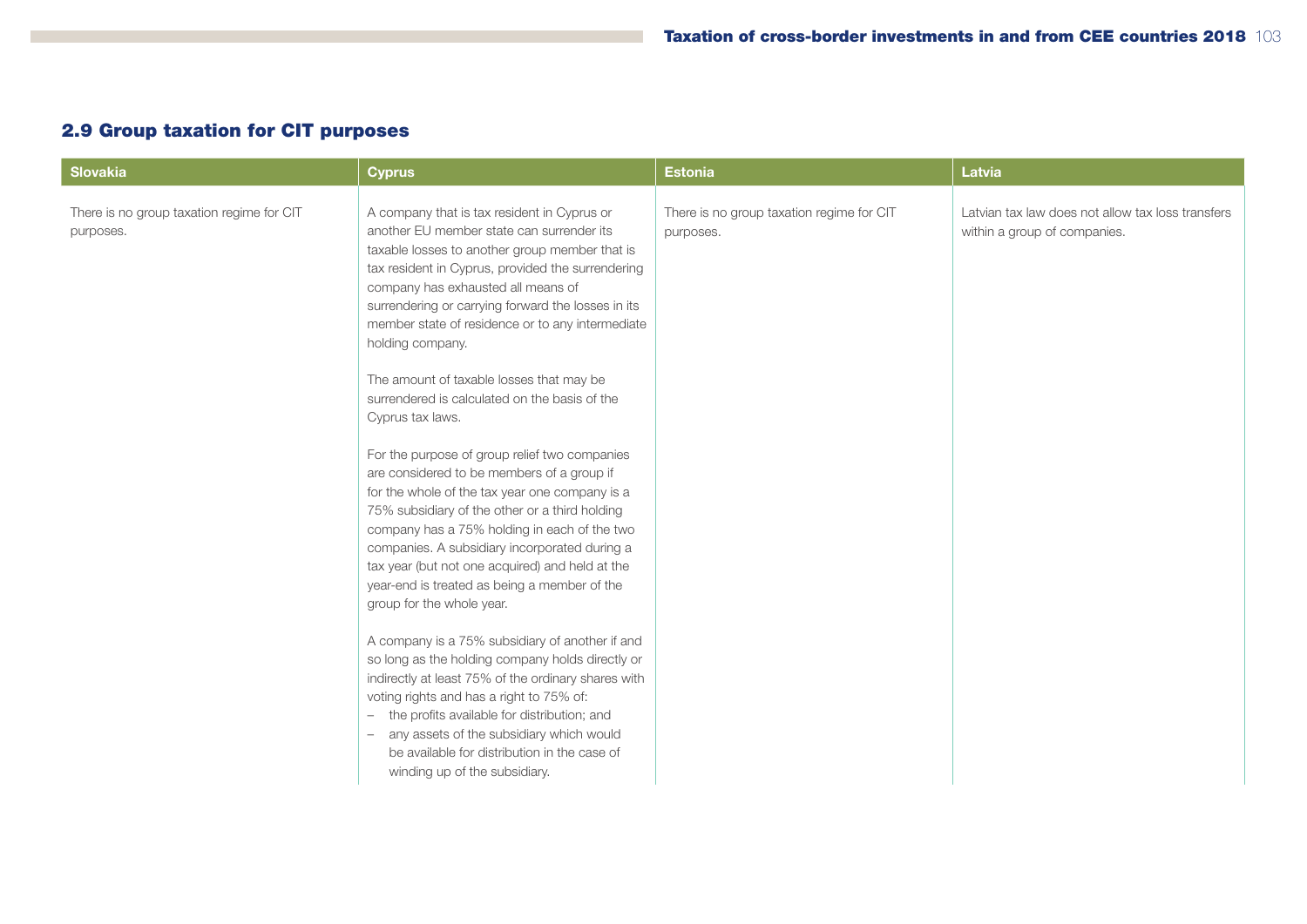## 2.9 Group taxation for CIT purposes

| Slovakia | Cyprus | Estonia | Latvia |
|---|---|---|---|
| There is no group taxation regime for CIT purposes. | A company that is tax resident in Cyprus or another EU member state can surrender its taxable losses to another group member that is tax resident in Cyprus, provided the surrendering company has exhausted all means of surrendering or carrying forward the losses in its member state of residence or to any intermediate holding company.<br><br>The amount of taxable losses that may be surrendered is calculated on the basis of the Cyprus tax laws.<br><br>For the purpose of group relief two companies are considered to be members of a group if for the whole of the tax year one company is a 75% subsidiary of the other or a third holding company has a 75% holding in each of the two companies. A subsidiary incorporated during a tax year (but not one acquired) and held at the year-end is treated as being a member of the group for the whole year.<br><br>A company is a 75% subsidiary of another if and so long as the holding company holds directly or indirectly at least 75% of the ordinary shares with voting rights and has a right to 75% of:<br>– the profits available for distribution; and<br>– any assets of the subsidiary which would be available for distribution in the case of winding up of the subsidiary. | There is no group taxation regime for CIT purposes. | Latvian tax law does not allow tax loss transfers within a group of companies. |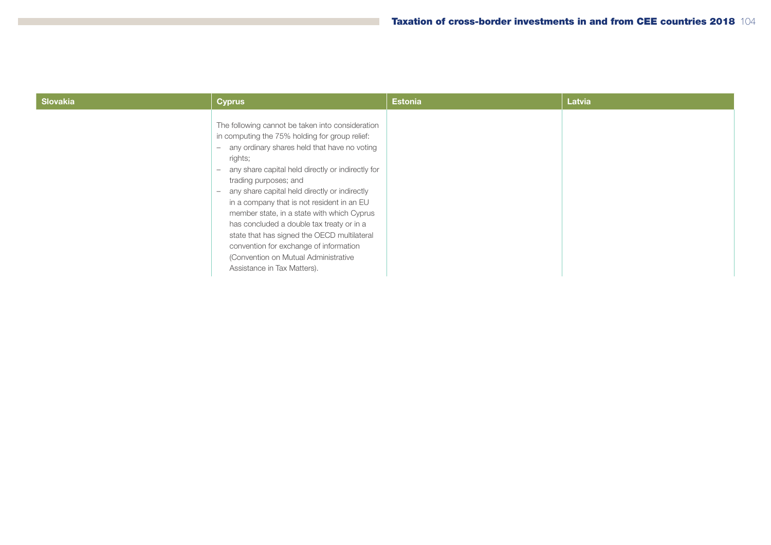| Slovakia | Cyprus | Estonia | Latvia |
| --- | --- | --- | --- |
| | The following cannot be taken into consideration in computing the 75% holding for group relief:<br>– any ordinary shares held that have no voting rights;<br>– any share capital held directly or indirectly for trading purposes; and<br>– any share capital held directly or indirectly in a company that is not resident in an EU member state, in a state with which Cyprus has concluded a double tax treaty or in a state that has signed the OECD multilateral convention for exchange of information (Convention on Mutual Administrative Assistance in Tax Matters). | | |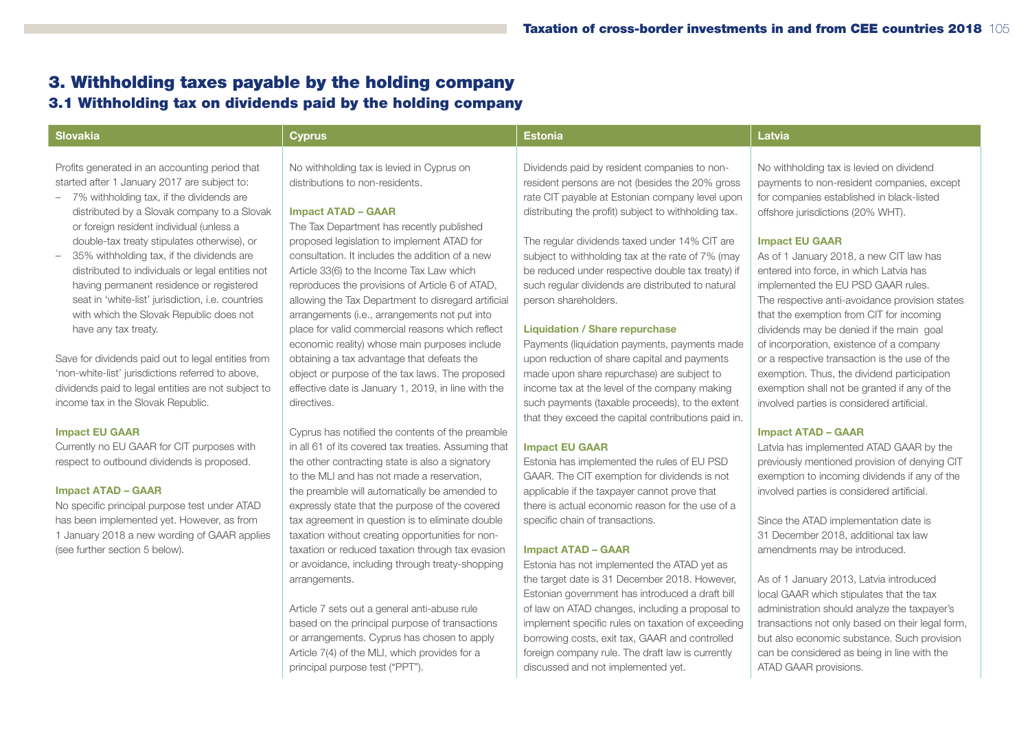# 3. Withholding taxes payable by the holding company

## 3.1 Withholding tax on dividends paid by the holding company

### Slovakia

Profits generated in an accounting period that started after 1 January 2017 are subject to:

- 7% withholding tax, if the dividends are distributed by a Slovak company to a Slovak or foreign resident individual (unless a double-tax treaty stipulates otherwise), or
- 35% withholding tax, if the dividends are distributed to individuals or legal entities not having permanent residence or registered seat in 'white-list' jurisdiction, i.e. countries with which the Slovak Republic does not have any tax treaty.

Save for dividends paid out to legal entities from 'non-white-list' jurisdictions referred to above, dividends paid to legal entities are not subject to income tax in the Slovak Republic.

**Impact EU GAAR**

Currently no EU GAAR for CIT purposes with respect to outbound dividends is proposed.

**Impact ATAD – GAAR**

No specific principal purpose test under ATAD has been implemented yet. However, as from 1 January 2018 a new wording of GAAR applies (see further section 5 below).

### Cyprus

No withholding tax is levied in Cyprus on distributions to non-residents.

**Impact ATAD – GAAR**

The Tax Department has recently published proposed legislation to implement ATAD for consultation. It includes the addition of a new Article 33(6) to the Income Tax Law which reproduces the provisions of Article 6 of ATAD, allowing the Tax Department to disregard artificial arrangements (i.e., arrangements not put into place for valid commercial reasons which reflect economic reality) whose main purposes include obtaining a tax advantage that defeats the object or purpose of the tax laws. The proposed effective date is January 1, 2019, in line with the directives.

Cyprus has notified the contents of the preamble in all 61 of its covered tax treaties. Assuming that the other contracting state is also a signatory to the MLI and has not made a reservation, the preamble will automatically be amended to expressly state that the purpose of the covered tax agreement in question is to eliminate double taxation without creating opportunities for non-taxation or reduced taxation through tax evasion or avoidance, including through treaty-shopping arrangements.

Article 7 sets out a general anti-abuse rule based on the principal purpose of transactions or arrangements. Cyprus has chosen to apply Article 7(4) of the MLI, which provides for a principal purpose test ("PPT").

### Estonia

Dividends paid by resident companies to non-resident persons are not (besides the 20% gross rate CIT payable at Estonian company level upon distributing the profit) subject to withholding tax.

The regular dividends taxed under 14% CIT are subject to withholding tax at the rate of 7% (may be reduced under respective double tax treaty) if such regular dividends are distributed to natural person shareholders.

**Liquidation / Share repurchase**

Payments (liquidation payments, payments made upon reduction of share capital and payments made upon share repurchase) are subject to income tax at the level of the company making such payments (taxable proceeds), to the extent that they exceed the capital contributions paid in.

**Impact EU GAAR**

Estonia has implemented the rules of EU PSD GAAR. The CIT exemption for dividends is not applicable if the taxpayer cannot prove that there is actual economic reason for the use of a specific chain of transactions.

**Impact ATAD – GAAR**

Estonia has not implemented the ATAD yet as the target date is 31 December 2018. However, Estonian government has introduced a draft bill of law on ATAD changes, including a proposal to implement specific rules on taxation of exceeding borrowing costs, exit tax, GAAR and controlled foreign company rule. The draft law is currently discussed and not implemented yet.

### Latvia

No withholding tax is levied on dividend payments to non-resident companies, except for companies established in black-listed offshore jurisdictions (20% WHT).

**Impact EU GAAR**

As of 1 January 2018, a new CIT law has entered into force, in which Latvia has implemented the EU PSD GAAR rules. The respective anti-avoidance provision states that the exemption from CIT for incoming dividends may be denied if the main goal of incorporation, existence of a company or a respective transaction is the use of the exemption. Thus, the dividend participation exemption shall not be granted if any of the involved parties is considered artificial.

**Impact ATAD – GAAR**

Latvia has implemented ATAD GAAR by the previously mentioned provision of denying CIT exemption to incoming dividends if any of the involved parties is considered artificial.

Since the ATAD implementation date is 31 December 2018, additional tax law amendments may be introduced.

As of 1 January 2013, Latvia introduced local GAAR which stipulates that the tax administration should analyze the taxpayer's transactions not only based on their legal form, but also economic substance. Such provision can be considered as being in line with the ATAD GAAR provisions.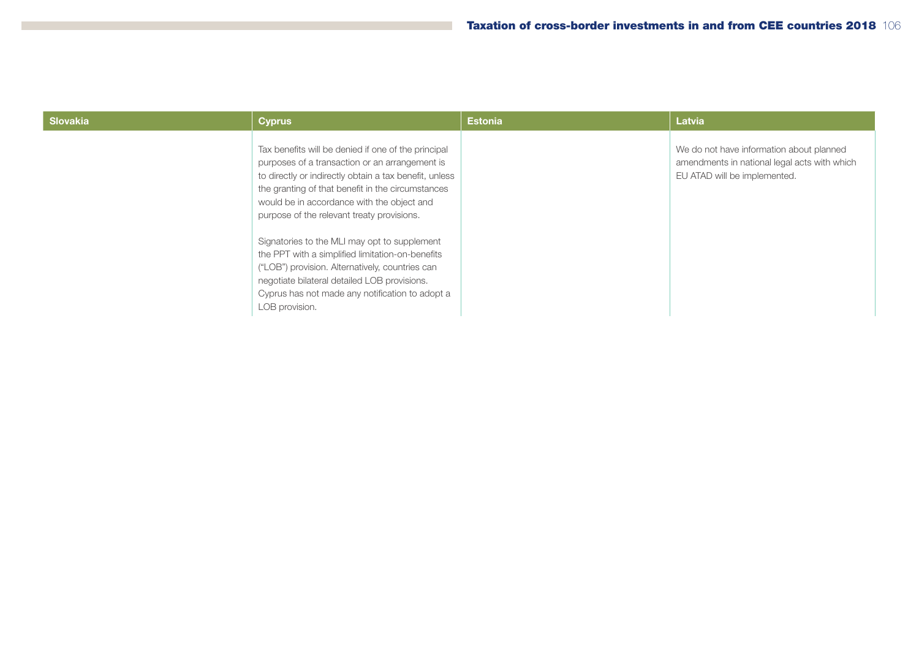| Slovakia | Cyprus | Estonia | Latvia |
|---|---|---|---|
| | Tax benefits will be denied if one of the principal purposes of a transaction or an arrangement is to directly or indirectly obtain a tax benefit, unless the granting of that benefit in the circumstances would be in accordance with the object and purpose of the relevant treaty provisions.<br><br>Signatories to the MLI may opt to supplement the PPT with a simplified limitation-on-benefits ("LOB") provision. Alternatively, countries can negotiate bilateral detailed LOB provisions. Cyprus has not made any notification to adopt a LOB provision. | | We do not have information about planned amendments in national legal acts with which EU ATAD will be implemented. |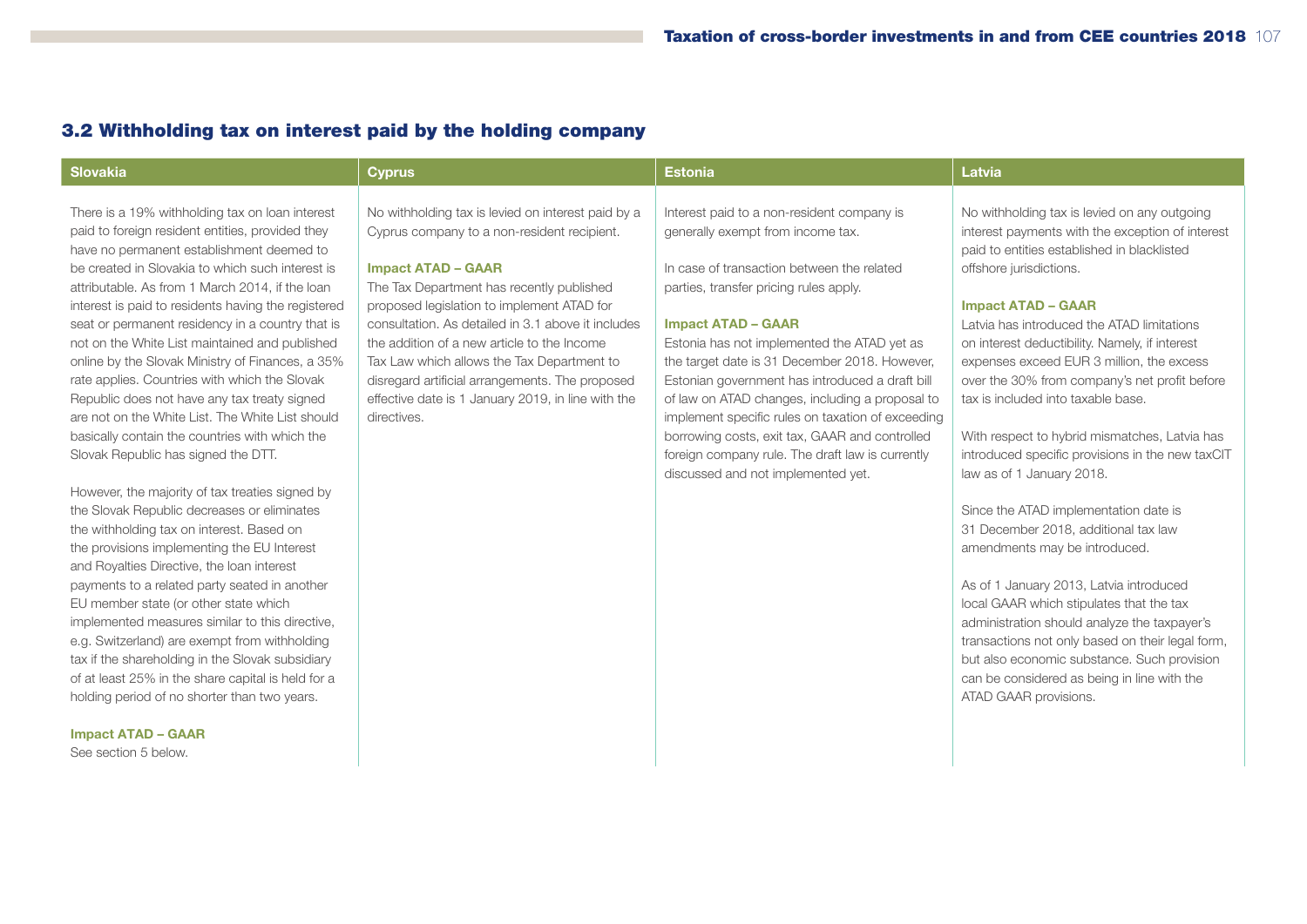## 3.2 Withholding tax on interest paid by the holding company

### Slovakia

There is a 19% withholding tax on loan interest paid to foreign resident entities, provided they have no permanent establishment deemed to be created in Slovakia to which such interest is attributable. As from 1 March 2014, if the loan interest is paid to residents having the registered seat or permanent residency in a country that is not on the White List maintained and published online by the Slovak Ministry of Finances, a 35% rate applies. Countries with which the Slovak Republic does not have any tax treaty signed are not on the White List. The White List should basically contain the countries with which the Slovak Republic has signed the DTT.

However, the majority of tax treaties signed by the Slovak Republic decreases or eliminates the withholding tax on interest. Based on the provisions implementing the EU Interest and Royalties Directive, the loan interest payments to a related party seated in another EU member state (or other state which implemented measures similar to this directive, e.g. Switzerland) are exempt from withholding tax if the shareholding in the Slovak subsidiary of at least 25% in the share capital is held for a holding period of no shorter than two years.

**Impact ATAD – GAAR**

See section 5 below.

### Cyprus

No withholding tax is levied on interest paid by a Cyprus company to a non-resident recipient.

**Impact ATAD – GAAR**

The Tax Department has recently published proposed legislation to implement ATAD for consultation. As detailed in 3.1 above it includes the addition of a new article to the Income Tax Law which allows the Tax Department to disregard artificial arrangements. The proposed effective date is 1 January 2019, in line with the directives.

### Estonia

Interest paid to a non-resident company is generally exempt from income tax.

In case of transaction between the related parties, transfer pricing rules apply.

**Impact ATAD – GAAR**

Estonia has not implemented the ATAD yet as the target date is 31 December 2018. However, Estonian government has introduced a draft bill of law on ATAD changes, including a proposal to implement specific rules on taxation of exceeding borrowing costs, exit tax, GAAR and controlled foreign company rule. The draft law is currently discussed and not implemented yet.

### Latvia

No withholding tax is levied on any outgoing interest payments with the exception of interest paid to entities established in blacklisted offshore jurisdictions.

**Impact ATAD – GAAR**

Latvia has introduced the ATAD limitations on interest deductibility. Namely, if interest expenses exceed EUR 3 million, the excess over the 30% from company's net profit before tax is included into taxable base.

With respect to hybrid mismatches, Latvia has introduced specific provisions in the new taxCIT law as of 1 January 2018.

Since the ATAD implementation date is 31 December 2018, additional tax law amendments may be introduced.

As of 1 January 2013, Latvia introduced local GAAR which stipulates that the tax administration should analyze the taxpayer's transactions not only based on their legal form, but also economic substance. Such provision can be considered as being in line with the ATAD GAAR provisions.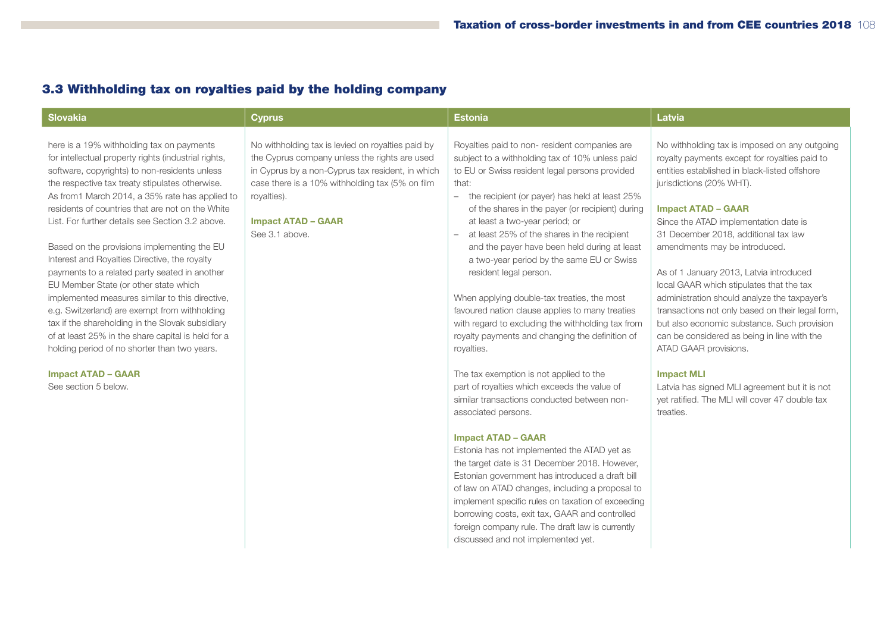## 3.3 Withholding tax on royalties paid by the holding company

### Slovakia

here is a 19% withholding tax on payments for intellectual property rights (industrial rights, software, copyrights) to non-residents unless the respective tax treaty stipulates otherwise. As from1 March 2014, a 35% rate has applied to residents of countries that are not on the White List. For further details see Section 3.2 above.

Based on the provisions implementing the EU Interest and Royalties Directive, the royalty payments to a related party seated in another EU Member State (or other state which implemented measures similar to this directive, e.g. Switzerland) are exempt from withholding tax if the shareholding in the Slovak subsidiary of at least 25% in the share capital is held for a holding period of no shorter than two years.

**Impact ATAD – GAAR**
See section 5 below.

### Cyprus

No withholding tax is levied on royalties paid by the Cyprus company unless the rights are used in Cyprus by a non-Cyprus tax resident, in which case there is a 10% withholding tax (5% on film royalties).

**Impact ATAD – GAAR**
See 3.1 above.

### Estonia

Royalties paid to non- resident companies are subject to a withholding tax of 10% unless paid to EU or Swiss resident legal persons provided that:

- the recipient (or payer) has held at least 25% of the shares in the payer (or recipient) during at least a two-year period; or
- at least 25% of the shares in the recipient and the payer have been held during at least a two-year period by the same EU or Swiss resident legal person.

When applying double-tax treaties, the most favoured nation clause applies to many treaties with regard to excluding the withholding tax from royalty payments and changing the definition of royalties.

The tax exemption is not applied to the part of royalties which exceeds the value of similar transactions conducted between non-associated persons.

**Impact ATAD – GAAR**
Estonia has not implemented the ATAD yet as the target date is 31 December 2018. However, Estonian government has introduced a draft bill of law on ATAD changes, including a proposal to implement specific rules on taxation of exceeding borrowing costs, exit tax, GAAR and controlled foreign company rule. The draft law is currently discussed and not implemented yet.

### Latvia

No withholding tax is imposed on any outgoing royalty payments except for royalties paid to entities established in black-listed offshore jurisdictions (20% WHT).

**Impact ATAD – GAAR**
Since the ATAD implementation date is 31 December 2018, additional tax law amendments may be introduced.

As of 1 January 2013, Latvia introduced local GAAR which stipulates that the tax administration should analyze the taxpayer's transactions not only based on their legal form, but also economic substance. Such provision can be considered as being in line with the ATAD GAAR provisions.

**Impact MLI**
Latvia has signed MLI agreement but it is not yet ratified. The MLI will cover 47 double tax treaties.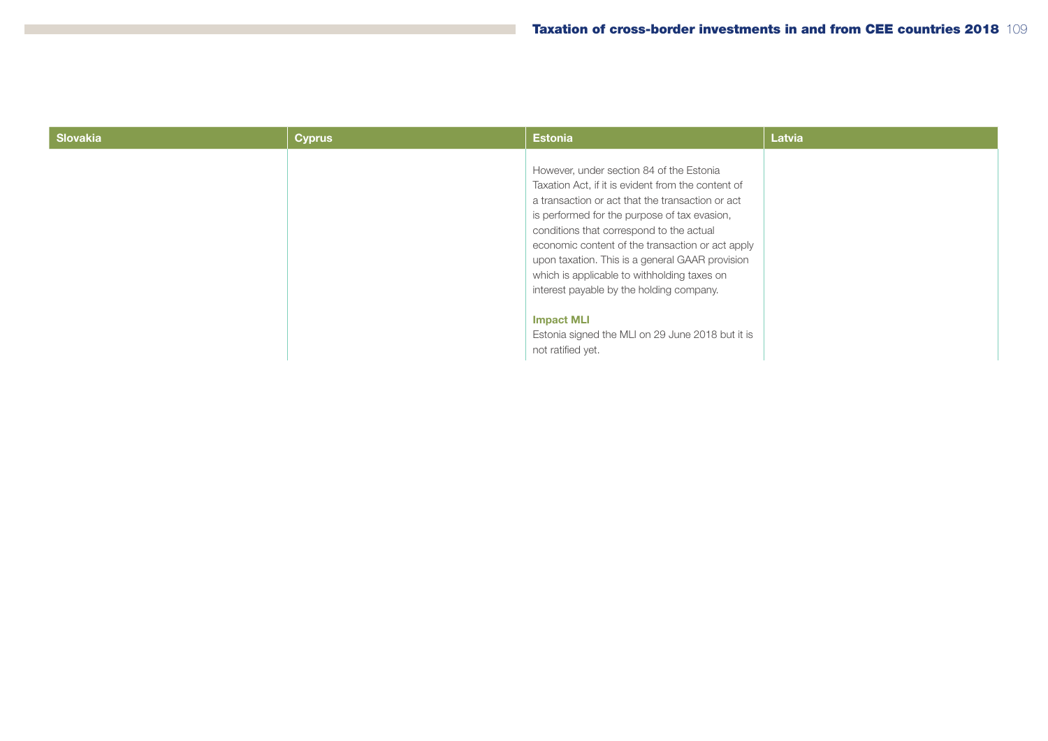| Slovakia | Cyprus | Estonia | Latvia |
|---|---|---|---|
| | | However, under section 84 of the Estonia Taxation Act, if it is evident from the content of a transaction or act that the transaction or act is performed for the purpose of tax evasion, conditions that correspond to the actual economic content of the transaction or act apply upon taxation. This is a general GAAR provision which is applicable to withholding taxes on interest payable by the holding company.<br><br>**Impact MLI**<br>Estonia signed the MLI on 29 June 2018 but it is not ratified yet. | |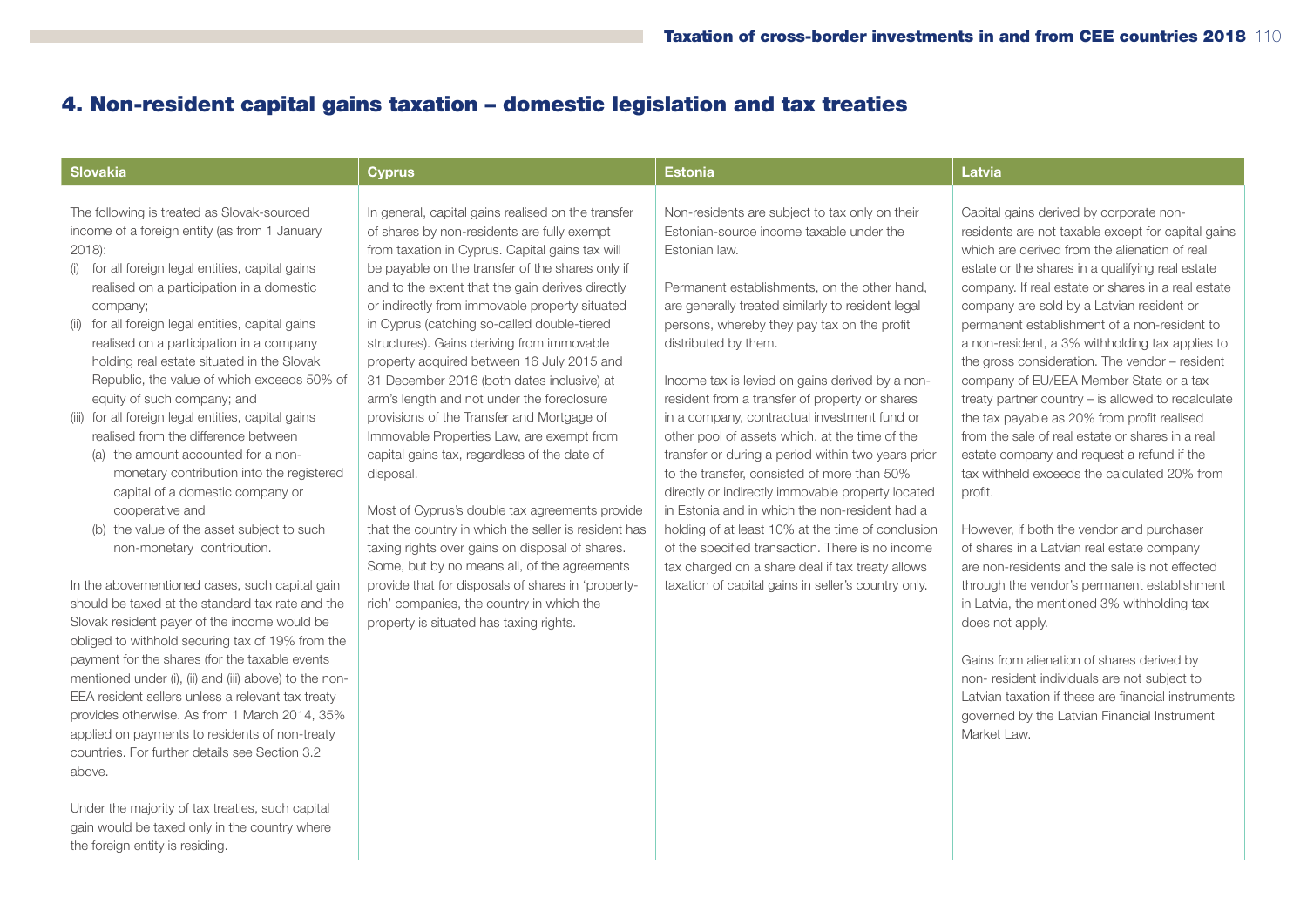## 4. Non-resident capital gains taxation – domestic legislation and tax treaties

### Slovakia

The following is treated as Slovak-sourced income of a foreign entity (as from 1 January 2018):

(i) for all foreign legal entities, capital gains realised on a participation in a domestic company;
(ii) for all foreign legal entities, capital gains realised on a participation in a company holding real estate situated in the Slovak Republic, the value of which exceeds 50% of equity of such company; and
(iii) for all foreign legal entities, capital gains realised from the difference between
  (a) the amount accounted for a non-monetary contribution into the registered capital of a domestic company or cooperative and
  (b) the value of the asset subject to such non-monetary contribution.

In the abovementioned cases, such capital gain should be taxed at the standard tax rate and the Slovak resident payer of the income would be obliged to withhold securing tax of 19% from the payment for the shares (for the taxable events mentioned under (i), (ii) and (iii) above) to the non-EEA resident sellers unless a relevant tax treaty provides otherwise. As from 1 March 2014, 35% applied on payments to residents of non-treaty countries. For further details see Section 3.2 above.

Under the majority of tax treaties, such capital gain would be taxed only in the country where the foreign entity is residing.

### Cyprus

In general, capital gains realised on the transfer of shares by non-residents are fully exempt from taxation in Cyprus. Capital gains tax will be payable on the transfer of the shares only if and to the extent that the gain derives directly or indirectly from immovable property situated in Cyprus (catching so-called double-tiered structures). Gains deriving from immovable property acquired between 16 July 2015 and 31 December 2016 (both dates inclusive) at arm's length and not under the foreclosure provisions of the Transfer and Mortgage of Immovable Properties Law, are exempt from capital gains tax, regardless of the date of disposal.

Most of Cyprus's double tax agreements provide that the country in which the seller is resident has taxing rights over gains on disposal of shares. Some, but by no means all, of the agreements provide that for disposals of shares in 'property-rich' companies, the country in which the property is situated has taxing rights.

### Estonia

Non-residents are subject to tax only on their Estonian-source income taxable under the Estonian law.

Permanent establishments, on the other hand, are generally treated similarly to resident legal persons, whereby they pay tax on the profit distributed by them.

Income tax is levied on gains derived by a non-resident from a transfer of property or shares in a company, contractual investment fund or other pool of assets which, at the time of the transfer or during a period within two years prior to the transfer, consisted of more than 50% directly or indirectly immovable property located in Estonia and in which the non-resident had a holding of at least 10% at the time of conclusion of the specified transaction. There is no income tax charged on a share deal if tax treaty allows taxation of capital gains in seller's country only.

### Latvia

Capital gains derived by corporate non-residents are not taxable except for capital gains which are derived from the alienation of real estate or the shares in a qualifying real estate company. If real estate or shares in a real estate company are sold by a Latvian resident or permanent establishment of a non-resident to a non-resident, a 3% withholding tax applies to the gross consideration. The vendor – resident company of EU/EEA Member State or a tax treaty partner country – is allowed to recalculate the tax payable as 20% from profit realised from the sale of real estate or shares in a real estate company and request a refund if the tax withheld exceeds the calculated 20% from profit.

However, if both the vendor and purchaser of shares in a Latvian real estate company are non-residents and the sale is not effected through the vendor's permanent establishment in Latvia, the mentioned 3% withholding tax does not apply.

Gains from alienation of shares derived by non- resident individuals are not subject to Latvian taxation if these are financial instruments governed by the Latvian Financial Instrument Market Law.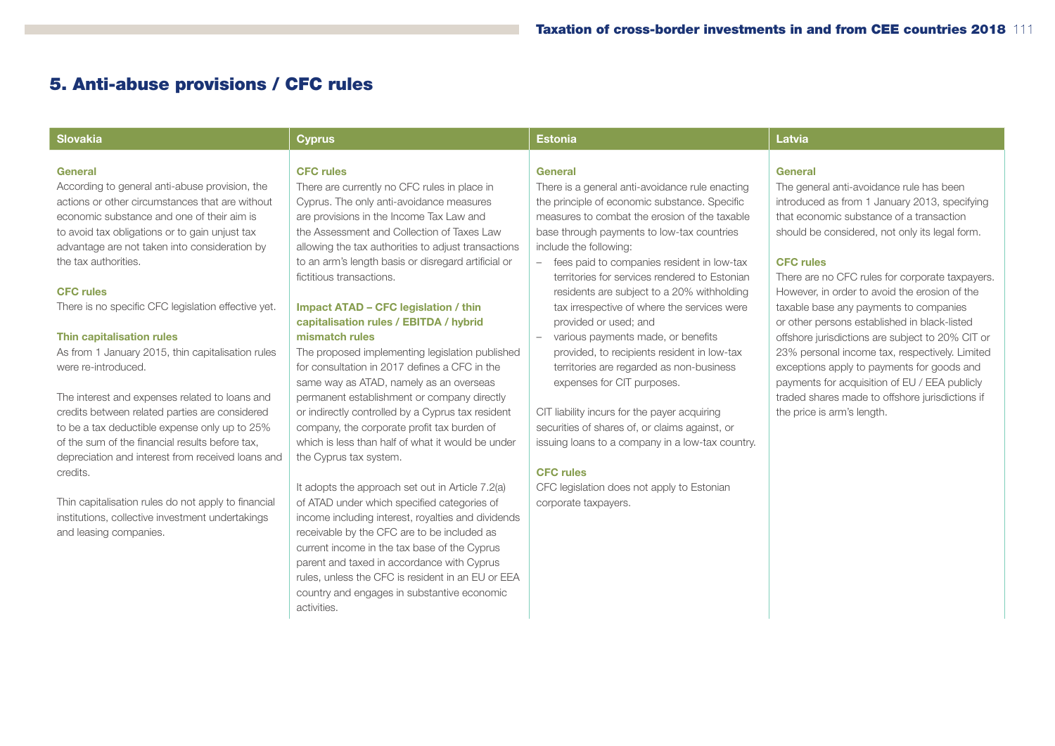## 5. Anti-abuse provisions / CFC rules

### Slovakia

**General**

According to general anti-abuse provision, the actions or other circumstances that are without economic substance and one of their aim is to avoid tax obligations or to gain unjust tax advantage are not taken into consideration by the tax authorities.

**CFC rules**

There is no specific CFC legislation effective yet.

**Thin capitalisation rules**

As from 1 January 2015, thin capitalisation rules were re-introduced.

The interest and expenses related to loans and credits between related parties are considered to be a tax deductible expense only up to 25% of the sum of the financial results before tax, depreciation and interest from received loans and credits.

Thin capitalisation rules do not apply to financial institutions, collective investment undertakings and leasing companies.

### Cyprus

**CFC rules**

There are currently no CFC rules in place in Cyprus. The only anti-avoidance measures are provisions in the Income Tax Law and the Assessment and Collection of Taxes Law allowing the tax authorities to adjust transactions to an arm's length basis or disregard artificial or fictitious transactions.

**Impact ATAD – CFC legislation / thin capitalisation rules / EBITDA / hybrid mismatch rules**

The proposed implementing legislation published for consultation in 2017 defines a CFC in the same way as ATAD, namely as an overseas permanent establishment or company directly or indirectly controlled by a Cyprus tax resident company, the corporate profit tax burden of which is less than half of what it would be under the Cyprus tax system.

It adopts the approach set out in Article 7.2(a) of ATAD under which specified categories of income including interest, royalties and dividends receivable by the CFC are to be included as current income in the tax base of the Cyprus parent and taxed in accordance with Cyprus rules, unless the CFC is resident in an EU or EEA country and engages in substantive economic activities.

### Estonia

**General**

There is a general anti-avoidance rule enacting the principle of economic substance. Specific measures to combat the erosion of the taxable base through payments to low-tax countries include the following:

- fees paid to companies resident in low-tax territories for services rendered to Estonian residents are subject to a 20% withholding tax irrespective of where the services were provided or used; and
- various payments made, or benefits provided, to recipients resident in low-tax territories are regarded as non-business expenses for CIT purposes.

CIT liability incurs for the payer acquiring securities of shares of, or claims against, or issuing loans to a company in a low-tax country.

**CFC rules**

CFC legislation does not apply to Estonian corporate taxpayers.

### Latvia

**General**

The general anti-avoidance rule has been introduced as from 1 January 2013, specifying that economic substance of a transaction should be considered, not only its legal form.

**CFC rules**

There are no CFC rules for corporate taxpayers. However, in order to avoid the erosion of the taxable base any payments to companies or other persons established in black-listed offshore jurisdictions are subject to 20% CIT or 23% personal income tax, respectively. Limited exceptions apply to payments for goods and payments for acquisition of EU / EEA publicly traded shares made to offshore jurisdictions if the price is arm's length.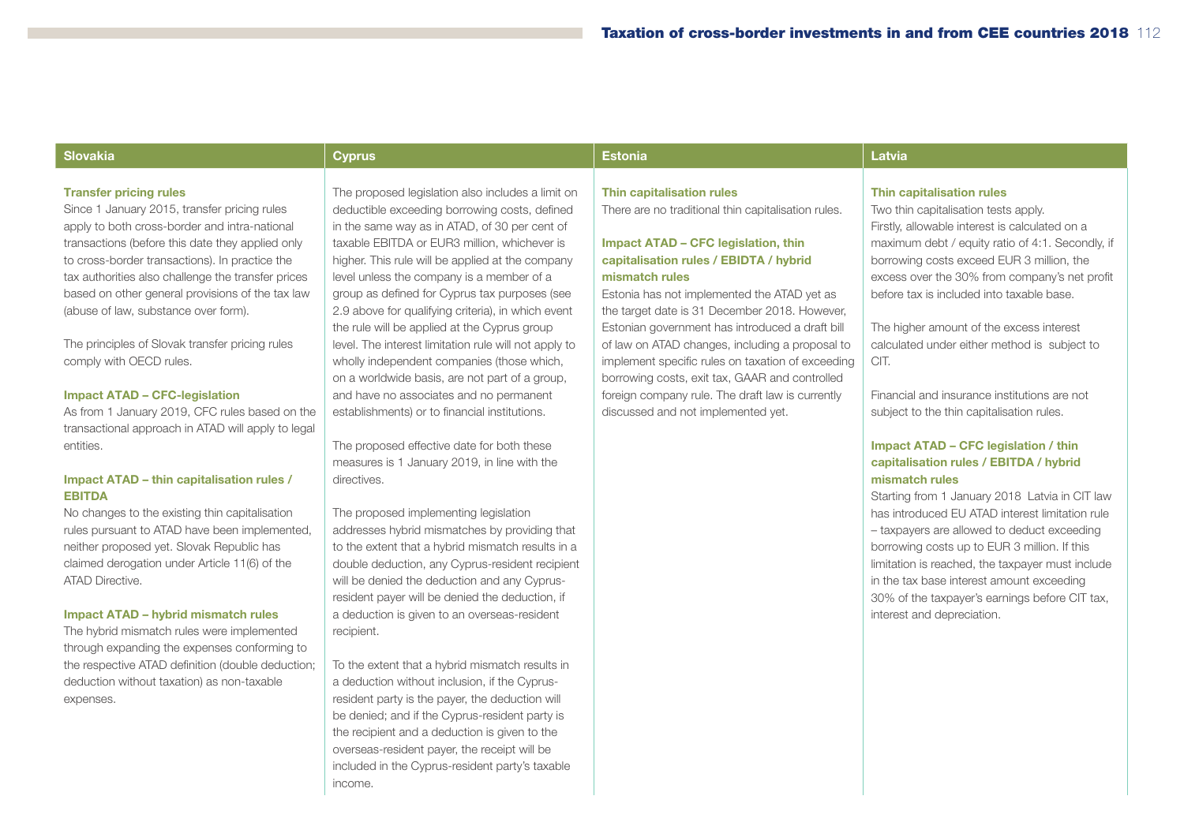## Slovakia

### Transfer pricing rules

Since 1 January 2015, transfer pricing rules apply to both cross-border and intra-national transactions (before this date they applied only to cross-border transactions). In practice the tax authorities also challenge the transfer prices based on other general provisions of the tax law (abuse of law, substance over form).

The principles of Slovak transfer pricing rules comply with OECD rules.

### Impact ATAD – CFC-legislation

As from 1 January 2019, CFC rules based on the transactional approach in ATAD will apply to legal entities.

### Impact ATAD – thin capitalisation rules / EBITDA

No changes to the existing thin capitalisation rules pursuant to ATAD have been implemented, neither proposed yet. Slovak Republic has claimed derogation under Article 11(6) of the ATAD Directive.

### Impact ATAD – hybrid mismatch rules

The hybrid mismatch rules were implemented through expanding the expenses conforming to the respective ATAD definition (double deduction; deduction without taxation) as non-taxable expenses.

## Cyprus

The proposed legislation also includes a limit on deductible exceeding borrowing costs, defined in the same way as in ATAD, of 30 per cent of taxable EBITDA or EUR3 million, whichever is higher. This rule will be applied at the company level unless the company is a member of a group as defined for Cyprus tax purposes (see 2.9 above for qualifying criteria), in which event the rule will be applied at the Cyprus group level. The interest limitation rule will not apply to wholly independent companies (those which, on a worldwide basis, are not part of a group, and have no associates and no permanent establishments) or to financial institutions.

The proposed effective date for both these measures is 1 January 2019, in line with the directives.

The proposed implementing legislation addresses hybrid mismatches by providing that to the extent that a hybrid mismatch results in a double deduction, any Cyprus-resident recipient will be denied the deduction and any Cyprus-resident payer will be denied the deduction, if a deduction is given to an overseas-resident recipient.

To the extent that a hybrid mismatch results in a deduction without inclusion, if the Cyprus-resident party is the payer, the deduction will be denied; and if the Cyprus-resident party is the recipient and a deduction is given to the overseas-resident payer, the receipt will be included in the Cyprus-resident party's taxable income.

## Estonia

### Thin capitalisation rules

There are no traditional thin capitalisation rules.

### Impact ATAD – CFC legislation, thin capitalisation rules / EBIDTA / hybrid mismatch rules

Estonia has not implemented the ATAD yet as the target date is 31 December 2018. However, Estonian government has introduced a draft bill of law on ATAD changes, including a proposal to implement specific rules on taxation of exceeding borrowing costs, exit tax, GAAR and controlled foreign company rule. The draft law is currently discussed and not implemented yet.

## Latvia

### Thin capitalisation rules

Two thin capitalisation tests apply.
Firstly, allowable interest is calculated on a maximum debt / equity ratio of 4:1. Secondly, if borrowing costs exceed EUR 3 million, the excess over the 30% from company's net profit before tax is included into taxable base.

The higher amount of the excess interest calculated under either method is subject to CIT.

Financial and insurance institutions are not subject to the thin capitalisation rules.

### Impact ATAD – CFC legislation / thin capitalisation rules / EBITDA / hybrid mismatch rules

Starting from 1 January 2018 Latvia in CIT law has introduced EU ATAD interest limitation rule – taxpayers are allowed to deduct exceeding borrowing costs up to EUR 3 million. If this limitation is reached, the taxpayer must include in the tax base interest amount exceeding 30% of the taxpayer's earnings before CIT tax, interest and depreciation.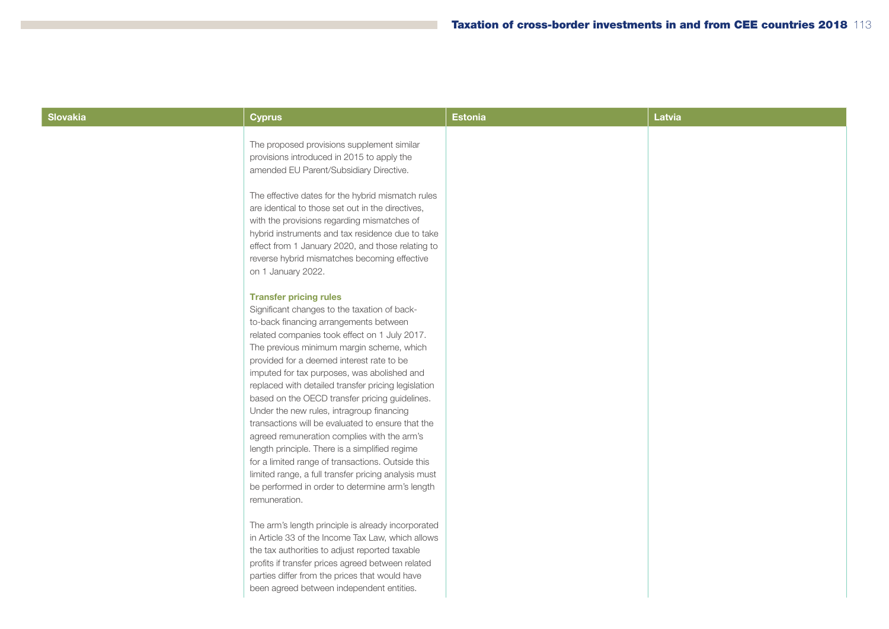| Slovakia | Cyprus | Estonia | Latvia |
|---|---|---|---|
| | The proposed provisions supplement similar provisions introduced in 2015 to apply the amended EU Parent/Subsidiary Directive.<br><br>The effective dates for the hybrid mismatch rules are identical to those set out in the directives, with the provisions regarding mismatches of hybrid instruments and tax residence due to take effect from 1 January 2020, and those relating to reverse hybrid mismatches becoming effective on 1 January 2022.<br><br>**Transfer pricing rules**<br>Significant changes to the taxation of back-to-back financing arrangements between related companies took effect on 1 July 2017. The previous minimum margin scheme, which provided for a deemed interest rate to be imputed for tax purposes, was abolished and replaced with detailed transfer pricing legislation based on the OECD transfer pricing guidelines. Under the new rules, intragroup financing transactions will be evaluated to ensure that the agreed remuneration complies with the arm's length principle. There is a simplified regime for a limited range of transactions. Outside this limited range, a full transfer pricing analysis must be performed in order to determine arm's length remuneration.<br><br>The arm's length principle is already incorporated in Article 33 of the Income Tax Law, which allows the tax authorities to adjust reported taxable profits if transfer prices agreed between related parties differ from the prices that would have been agreed between independent entities. | | |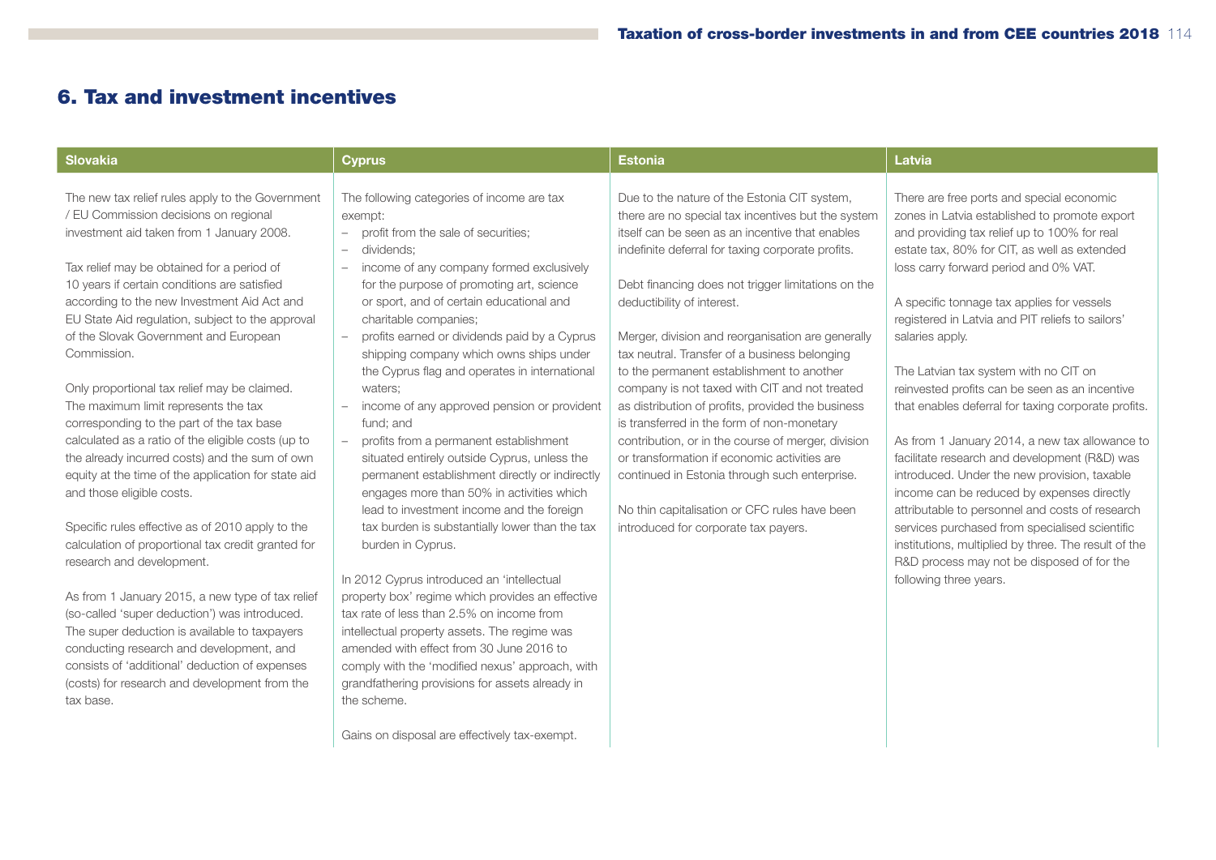## 6. Tax and investment incentives

### Slovakia

The new tax relief rules apply to the Government / EU Commission decisions on regional investment aid taken from 1 January 2008.

Tax relief may be obtained for a period of 10 years if certain conditions are satisfied according to the new Investment Aid Act and EU State Aid regulation, subject to the approval of the Slovak Government and European Commission.

Only proportional tax relief may be claimed. The maximum limit represents the tax corresponding to the part of the tax base calculated as a ratio of the eligible costs (up to the already incurred costs) and the sum of own equity at the time of the application for state aid and those eligible costs.

Specific rules effective as of 2010 apply to the calculation of proportional tax credit granted for research and development.

As from 1 January 2015, a new type of tax relief (so-called 'super deduction') was introduced. The super deduction is available to taxpayers conducting research and development, and consists of 'additional' deduction of expenses (costs) for research and development from the tax base.

### Cyprus

The following categories of income are tax exempt:

- profit from the sale of securities;
- dividends;
- income of any company formed exclusively for the purpose of promoting art, science or sport, and of certain educational and charitable companies;
- profits earned or dividends paid by a Cyprus shipping company which owns ships under the Cyprus flag and operates in international waters;
- income of any approved pension or provident fund; and
- profits from a permanent establishment situated entirely outside Cyprus, unless the permanent establishment directly or indirectly engages more than 50% in activities which lead to investment income and the foreign tax burden is substantially lower than the tax burden in Cyprus.

In 2012 Cyprus introduced an 'intellectual property box' regime which provides an effective tax rate of less than 2.5% on income from intellectual property assets. The regime was amended with effect from 30 June 2016 to comply with the 'modified nexus' approach, with grandfathering provisions for assets already in the scheme.

Gains on disposal are effectively tax-exempt.

### Estonia

Due to the nature of the Estonia CIT system, there are no special tax incentives but the system itself can be seen as an incentive that enables indefinite deferral for taxing corporate profits.

Debt financing does not trigger limitations on the deductibility of interest.

Merger, division and reorganisation are generally tax neutral. Transfer of a business belonging to the permanent establishment to another company is not taxed with CIT and not treated as distribution of profits, provided the business is transferred in the form of non-monetary contribution, or in the course of merger, division or transformation if economic activities are continued in Estonia through such enterprise.

No thin capitalisation or CFC rules have been introduced for corporate tax payers.

### Latvia

There are free ports and special economic zones in Latvia established to promote export and providing tax relief up to 100% for real estate tax, 80% for CIT, as well as extended loss carry forward period and 0% VAT.

A specific tonnage tax applies for vessels registered in Latvia and PIT reliefs to sailors' salaries apply.

The Latvian tax system with no CIT on reinvested profits can be seen as an incentive that enables deferral for taxing corporate profits.

As from 1 January 2014, a new tax allowance to facilitate research and development (R&D) was introduced. Under the new provision, taxable income can be reduced by expenses directly attributable to personnel and costs of research services purchased from specialised scientific institutions, multiplied by three. The result of the R&D process may not be disposed of for the following three years.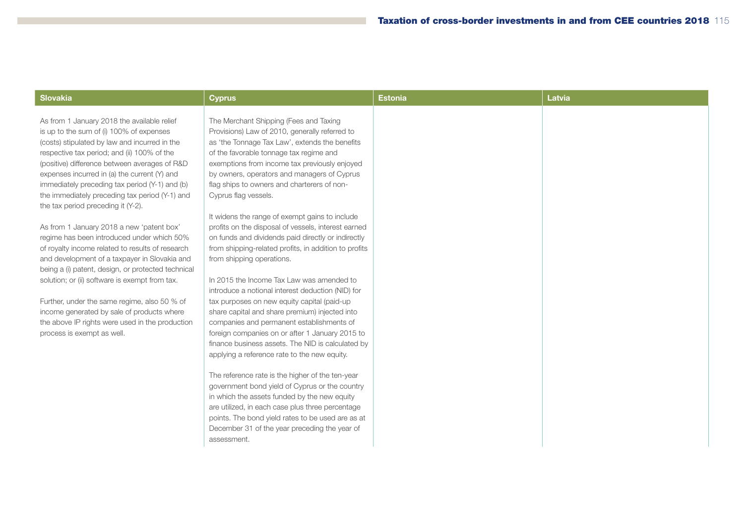| Slovakia | Cyprus | Estonia | Latvia |
|---|---|---|---|
| As from 1 January 2018 the available relief is up to the sum of (i) 100% of expenses (costs) stipulated by law and incurred in the respective tax period; and (ii) 100% of the (positive) difference between averages of R&D expenses incurred in (a) the current (Y) and immediately preceding tax period (Y-1) and (b) the immediately preceding tax period (Y-1) and the tax period preceding it (Y-2).<br><br>As from 1 January 2018 a new 'patent box' regime has been introduced under which 50% of royalty income related to results of research and development of a taxpayer in Slovakia and being a (i) patent, design, or protected technical solution; or (ii) software is exempt from tax.<br><br>Further, under the same regime, also 50 % of income generated by sale of products where the above IP rights were used in the production process is exempt as well. | The Merchant Shipping (Fees and Taxing Provisions) Law of 2010, generally referred to as 'the Tonnage Tax Law', extends the benefits of the favorable tonnage tax regime and exemptions from income tax previously enjoyed by owners, operators and managers of Cyprus flag ships to owners and charterers of non-Cyprus flag vessels.<br><br>It widens the range of exempt gains to include profits on the disposal of vessels, interest earned on funds and dividends paid directly or indirectly from shipping-related profits, in addition to profits from shipping operations.<br><br>In 2015 the Income Tax Law was amended to introduce a notional interest deduction (NID) for tax purposes on new equity capital (paid-up share capital and share premium) injected into companies and permanent establishments of foreign companies on or after 1 January 2015 to finance business assets. The NID is calculated by applying a reference rate to the new equity.<br><br>The reference rate is the higher of the ten-year government bond yield of Cyprus or the country in which the assets funded by the new equity are utilized, in each case plus three percentage points. The bond yield rates to be used are as at December 31 of the year preceding the year of assessment. | | |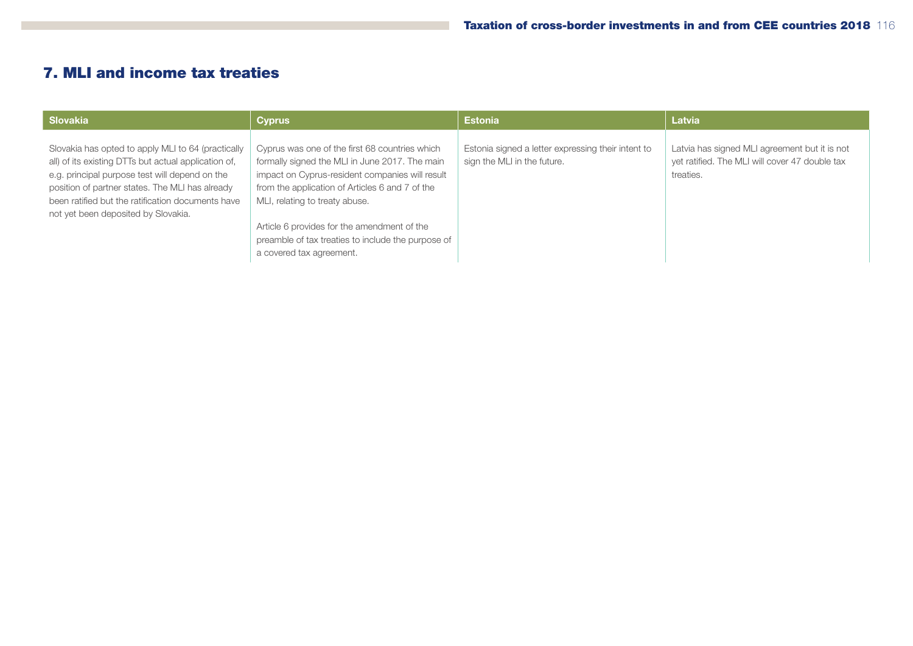## 7. MLI and income tax treaties

| Slovakia | Cyprus | Estonia | Latvia |
|---|---|---|---|
| Slovakia has opted to apply MLI to 64 (practically all) of its existing DTTs but actual application of, e.g. principal purpose test will depend on the position of partner states. The MLI has already been ratified but the ratification documents have not yet been deposited by Slovakia. | Cyprus was one of the first 68 countries which formally signed the MLI in June 2017. The main impact on Cyprus-resident companies will result from the application of Articles 6 and 7 of the MLI, relating to treaty abuse.<br><br>Article 6 provides for the amendment of the preamble of tax treaties to include the purpose of a covered tax agreement. | Estonia signed a letter expressing their intent to sign the MLI in the future. | Latvia has signed MLI agreement but it is not yet ratified. The MLI will cover 47 double tax treaties. |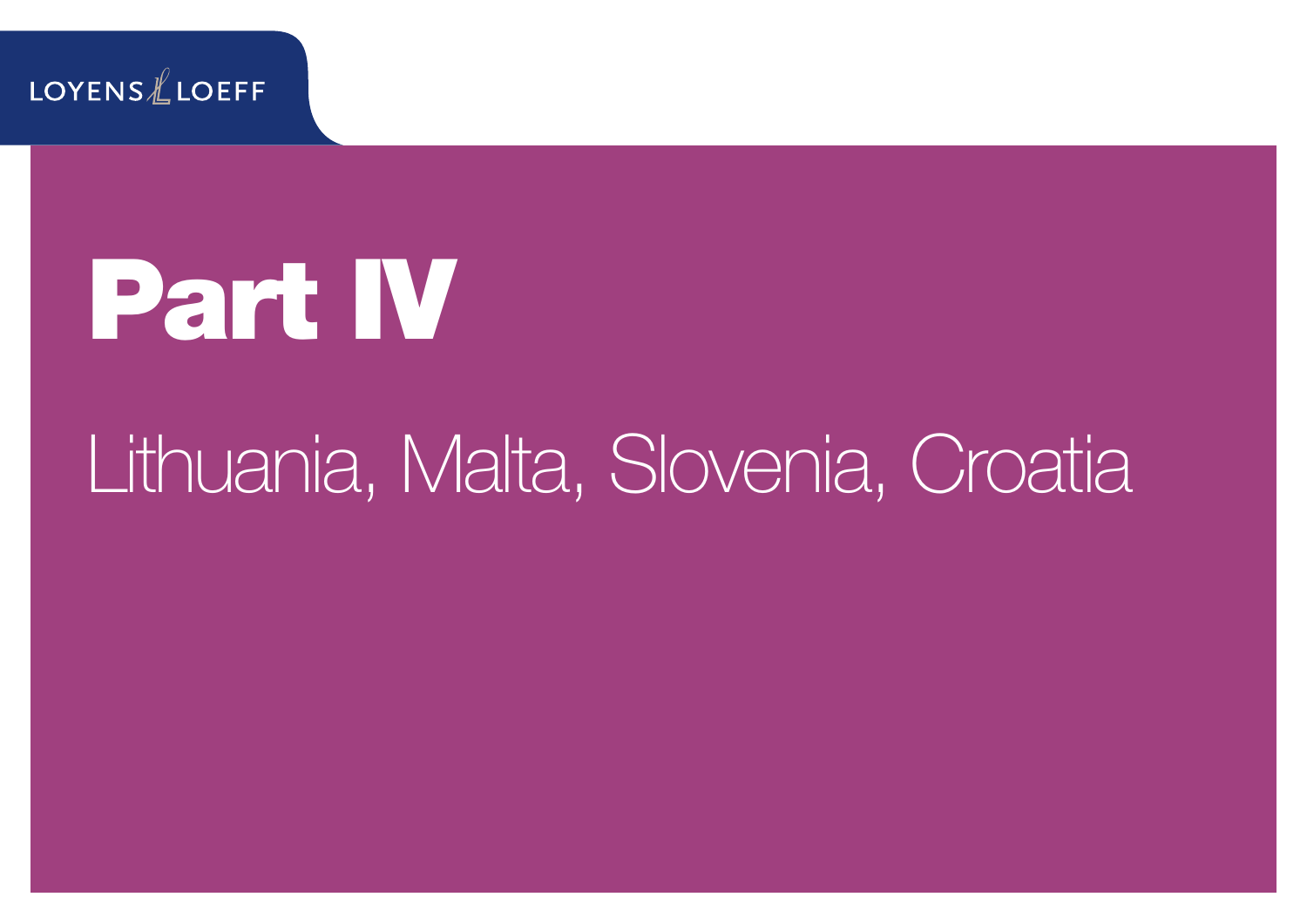# Part IV

## Lithuania, Malta, Slovenia, Croatia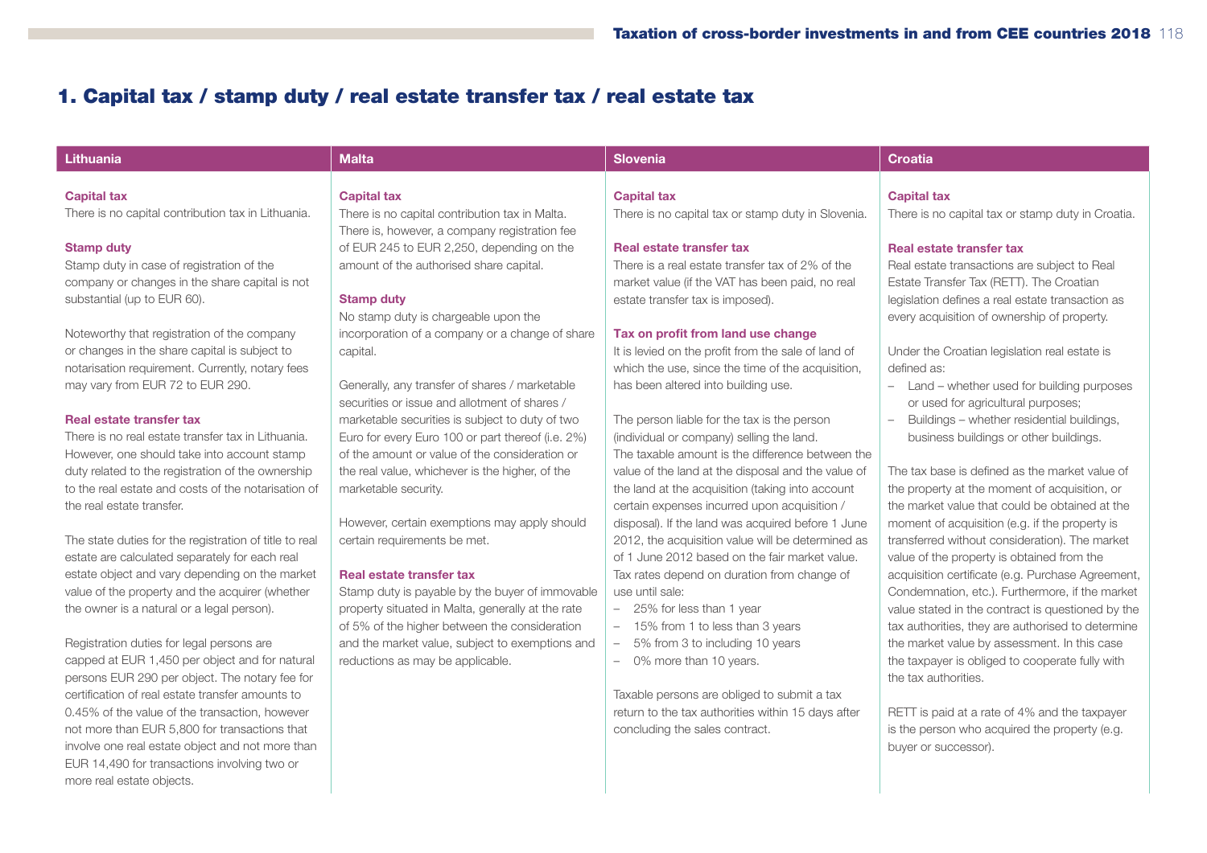# 1. Capital tax / stamp duty / real estate transfer tax / real estate tax

## Lithuania

### Capital tax
There is no capital contribution tax in Lithuania.

### Stamp duty
Stamp duty in case of registration of the company or changes in the share capital is not substantial (up to EUR 60).

Noteworthy that registration of the company or changes in the share capital is subject to notarisation requirement. Currently, notary fees may vary from EUR 72 to EUR 290.

### Real estate transfer tax
There is no real estate transfer tax in Lithuania. However, one should take into account stamp duty related to the registration of the ownership to the real estate and costs of the notarisation of the real estate transfer.

The state duties for the registration of title to real estate are calculated separately for each real estate object and vary depending on the market value of the property and the acquirer (whether the owner is a natural or a legal person).

Registration duties for legal persons are capped at EUR 1,450 per object and for natural persons EUR 290 per object. The notary fee for certification of real estate transfer amounts to 0.45% of the value of the transaction, however not more than EUR 5,800 for transactions that involve one real estate object and not more than EUR 14,490 for transactions involving two or more real estate objects.

## Malta

### Capital tax
There is no capital contribution tax in Malta. There is, however, a company registration fee of EUR 245 to EUR 2,250, depending on the amount of the authorised share capital.

### Stamp duty
No stamp duty is chargeable upon the incorporation of a company or a change of share capital.

Generally, any transfer of shares / marketable securities or issue and allotment of shares / marketable securities is subject to duty of two Euro for every Euro 100 or part thereof (i.e. 2%) of the amount or value of the consideration or the real value, whichever is the higher, of the marketable security.

However, certain exemptions may apply should certain requirements be met.

### Real estate transfer tax
Stamp duty is payable by the buyer of immovable property situated in Malta, generally at the rate of 5% of the higher between the consideration and the market value, subject to exemptions and reductions as may be applicable.

## Slovenia

### Capital tax
There is no capital tax or stamp duty in Slovenia.

### Real estate transfer tax
There is a real estate transfer tax of 2% of the market value (if the VAT has been paid, no real estate transfer tax is imposed).

### Tax on profit from land use change
It is levied on the profit from the sale of land of which the use, since the time of the acquisition, has been altered into building use.

The person liable for the tax is the person (individual or company) selling the land. The taxable amount is the difference between the value of the land at the disposal and the value of the land at the acquisition (taking into account certain expenses incurred upon acquisition / disposal). If the land was acquired before 1 June 2012, the acquisition value will be determined as of 1 June 2012 based on the fair market value. Tax rates depend on duration from change of use until sale:

- 25% for less than 1 year
- 15% from 1 to less than 3 years
- 5% from 3 to including 10 years
- 0% more than 10 years.

Taxable persons are obliged to submit a tax return to the tax authorities within 15 days after concluding the sales contract.

## Croatia

### Capital tax
There is no capital tax or stamp duty in Croatia.

### Real estate transfer tax
Real estate transactions are subject to Real Estate Transfer Tax (RETT). The Croatian legislation defines a real estate transaction as every acquisition of ownership of property.

Under the Croatian legislation real estate is defined as:

- Land – whether used for building purposes or used for agricultural purposes;
- Buildings – whether residential buildings, business buildings or other buildings.

The tax base is defined as the market value of the property at the moment of acquisition, or the market value that could be obtained at the moment of acquisition (e.g. if the property is transferred without consideration). The market value of the property is obtained from the acquisition certificate (e.g. Purchase Agreement, Condemnation, etc.). Furthermore, if the market value stated in the contract is questioned by the tax authorities, they are authorised to determine the market value by assessment. In this case the taxpayer is obliged to cooperate fully with the tax authorities.

RETT is paid at a rate of 4% and the taxpayer is the person who acquired the property (e.g. buyer or successor).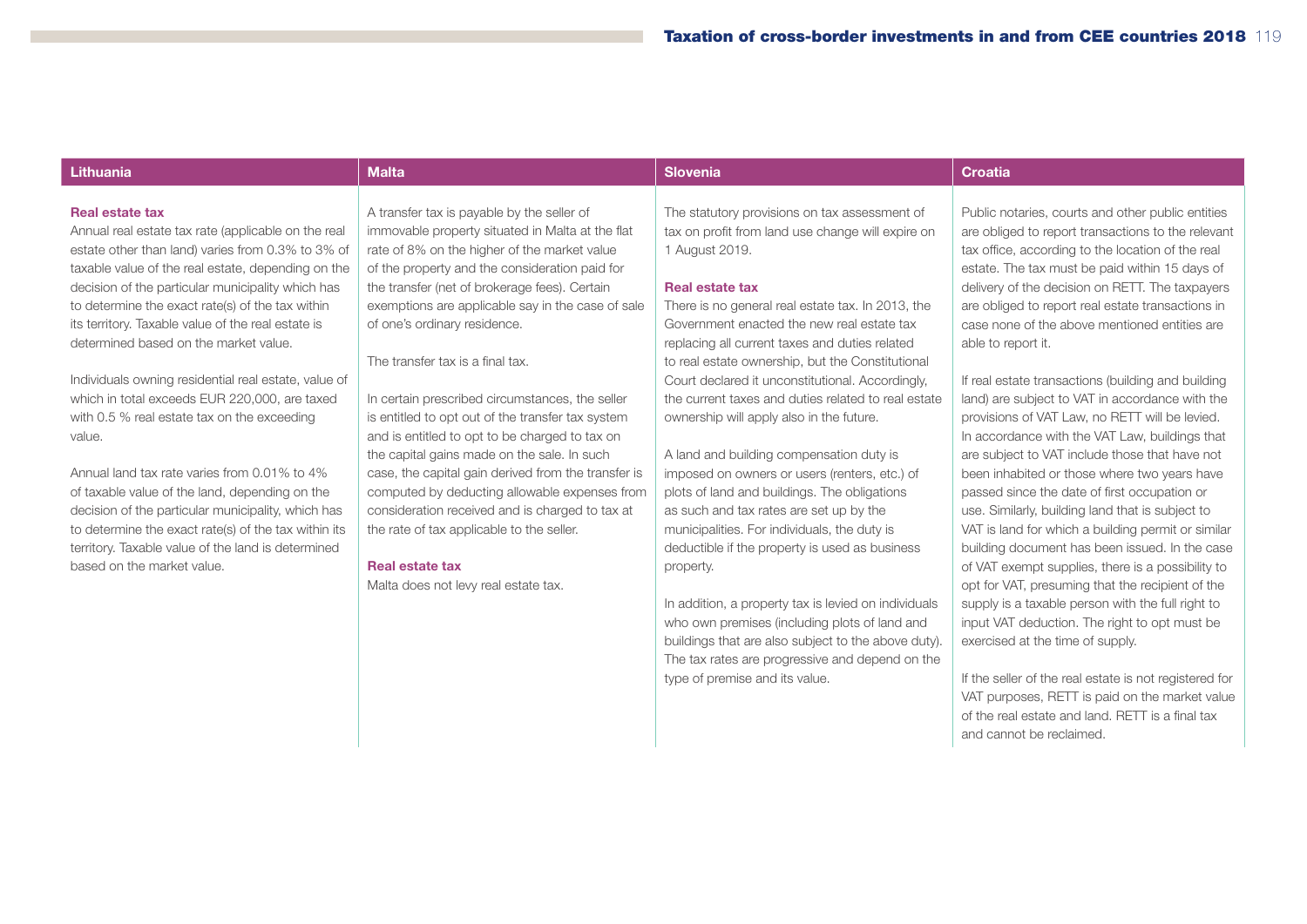## Lithuania

**Real estate tax**

Annual real estate tax rate (applicable on the real estate other than land) varies from 0.3% to 3% of taxable value of the real estate, depending on the decision of the particular municipality which has to determine the exact rate(s) of the tax within its territory. Taxable value of the real estate is determined based on the market value.

Individuals owning residential real estate, value of which in total exceeds EUR 220,000, are taxed with 0.5 % real estate tax on the exceeding value.

Annual land tax rate varies from 0.01% to 4% of taxable value of the land, depending on the decision of the particular municipality, which has to determine the exact rate(s) of the tax within its territory. Taxable value of the land is determined based on the market value.

## Malta

A transfer tax is payable by the seller of immovable property situated in Malta at the flat rate of 8% on the higher of the market value of the property and the consideration paid for the transfer (net of brokerage fees). Certain exemptions are applicable say in the case of sale of one's ordinary residence.

The transfer tax is a final tax.

In certain prescribed circumstances, the seller is entitled to opt out of the transfer tax system and is entitled to opt to be charged to tax on the capital gains made on the sale. In such case, the capital gain derived from the transfer is computed by deducting allowable expenses from consideration received and is charged to tax at the rate of tax applicable to the seller.

**Real estate tax**

Malta does not levy real estate tax.

## Slovenia

The statutory provisions on tax assessment of tax on profit from land use change will expire on 1 August 2019.

**Real estate tax**

There is no general real estate tax. In 2013, the Government enacted the new real estate tax replacing all current taxes and duties related to real estate ownership, but the Constitutional Court declared it unconstitutional. Accordingly, the current taxes and duties related to real estate ownership will apply also in the future.

A land and building compensation duty is imposed on owners or users (renters, etc.) of plots of land and buildings. The obligations as such and tax rates are set up by the municipalities. For individuals, the duty is deductible if the property is used as business property.

In addition, a property tax is levied on individuals who own premises (including plots of land and buildings that are also subject to the above duty). The tax rates are progressive and depend on the type of premise and its value.

## Croatia

Public notaries, courts and other public entities are obliged to report transactions to the relevant tax office, according to the location of the real estate. The tax must be paid within 15 days of delivery of the decision on RETT. The taxpayers are obliged to report real estate transactions in case none of the above mentioned entities are able to report it.

If real estate transactions (building and building land) are subject to VAT in accordance with the provisions of VAT Law, no RETT will be levied. In accordance with the VAT Law, buildings that are subject to VAT include those that have not been inhabited or those where two years have passed since the date of first occupation or use. Similarly, building land that is subject to VAT is land for which a building permit or similar building document has been issued. In the case of VAT exempt supplies, there is a possibility to opt for VAT, presuming that the recipient of the supply is a taxable person with the full right to input VAT deduction. The right to opt must be exercised at the time of supply.

If the seller of the real estate is not registered for VAT purposes, RETT is paid on the market value of the real estate and land. RETT is a final tax and cannot be reclaimed.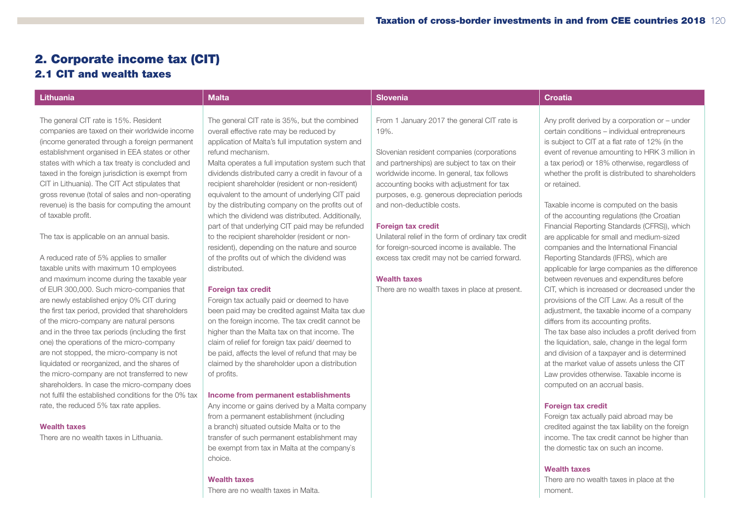# 2. Corporate income tax (CIT)

## 2.1 CIT and wealth taxes

### Lithuania

The general CIT rate is 15%. Resident companies are taxed on their worldwide income (income generated through a foreign permanent establishment organised in EEA states or other states with which a tax treaty is concluded and taxed in the foreign jurisdiction is exempt from CIT in Lithuania). The CIT Act stipulates that gross revenue (total of sales and non-operating revenue) is the basis for computing the amount of taxable profit.

The tax is applicable on an annual basis.

A reduced rate of 5% applies to smaller taxable units with maximum 10 employees and maximum income during the taxable year of EUR 300,000. Such micro-companies that are newly established enjoy 0% CIT during the first tax period, provided that shareholders of the micro-company are natural persons and in the three tax periods (including the first one) the operations of the micro-company are not stopped, the micro-company is not liquidated or reorganized, and the shares of the micro-company are not transferred to new shareholders. In case the micro-company does not fulfil the established conditions for the 0% tax rate, the reduced 5% tax rate applies.

**Wealth taxes**

There are no wealth taxes in Lithuania.

### Malta

The general CIT rate is 35%, but the combined overall effective rate may be reduced by application of Malta's full imputation system and refund mechanism.

Malta operates a full imputation system such that dividends distributed carry a credit in favour of a recipient shareholder (resident or non-resident) equivalent to the amount of underlying CIT paid by the distributing company on the profits out of which the dividend was distributed. Additionally, part of that underlying CIT paid may be refunded to the recipient shareholder (resident or non-resident), depending on the nature and source of the profits out of which the dividend was distributed.

**Foreign tax credit**

Foreign tax actually paid or deemed to have been paid may be credited against Malta tax due on the foreign income. The tax credit cannot be higher than the Malta tax on that income. The claim of relief for foreign tax paid/ deemed to be paid, affects the level of refund that may be claimed by the shareholder upon a distribution of profits.

**Income from permanent establishments**

Any income or gains derived by a Malta company from a permanent establishment (including a branch) situated outside Malta or to the transfer of such permanent establishment may be exempt from tax in Malta at the company`s choice.

**Wealth taxes**

There are no wealth taxes in Malta.

### Slovenia

From 1 January 2017 the general CIT rate is 19%.

Slovenian resident companies (corporations and partnerships) are subject to tax on their worldwide income. In general, tax follows accounting books with adjustment for tax purposes, e.g. generous depreciation periods and non-deductible costs.

**Foreign tax credit**

Unilateral relief in the form of ordinary tax credit for foreign-sourced income is available. The excess tax credit may not be carried forward.

**Wealth taxes**

There are no wealth taxes in place at present.

### Croatia

Any profit derived by a corporation or – under certain conditions – individual entrepreneurs is subject to CIT at a flat rate of 12% (in the event of revenue amounting to HRK 3 million in a tax period) or 18% otherwise, regardless of whether the profit is distributed to shareholders or retained.

Taxable income is computed on the basis of the accounting regulations (the Croatian Financial Reporting Standards (CFRS)), which are applicable for small and medium-sized companies and the International Financial Reporting Standards (IFRS), which are applicable for large companies as the difference between revenues and expenditures before CIT, which is increased or decreased under the provisions of the CIT Law. As a result of the adjustment, the taxable income of a company differs from its accounting profits.

The tax base also includes a profit derived from the liquidation, sale, change in the legal form and division of a taxpayer and is determined at the market value of assets unless the CIT Law provides otherwise. Taxable income is computed on an accrual basis.

**Foreign tax credit**

Foreign tax actually paid abroad may be credited against the tax liability on the foreign income. The tax credit cannot be higher than the domestic tax on such an income.

**Wealth taxes**

There are no wealth taxes in place at the moment.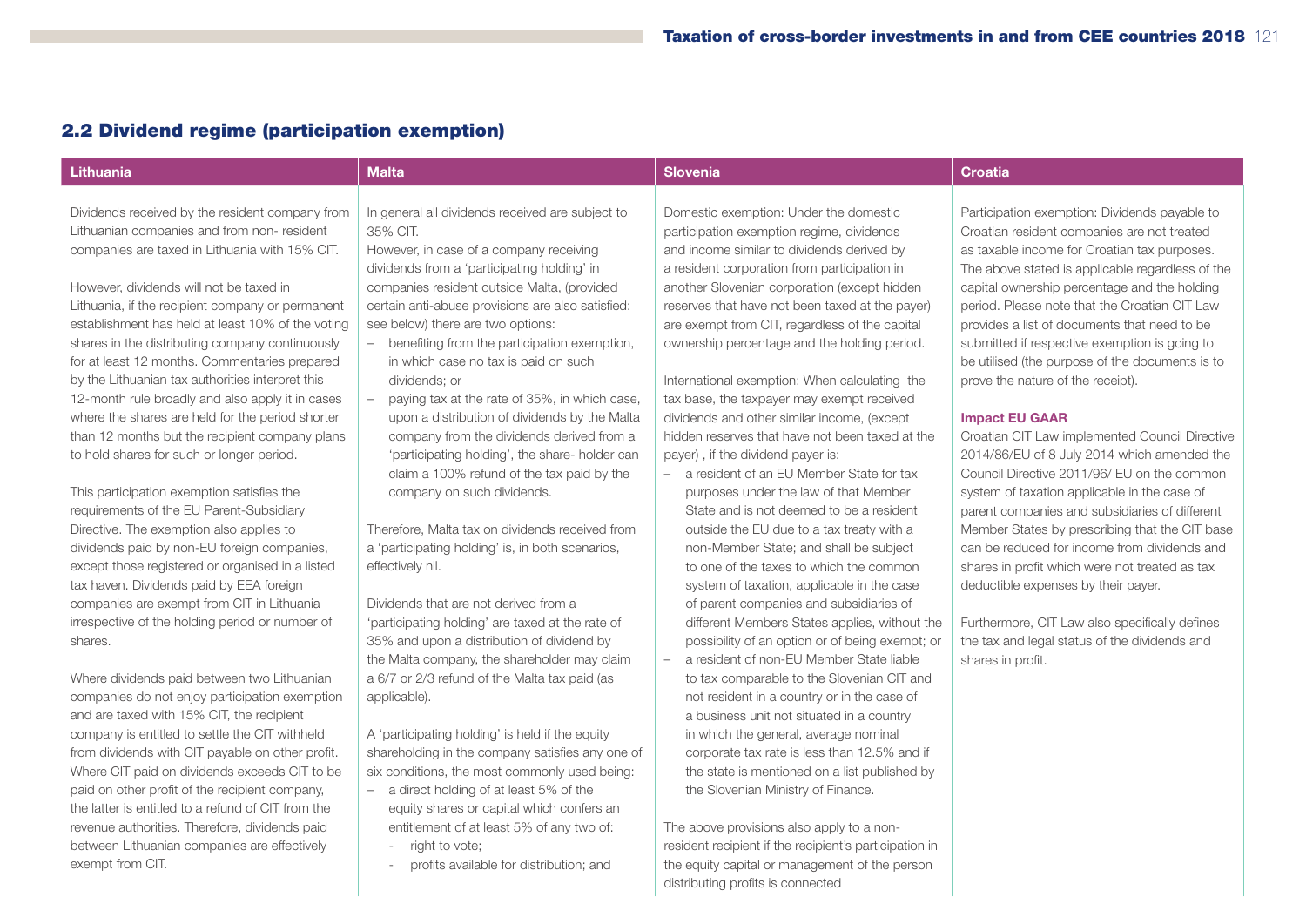## 2.2 Dividend regime (participation exemption)

### Lithuania

Dividends received by the resident company from Lithuanian companies and from non- resident companies are taxed in Lithuania with 15% CIT.

However, dividends will not be taxed in Lithuania, if the recipient company or permanent establishment has held at least 10% of the voting shares in the distributing company continuously for at least 12 months. Commentaries prepared by the Lithuanian tax authorities interpret this 12-month rule broadly and also apply it in cases where the shares are held for the period shorter than 12 months but the recipient company plans to hold shares for such or longer period.

This participation exemption satisfies the requirements of the EU Parent-Subsidiary Directive. The exemption also applies to dividends paid by non-EU foreign companies, except those registered or organised in a listed tax haven. Dividends paid by EEA foreign companies are exempt from CIT in Lithuania irrespective of the holding period or number of shares.

Where dividends paid between two Lithuanian companies do not enjoy participation exemption and are taxed with 15% CIT, the recipient company is entitled to settle the CIT withheld from dividends with CIT payable on other profit. Where CIT paid on dividends exceeds CIT to be paid on other profit of the recipient company, the latter is entitled to a refund of CIT from the revenue authorities. Therefore, dividends paid between Lithuanian companies are effectively exempt from CIT.

### Malta

In general all dividends received are subject to 35% CIT.

However, in case of a company receiving dividends from a 'participating holding' in companies resident outside Malta, (provided certain anti-abuse provisions are also satisfied: see below) there are two options:

- benefiting from the participation exemption, in which case no tax is paid on such dividends; or
- paying tax at the rate of 35%, in which case, upon a distribution of dividends by the Malta company from the dividends derived from a 'participating holding', the share- holder can claim a 100% refund of the tax paid by the company on such dividends.

Therefore, Malta tax on dividends received from a 'participating holding' is, in both scenarios, effectively nil.

Dividends that are not derived from a 'participating holding' are taxed at the rate of 35% and upon a distribution of dividend by the Malta company, the shareholder may claim a 6/7 or 2/3 refund of the Malta tax paid (as applicable).

A 'participating holding' is held if the equity shareholding in the company satisfies any one of six conditions, the most commonly used being:

- a direct holding of at least 5% of the equity shares or capital which confers an entitlement of at least 5% of any two of:
  - right to vote;
  - profits available for distribution; and

### Slovenia

Domestic exemption: Under the domestic participation exemption regime, dividends and income similar to dividends derived by a resident corporation from participation in another Slovenian corporation (except hidden reserves that have not been taxed at the payer) are exempt from CIT, regardless of the capital ownership percentage and the holding period.

International exemption: When calculating the tax base, the taxpayer may exempt received dividends and other similar income, (except hidden reserves that have not been taxed at the payer) , if the dividend payer is:

- a resident of an EU Member State for tax purposes under the law of that Member State and is not deemed to be a resident outside the EU due to a tax treaty with a non-Member State; and shall be subject to one of the taxes to which the common system of taxation, applicable in the case of parent companies and subsidiaries of different Members States applies, without the possibility of an option or of being exempt; or
- a resident of non-EU Member State liable to tax comparable to the Slovenian CIT and not resident in a country or in the case of a business unit not situated in a country in which the general, average nominal corporate tax rate is less than 12.5% and if the state is mentioned on a list published by the Slovenian Ministry of Finance.

The above provisions also apply to a non-resident recipient if the recipient's participation in the equity capital or management of the person distributing profits is connected

### Croatia

Participation exemption: Dividends payable to Croatian resident companies are not treated as taxable income for Croatian tax purposes. The above stated is applicable regardless of the capital ownership percentage and the holding period. Please note that the Croatian CIT Law provides a list of documents that need to be submitted if respective exemption is going to be utilised (the purpose of the documents is to prove the nature of the receipt).

**Impact EU GAAR**

Croatian CIT Law implemented Council Directive 2014/86/EU of 8 July 2014 which amended the Council Directive 2011/96/ EU on the common system of taxation applicable in the case of parent companies and subsidiaries of different Member States by prescribing that the CIT base can be reduced for income from dividends and shares in profit which were not treated as tax deductible expenses by their payer.

Furthermore, CIT Law also specifically defines the tax and legal status of the dividends and shares in profit.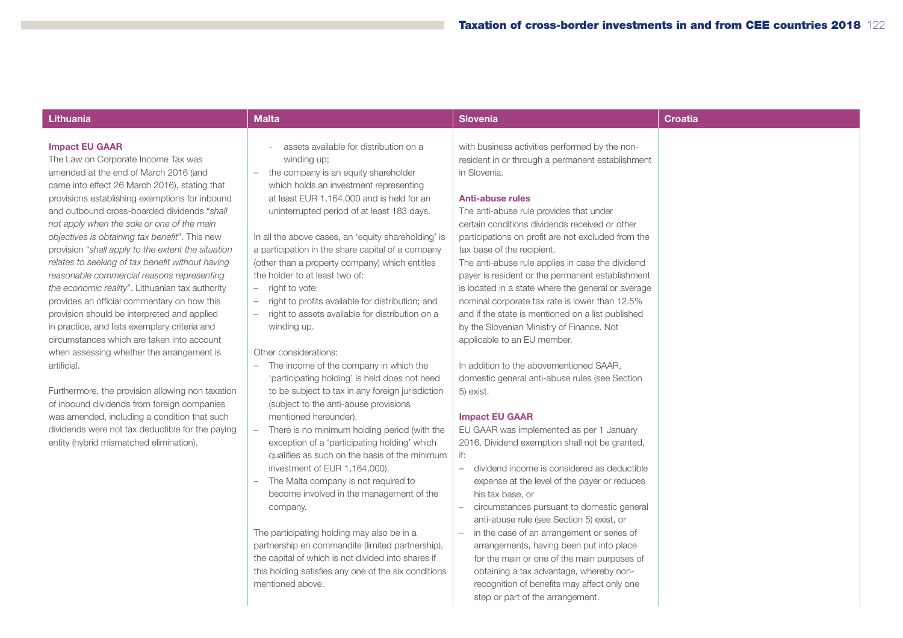## Lithuania

### Impact EU GAAR

The Law on Corporate Income Tax was amended at the end of March 2016 (and came into effect 26 March 2016), stating that provisions establishing exemptions for inbound and outbound cross-boarded dividends "*shall not apply when the sole or one of the main objectives is obtaining tax benefit*". This new provision "*shall apply to the extent the situation relates to seeking of tax benefit without having reasonable commercial reasons representing the economic reality*". Lithuanian tax authority provides an official commentary on how this provision should be interpreted and applied in practice, and lists exemplary criteria and circumstances which are taken into account when assessing whether the arrangement is artificial.

Furthermore, the provision allowing non taxation of inbound dividends from foreign companies was amended, including a condition that such dividends were not tax deductible for the paying entity (hybrid mismatched elimination).

## Malta

  - assets available for distribution on a winding up;
- the company is an equity shareholder which holds an investment representing at least EUR 1,164,000 and is held for an uninterrupted period of at least 183 days.

In all the above cases, an 'equity shareholding' is a participation in the share capital of a company (other than a property company) which entitles the holder to at least two of:

- right to vote;
- right to profits available for distribution; and
- right to assets available for distribution on a winding up.

Other considerations:

- The income of the company in which the 'participating holding' is held does not need to be subject to tax in any foreign jurisdiction (subject to the anti-abuse provisions mentioned hereunder).
- There is no minimum holding period (with the exception of a 'participating holding' which qualifies as such on the basis of the minimum investment of EUR 1,164,000).
- The Malta company is not required to become involved in the management of the company.

The participating holding may also be in a partnership en commandite (limited partnership), the capital of which is not divided into shares if this holding satisfies any one of the six conditions mentioned above.

## Slovenia

with business activities performed by the non-resident in or through a permanent establishment in Slovenia.

### Anti-abuse rules

The anti-abuse rule provides that under certain conditions dividends received or other participations on profit are not excluded from the tax base of the recipient.
The anti-abuse rule applies in case the dividend payer is resident or the permanent establishment is located in a state where the general or average nominal corporate tax rate is lower than 12.5% and if the state is mentioned on a list published by the Slovenian Ministry of Finance. Not applicable to an EU member.

In addition to the abovementioned SAAR, domestic general anti-abuse rules (see Section 5) exist.

### Impact EU GAAR

EU GAAR was implemented as per 1 January 2016. Dividend exemption shall not be granted, if:

- dividend income is considered as deductible expense at the level of the payer or reduces his tax base, or
- circumstances pursuant to domestic general anti-abuse rule (see Section 5) exist, or
- in the case of an arrangement or series of arrangements, having been put into place for the main or one of the main purposes of obtaining a tax advantage, whereby non-recognition of benefits may affect only one step or part of the arrangement.

## Croatia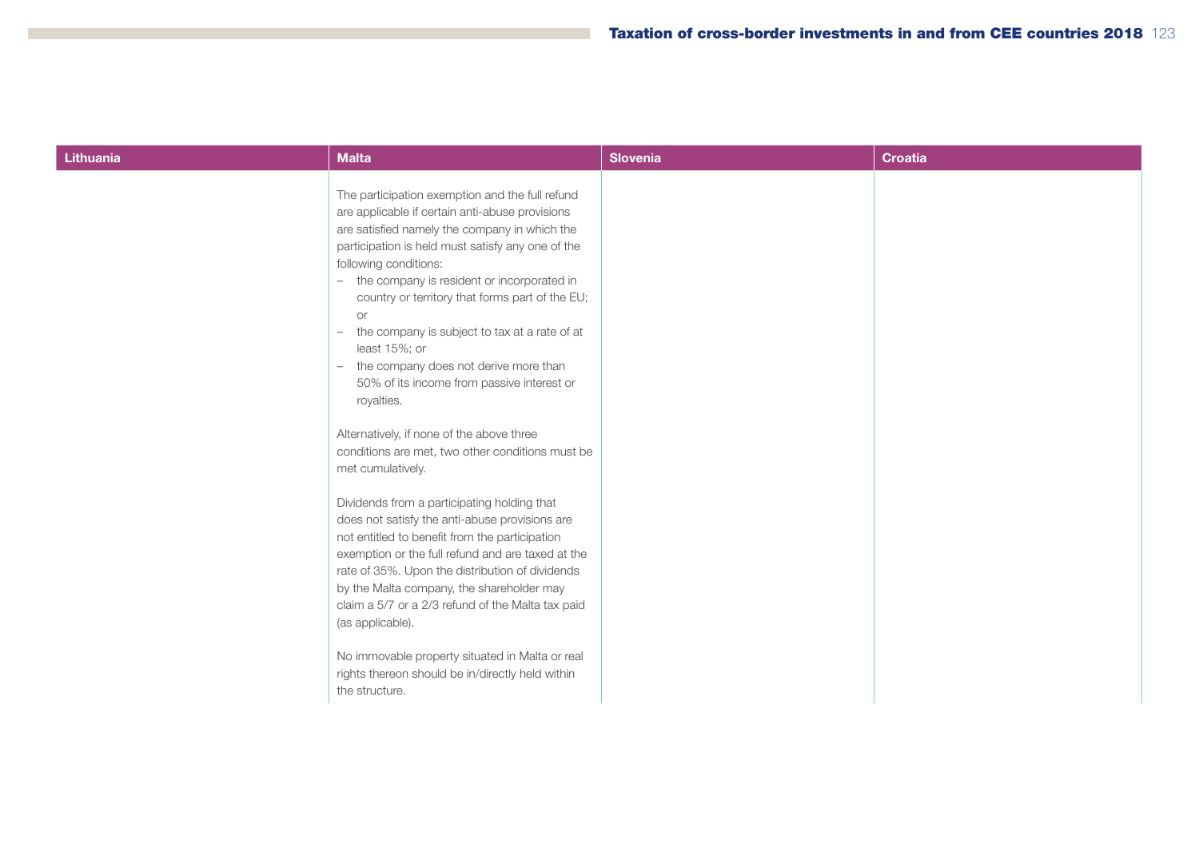| Lithuania | Malta | Slovenia | Croatia |
|---|---|---|---|
| | The participation exemption and the full refund are applicable if certain anti-abuse provisions are satisfied namely the company in which the participation is held must satisfy any one of the following conditions:<br>– the company is resident or incorporated in country or territory that forms part of the EU; or<br>– the company is subject to tax at a rate of at least 15%; or<br>– the company does not derive more than 50% of its income from passive interest or royalties.<br><br>Alternatively, if none of the above three conditions are met, two other conditions must be met cumulatively.<br><br>Dividends from a participating holding that does not satisfy the anti-abuse provisions are not entitled to benefit from the participation exemption or the full refund and are taxed at the rate of 35%. Upon the distribution of dividends by the Malta company, the shareholder may claim a 5/7 or a 2/3 refund of the Malta tax paid (as applicable).<br><br>No immovable property situated in Malta or real rights thereon should be in/directly held within the structure. | | |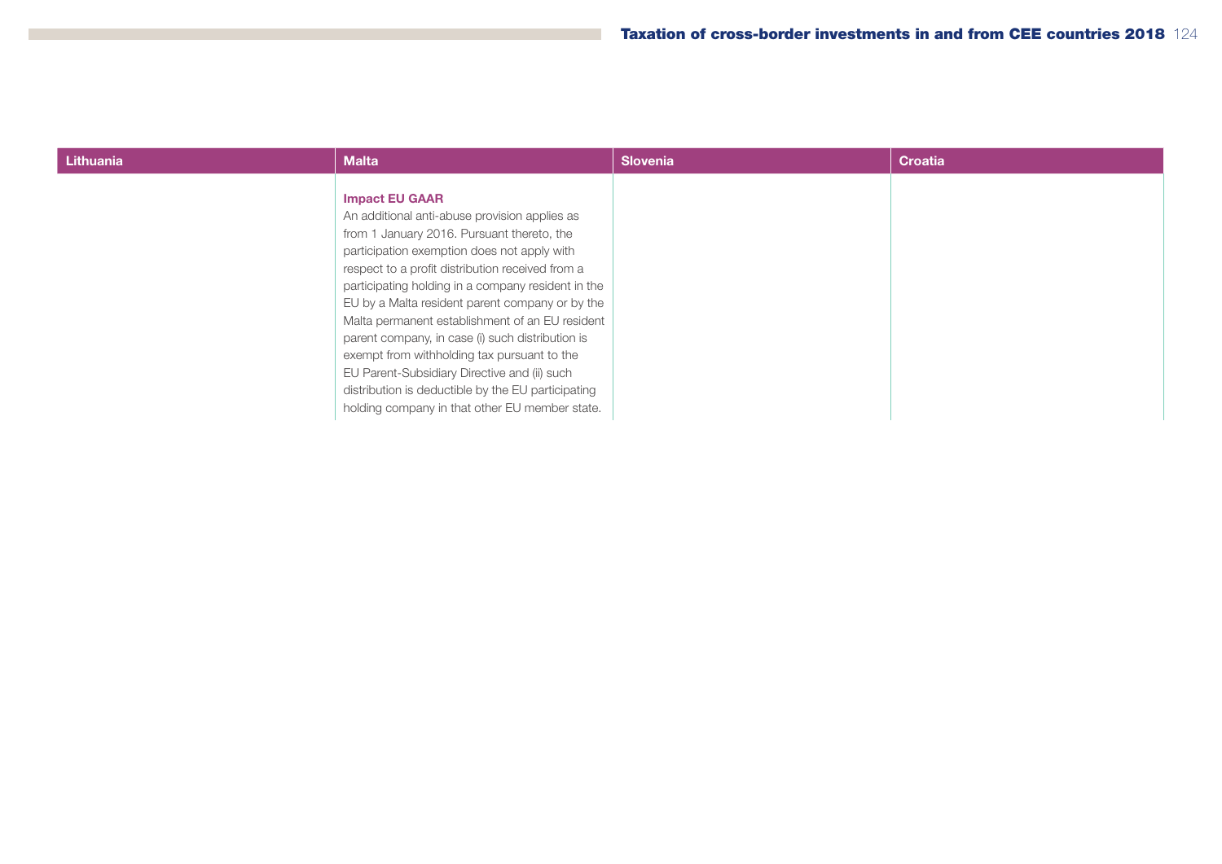| Lithuania | Malta | Slovenia | Croatia |
| --- | --- | --- | --- |
| | **Impact EU GAAR**<br>An additional anti-abuse provision applies as from 1 January 2016. Pursuant thereto, the participation exemption does not apply with respect to a profit distribution received from a participating holding in a company resident in the EU by a Malta resident parent company or by the Malta permanent establishment of an EU resident parent company, in case (i) such distribution is exempt from withholding tax pursuant to the EU Parent-Subsidiary Directive and (ii) such distribution is deductible by the EU participating holding company in that other EU member state. | | |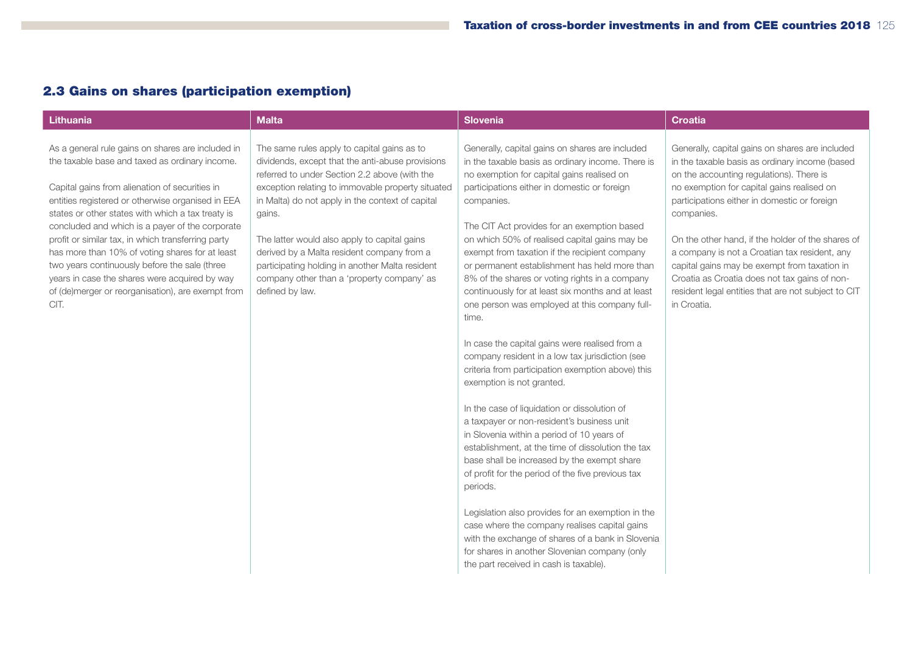## 2.3 Gains on shares (participation exemption)

| Lithuania | Malta | Slovenia | Croatia |
|---|---|---|---|
| As a general rule gains on shares are included in the taxable base and taxed as ordinary income.<br><br>Capital gains from alienation of securities in entities registered or otherwise organised in EEA states or other states with which a tax treaty is concluded and which is a payer of the corporate profit or similar tax, in which transferring party has more than 10% of voting shares for at least two years continuously before the sale (three years in case the shares were acquired by way of (de)merger or reorganisation), are exempt from CIT. | The same rules apply to capital gains as to dividends, except that the anti-abuse provisions referred to under Section 2.2 above (with the exception relating to immovable property situated in Malta) do not apply in the context of capital gains.<br><br>The latter would also apply to capital gains derived by a Malta resident company from a participating holding in another Malta resident company other than a 'property company' as defined by law. | Generally, capital gains on shares are included in the taxable basis as ordinary income. There is no exemption for capital gains realised on participations either in domestic or foreign companies.<br><br>The CIT Act provides for an exemption based on which 50% of realised capital gains may be exempt from taxation if the recipient company or permanent establishment has held more than 8% of the shares or voting rights in a company continuously for at least six months and at least one person was employed at this company full-time.<br><br>In case the capital gains were realised from a company resident in a low tax jurisdiction (see criteria from participation exemption above) this exemption is not granted.<br><br>In the case of liquidation or dissolution of a taxpayer or non-resident's business unit in Slovenia within a period of 10 years of establishment, at the time of dissolution the tax base shall be increased by the exempt share of profit for the period of the five previous tax periods.<br><br>Legislation also provides for an exemption in the case where the company realises capital gains with the exchange of shares of a bank in Slovenia for shares in another Slovenian company (only the part received in cash is taxable). | Generally, capital gains on shares are included in the taxable basis as ordinary income (based on the accounting regulations). There is no exemption for capital gains realised on participations either in domestic or foreign companies.<br><br>On the other hand, if the holder of the shares of a company is not a Croatian tax resident, any capital gains may be exempt from taxation in Croatia as Croatia does not tax gains of non-resident legal entities that are not subject to CIT in Croatia. |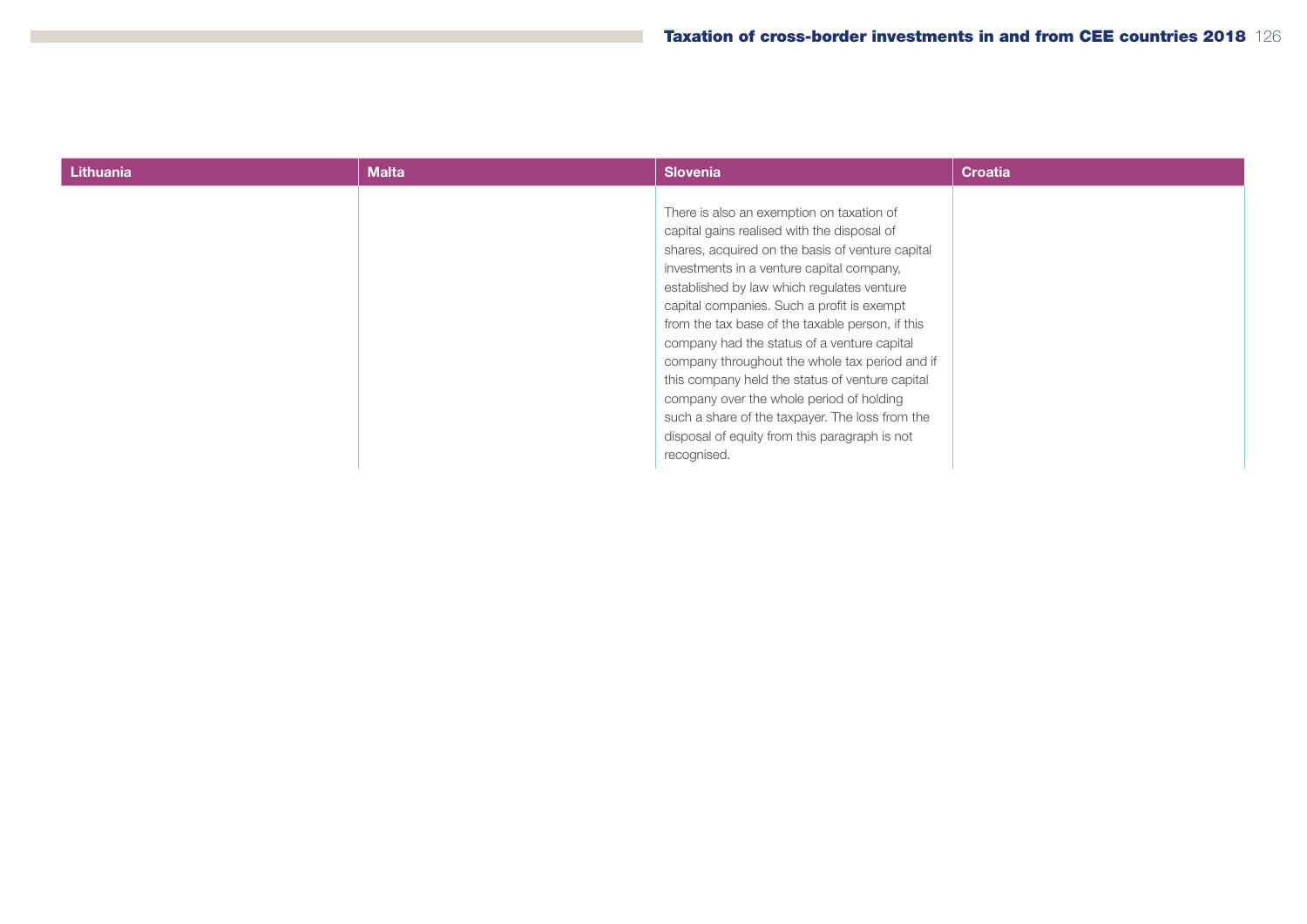| Lithuania | Malta | Slovenia | Croatia |
|---|---|---|---|
| | | There is also an exemption on taxation of capital gains realised with the disposal of shares, acquired on the basis of venture capital investments in a venture capital company, established by law which regulates venture capital companies. Such a profit is exempt from the tax base of the taxable person, if this company had the status of a venture capital company throughout the whole tax period and if this company held the status of venture capital company over the whole period of holding such a share of the taxpayer. The loss from the disposal of equity from this paragraph is not recognised. | |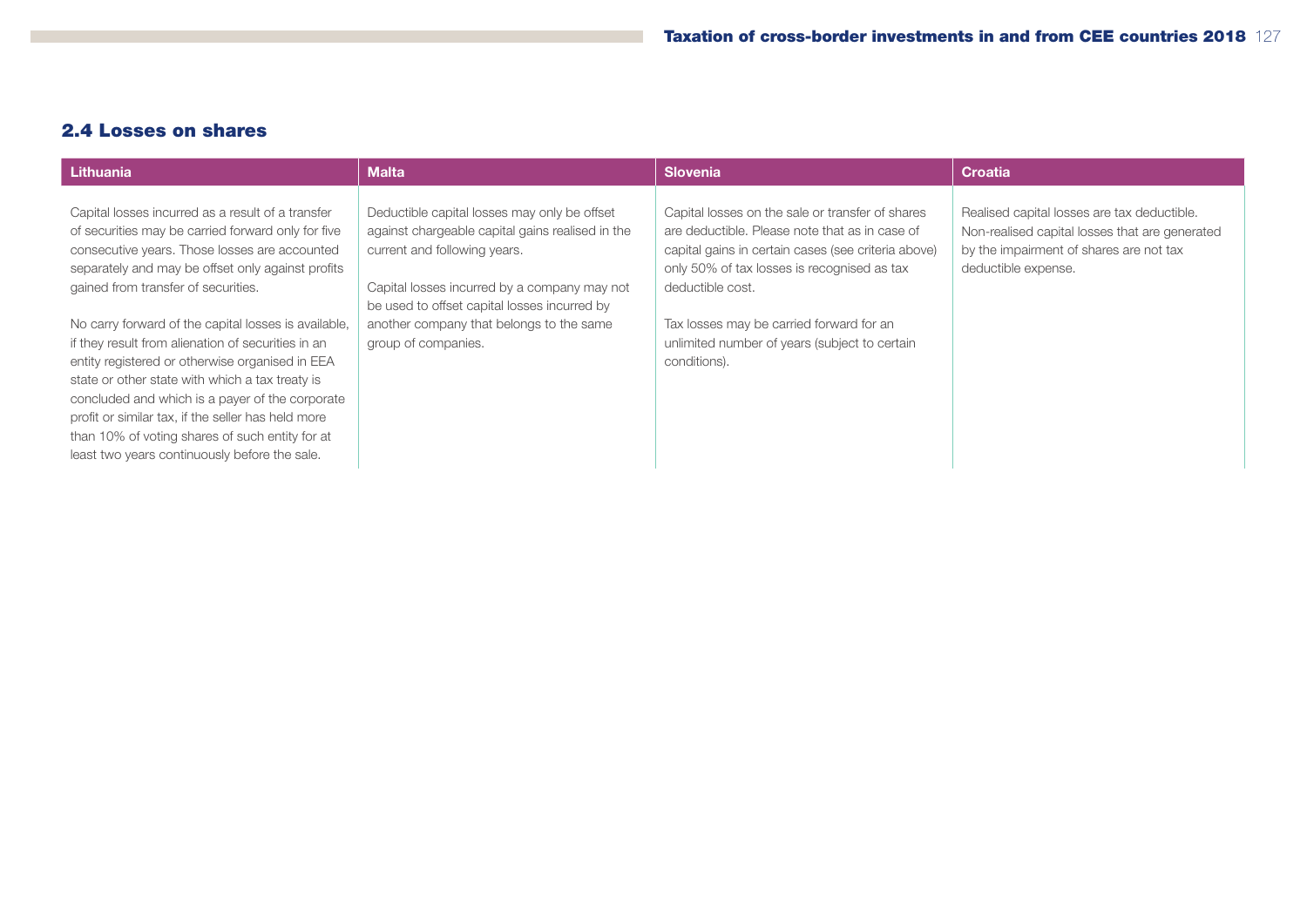## 2.4 Losses on shares

| Lithuania | Malta | Slovenia | Croatia |
|---|---|---|---|
| Capital losses incurred as a result of a transfer of securities may be carried forward only for five consecutive years. Those losses are accounted separately and may be offset only against profits gained from transfer of securities.<br><br>No carry forward of the capital losses is available, if they result from alienation of securities in an entity registered or otherwise organised in EEA state or other state with which a tax treaty is concluded and which is a payer of the corporate profit or similar tax, if the seller has held more than 10% of voting shares of such entity for at least two years continuously before the sale. | Deductible capital losses may only be offset against chargeable capital gains realised in the current and following years.<br><br>Capital losses incurred by a company may not be used to offset capital losses incurred by another company that belongs to the same group of companies. | Capital losses on the sale or transfer of shares are deductible. Please note that as in case of capital gains in certain cases (see criteria above) only 50% of tax losses is recognised as tax deductible cost.<br><br>Tax losses may be carried forward for an unlimited number of years (subject to certain conditions). | Realised capital losses are tax deductible. Non-realised capital losses that are generated by the impairment of shares are not tax deductible expense. |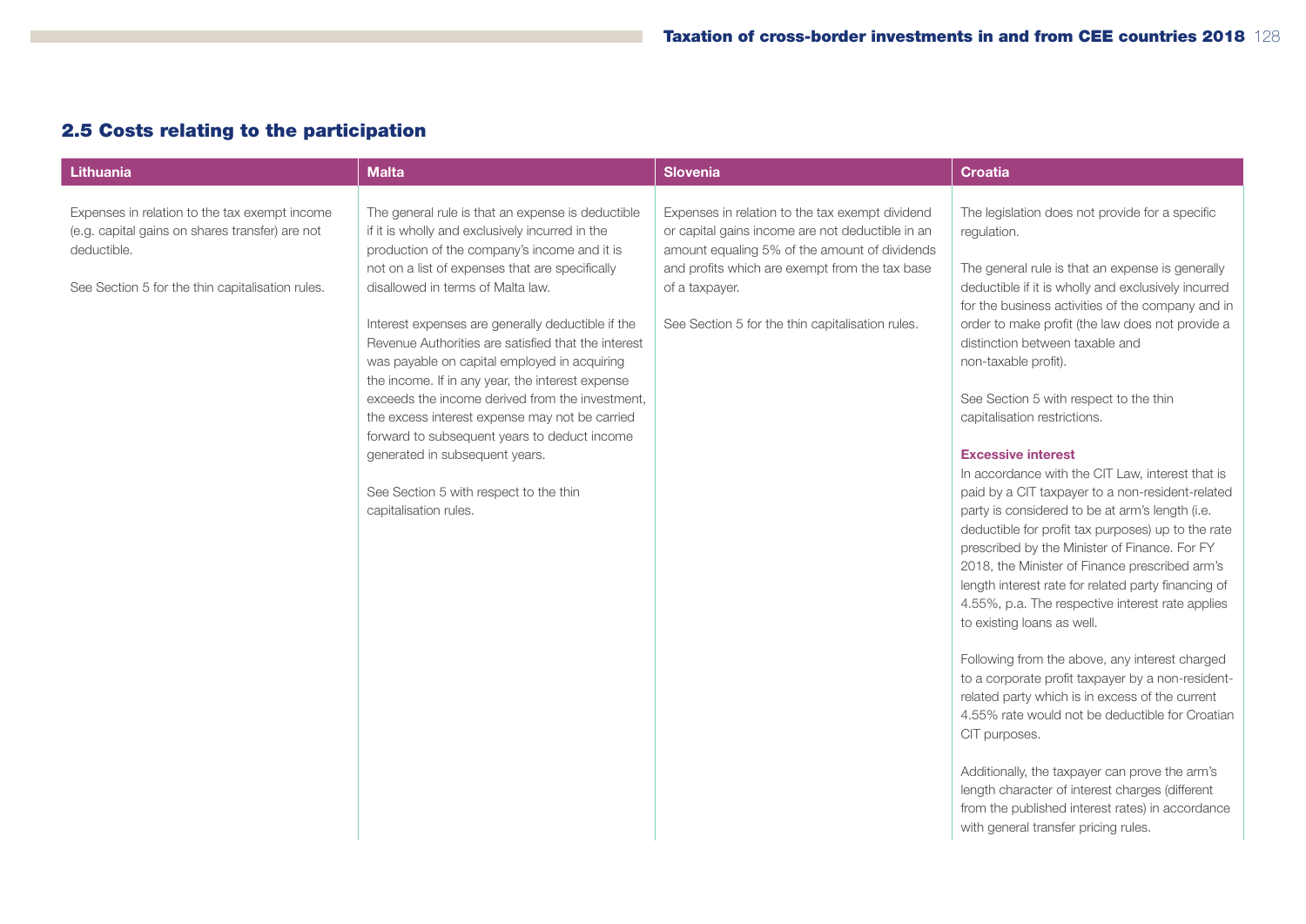## 2.5 Costs relating to the participation

| Lithuania | Malta | Slovenia | Croatia |
|---|---|---|---|
| Expenses in relation to the tax exempt income (e.g. capital gains on shares transfer) are not deductible.<br><br>See Section 5 for the thin capitalisation rules. | The general rule is that an expense is deductible if it is wholly and exclusively incurred in the production of the company's income and it is not on a list of expenses that are specifically disallowed in terms of Malta law.<br><br>Interest expenses are generally deductible if the Revenue Authorities are satisfied that the interest was payable on capital employed in acquiring the income. If in any year, the interest expense exceeds the income derived from the investment, the excess interest expense may not be carried forward to subsequent years to deduct income generated in subsequent years.<br><br>See Section 5 with respect to the thin capitalisation rules. | Expenses in relation to the tax exempt dividend or capital gains income are not deductible in an amount equaling 5% of the amount of dividends and profits which are exempt from the tax base of a taxpayer.<br><br>See Section 5 for the thin capitalisation rules. | The legislation does not provide for a specific regulation.<br><br>The general rule is that an expense is generally deductible if it is wholly and exclusively incurred for the business activities of the company and in order to make profit (the law does not provide a distinction between taxable and non-taxable profit).<br><br>See Section 5 with respect to the thin capitalisation restrictions.<br><br>**Excessive interest**<br>In accordance with the CIT Law, interest that is paid by a CIT taxpayer to a non-resident-related party is considered to be at arm's length (i.e. deductible for profit tax purposes) up to the rate prescribed by the Minister of Finance. For FY 2018, the Minister of Finance prescribed arm's length interest rate for related party financing of 4.55%, p.a. The respective interest rate applies to existing loans as well.<br><br>Following from the above, any interest charged to a corporate profit taxpayer by a non-resident-related party which is in excess of the current 4.55% rate would not be deductible for Croatian CIT purposes.<br><br>Additionally, the taxpayer can prove the arm's length character of interest charges (different from the published interest rates) in accordance with general transfer pricing rules. |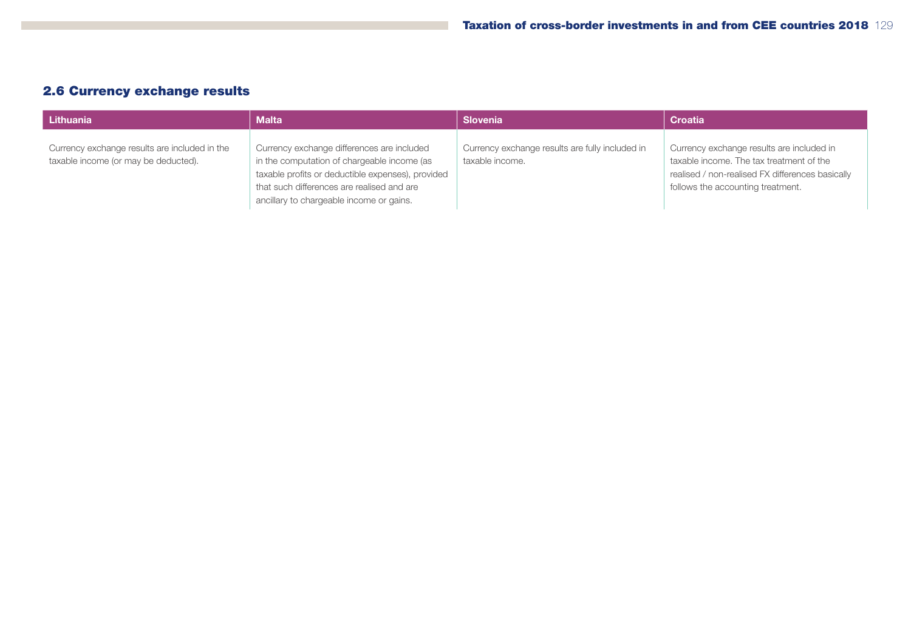## 2.6 Currency exchange results

| Lithuania | Malta | Slovenia | Croatia |
|---|---|---|---|
| Currency exchange results are included in the taxable income (or may be deducted). | Currency exchange differences are included in the computation of chargeable income (as taxable profits or deductible expenses), provided that such differences are realised and are ancillary to chargeable income or gains. | Currency exchange results are fully included in taxable income. | Currency exchange results are included in taxable income. The tax treatment of the realised / non-realised FX differences basically follows the accounting treatment. |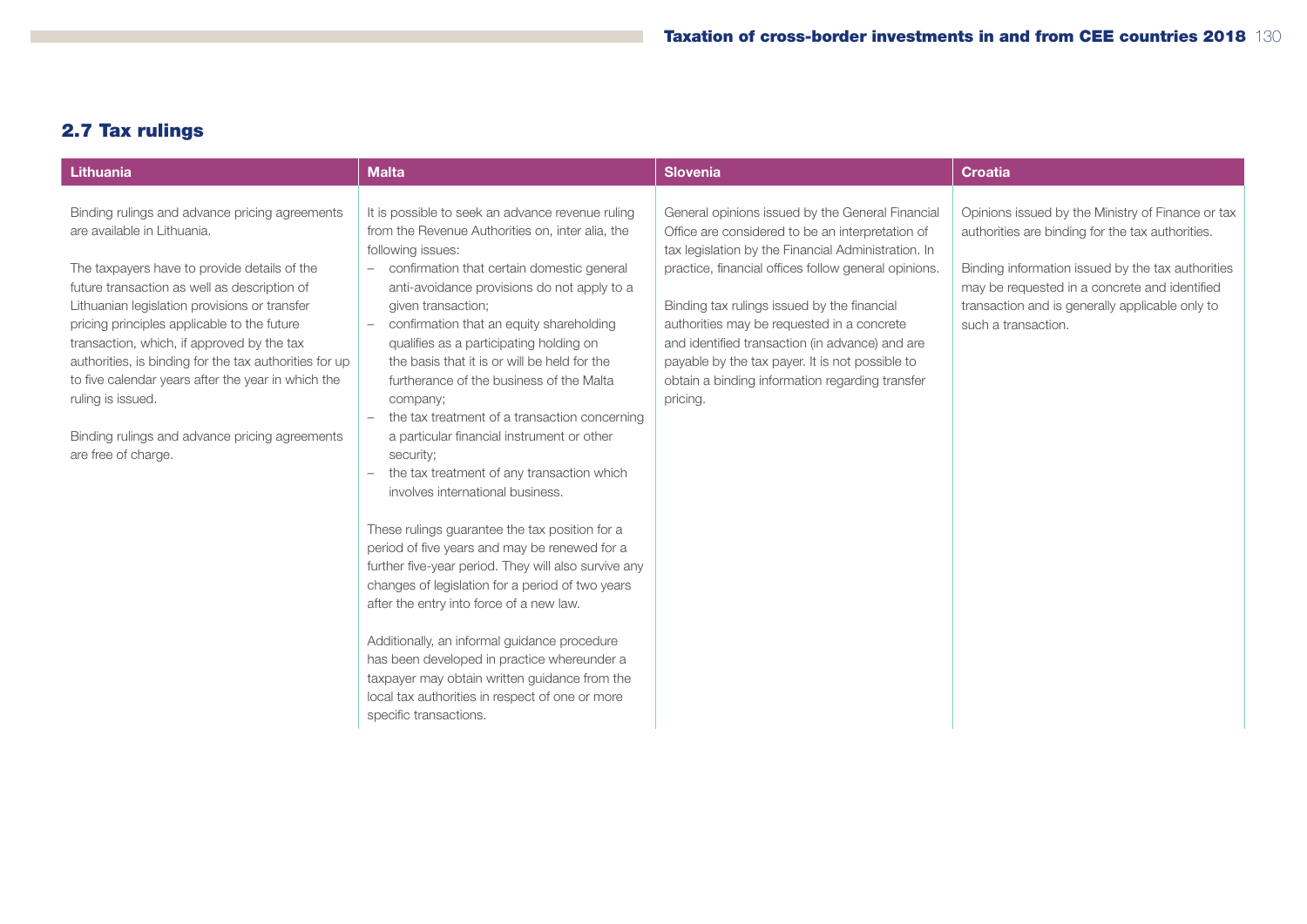## 2.7 Tax rulings

| Lithuania | Malta | Slovenia | Croatia |
|---|---|---|---|
| Binding rulings and advance pricing agreements are available in Lithuania.<br><br>The taxpayers have to provide details of the future transaction as well as description of Lithuanian legislation provisions or transfer pricing principles applicable to the future transaction, which, if approved by the tax authorities, is binding for the tax authorities for up to five calendar years after the year in which the ruling is issued.<br><br>Binding rulings and advance pricing agreements are free of charge. | It is possible to seek an advance revenue ruling from the Revenue Authorities on, inter alia, the following issues:<br>– confirmation that certain domestic general anti-avoidance provisions do not apply to a given transaction;<br>– confirmation that an equity shareholding qualifies as a participating holding on the basis that it is or will be held for the furtherance of the business of the Malta company;<br>– the tax treatment of a transaction concerning a particular financial instrument or other security;<br>– the tax treatment of any transaction which involves international business.<br><br>These rulings guarantee the tax position for a period of five years and may be renewed for a further five-year period. They will also survive any changes of legislation for a period of two years after the entry into force of a new law.<br><br>Additionally, an informal guidance procedure has been developed in practice whereunder a taxpayer may obtain written guidance from the local tax authorities in respect of one or more specific transactions. | General opinions issued by the General Financial Office are considered to be an interpretation of tax legislation by the Financial Administration. In practice, financial offices follow general opinions.<br><br>Binding tax rulings issued by the financial authorities may be requested in a concrete and identified transaction (in advance) and are payable by the tax payer. It is not possible to obtain a binding information regarding transfer pricing. | Opinions issued by the Ministry of Finance or tax authorities are binding for the tax authorities.<br><br>Binding information issued by the tax authorities may be requested in a concrete and identified transaction and is generally applicable only to such a transaction. |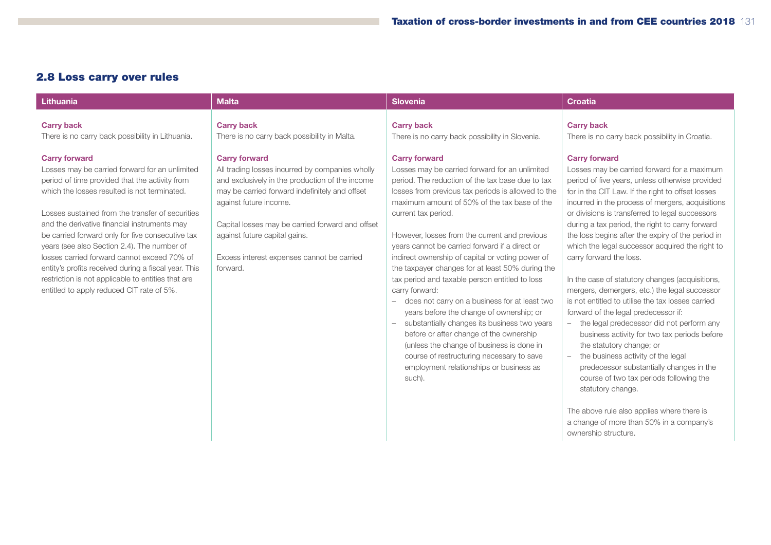## 2.8 Loss carry over rules

### Lithuania

**Carry back**

There is no carry back possibility in Lithuania.

**Carry forward**

Losses may be carried forward for an unlimited period of time provided that the activity from which the losses resulted is not terminated.

Losses sustained from the transfer of securities and the derivative financial instruments may be carried forward only for five consecutive tax years (see also Section 2.4). The number of losses carried forward cannot exceed 70% of entity's profits received during a fiscal year. This restriction is not applicable to entities that are entitled to apply reduced CIT rate of 5%.

### Malta

**Carry back**

There is no carry back possibility in Malta.

**Carry forward**

All trading losses incurred by companies wholly and exclusively in the production of the income may be carried forward indefinitely and offset against future income.

Capital losses may be carried forward and offset against future capital gains.

Excess interest expenses cannot be carried forward.

### Slovenia

**Carry back**

There is no carry back possibility in Slovenia.

**Carry forward**

Losses may be carried forward for an unlimited period. The reduction of the tax base due to tax losses from previous tax periods is allowed to the maximum amount of 50% of the tax base of the current tax period.

However, losses from the current and previous years cannot be carried forward if a direct or indirect ownership of capital or voting power of the taxpayer changes for at least 50% during the tax period and taxable person entitled to loss carry forward:

- does not carry on a business for at least two years before the change of ownership; or
- substantially changes its business two years before or after change of the ownership (unless the change of business is done in course of restructuring necessary to save employment relationships or business as such).

### Croatia

**Carry back**

There is no carry back possibility in Croatia.

**Carry forward**

Losses may be carried forward for a maximum period of five years, unless otherwise provided for in the CIT Law. If the right to offset losses incurred in the process of mergers, acquisitions or divisions is transferred to legal successors during a tax period, the right to carry forward the loss begins after the expiry of the period in which the legal successor acquired the right to carry forward the loss.

In the case of statutory changes (acquisitions, mergers, demergers, etc.) the legal successor is not entitled to utilise the tax losses carried forward of the legal predecessor if:

- the legal predecessor did not perform any business activity for two tax periods before the statutory change; or
- the business activity of the legal predecessor substantially changes in the course of two tax periods following the statutory change.

The above rule also applies where there is a change of more than 50% in a company's ownership structure.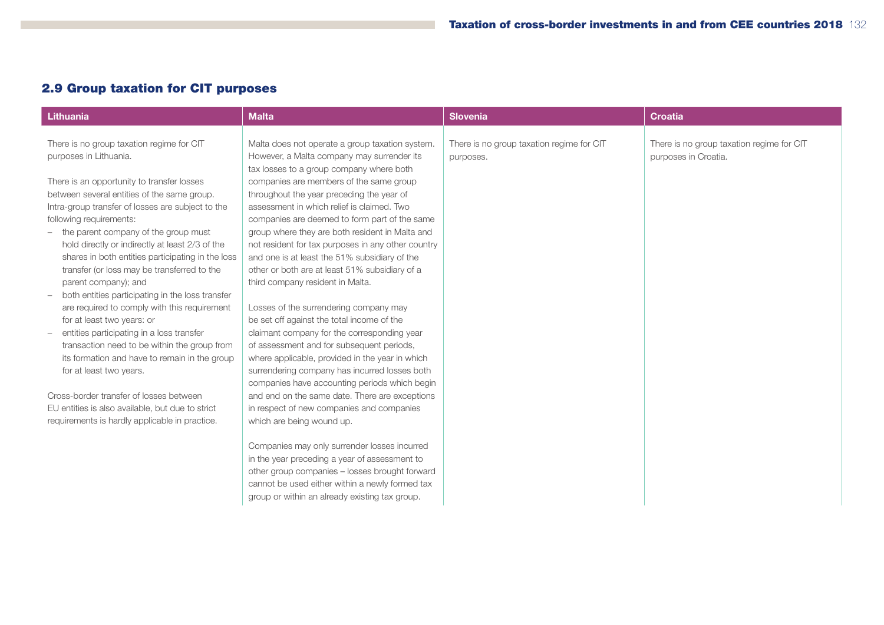## 2.9 Group taxation for CIT purposes

| Lithuania | Malta | Slovenia | Croatia |
|---|---|---|---|
| There is no group taxation regime for CIT purposes in Lithuania.<br><br>There is an opportunity to transfer losses between several entities of the same group. Intra-group transfer of losses are subject to the following requirements:<br>– the parent company of the group must hold directly or indirectly at least 2/3 of the shares in both entities participating in the loss transfer (or loss may be transferred to the parent company); and<br>– both entities participating in the loss transfer are required to comply with this requirement for at least two years: or<br>– entities participating in a loss transfer transaction need to be within the group from its formation and have to remain in the group for at least two years.<br><br>Cross-border transfer of losses between EU entities is also available, but due to strict requirements is hardly applicable in practice. | Malta does not operate a group taxation system. However, a Malta company may surrender its tax losses to a group company where both companies are members of the same group throughout the year preceding the year of assessment in which relief is claimed. Two companies are deemed to form part of the same group where they are both resident in Malta and not resident for tax purposes in any other country and one is at least the 51% subsidiary of the other or both are at least 51% subsidiary of a third company resident in Malta.<br><br>Losses of the surrendering company may be set off against the total income of the claimant company for the corresponding year of assessment and for subsequent periods, where applicable, provided in the year in which surrendering company has incurred losses both companies have accounting periods which begin and end on the same date. There are exceptions in respect of new companies and companies which are being wound up.<br><br>Companies may only surrender losses incurred in the year preceding a year of assessment to other group companies – losses brought forward cannot be used either within a newly formed tax group or within an already existing tax group. | There is no group taxation regime for CIT purposes. | There is no group taxation regime for CIT purposes in Croatia. |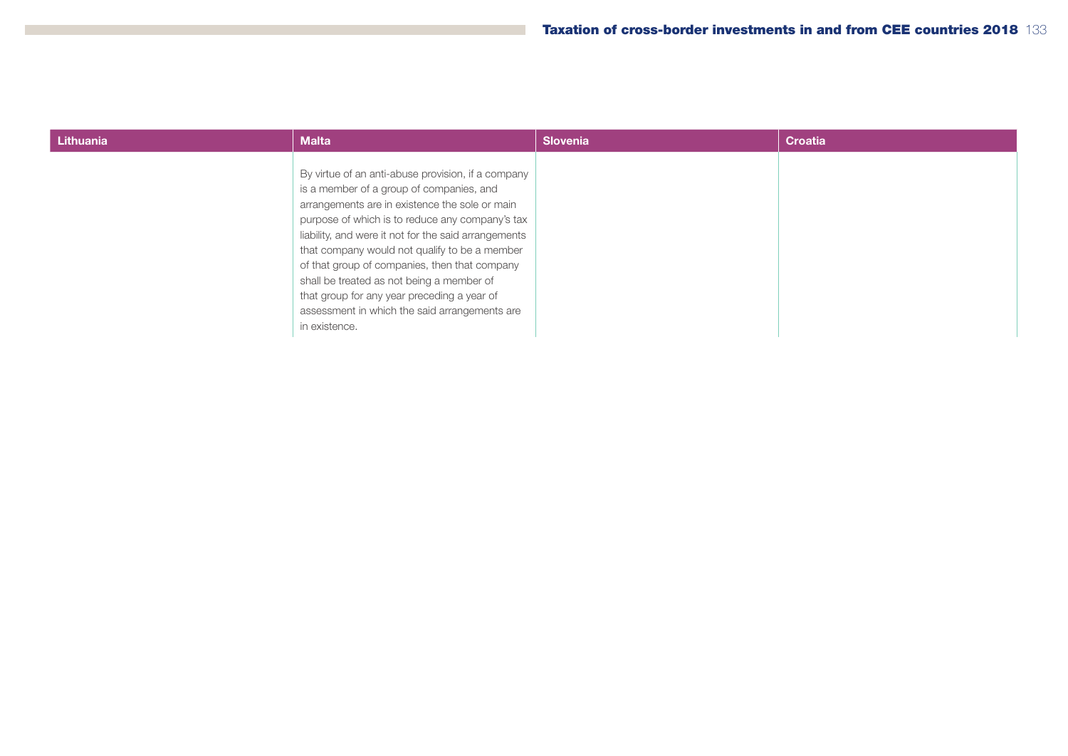| Lithuania | Malta | Slovenia | Croatia |
|---|---|---|---|
| | By virtue of an anti-abuse provision, if a company is a member of a group of companies, and arrangements are in existence the sole or main purpose of which is to reduce any company's tax liability, and were it not for the said arrangements that company would not qualify to be a member of that group of companies, then that company shall be treated as not being a member of that group for any year preceding a year of assessment in which the said arrangements are in existence. | | |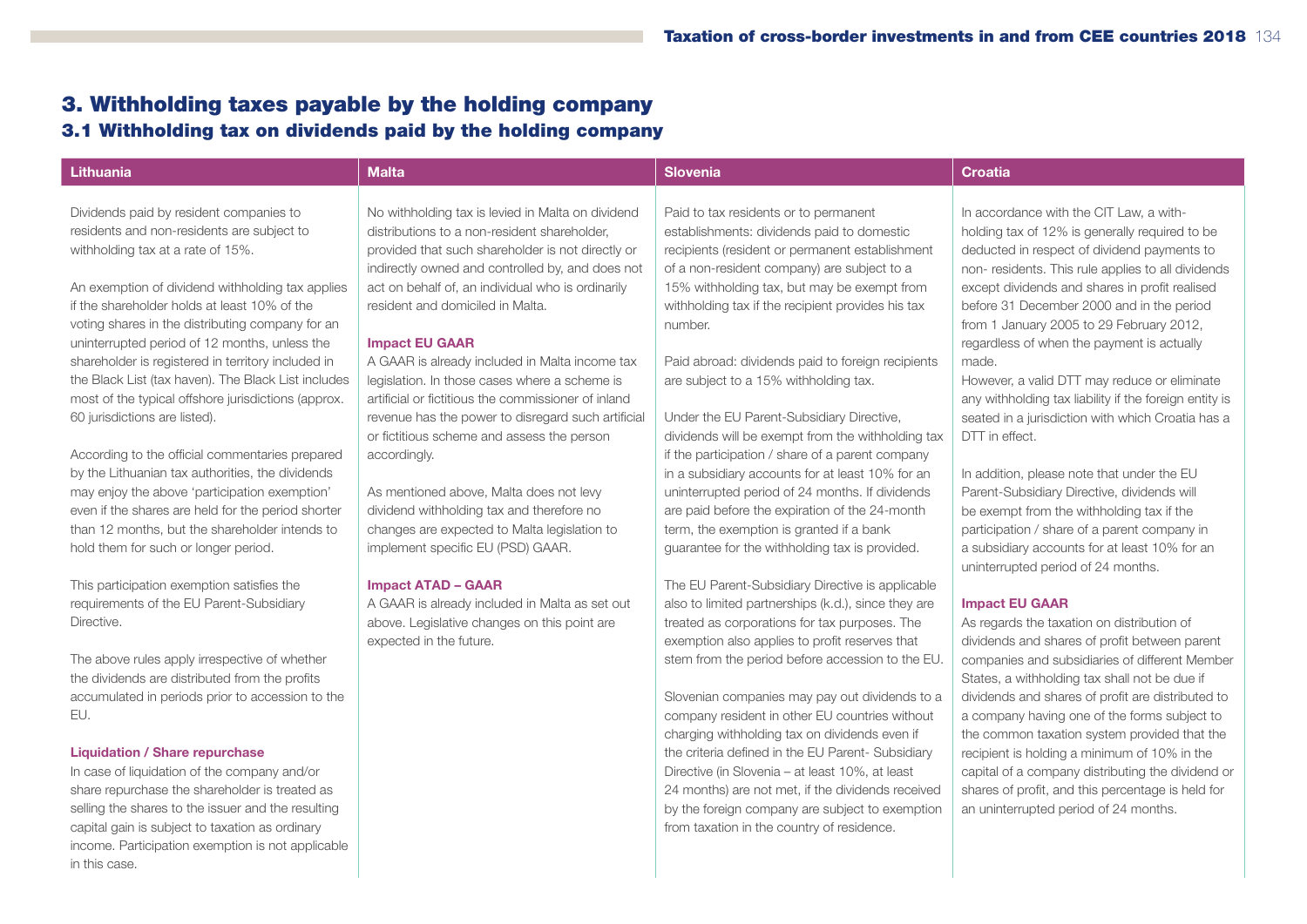# 3. Withholding taxes payable by the holding company

## 3.1 Withholding tax on dividends paid by the holding company

### Lithuania

Dividends paid by resident companies to residents and non-residents are subject to withholding tax at a rate of 15%.

An exemption of dividend withholding tax applies if the shareholder holds at least 10% of the voting shares in the distributing company for an uninterrupted period of 12 months, unless the shareholder is registered in territory included in the Black List (tax haven). The Black List includes most of the typical offshore jurisdictions (approx. 60 jurisdictions are listed).

According to the official commentaries prepared by the Lithuanian tax authorities, the dividends may enjoy the above 'participation exemption' even if the shares are held for the period shorter than 12 months, but the shareholder intends to hold them for such or longer period.

This participation exemption satisfies the requirements of the EU Parent-Subsidiary Directive.

The above rules apply irrespective of whether the dividends are distributed from the profits accumulated in periods prior to accession to the EU.

#### Liquidation / Share repurchase

In case of liquidation of the company and/or share repurchase the shareholder is treated as selling the shares to the issuer and the resulting capital gain is subject to taxation as ordinary income. Participation exemption is not applicable in this case.

### Malta

No withholding tax is levied in Malta on dividend distributions to a non-resident shareholder, provided that such shareholder is not directly or indirectly owned and controlled by, and does not act on behalf of, an individual who is ordinarily resident and domiciled in Malta.

#### Impact EU GAAR

A GAAR is already included in Malta income tax legislation. In those cases where a scheme is artificial or fictitious the commissioner of inland revenue has the power to disregard such artificial or fictitious scheme and assess the person accordingly.

As mentioned above, Malta does not levy dividend withholding tax and therefore no changes are expected to Malta legislation to implement specific EU (PSD) GAAR.

#### Impact ATAD – GAAR

A GAAR is already included in Malta as set out above. Legislative changes on this point are expected in the future.

### Slovenia

Paid to tax residents or to permanent establishments: dividends paid to domestic recipients (resident or permanent establishment of a non-resident company) are subject to a 15% withholding tax, but may be exempt from withholding tax if the recipient provides his tax number.

Paid abroad: dividends paid to foreign recipients are subject to a 15% withholding tax.

Under the EU Parent-Subsidiary Directive, dividends will be exempt from the withholding tax if the participation / share of a parent company in a subsidiary accounts for at least 10% for an uninterrupted period of 24 months. If dividends are paid before the expiration of the 24-month term, the exemption is granted if a bank guarantee for the withholding tax is provided.

The EU Parent-Subsidiary Directive is applicable also to limited partnerships (k.d.), since they are treated as corporations for tax purposes. The exemption also applies to profit reserves that stem from the period before accession to the EU.

Slovenian companies may pay out dividends to a company resident in other EU countries without charging withholding tax on dividends even if the criteria defined in the EU Parent- Subsidiary Directive (in Slovenia – at least 10%, at least 24 months) are not met, if the dividends received by the foreign company are subject to exemption from taxation in the country of residence.

### Croatia

In accordance with the CIT Law, a with-holding tax of 12% is generally required to be deducted in respect of dividend payments to non- residents. This rule applies to all dividends except dividends and shares in profit realised before 31 December 2000 and in the period from 1 January 2005 to 29 February 2012, regardless of when the payment is actually made.
However, a valid DTT may reduce or eliminate any withholding tax liability if the foreign entity is seated in a jurisdiction with which Croatia has a DTT in effect.

In addition, please note that under the EU Parent-Subsidiary Directive, dividends will be exempt from the withholding tax if the participation / share of a parent company in a subsidiary accounts for at least 10% for an uninterrupted period of 24 months.

#### Impact EU GAAR

As regards the taxation on distribution of dividends and shares of profit between parent companies and subsidiaries of different Member States, a withholding tax shall not be due if dividends and shares of profit are distributed to a company having one of the forms subject to the common taxation system provided that the recipient is holding a minimum of 10% in the capital of a company distributing the dividend or shares of profit, and this percentage is held for an uninterrupted period of 24 months.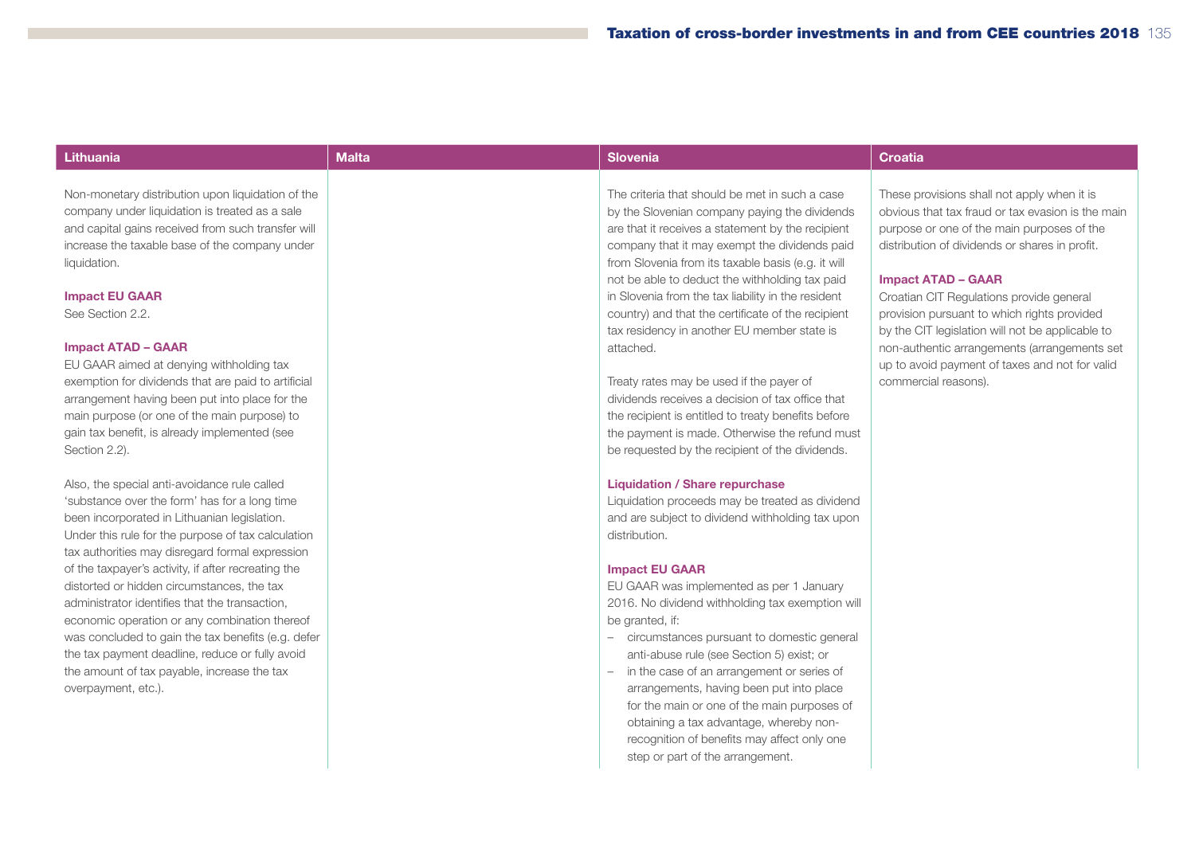## Lithuania

Non-monetary distribution upon liquidation of the company under liquidation is treated as a sale and capital gains received from such transfer will increase the taxable base of the company under liquidation.

**Impact EU GAAR**

See Section 2.2.

**Impact ATAD – GAAR**

EU GAAR aimed at denying withholding tax exemption for dividends that are paid to artificial arrangement having been put into place for the main purpose (or one of the main purpose) to gain tax benefit, is already implemented (see Section 2.2).

Also, the special anti-avoidance rule called 'substance over the form' has for a long time been incorporated in Lithuanian legislation. Under this rule for the purpose of tax calculation tax authorities may disregard formal expression of the taxpayer's activity, if after recreating the distorted or hidden circumstances, the tax administrator identifies that the transaction, economic operation or any combination thereof was concluded to gain the tax benefits (e.g. defer the tax payment deadline, reduce or fully avoid the amount of tax payable, increase the tax overpayment, etc.).

## Malta

## Slovenia

The criteria that should be met in such a case by the Slovenian company paying the dividends are that it receives a statement by the recipient company that it may exempt the dividends paid from Slovenia from its taxable basis (e.g. it will not be able to deduct the withholding tax paid in Slovenia from the tax liability in the resident country) and that the certificate of the recipient tax residency in another EU member state is attached.

Treaty rates may be used if the payer of dividends receives a decision of tax office that the recipient is entitled to treaty benefits before the payment is made. Otherwise the refund must be requested by the recipient of the dividends.

**Liquidation / Share repurchase**

Liquidation proceeds may be treated as dividend and are subject to dividend withholding tax upon distribution.

**Impact EU GAAR**

EU GAAR was implemented as per 1 January 2016. No dividend withholding tax exemption will be granted, if:

- circumstances pursuant to domestic general anti-abuse rule (see Section 5) exist; or
- in the case of an arrangement or series of arrangements, having been put into place for the main or one of the main purposes of obtaining a tax advantage, whereby non-recognition of benefits may affect only one step or part of the arrangement.

## Croatia

These provisions shall not apply when it is obvious that tax fraud or tax evasion is the main purpose or one of the main purposes of the distribution of dividends or shares in profit.

**Impact ATAD – GAAR**

Croatian CIT Regulations provide general provision pursuant to which rights provided by the CIT legislation will not be applicable to non-authentic arrangements (arrangements set up to avoid payment of taxes and not for valid commercial reasons).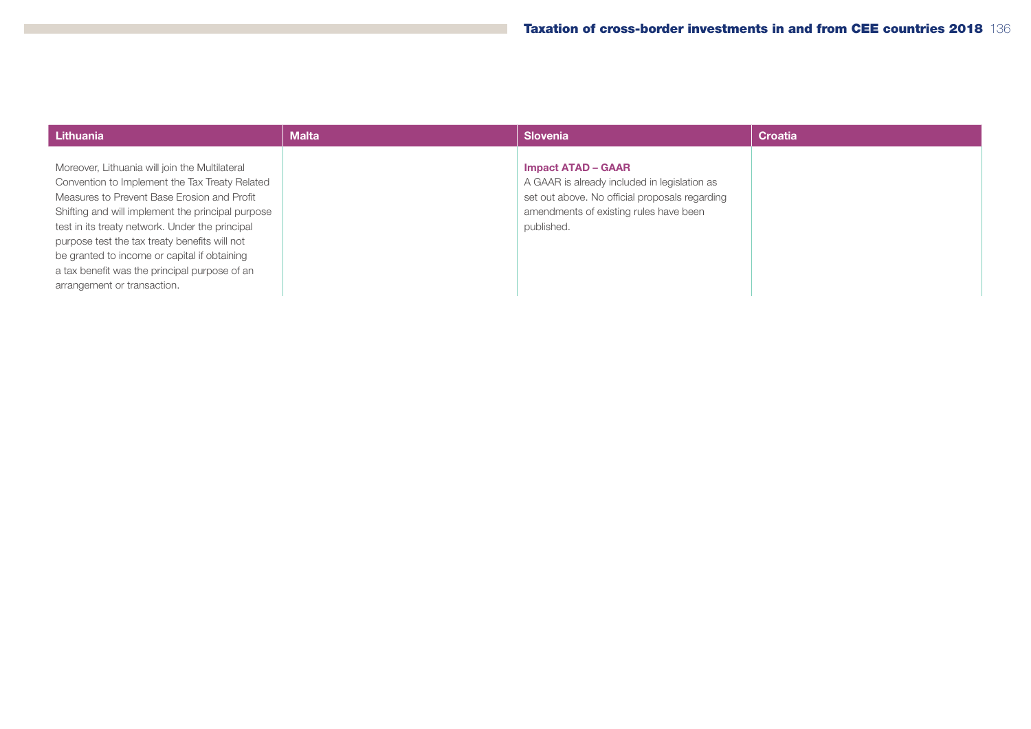| Lithuania | Malta | Slovenia | Croatia |
| --- | --- | --- | --- |
| Moreover, Lithuania will join the Multilateral Convention to Implement the Tax Treaty Related Measures to Prevent Base Erosion and Profit Shifting and will implement the principal purpose test in its treaty network. Under the principal purpose test the tax treaty benefits will not be granted to income or capital if obtaining a tax benefit was the principal purpose of an arrangement or transaction. | | **Impact ATAD – GAAR**<br>A GAAR is already included in legislation as set out above. No official proposals regarding amendments of existing rules have been published. | |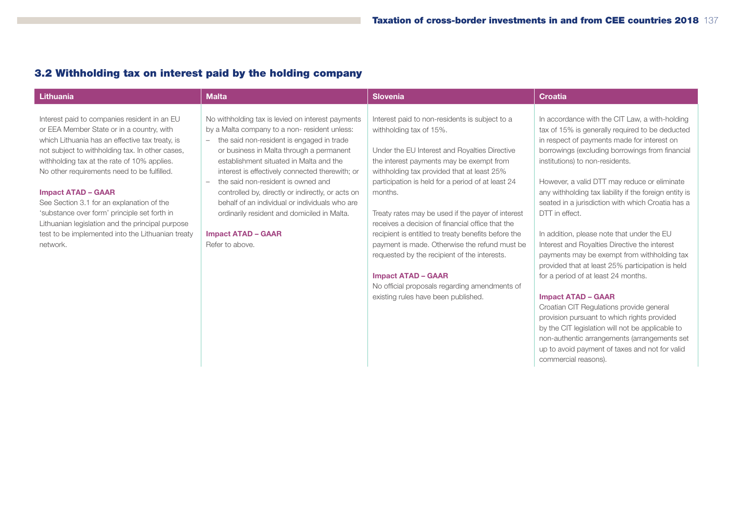## 3.2 Withholding tax on interest paid by the holding company

| Lithuania | Malta | Slovenia | Croatia |
|---|---|---|---|
| Interest paid to companies resident in an EU or EEA Member State or in a country, with which Lithuania has an effective tax treaty, is not subject to withholding tax. In other cases, withholding tax at the rate of 10% applies. No other requirements need to be fulfilled.<br><br>**Impact ATAD – GAAR**<br>See Section 3.1 for an explanation of the 'substance over form' principle set forth in Lithuanian legislation and the principal purpose test to be implemented into the Lithuanian treaty network. | No withholding tax is levied on interest payments by a Malta company to a non- resident unless:<br>– the said non-resident is engaged in trade or business in Malta through a permanent establishment situated in Malta and the interest is effectively connected therewith; or<br>– the said non-resident is owned and controlled by, directly or indirectly, or acts on behalf of an individual or individuals who are ordinarily resident and domiciled in Malta.<br><br>**Impact ATAD – GAAR**<br>Refer to above. | Interest paid to non-residents is subject to a withholding tax of 15%.<br><br>Under the EU Interest and Royalties Directive the interest payments may be exempt from withholding tax provided that at least 25% participation is held for a period of at least 24 months.<br><br>Treaty rates may be used if the payer of interest receives a decision of financial office that the recipient is entitled to treaty benefits before the payment is made. Otherwise the refund must be requested by the recipient of the interests.<br><br>**Impact ATAD – GAAR**<br>No official proposals regarding amendments of existing rules have been published. | In accordance with the CIT Law, a with-holding tax of 15% is generally required to be deducted in respect of payments made for interest on borrowings (excluding borrowings from financial institutions) to non-residents.<br><br>However, a valid DTT may reduce or eliminate any withholding tax liability if the foreign entity is seated in a jurisdiction with which Croatia has a DTT in effect.<br><br>In addition, please note that under the EU Interest and Royalties Directive the interest payments may be exempt from withholding tax provided that at least 25% participation is held for a period of at least 24 months.<br><br>**Impact ATAD – GAAR**<br>Croatian CIT Regulations provide general provision pursuant to which rights provided by the CIT legislation will not be applicable to non-authentic arrangements (arrangements set up to avoid payment of taxes and not for valid commercial reasons). |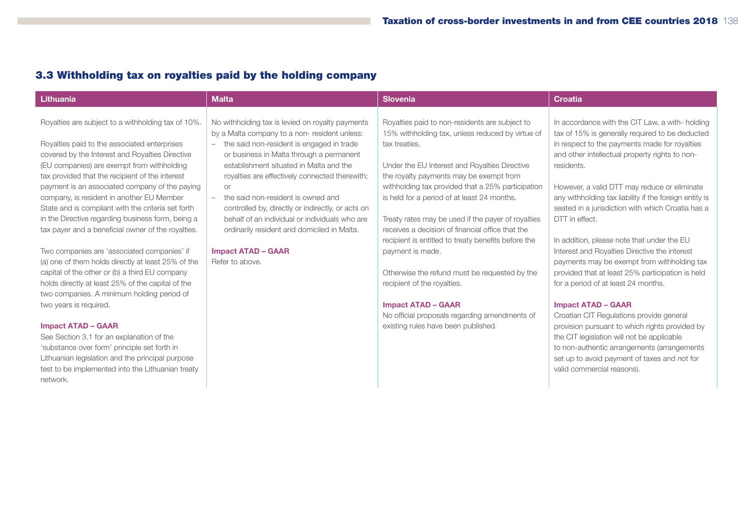## 3.3 Withholding tax on royalties paid by the holding company

| Lithuania | Malta | Slovenia | Croatia |
|---|---|---|---|
| Royalties are subject to a withholding tax of 10%.<br><br>Royalties paid to the associated enterprises covered by the Interest and Royalties Directive (EU companies) are exempt from withholding tax provided that the recipient of the interest payment is an associated company of the paying company, is resident in another EU Member State and is compliant with the criteria set forth in the Directive regarding business form, being a tax payer and a beneficial owner of the royalties.<br><br>Two companies are 'associated companies' if (a) one of them holds directly at least 25% of the capital of the other or (b) a third EU company holds directly at least 25% of the capital of the two companies. A minimum holding period of two years is required.<br><br>**Impact ATAD – GAAR**<br>See Section 3.1 for an explanation of the 'substance over form' principle set forth in Lithuanian legislation and the principal purpose test to be implemented into the Lithuanian treaty network. | No withholding tax is levied on royalty payments by a Malta company to a non- resident unless:<br>– the said non-resident is engaged in trade or business in Malta through a permanent establishment situated in Malta and the royalties are effectively connected therewith; or<br>– the said non-resident is owned and controlled by, directly or indirectly, or acts on behalf of an individual or individuals who are ordinarily resident and domiciled in Malta.<br><br>**Impact ATAD – GAAR**<br>Refer to above. | Royalties paid to non-residents are subject to 15% withholding tax, unless reduced by virtue of tax treaties.<br><br>Under the EU Interest and Royalties Directive the royalty payments may be exempt from withholding tax provided that a 25% participation is held for a period of at least 24 months.<br><br>Treaty rates may be used if the payer of royalties receives a decision of financial office that the recipient is entitled to treaty benefits before the payment is made.<br><br>Otherwise the refund must be requested by the recipient of the royalties.<br><br>**Impact ATAD – GAAR**<br>No official proposals regarding amendments of existing rules have been published. | In accordance with the CIT Law, a with- holding tax of 15% is generally required to be deducted in respect to the payments made for royalties and other intellectual property rights to non-residents.<br><br>However, a valid DTT may reduce or eliminate any withholding tax liability if the foreign entity is seated in a jurisdiction with which Croatia has a DTT in effect.<br><br>In addition, please note that under the EU Interest and Royalties Directive the interest payments may be exempt from withholding tax provided that at least 25% participation is held for a period of at least 24 months.<br><br>**Impact ATAD – GAAR**<br>Croatian CIT Regulations provide general provision pursuant to which rights provided by the CIT legislation will not be applicable to non-authentic arrangements (arrangements set up to avoid payment of taxes and not for valid commercial reasons). |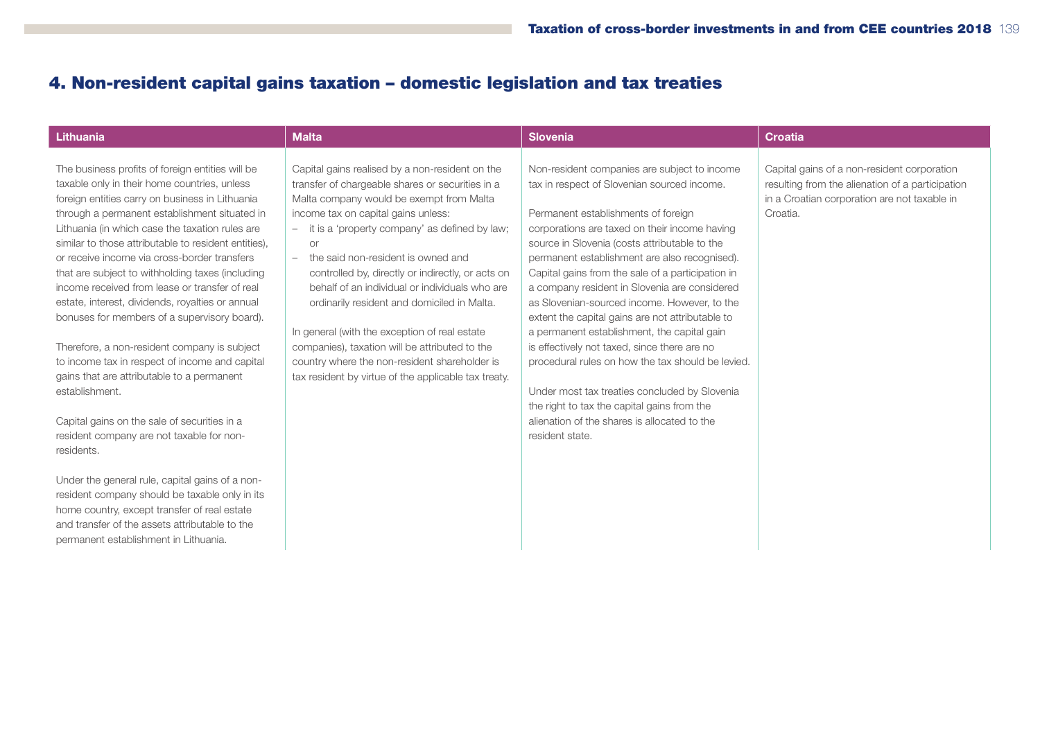## 4. Non-resident capital gains taxation – domestic legislation and tax treaties

### Lithuania

The business profits of foreign entities will be taxable only in their home countries, unless foreign entities carry on business in Lithuania through a permanent establishment situated in Lithuania (in which case the taxation rules are similar to those attributable to resident entities), or receive income via cross-border transfers that are subject to withholding taxes (including income received from lease or transfer of real estate, interest, dividends, royalties or annual bonuses for members of a supervisory board).

Therefore, a non-resident company is subject to income tax in respect of income and capital gains that are attributable to a permanent establishment.

Capital gains on the sale of securities in a resident company are not taxable for non-residents.

Under the general rule, capital gains of a non-resident company should be taxable only in its home country, except transfer of real estate and transfer of the assets attributable to the permanent establishment in Lithuania.

### Malta

Capital gains realised by a non-resident on the transfer of chargeable shares or securities in a Malta company would be exempt from Malta income tax on capital gains unless:

- it is a 'property company' as defined by law; or
- the said non-resident is owned and controlled by, directly or indirectly, or acts on behalf of an individual or individuals who are ordinarily resident and domiciled in Malta.

In general (with the exception of real estate companies), taxation will be attributed to the country where the non-resident shareholder is tax resident by virtue of the applicable tax treaty.

### Slovenia

Non-resident companies are subject to income tax in respect of Slovenian sourced income.

Permanent establishments of foreign corporations are taxed on their income having source in Slovenia (costs attributable to the permanent establishment are also recognised). Capital gains from the sale of a participation in a company resident in Slovenia are considered as Slovenian-sourced income. However, to the extent the capital gains are not attributable to a permanent establishment, the capital gain is effectively not taxed, since there are no procedural rules on how the tax should be levied.

Under most tax treaties concluded by Slovenia the right to tax the capital gains from the alienation of the shares is allocated to the resident state.

### Croatia

Capital gains of a non-resident corporation resulting from the alienation of a participation in a Croatian corporation are not taxable in Croatia.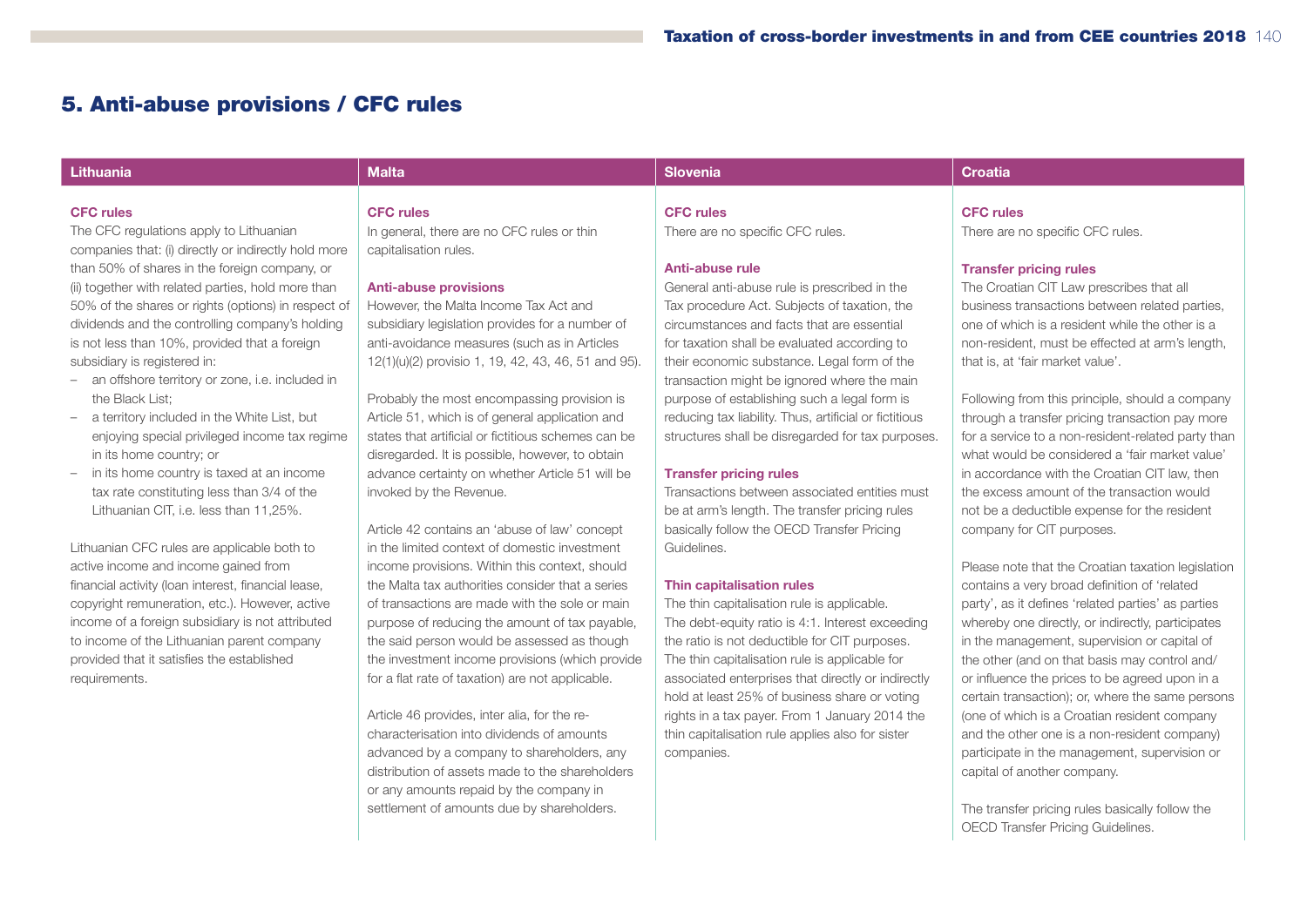## 5. Anti-abuse provisions / CFC rules

### Lithuania

**CFC rules**

The CFC regulations apply to Lithuanian companies that: (i) directly or indirectly hold more than 50% of shares in the foreign company, or (ii) together with related parties, hold more than 50% of the shares or rights (options) in respect of dividends and the controlling company's holding is not less than 10%, provided that a foreign subsidiary is registered in:

- an offshore territory or zone, i.e. included in the Black List;
- a territory included in the White List, but enjoying special privileged income tax regime in its home country; or
- in its home country is taxed at an income tax rate constituting less than 3/4 of the Lithuanian CIT, i.e. less than 11,25%.

Lithuanian CFC rules are applicable both to active income and income gained from financial activity (loan interest, financial lease, copyright remuneration, etc.). However, active income of a foreign subsidiary is not attributed to income of the Lithuanian parent company provided that it satisfies the established requirements.

### Malta

**CFC rules**

In general, there are no CFC rules or thin capitalisation rules.

**Anti-abuse provisions**

However, the Malta Income Tax Act and subsidiary legislation provides for a number of anti-avoidance measures (such as in Articles 12(1)(u)(2) provisio 1, 19, 42, 43, 46, 51 and 95).

Probably the most encompassing provision is Article 51, which is of general application and states that artificial or fictitious schemes can be disregarded. It is possible, however, to obtain advance certainty on whether Article 51 will be invoked by the Revenue.

Article 42 contains an 'abuse of law' concept in the limited context of domestic investment income provisions. Within this context, should the Malta tax authorities consider that a series of transactions are made with the sole or main purpose of reducing the amount of tax payable, the said person would be assessed as though the investment income provisions (which provide for a flat rate of taxation) are not applicable.

Article 46 provides, inter alia, for the re-characterisation into dividends of amounts advanced by a company to shareholders, any distribution of assets made to the shareholders or any amounts repaid by the company in settlement of amounts due by shareholders.

### Slovenia

**CFC rules**

There are no specific CFC rules.

**Anti-abuse rule**

General anti-abuse rule is prescribed in the Tax procedure Act. Subjects of taxation, the circumstances and facts that are essential for taxation shall be evaluated according to their economic substance. Legal form of the transaction might be ignored where the main purpose of establishing such a legal form is reducing tax liability. Thus, artificial or fictitious structures shall be disregarded for tax purposes.

**Transfer pricing rules**

Transactions between associated entities must be at arm's length. The transfer pricing rules basically follow the OECD Transfer Pricing Guidelines.

**Thin capitalisation rules**

The thin capitalisation rule is applicable. The debt-equity ratio is 4:1. Interest exceeding the ratio is not deductible for CIT purposes. The thin capitalisation rule is applicable for associated enterprises that directly or indirectly hold at least 25% of business share or voting rights in a tax payer. From 1 January 2014 the thin capitalisation rule applies also for sister companies.

### Croatia

**CFC rules**

There are no specific CFC rules.

**Transfer pricing rules**

The Croatian CIT Law prescribes that all business transactions between related parties, one of which is a resident while the other is a non-resident, must be effected at arm's length, that is, at 'fair market value'.

Following from this principle, should a company through a transfer pricing transaction pay more for a service to a non-resident-related party than what would be considered a 'fair market value' in accordance with the Croatian CIT law, then the excess amount of the transaction would not be a deductible expense for the resident company for CIT purposes.

Please note that the Croatian taxation legislation contains a very broad definition of 'related party', as it defines 'related parties' as parties whereby one directly, or indirectly, participates in the management, supervision or capital of the other (and on that basis may control and/or influence the prices to be agreed upon in a certain transaction); or, where the same persons (one of which is a Croatian resident company and the other one is a non-resident company) participate in the management, supervision or capital of another company.

The transfer pricing rules basically follow the OECD Transfer Pricing Guidelines.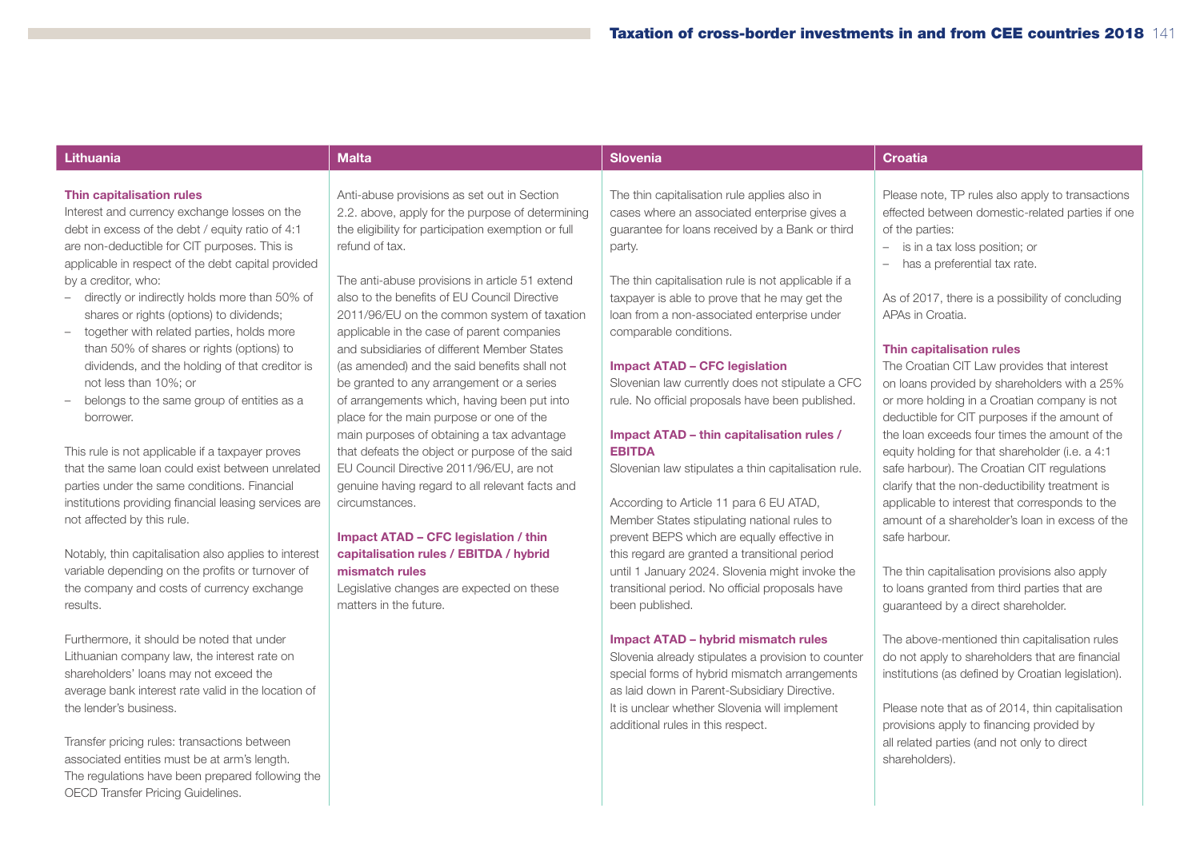## Lithuania

**Thin capitalisation rules**

Interest and currency exchange losses on the debt in excess of the debt / equity ratio of 4:1 are non-deductible for CIT purposes. This is applicable in respect of the debt capital provided by a creditor, who:

- directly or indirectly holds more than 50% of shares or rights (options) to dividends;
- together with related parties, holds more than 50% of shares or rights (options) to dividends, and the holding of that creditor is not less than 10%; or
- belongs to the same group of entities as a borrower.

This rule is not applicable if a taxpayer proves that the same loan could exist between unrelated parties under the same conditions. Financial institutions providing financial leasing services are not affected by this rule.

Notably, thin capitalisation also applies to interest variable depending on the profits or turnover of the company and costs of currency exchange results.

Furthermore, it should be noted that under Lithuanian company law, the interest rate on shareholders' loans may not exceed the average bank interest rate valid in the location of the lender's business.

Transfer pricing rules: transactions between associated entities must be at arm's length. The regulations have been prepared following the OECD Transfer Pricing Guidelines.

## Malta

Anti-abuse provisions as set out in Section 2.2. above, apply for the purpose of determining the eligibility for participation exemption or full refund of tax.

The anti-abuse provisions in article 51 extend also to the benefits of EU Council Directive 2011/96/EU on the common system of taxation applicable in the case of parent companies and subsidiaries of different Member States (as amended) and the said benefits shall not be granted to any arrangement or a series of arrangements which, having been put into place for the main purpose or one of the main purposes of obtaining a tax advantage that defeats the object or purpose of the said EU Council Directive 2011/96/EU, are not genuine having regard to all relevant facts and circumstances.

**Impact ATAD – CFC legislation / thin capitalisation rules / EBITDA / hybrid mismatch rules**

Legislative changes are expected on these matters in the future.

## Slovenia

The thin capitalisation rule applies also in cases where an associated enterprise gives a guarantee for loans received by a Bank or third party.

The thin capitalisation rule is not applicable if a taxpayer is able to prove that he may get the loan from a non-associated enterprise under comparable conditions.

**Impact ATAD – CFC legislation**

Slovenian law currently does not stipulate a CFC rule. No official proposals have been published.

**Impact ATAD – thin capitalisation rules / EBITDA**

Slovenian law stipulates a thin capitalisation rule.

According to Article 11 para 6 EU ATAD, Member States stipulating national rules to prevent BEPS which are equally effective in this regard are granted a transitional period until 1 January 2024. Slovenia might invoke the transitional period. No official proposals have been published.

**Impact ATAD – hybrid mismatch rules**

Slovenia already stipulates a provision to counter special forms of hybrid mismatch arrangements as laid down in Parent-Subsidiary Directive. It is unclear whether Slovenia will implement additional rules in this respect.

## Croatia

Please note, TP rules also apply to transactions effected between domestic-related parties if one of the parties:

- is in a tax loss position; or
- has a preferential tax rate.

As of 2017, there is a possibility of concluding APAs in Croatia.

**Thin capitalisation rules**

The Croatian CIT Law provides that interest on loans provided by shareholders with a 25% or more holding in a Croatian company is not deductible for CIT purposes if the amount of the loan exceeds four times the amount of the equity holding for that shareholder (i.e. a 4:1 safe harbour). The Croatian CIT regulations clarify that the non-deductibility treatment is applicable to interest that corresponds to the amount of a shareholder's loan in excess of the safe harbour.

The thin capitalisation provisions also apply to loans granted from third parties that are guaranteed by a direct shareholder.

The above-mentioned thin capitalisation rules do not apply to shareholders that are financial institutions (as defined by Croatian legislation).

Please note that as of 2014, thin capitalisation provisions apply to financing provided by all related parties (and not only to direct shareholders).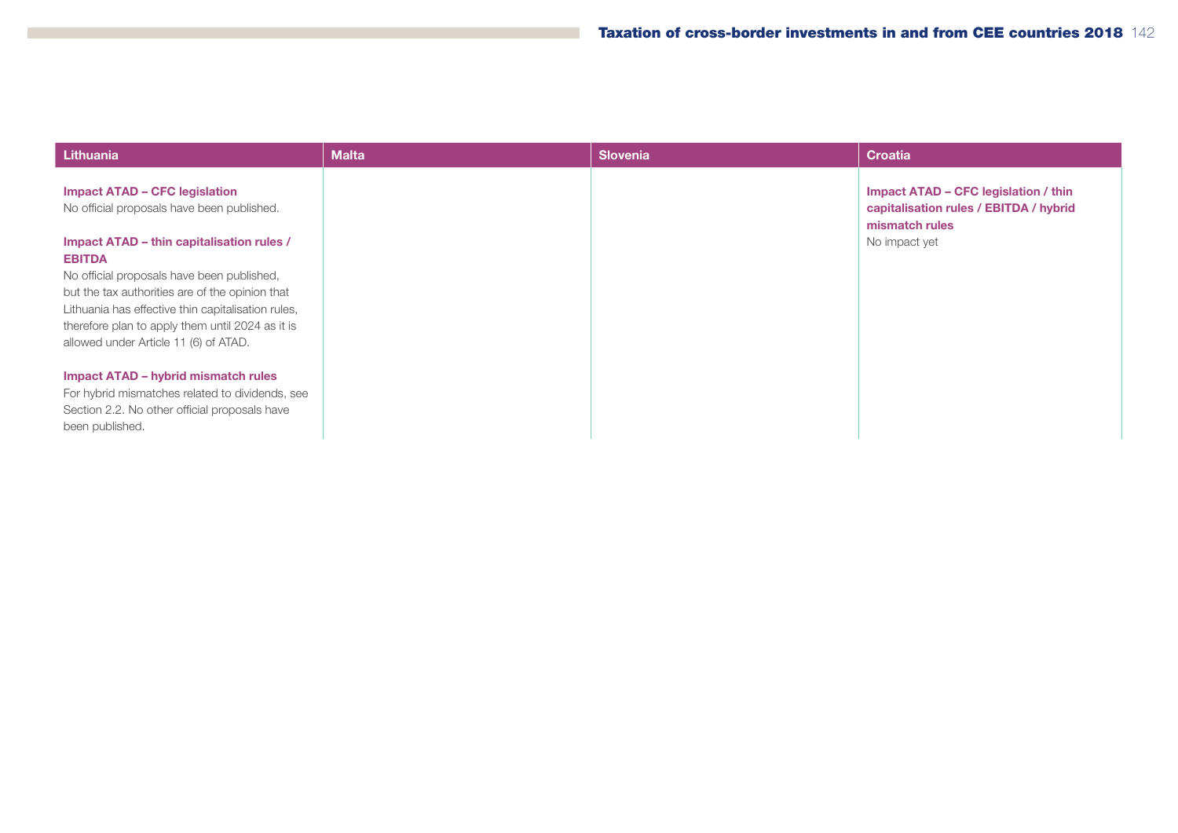| Lithuania | Malta | Slovenia | Croatia |
|---|---|---|---|
| **Impact ATAD – CFC legislation**<br>No official proposals have been published.<br><br>**Impact ATAD – thin capitalisation rules / EBITDA**<br>No official proposals have been published, but the tax authorities are of the opinion that Lithuania has effective thin capitalisation rules, therefore plan to apply them until 2024 as it is allowed under Article 11 (6) of ATAD.<br><br>**Impact ATAD – hybrid mismatch rules**<br>For hybrid mismatches related to dividends, see Section 2.2. No other official proposals have been published. | | | **Impact ATAD – CFC legislation / thin capitalisation rules / EBITDA / hybrid mismatch rules**<br>No impact yet |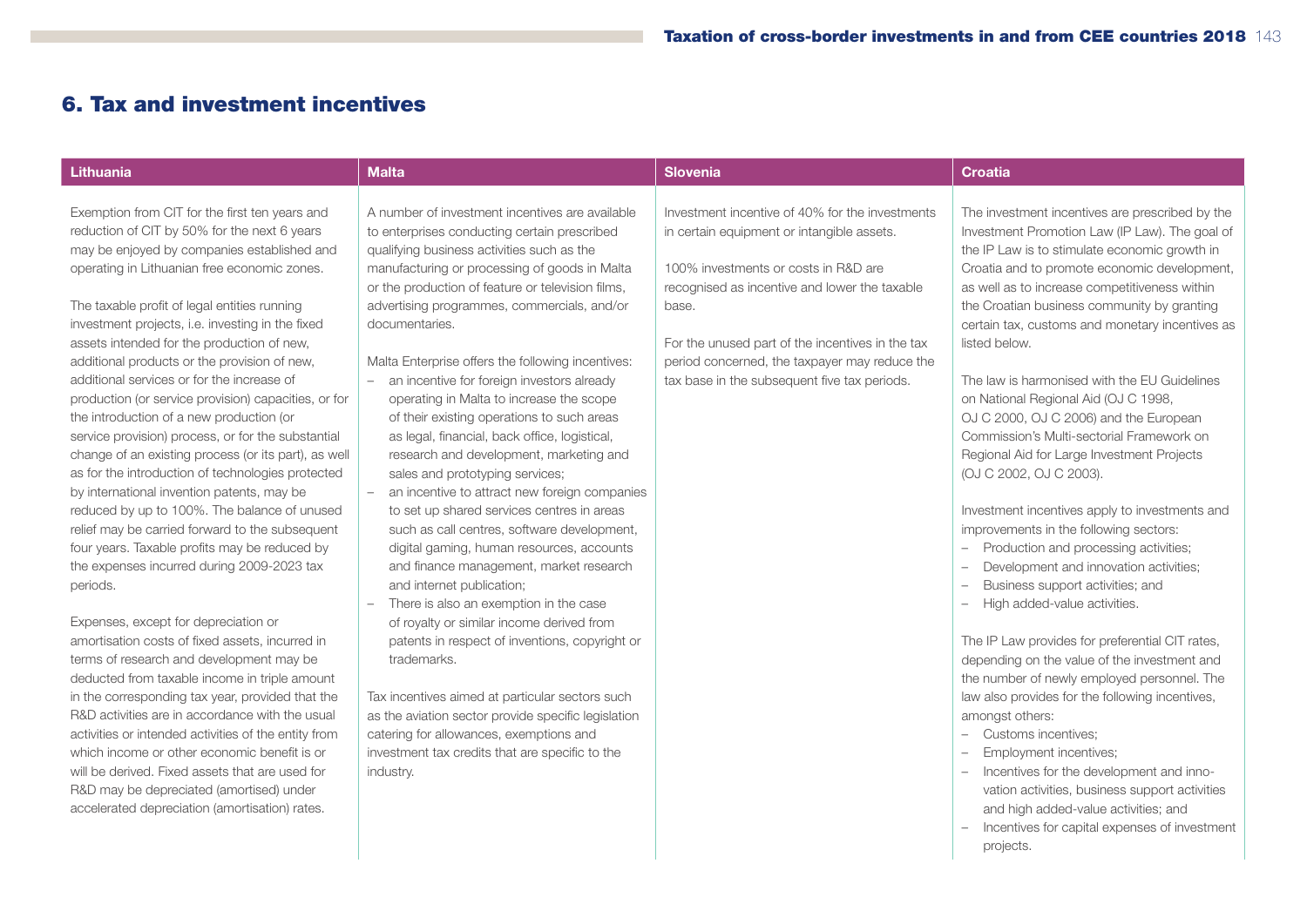## 6. Tax and investment incentives

### Lithuania

Exemption from CIT for the first ten years and reduction of CIT by 50% for the next 6 years may be enjoyed by companies established and operating in Lithuanian free economic zones.

The taxable profit of legal entities running investment projects, i.e. investing in the fixed assets intended for the production of new, additional products or the provision of new, additional services or for the increase of production (or service provision) capacities, or for the introduction of a new production (or service provision) process, or for the substantial change of an existing process (or its part), as well as for the introduction of technologies protected by international invention patents, may be reduced by up to 100%. The balance of unused relief may be carried forward to the subsequent four years. Taxable profits may be reduced by the expenses incurred during 2009-2023 tax periods.

Expenses, except for depreciation or amortisation costs of fixed assets, incurred in terms of research and development may be deducted from taxable income in triple amount in the corresponding tax year, provided that the R&D activities are in accordance with the usual activities or intended activities of the entity from which income or other economic benefit is or will be derived. Fixed assets that are used for R&D may be depreciated (amortised) under accelerated depreciation (amortisation) rates.

### Malta

A number of investment incentives are available to enterprises conducting certain prescribed qualifying business activities such as the manufacturing or processing of goods in Malta or the production of feature or television films, advertising programmes, commercials, and/or documentaries.

Malta Enterprise offers the following incentives:

- an incentive for foreign investors already operating in Malta to increase the scope of their existing operations to such areas as legal, financial, back office, logistical, research and development, marketing and sales and prototyping services;
- an incentive to attract new foreign companies to set up shared services centres in areas such as call centres, software development, digital gaming, human resources, accounts and finance management, market research and internet publication;
- There is also an exemption in the case of royalty or similar income derived from patents in respect of inventions, copyright or trademarks.

Tax incentives aimed at particular sectors such as the aviation sector provide specific legislation catering for allowances, exemptions and investment tax credits that are specific to the industry.

### Slovenia

Investment incentive of 40% for the investments in certain equipment or intangible assets.

100% investments or costs in R&D are recognised as incentive and lower the taxable base.

For the unused part of the incentives in the tax period concerned, the taxpayer may reduce the tax base in the subsequent five tax periods.

### Croatia

The investment incentives are prescribed by the Investment Promotion Law (IP Law). The goal of the IP Law is to stimulate economic growth in Croatia and to promote economic development, as well as to increase competitiveness within the Croatian business community by granting certain tax, customs and monetary incentives as listed below.

The law is harmonised with the EU Guidelines on National Regional Aid (OJ C 1998, OJ C 2000, OJ C 2006) and the European Commission's Multi-sectorial Framework on Regional Aid for Large Investment Projects (OJ C 2002, OJ C 2003).

Investment incentives apply to investments and improvements in the following sectors:

- Production and processing activities;
- Development and innovation activities;
- Business support activities; and
- High added-value activities.

The IP Law provides for preferential CIT rates, depending on the value of the investment and the number of newly employed personnel. The law also provides for the following incentives, amongst others:

- Customs incentives;
- Employment incentives;
- Incentives for the development and innovation activities, business support activities and high added-value activities; and
- Incentives for capital expenses of investment projects.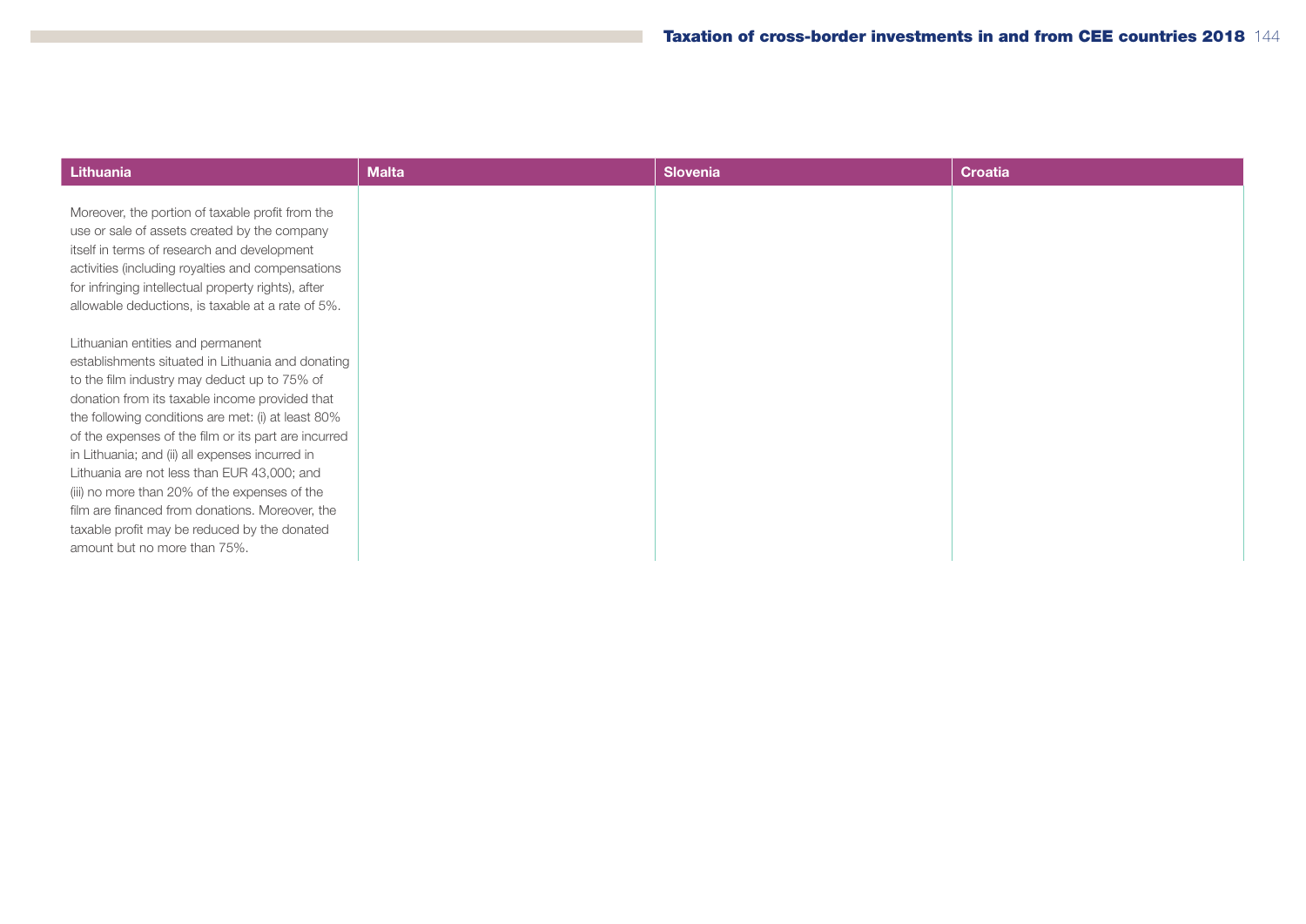| Lithuania | Malta | Slovenia | Croatia |
|---|---|---|---|
| Moreover, the portion of taxable profit from the use or sale of assets created by the company itself in terms of research and development activities (including royalties and compensations for infringing intellectual property rights), after allowable deductions, is taxable at a rate of 5%.<br><br>Lithuanian entities and permanent establishments situated in Lithuania and donating to the film industry may deduct up to 75% of donation from its taxable income provided that the following conditions are met: (i) at least 80% of the expenses of the film or its part are incurred in Lithuania; and (ii) all expenses incurred in Lithuania are not less than EUR 43,000; and (iii) no more than 20% of the expenses of the film are financed from donations. Moreover, the taxable profit may be reduced by the donated amount but no more than 75%. | | | |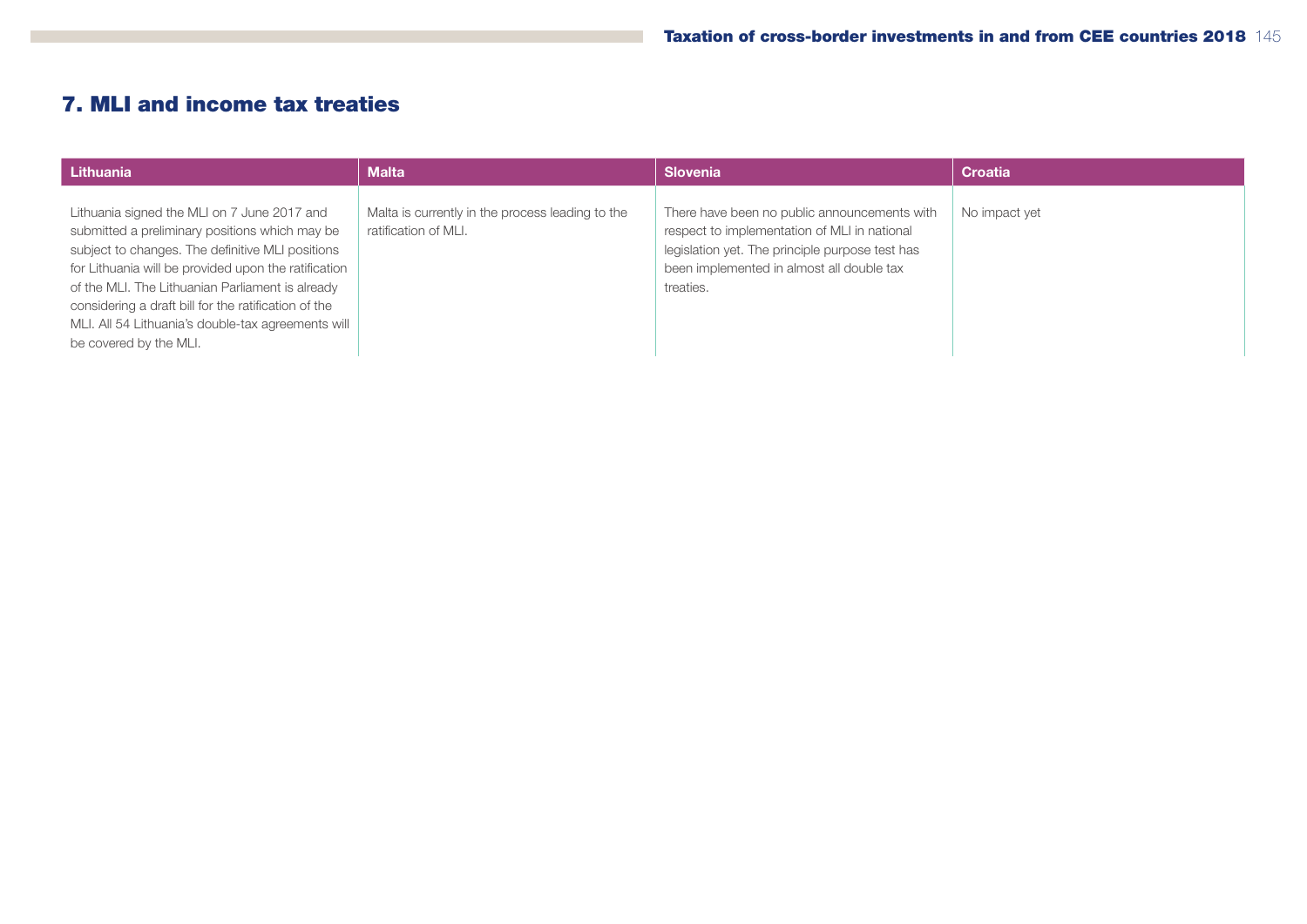## 7. MLI and income tax treaties

| Lithuania | Malta | Slovenia | Croatia |
|---|---|---|---|
| Lithuania signed the MLI on 7 June 2017 and submitted a preliminary positions which may be subject to changes. The definitive MLI positions for Lithuania will be provided upon the ratification of the MLI. The Lithuanian Parliament is already considering a draft bill for the ratification of the MLI. All 54 Lithuania's double-tax agreements will be covered by the MLI. | Malta is currently in the process leading to the ratification of MLI. | There have been no public announcements with respect to implementation of MLI in national legislation yet. The principle purpose test has been implemented in almost all double tax treaties. | No impact yet |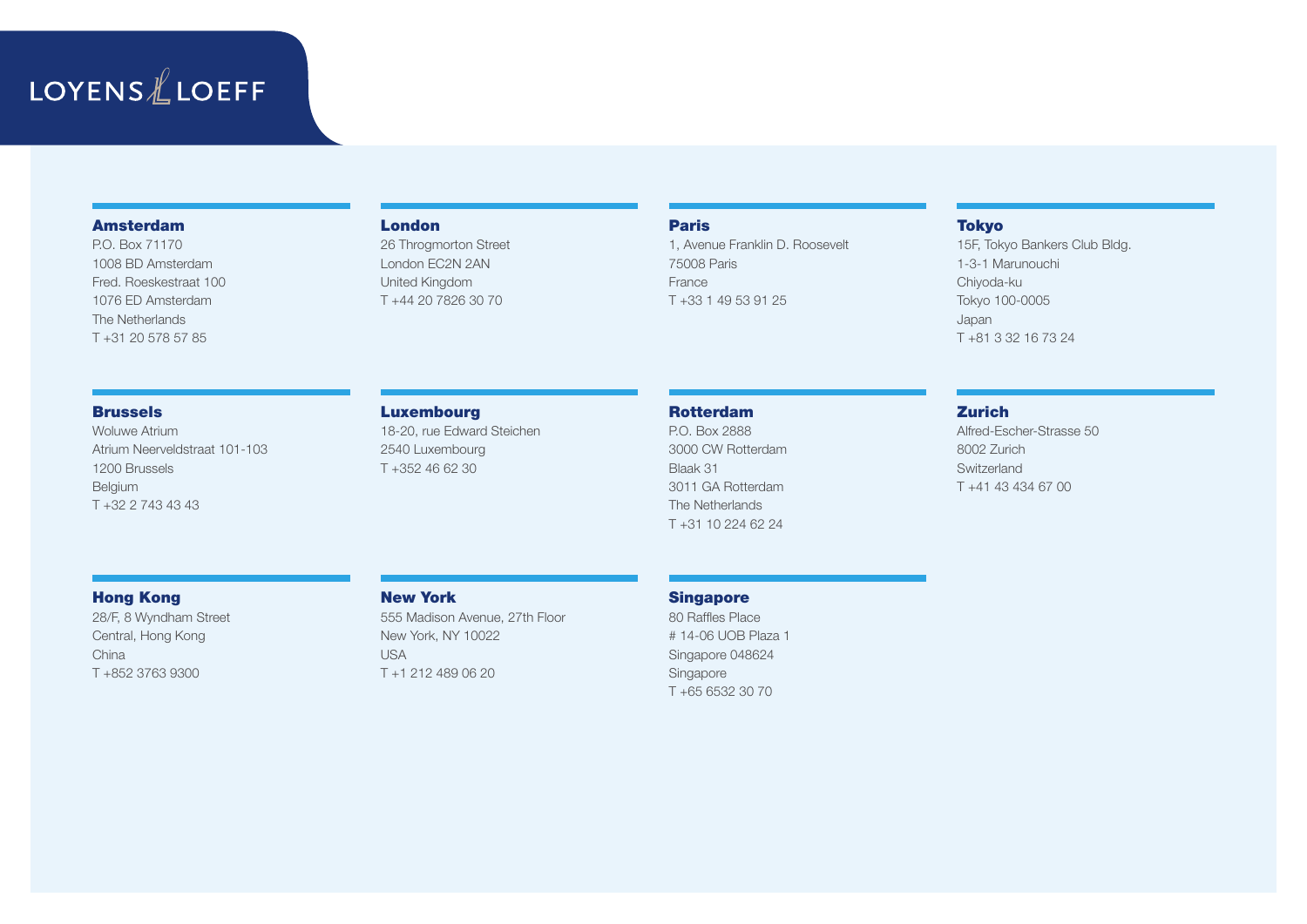LOYENS LOEFF

**Amsterdam**
P.O. Box 71170
1008 BD Amsterdam
Fred. Roeskestraat 100
1076 ED Amsterdam
The Netherlands
T +31 20 578 57 85

**London**
26 Throgmorton Street
London EC2N 2AN
United Kingdom
T +44 20 7826 30 70

**Paris**
1, Avenue Franklin D. Roosevelt
75008 Paris
France
T +33 1 49 53 91 25

**Tokyo**
15F, Tokyo Bankers Club Bldg.
1-3-1 Marunouchi
Chiyoda-ku
Tokyo 100-0005
Japan
T +81 3 32 16 73 24

**Brussels**
Woluwe Atrium
Atrium Neerveldstraat 101-103
1200 Brussels
Belgium
T +32 2 743 43 43

**Luxembourg**
18-20, rue Edward Steichen
2540 Luxembourg
T +352 46 62 30

**Rotterdam**
P.O. Box 2888
3000 CW Rotterdam
Blaak 31
3011 GA Rotterdam
The Netherlands
T +31 10 224 62 24

**Zurich**
Alfred-Escher-Strasse 50
8002 Zurich
Switzerland
T +41 43 434 67 00

**Hong Kong**
28/F, 8 Wyndham Street
Central, Hong Kong
China
T +852 3763 9300

**New York**
555 Madison Avenue, 27th Floor
New York, NY 10022
USA
T +1 212 489 06 20

**Singapore**
80 Raffles Place
# 14-06 UOB Plaza 1
Singapore 048624
Singapore
T +65 6532 30 70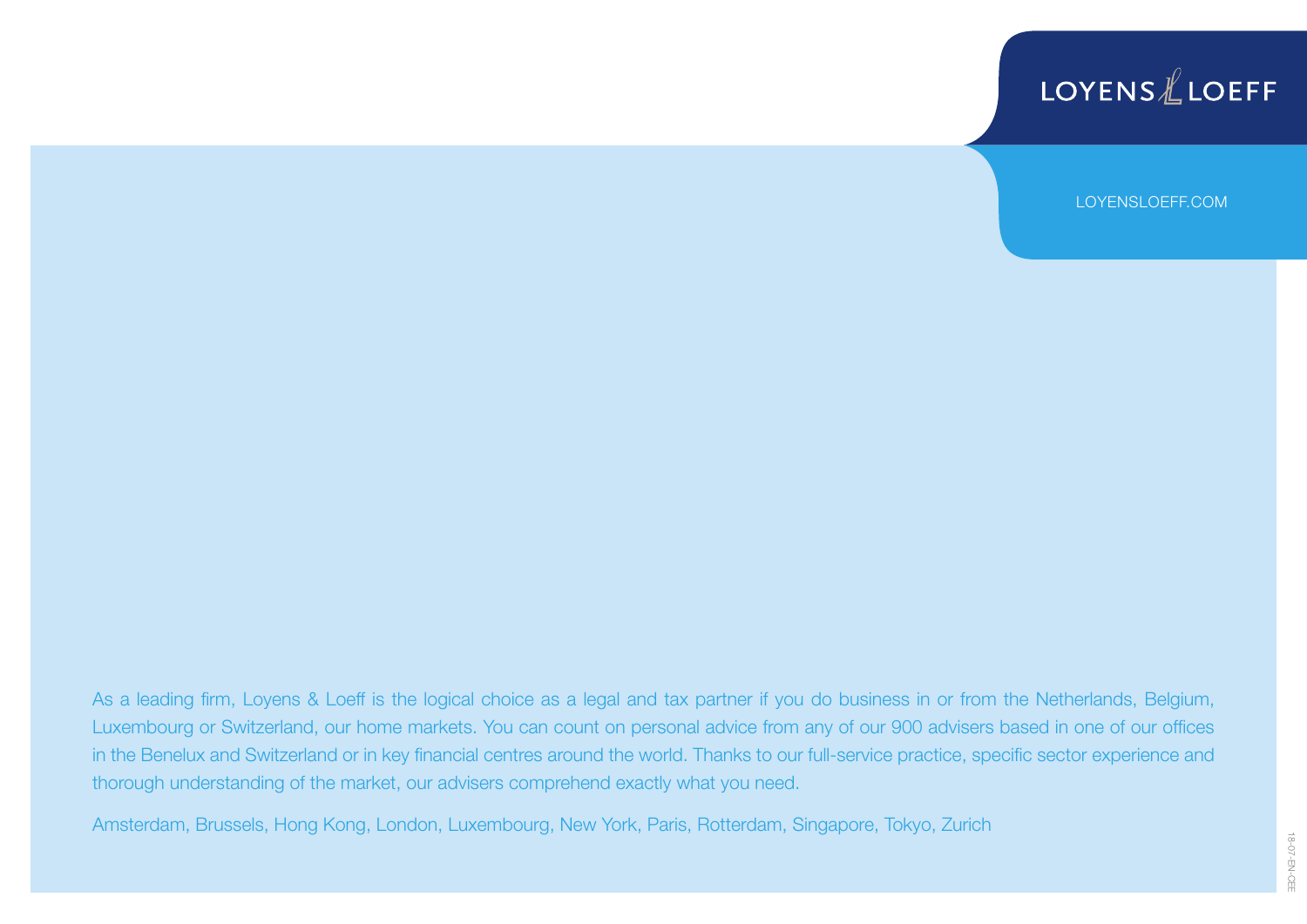LOYENS & LOEFF

LOYENSLOEFF.COM

As a leading firm, Loyens & Loeff is the logical choice as a legal and tax partner if you do business in or from the Netherlands, Belgium, Luxembourg or Switzerland, our home markets. You can count on personal advice from any of our 900 advisers based in one of our offices in the Benelux and Switzerland or in key financial centres around the world. Thanks to our full-service practice, specific sector experience and thorough understanding of the market, our advisers comprehend exactly what you need.

Amsterdam, Brussels, Hong Kong, London, Luxembourg, New York, Paris, Rotterdam, Singapore, Tokyo, Zurich

18-07-EN-CEE